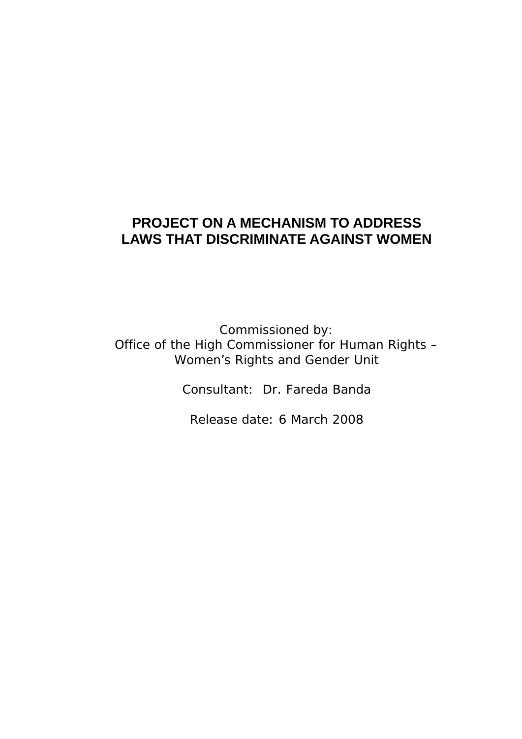# PROJECT ON A MECHANISM TO ADDRESS LAWS THAT DISCRIMINATE AGAINST WOMEN

Commissioned by:
Office of the High Commissioner for Human Rights – Women's Rights and Gender Unit

Consultant: Dr. Fareda Banda

Release date: 6 March 2008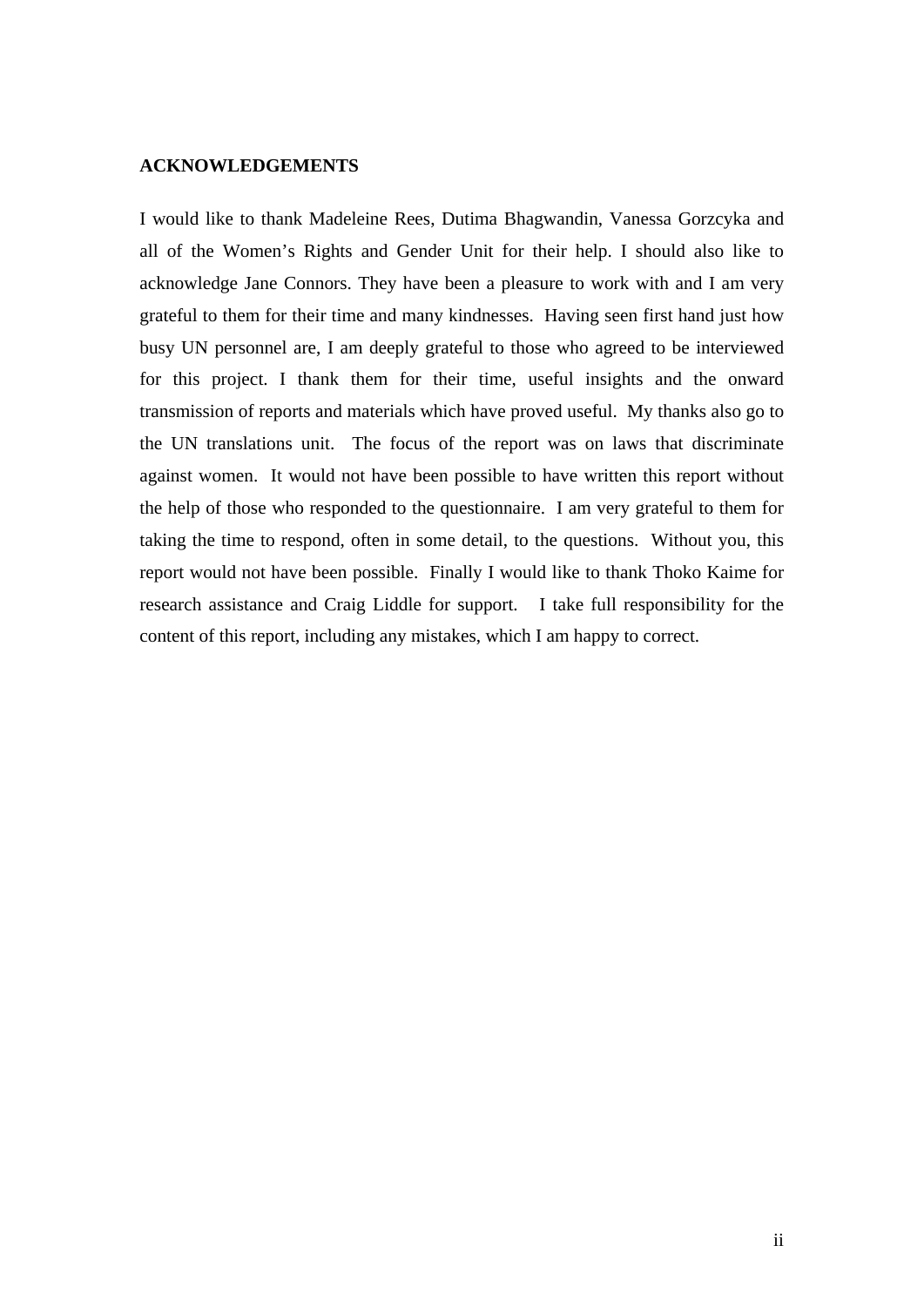**ACKNOWLEDGEMENTS**

I would like to thank Madeleine Rees, Dutima Bhagwandin, Vanessa Gorzcyka and all of the Women's Rights and Gender Unit for their help. I should also like to acknowledge Jane Connors. They have been a pleasure to work with and I am very grateful to them for their time and many kindnesses. Having seen first hand just how busy UN personnel are, I am deeply grateful to those who agreed to be interviewed for this project. I thank them for their time, useful insights and the onward transmission of reports and materials which have proved useful. My thanks also go to the UN translations unit. The focus of the report was on laws that discriminate against women. It would not have been possible to have written this report without the help of those who responded to the questionnaire. I am very grateful to them for taking the time to respond, often in some detail, to the questions. Without you, this report would not have been possible. Finally I would like to thank Thoko Kaime for research assistance and Craig Liddle for support. I take full responsibility for the content of this report, including any mistakes, which I am happy to correct.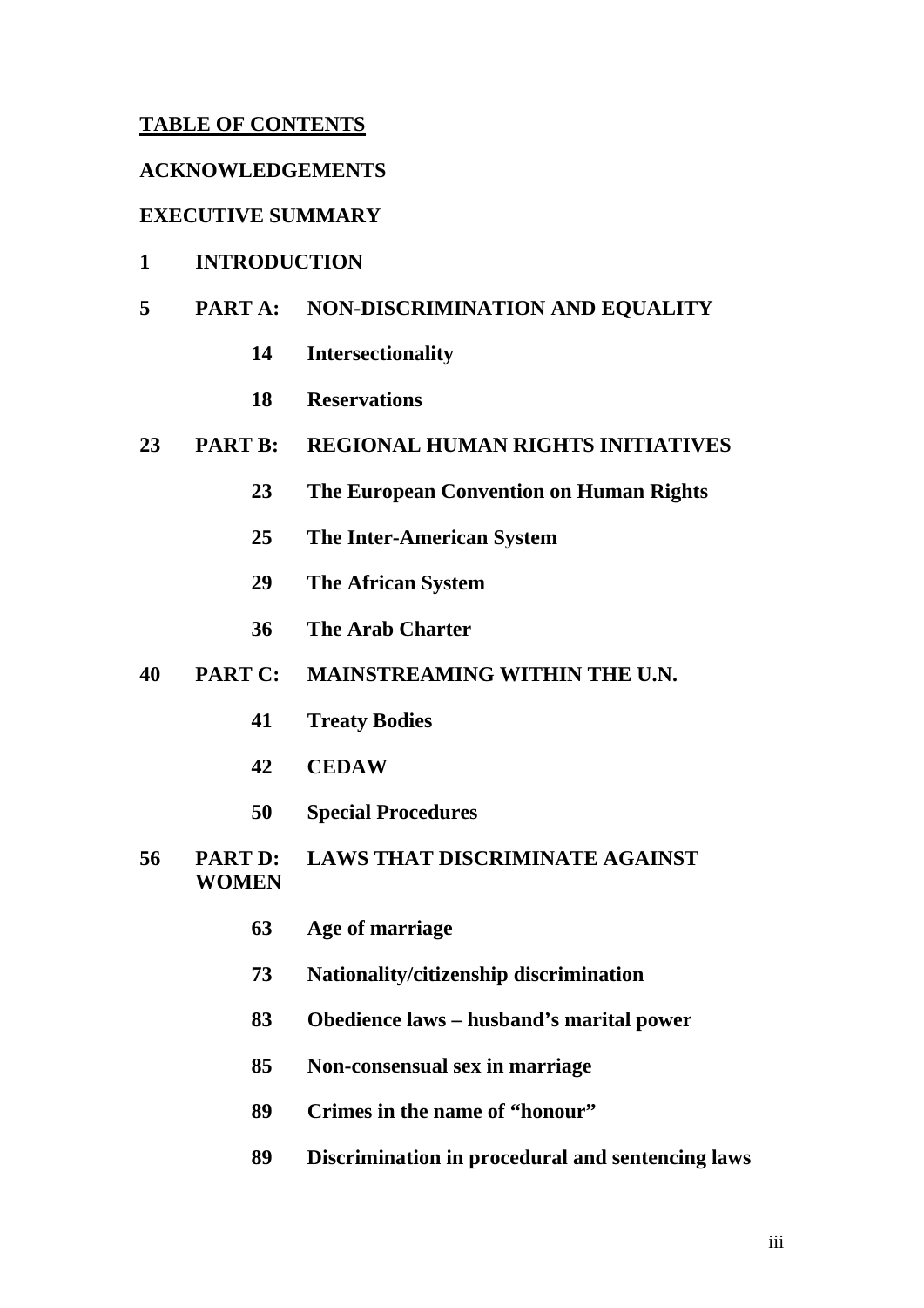**TABLE OF CONTENTS**

**ACKNOWLEDGEMENTS**

**EXECUTIVE SUMMARY**

**1 INTRODUCTION**

**5 PART A: NON-DISCRIMINATION AND EQUALITY**

- **14 Intersectionality**
- **18 Reservations**

**23 PART B: REGIONAL HUMAN RIGHTS INITIATIVES**

- **23 The European Convention on Human Rights**
- **25 The Inter-American System**
- **29 The African System**
- **36 The Arab Charter**

**40 PART C: MAINSTREAMING WITHIN THE U.N.**

- **41 Treaty Bodies**
- **42 CEDAW**
- **50 Special Procedures**

**56 PART D: LAWS THAT DISCRIMINATE AGAINST WOMEN**

- **63 Age of marriage**
- **73 Nationality/citizenship discrimination**
- **83 Obedience laws – husband's marital power**
- **85 Non-consensual sex in marriage**
- **89 Crimes in the name of "honour"**
- **89 Discrimination in procedural and sentencing laws**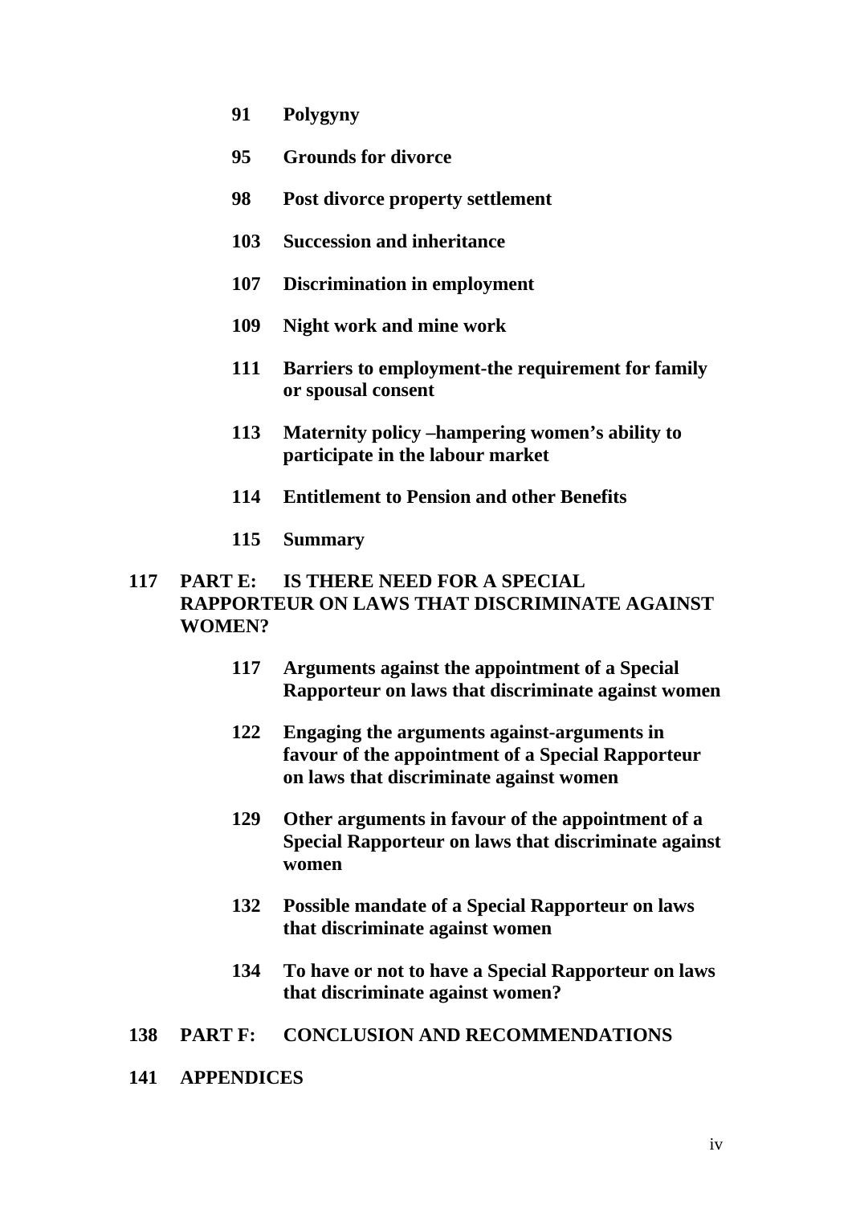**91 Polygyny**

**95 Grounds for divorce**

**98 Post divorce property settlement**

**103 Succession and inheritance**

**107 Discrimination in employment**

**109 Night work and mine work**

**111 Barriers to employment-the requirement for family or spousal consent**

**113 Maternity policy –hampering women's ability to participate in the labour market**

**114 Entitlement to Pension and other Benefits**

**115 Summary**

**117 PART E: IS THERE NEED FOR A SPECIAL RAPPORTEUR ON LAWS THAT DISCRIMINATE AGAINST WOMEN?**

**117 Arguments against the appointment of a Special Rapporteur on laws that discriminate against women**

**122 Engaging the arguments against-arguments in favour of the appointment of a Special Rapporteur on laws that discriminate against women**

**129 Other arguments in favour of the appointment of a Special Rapporteur on laws that discriminate against women**

**132 Possible mandate of a Special Rapporteur on laws that discriminate against women**

**134 To have or not to have a Special Rapporteur on laws that discriminate against women?**

**138 PART F: CONCLUSION AND RECOMMENDATIONS**

**141 APPENDICES**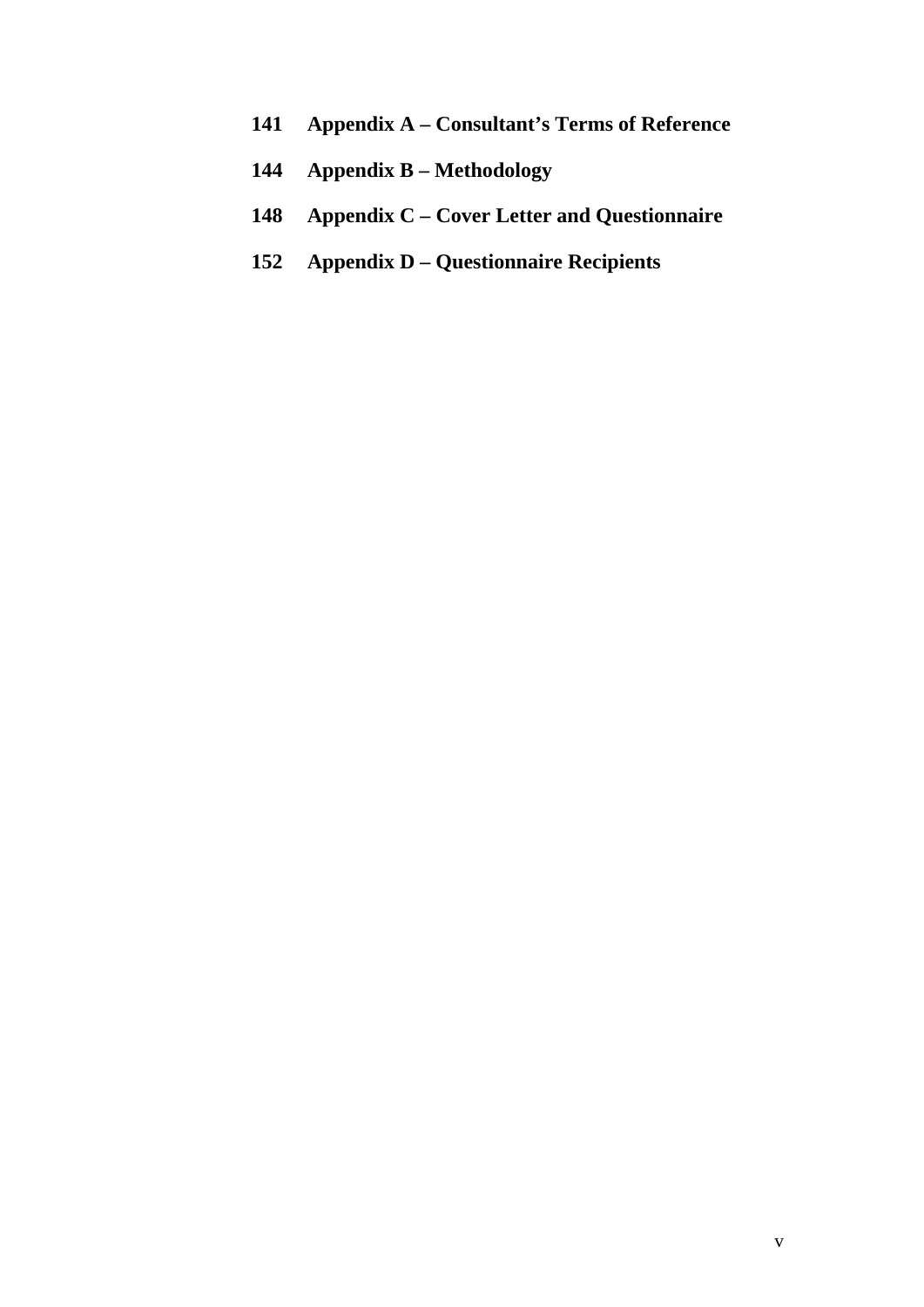**141 Appendix A – Consultant's Terms of Reference**

**144 Appendix B – Methodology**

**148 Appendix C – Cover Letter and Questionnaire**

**152 Appendix D – Questionnaire Recipients**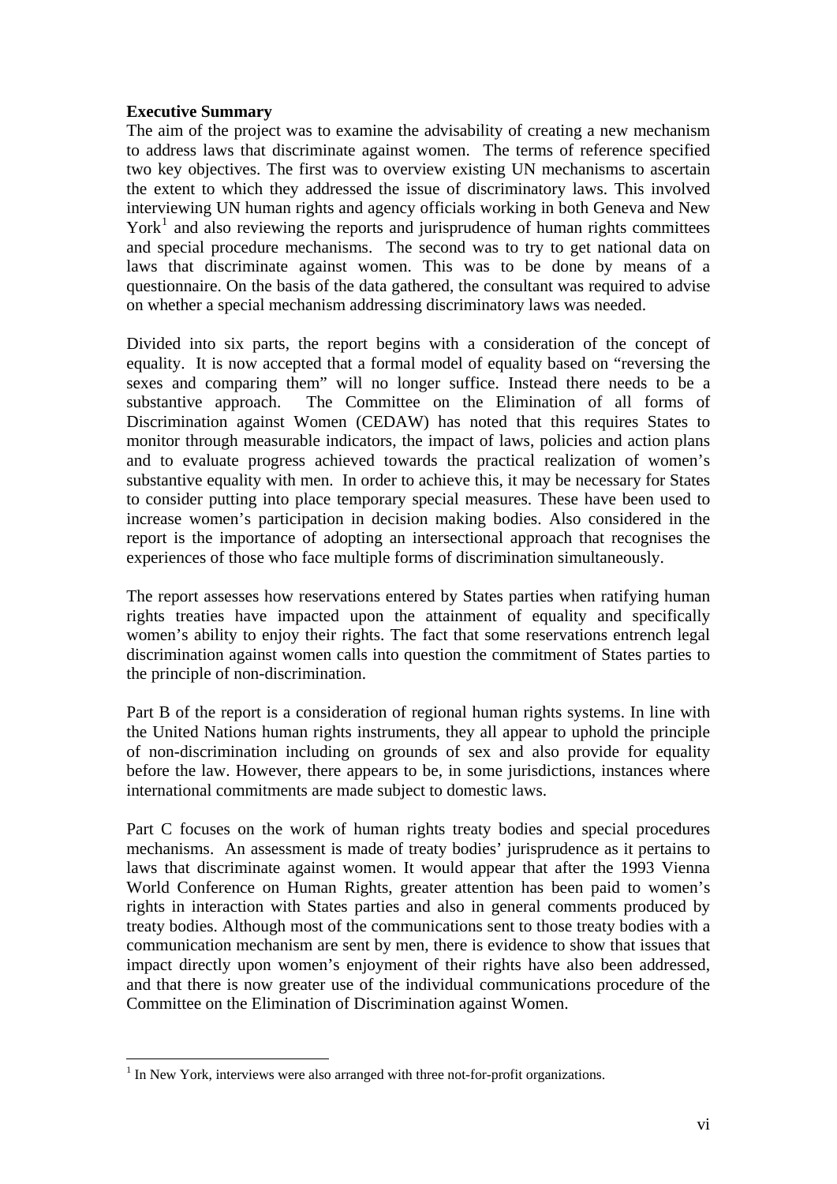**Executive Summary**

The aim of the project was to examine the advisability of creating a new mechanism to address laws that discriminate against women. The terms of reference specified two key objectives. The first was to overview existing UN mechanisms to ascertain the extent to which they addressed the issue of discriminatory laws. This involved interviewing UN human rights and agency officials working in both Geneva and New York[1] and also reviewing the reports and jurisprudence of human rights committees and special procedure mechanisms. The second was to try to get national data on laws that discriminate against women. This was to be done by means of a questionnaire. On the basis of the data gathered, the consultant was required to advise on whether a special mechanism addressing discriminatory laws was needed.

Divided into six parts, the report begins with a consideration of the concept of equality. It is now accepted that a formal model of equality based on "reversing the sexes and comparing them" will no longer suffice. Instead there needs to be a substantive approach. The Committee on the Elimination of all forms of Discrimination against Women (CEDAW) has noted that this requires States to monitor through measurable indicators, the impact of laws, policies and action plans and to evaluate progress achieved towards the practical realization of women's substantive equality with men. In order to achieve this, it may be necessary for States to consider putting into place temporary special measures. These have been used to increase women's participation in decision making bodies. Also considered in the report is the importance of adopting an intersectional approach that recognises the experiences of those who face multiple forms of discrimination simultaneously.

The report assesses how reservations entered by States parties when ratifying human rights treaties have impacted upon the attainment of equality and specifically women's ability to enjoy their rights. The fact that some reservations entrench legal discrimination against women calls into question the commitment of States parties to the principle of non-discrimination.

Part B of the report is a consideration of regional human rights systems. In line with the United Nations human rights instruments, they all appear to uphold the principle of non-discrimination including on grounds of sex and also provide for equality before the law. However, there appears to be, in some jurisdictions, instances where international commitments are made subject to domestic laws.

Part C focuses on the work of human rights treaty bodies and special procedures mechanisms. An assessment is made of treaty bodies' jurisprudence as it pertains to laws that discriminate against women. It would appear that after the 1993 Vienna World Conference on Human Rights, greater attention has been paid to women's rights in interaction with States parties and also in general comments produced by treaty bodies. Although most of the communications sent to those treaty bodies with a communication mechanism are sent by men, there is evidence to show that issues that impact directly upon women's enjoyment of their rights have also been addressed, and that there is now greater use of the individual communications procedure of the Committee on the Elimination of Discrimination against Women.

[1] In New York, interviews were also arranged with three not-for-profit organizations.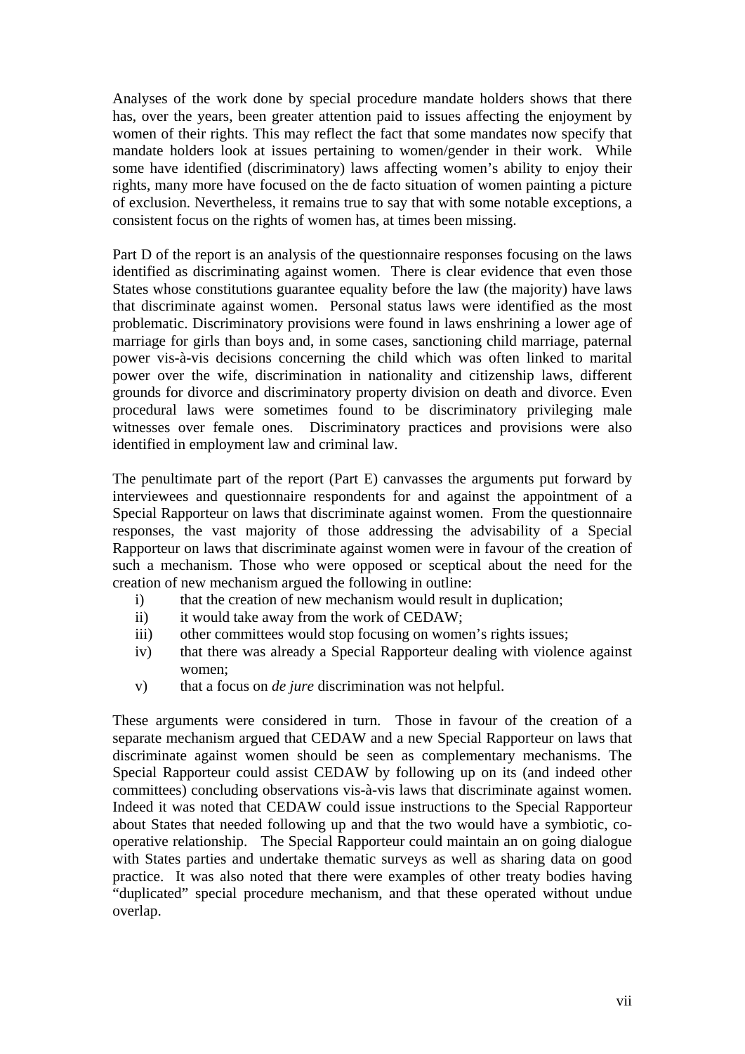Analyses of the work done by special procedure mandate holders shows that there has, over the years, been greater attention paid to issues affecting the enjoyment by women of their rights. This may reflect the fact that some mandates now specify that mandate holders look at issues pertaining to women/gender in their work. While some have identified (discriminatory) laws affecting women's ability to enjoy their rights, many more have focused on the de facto situation of women painting a picture of exclusion. Nevertheless, it remains true to say that with some notable exceptions, a consistent focus on the rights of women has, at times been missing.

Part D of the report is an analysis of the questionnaire responses focusing on the laws identified as discriminating against women. There is clear evidence that even those States whose constitutions guarantee equality before the law (the majority) have laws that discriminate against women. Personal status laws were identified as the most problematic. Discriminatory provisions were found in laws enshrining a lower age of marriage for girls than boys and, in some cases, sanctioning child marriage, paternal power vis-à-vis decisions concerning the child which was often linked to marital power over the wife, discrimination in nationality and citizenship laws, different grounds for divorce and discriminatory property division on death and divorce. Even procedural laws were sometimes found to be discriminatory privileging male witnesses over female ones. Discriminatory practices and provisions were also identified in employment law and criminal law.

The penultimate part of the report (Part E) canvasses the arguments put forward by interviewees and questionnaire respondents for and against the appointment of a Special Rapporteur on laws that discriminate against women. From the questionnaire responses, the vast majority of those addressing the advisability of a Special Rapporteur on laws that discriminate against women were in favour of the creation of such a mechanism. Those who were opposed or sceptical about the need for the creation of new mechanism argued the following in outline:

i) that the creation of new mechanism would result in duplication;
ii) it would take away from the work of CEDAW;
iii) other committees would stop focusing on women's rights issues;
iv) that there was already a Special Rapporteur dealing with violence against women;
v) that a focus on *de jure* discrimination was not helpful.

These arguments were considered in turn. Those in favour of the creation of a separate mechanism argued that CEDAW and a new Special Rapporteur on laws that discriminate against women should be seen as complementary mechanisms. The Special Rapporteur could assist CEDAW by following up on its (and indeed other committees) concluding observations vis-à-vis laws that discriminate against women. Indeed it was noted that CEDAW could issue instructions to the Special Rapporteur about States that needed following up and that the two would have a symbiotic, co-operative relationship. The Special Rapporteur could maintain an on going dialogue with States parties and undertake thematic surveys as well as sharing data on good practice. It was also noted that there were examples of other treaty bodies having "duplicated" special procedure mechanism, and that these operated without undue overlap.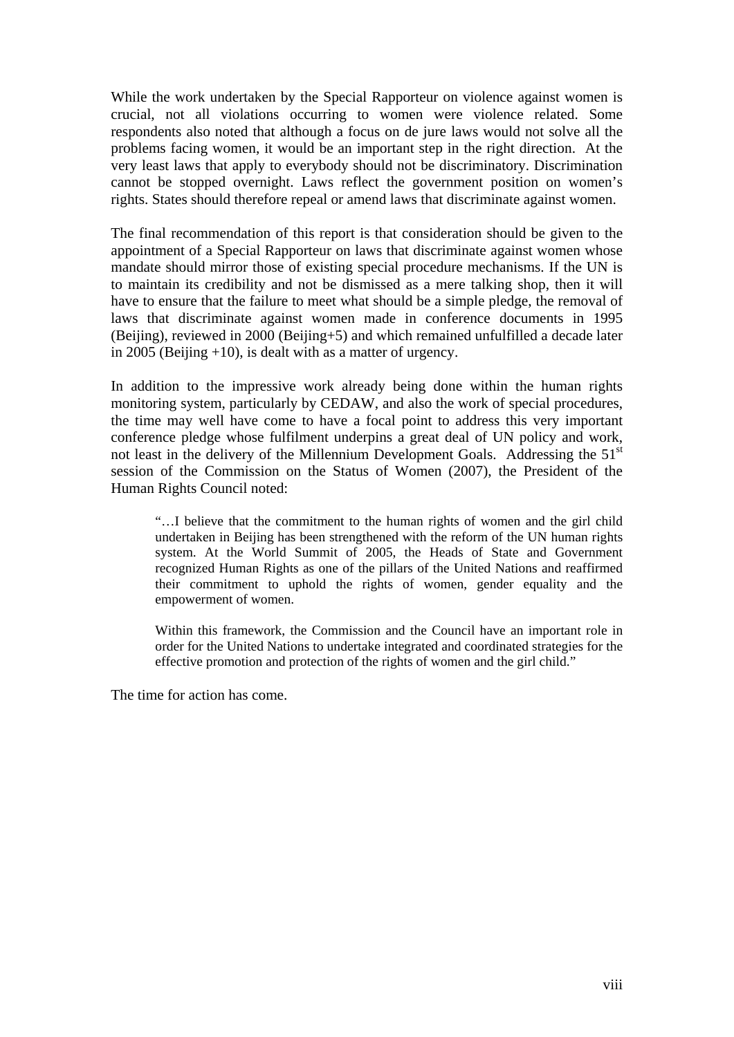While the work undertaken by the Special Rapporteur on violence against women is crucial, not all violations occurring to women were violence related. Some respondents also noted that although a focus on de jure laws would not solve all the problems facing women, it would be an important step in the right direction. At the very least laws that apply to everybody should not be discriminatory. Discrimination cannot be stopped overnight. Laws reflect the government position on women's rights. States should therefore repeal or amend laws that discriminate against women.

The final recommendation of this report is that consideration should be given to the appointment of a Special Rapporteur on laws that discriminate against women whose mandate should mirror those of existing special procedure mechanisms. If the UN is to maintain its credibility and not be dismissed as a mere talking shop, then it will have to ensure that the failure to meet what should be a simple pledge, the removal of laws that discriminate against women made in conference documents in 1995 (Beijing), reviewed in 2000 (Beijing+5) and which remained unfulfilled a decade later in 2005 (Beijing +10), is dealt with as a matter of urgency.

In addition to the impressive work already being done within the human rights monitoring system, particularly by CEDAW, and also the work of special procedures, the time may well have come to have a focal point to address this very important conference pledge whose fulfilment underpins a great deal of UN policy and work, not least in the delivery of the Millennium Development Goals. Addressing the 51st session of the Commission on the Status of Women (2007), the President of the Human Rights Council noted:

> "…I believe that the commitment to the human rights of women and the girl child undertaken in Beijing has been strengthened with the reform of the UN human rights system. At the World Summit of 2005, the Heads of State and Government recognized Human Rights as one of the pillars of the United Nations and reaffirmed their commitment to uphold the rights of women, gender equality and the empowerment of women.
>
> Within this framework, the Commission and the Council have an important role in order for the United Nations to undertake integrated and coordinated strategies for the effective promotion and protection of the rights of women and the girl child."

The time for action has come.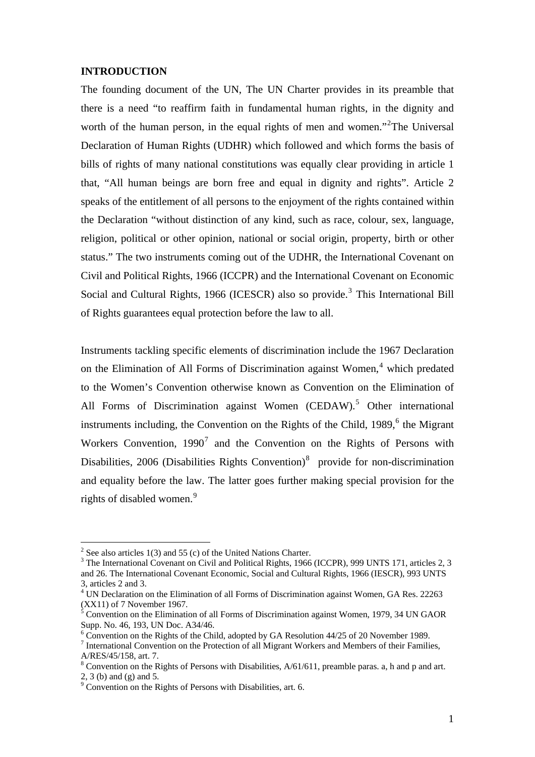**INTRODUCTION**

The founding document of the UN, The UN Charter provides in its preamble that there is a need "to reaffirm faith in fundamental human rights, in the dignity and worth of the human person, in the equal rights of men and women."[2]The Universal Declaration of Human Rights (UDHR) which followed and which forms the basis of bills of rights of many national constitutions was equally clear providing in article 1 that, "All human beings are born free and equal in dignity and rights". Article 2 speaks of the entitlement of all persons to the enjoyment of the rights contained within the Declaration "without distinction of any kind, such as race, colour, sex, language, religion, political or other opinion, national or social origin, property, birth or other status." The two instruments coming out of the UDHR, the International Covenant on Civil and Political Rights, 1966 (ICCPR) and the International Covenant on Economic Social and Cultural Rights, 1966 (ICESCR) also so provide.[3] This International Bill of Rights guarantees equal protection before the law to all.

Instruments tackling specific elements of discrimination include the 1967 Declaration on the Elimination of All Forms of Discrimination against Women,[4] which predated to the Women's Convention otherwise known as Convention on the Elimination of All Forms of Discrimination against Women (CEDAW).[5] Other international instruments including, the Convention on the Rights of the Child, 1989,[6] the Migrant Workers Convention, 1990[7] and the Convention on the Rights of Persons with Disabilities, 2006 (Disabilities Rights Convention)[8] provide for non-discrimination and equality before the law. The latter goes further making special provision for the rights of disabled women.[9]

---

[2] See also articles 1(3) and 55 (c) of the United Nations Charter.

[3] The International Covenant on Civil and Political Rights, 1966 (ICCPR), 999 UNTS 171, articles 2, 3 and 26. The International Covenant Economic, Social and Cultural Rights, 1966 (IESCR), 993 UNTS 3, articles 2 and 3.

[4] UN Declaration on the Elimination of all Forms of Discrimination against Women, GA Res. 22263 (XX11) of 7 November 1967.

[5] Convention on the Elimination of all Forms of Discrimination against Women, 1979, 34 UN GAOR Supp. No. 46, 193, UN Doc. A34/46.

[6] Convention on the Rights of the Child, adopted by GA Resolution 44/25 of 20 November 1989.

[7] International Convention on the Protection of all Migrant Workers and Members of their Families, A/RES/45/158, art. 7.

[8] Convention on the Rights of Persons with Disabilities, A/61/611, preamble paras. a, h and p and art. 2, 3 (b) and (g) and 5.

[9] Convention on the Rights of Persons with Disabilities, art. 6.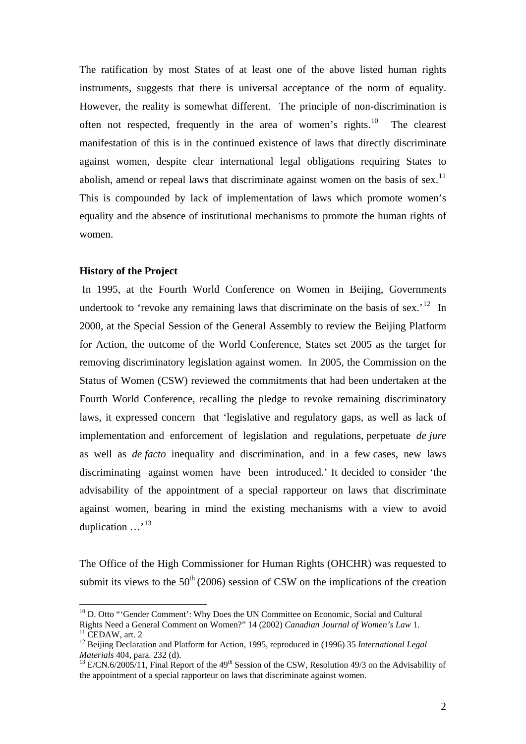The ratification by most States of at least one of the above listed human rights instruments, suggests that there is universal acceptance of the norm of equality. However, the reality is somewhat different. The principle of non-discrimination is often not respected, frequently in the area of women's rights.[10] The clearest manifestation of this is in the continued existence of laws that directly discriminate against women, despite clear international legal obligations requiring States to abolish, amend or repeal laws that discriminate against women on the basis of sex.[11] This is compounded by lack of implementation of laws which promote women's equality and the absence of institutional mechanisms to promote the human rights of women.

### History of the Project

In 1995, at the Fourth World Conference on Women in Beijing, Governments undertook to 'revoke any remaining laws that discriminate on the basis of sex.'[12] In 2000, at the Special Session of the General Assembly to review the Beijing Platform for Action, the outcome of the World Conference, States set 2005 as the target for removing discriminatory legislation against women. In 2005, the Commission on the Status of Women (CSW) reviewed the commitments that had been undertaken at the Fourth World Conference, recalling the pledge to revoke remaining discriminatory laws, it expressed concern that 'legislative and regulatory gaps, as well as lack of implementation and enforcement of legislation and regulations, perpetuate *de jure* as well as *de facto* inequality and discrimination, and in a few cases, new laws discriminating against women have been introduced.' It decided to consider 'the advisability of the appointment of a special rapporteur on laws that discriminate against women, bearing in mind the existing mechanisms with a view to avoid duplication …'[13]

The Office of the High Commissioner for Human Rights (OHCHR) was requested to submit its views to the 50th (2006) session of CSW on the implications of the creation

---

[10] D. Otto "'Gender Comment': Why Does the UN Committee on Economic, Social and Cultural Rights Need a General Comment on Women?" 14 (2002) *Canadian Journal of Women's Law* 1.

[11] CEDAW, art. 2

[12] Beijing Declaration and Platform for Action, 1995, reproduced in (1996) 35 *International Legal Materials* 404, para. 232 (d).

[13] E/CN.6/2005/11, Final Report of the 49th Session of the CSW, Resolution 49/3 on the Advisability of the appointment of a special rapporteur on laws that discriminate against women.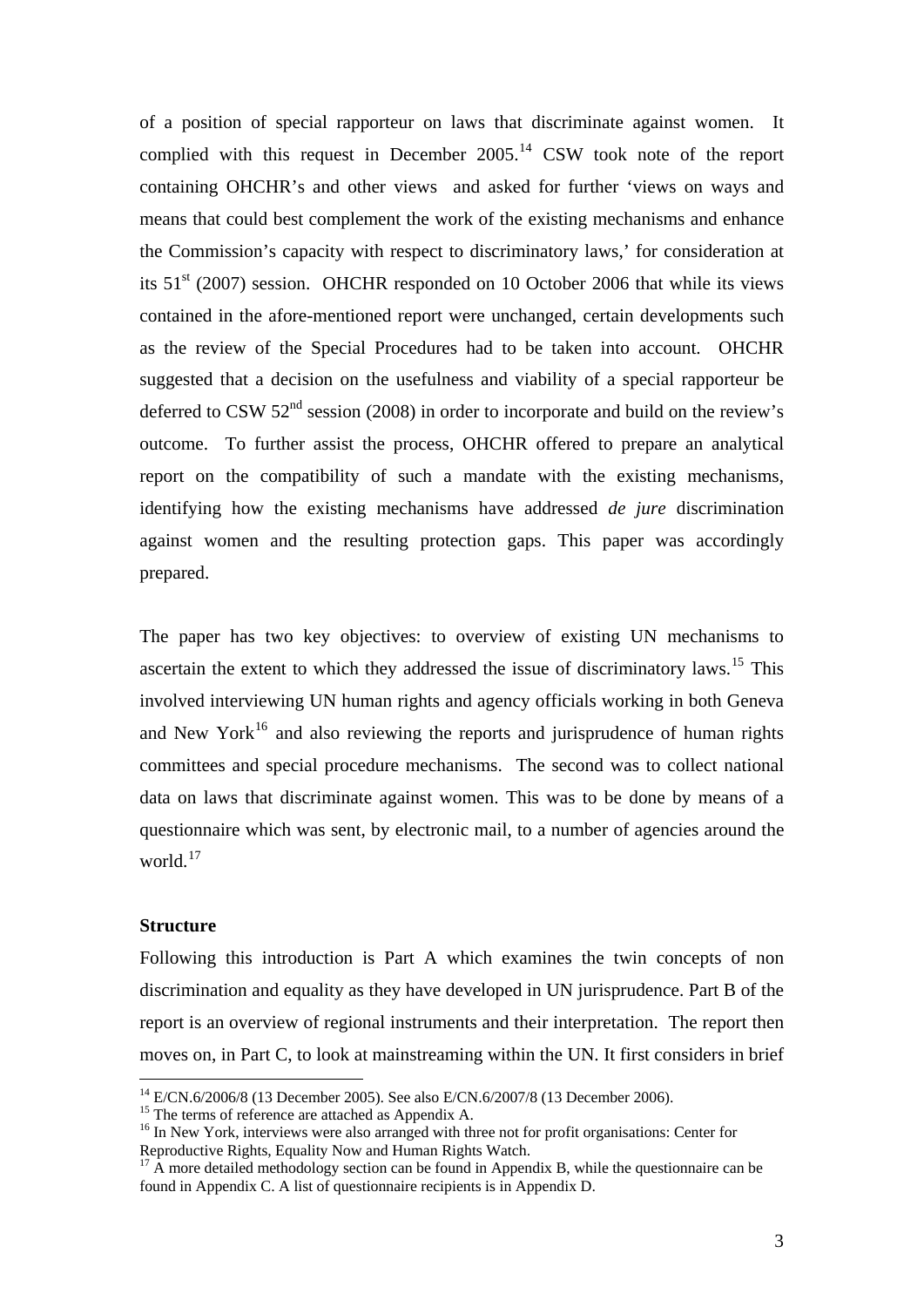of a position of special rapporteur on laws that discriminate against women. It complied with this request in December 2005.[14] CSW took note of the report containing OHCHR's and other views and asked for further 'views on ways and means that could best complement the work of the existing mechanisms and enhance the Commission's capacity with respect to discriminatory laws,' for consideration at its 51[st] (2007) session. OHCHR responded on 10 October 2006 that while its views contained in the afore-mentioned report were unchanged, certain developments such as the review of the Special Procedures had to be taken into account. OHCHR suggested that a decision on the usefulness and viability of a special rapporteur be deferred to CSW 52[nd] session (2008) in order to incorporate and build on the review's outcome. To further assist the process, OHCHR offered to prepare an analytical report on the compatibility of such a mandate with the existing mechanisms, identifying how the existing mechanisms have addressed *de jure* discrimination against women and the resulting protection gaps. This paper was accordingly prepared.

The paper has two key objectives: to overview of existing UN mechanisms to ascertain the extent to which they addressed the issue of discriminatory laws.[15] This involved interviewing UN human rights and agency officials working in both Geneva and New York[16] and also reviewing the reports and jurisprudence of human rights committees and special procedure mechanisms. The second was to collect national data on laws that discriminate against women. This was to be done by means of a questionnaire which was sent, by electronic mail, to a number of agencies around the world.[17]

**Structure**

Following this introduction is Part A which examines the twin concepts of non discrimination and equality as they have developed in UN jurisprudence. Part B of the report is an overview of regional instruments and their interpretation. The report then moves on, in Part C, to look at mainstreaming within the UN. It first considers in brief

---

[14] E/CN.6/2006/8 (13 December 2005). See also E/CN.6/2007/8 (13 December 2006).

[15] The terms of reference are attached as Appendix A.

[16] In New York, interviews were also arranged with three not for profit organisations: Center for Reproductive Rights, Equality Now and Human Rights Watch.

[17] A more detailed methodology section can be found in Appendix B, while the questionnaire can be found in Appendix C. A list of questionnaire recipients is in Appendix D.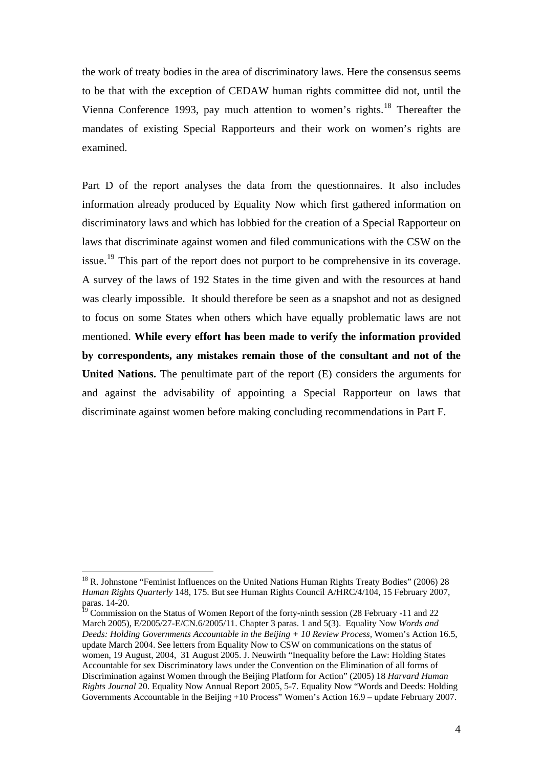the work of treaty bodies in the area of discriminatory laws. Here the consensus seems to be that with the exception of CEDAW human rights committee did not, until the Vienna Conference 1993, pay much attention to women's rights.[18] Thereafter the mandates of existing Special Rapporteurs and their work on women's rights are examined.

Part D of the report analyses the data from the questionnaires. It also includes information already produced by Equality Now which first gathered information on discriminatory laws and which has lobbied for the creation of a Special Rapporteur on laws that discriminate against women and filed communications with the CSW on the issue.[19] This part of the report does not purport to be comprehensive in its coverage. A survey of the laws of 192 States in the time given and with the resources at hand was clearly impossible. It should therefore be seen as a snapshot and not as designed to focus on some States when others which have equally problematic laws are not mentioned. **While every effort has been made to verify the information provided by correspondents, any mistakes remain those of the consultant and not of the United Nations.** The penultimate part of the report (E) considers the arguments for and against the advisability of appointing a Special Rapporteur on laws that discriminate against women before making concluding recommendations in Part F.

---

[18] R. Johnstone "Feminist Influences on the United Nations Human Rights Treaty Bodies" (2006) 28 *Human Rights Quarterly* 148, 175. But see Human Rights Council A/HRC/4/104, 15 February 2007, paras. 14-20.

[19] Commission on the Status of Women Report of the forty-ninth session (28 February -11 and 22 March 2005), E/2005/27-E/CN.6/2005/11. Chapter 3 paras. 1 and 5(3). Equality Now *Words and Deeds: Holding Governments Accountable in the Beijing + 10 Review Process*, Women's Action 16.5, update March 2004. See letters from Equality Now to CSW on communications on the status of women, 19 August, 2004, 31 August 2005. J. Neuwirth "Inequality before the Law: Holding States Accountable for sex Discriminatory laws under the Convention on the Elimination of all forms of Discrimination against Women through the Beijing Platform for Action" (2005) 18 *Harvard Human Rights Journal* 20. Equality Now Annual Report 2005, 5-7. Equality Now "Words and Deeds: Holding Governments Accountable in the Beijing +10 Process" Women's Action 16.9 – update February 2007.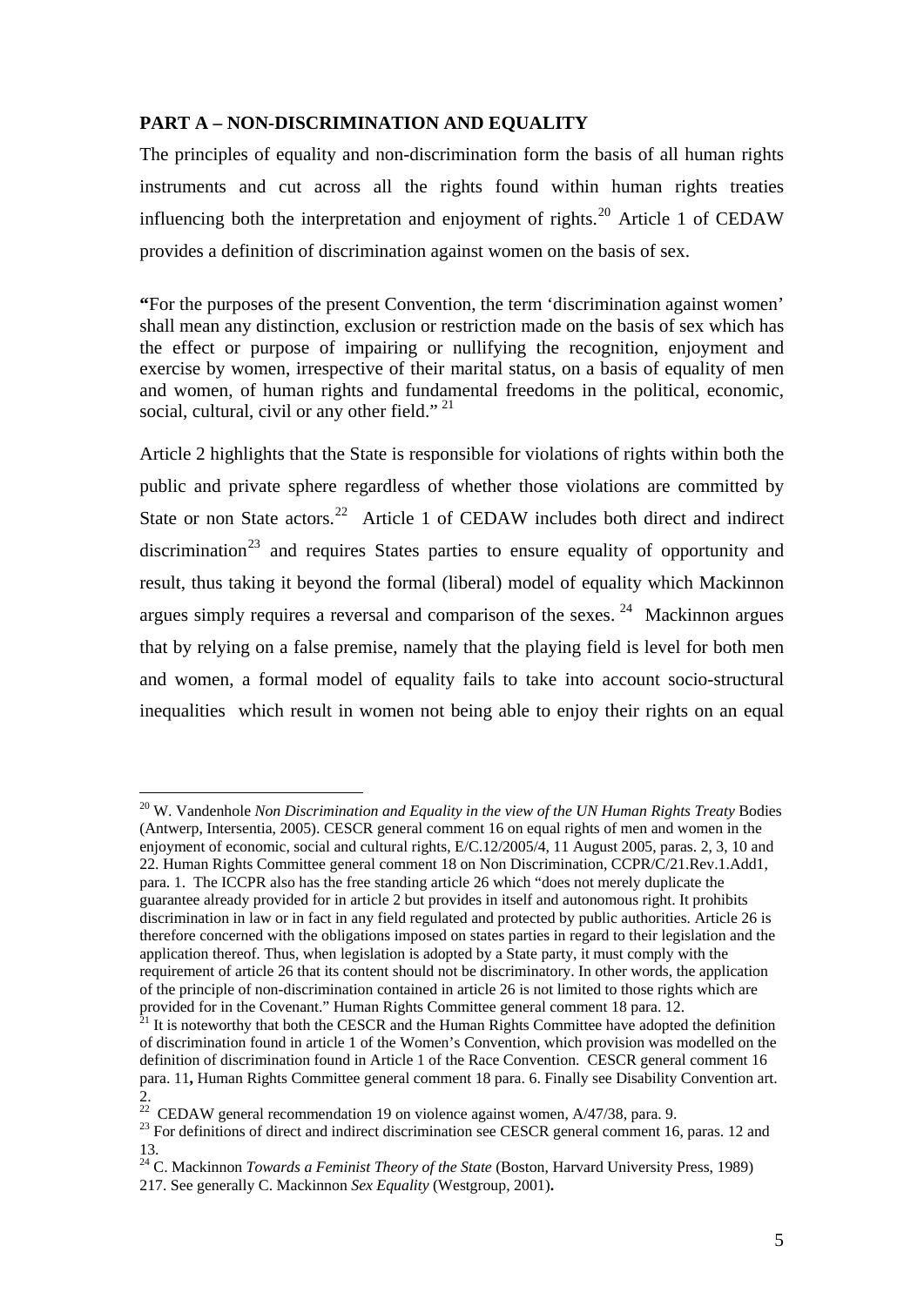**PART A – NON-DISCRIMINATION AND EQUALITY**

The principles of equality and non-discrimination form the basis of all human rights instruments and cut across all the rights found within human rights treaties influencing both the interpretation and enjoyment of rights.[20] Article 1 of CEDAW provides a definition of discrimination against women on the basis of sex.

**"**For the purposes of the present Convention, the term 'discrimination against women' shall mean any distinction, exclusion or restriction made on the basis of sex which has the effect or purpose of impairing or nullifying the recognition, enjoyment and exercise by women, irrespective of their marital status, on a basis of equality of men and women, of human rights and fundamental freedoms in the political, economic, social, cultural, civil or any other field." [21]

Article 2 highlights that the State is responsible for violations of rights within both the public and private sphere regardless of whether those violations are committed by State or non State actors.[22] Article 1 of CEDAW includes both direct and indirect discrimination[23] and requires States parties to ensure equality of opportunity and result, thus taking it beyond the formal (liberal) model of equality which Mackinnon argues simply requires a reversal and comparison of the sexes. [24] Mackinnon argues that by relying on a false premise, namely that the playing field is level for both men and women, a formal model of equality fails to take into account socio-structural inequalities which result in women not being able to enjoy their rights on an equal

---

[20] W. Vandenhole *Non Discrimination and Equality in the view of the UN Human Rights Treaty* Bodies (Antwerp, Intersentia, 2005). CESCR general comment 16 on equal rights of men and women in the enjoyment of economic, social and cultural rights, E/C.12/2005/4, 11 August 2005, paras. 2, 3, 10 and 22. Human Rights Committee general comment 18 on Non Discrimination, CCPR/C/21.Rev.1.Add1, para. 1. The ICCPR also has the free standing article 26 which "does not merely duplicate the guarantee already provided for in article 2 but provides in itself and autonomous right. It prohibits discrimination in law or in fact in any field regulated and protected by public authorities. Article 26 is therefore concerned with the obligations imposed on states parties in regard to their legislation and the application thereof. Thus, when legislation is adopted by a State party, it must comply with the requirement of article 26 that its content should not be discriminatory. In other words, the application of the principle of non-discrimination contained in article 26 is not limited to those rights which are provided for in the Covenant." Human Rights Committee general comment 18 para. 12.

[21] It is noteworthy that both the CESCR and the Human Rights Committee have adopted the definition of discrimination found in article 1 of the Women's Convention, which provision was modelled on the definition of discrimination found in Article 1 of the Race Convention. CESCR general comment 16 para. 11**,** Human Rights Committee general comment 18 para. 6. Finally see Disability Convention art. 2.

[22] CEDAW general recommendation 19 on violence against women, A/47/38, para. 9.

[23] For definitions of direct and indirect discrimination see CESCR general comment 16, paras. 12 and 13.

[24] C. Mackinnon *Towards a Feminist Theory of the State* (Boston, Harvard University Press, 1989) 217. See generally C. Mackinnon *Sex Equality* (Westgroup, 2001)**.**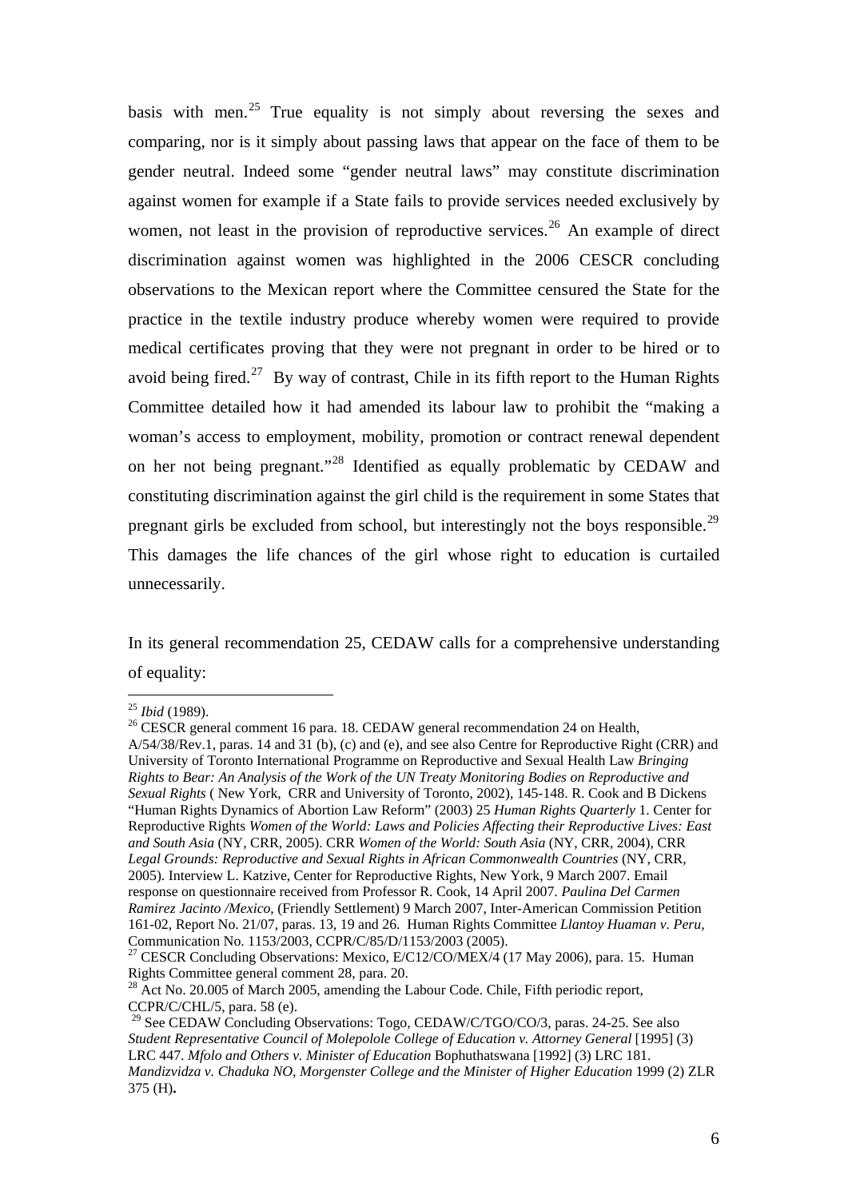basis with men.[25] True equality is not simply about reversing the sexes and comparing, nor is it simply about passing laws that appear on the face of them to be gender neutral. Indeed some "gender neutral laws" may constitute discrimination against women for example if a State fails to provide services needed exclusively by women, not least in the provision of reproductive services.[26] An example of direct discrimination against women was highlighted in the 2006 CESCR concluding observations to the Mexican report where the Committee censured the State for the practice in the textile industry produce whereby women were required to provide medical certificates proving that they were not pregnant in order to be hired or to avoid being fired.[27] By way of contrast, Chile in its fifth report to the Human Rights Committee detailed how it had amended its labour law to prohibit the "making a woman's access to employment, mobility, promotion or contract renewal dependent on her not being pregnant."[28] Identified as equally problematic by CEDAW and constituting discrimination against the girl child is the requirement in some States that pregnant girls be excluded from school, but interestingly not the boys responsible.[29] This damages the life chances of the girl whose right to education is curtailed unnecessarily.

In its general recommendation 25, CEDAW calls for a comprehensive understanding of equality:

---

[25] *Ibid* (1989).

[26] CESCR general comment 16 para. 18. CEDAW general recommendation 24 on Health, A/54/38/Rev.1, paras. 14 and 31 (b), (c) and (e), and see also Centre for Reproductive Right (CRR) and University of Toronto International Programme on Reproductive and Sexual Health Law *Bringing Rights to Bear: An Analysis of the Work of the UN Treaty Monitoring Bodies on Reproductive and Sexual Rights* ( New York, CRR and University of Toronto, 2002), 145-148. R. Cook and B Dickens "Human Rights Dynamics of Abortion Law Reform" (2003) 25 *Human Rights Quarterly* 1. Center for Reproductive Rights *Women of the World: Laws and Policies Affecting their Reproductive Lives: East and South Asia* (NY, CRR, 2005). CRR *Women of the World: South Asia* (NY, CRR, 2004), CRR *Legal Grounds: Reproductive and Sexual Rights in African Commonwealth Countries* (NY, CRR, 2005). Interview L. Katzive, Center for Reproductive Rights, New York, 9 March 2007. Email response on questionnaire received from Professor R. Cook, 14 April 2007. *Paulina Del Carmen Ramirez Jacinto /Mexico*, (Friendly Settlement) 9 March 2007, Inter-American Commission Petition 161-02, Report No. 21/07, paras. 13, 19 and 26. Human Rights Committee *Llantoy Huaman v. Peru*, Communication No. 1153/2003, CCPR/C/85/D/1153/2003 (2005).

[27] CESCR Concluding Observations: Mexico, E/C12/CO/MEX/4 (17 May 2006), para. 15. Human Rights Committee general comment 28, para. 20.

[28] Act No. 20.005 of March 2005, amending the Labour Code. Chile, Fifth periodic report, CCPR/C/CHL/5, para. 58 (e).

[29] See CEDAW Concluding Observations: Togo, CEDAW/C/TGO/CO/3, paras. 24-25. See also *Student Representative Council of Molepolole College of Education v. Attorney General* [1995] (3) LRC 447. *Mfolo and Others v. Minister of Education* Bophuthatswana [1992] (3) LRC 181. *Mandizvidza v. Chaduka NO, Morgenster College and the Minister of Higher Education* 1999 (2) ZLR 375 (H)**.**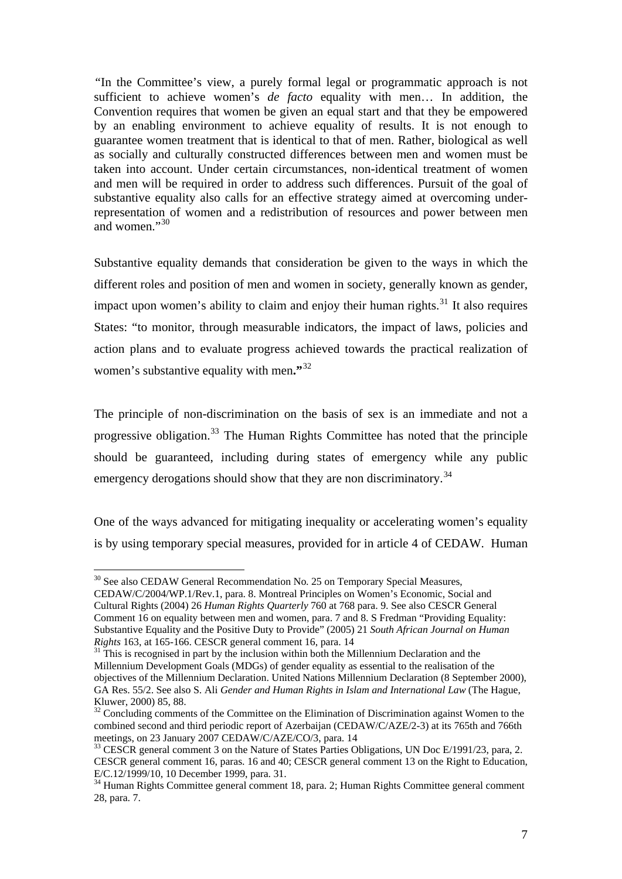"In the Committee's view, a purely formal legal or programmatic approach is not sufficient to achieve women's *de facto* equality with men… In addition, the Convention requires that women be given an equal start and that they be empowered by an enabling environment to achieve equality of results. It is not enough to guarantee women treatment that is identical to that of men. Rather, biological as well as socially and culturally constructed differences between men and women must be taken into account. Under certain circumstances, non-identical treatment of women and men will be required in order to address such differences. Pursuit of the goal of substantive equality also calls for an effective strategy aimed at overcoming under-representation of women and a redistribution of resources and power between men and women."[30]

Substantive equality demands that consideration be given to the ways in which the different roles and position of men and women in society, generally known as gender, impact upon women's ability to claim and enjoy their human rights.[31] It also requires States: "to monitor, through measurable indicators, the impact of laws, policies and action plans and to evaluate progress achieved towards the practical realization of women's substantive equality with men**."**[32]

The principle of non-discrimination on the basis of sex is an immediate and not a progressive obligation.[33] The Human Rights Committee has noted that the principle should be guaranteed, including during states of emergency while any public emergency derogations should show that they are non discriminatory.[34]

One of the ways advanced for mitigating inequality or accelerating women's equality is by using temporary special measures, provided for in article 4 of CEDAW. Human

---

[30] See also CEDAW General Recommendation No. 25 on Temporary Special Measures, CEDAW/C/2004/WP.1/Rev.1, para. 8. Montreal Principles on Women's Economic, Social and Cultural Rights (2004) 26 *Human Rights Quarterly* 760 at 768 para. 9. See also CESCR General Comment 16 on equality between men and women, para. 7 and 8. S Fredman "Providing Equality: Substantive Equality and the Positive Duty to Provide" (2005) 21 *South African Journal on Human Rights* 163, at 165-166. CESCR general comment 16, para. 14

[31] This is recognised in part by the inclusion within both the Millennium Declaration and the Millennium Development Goals (MDGs) of gender equality as essential to the realisation of the objectives of the Millennium Declaration. United Nations Millennium Declaration (8 September 2000), GA Res. 55/2. See also S. Ali *Gender and Human Rights in Islam and International Law* (The Hague, Kluwer, 2000) 85, 88.

[32] Concluding comments of the Committee on the Elimination of Discrimination against Women to the combined second and third periodic report of Azerbaijan (CEDAW/C/AZE/2-3) at its 765th and 766th meetings, on 23 January 2007 CEDAW/C/AZE/CO/3, para. 14

[33] CESCR general comment 3 on the Nature of States Parties Obligations, UN Doc E/1991/23, para, 2. CESCR general comment 16, paras. 16 and 40; CESCR general comment 13 on the Right to Education, E/C.12/1999/10, 10 December 1999, para. 31.

[34] Human Rights Committee general comment 18, para. 2; Human Rights Committee general comment 28, para. 7.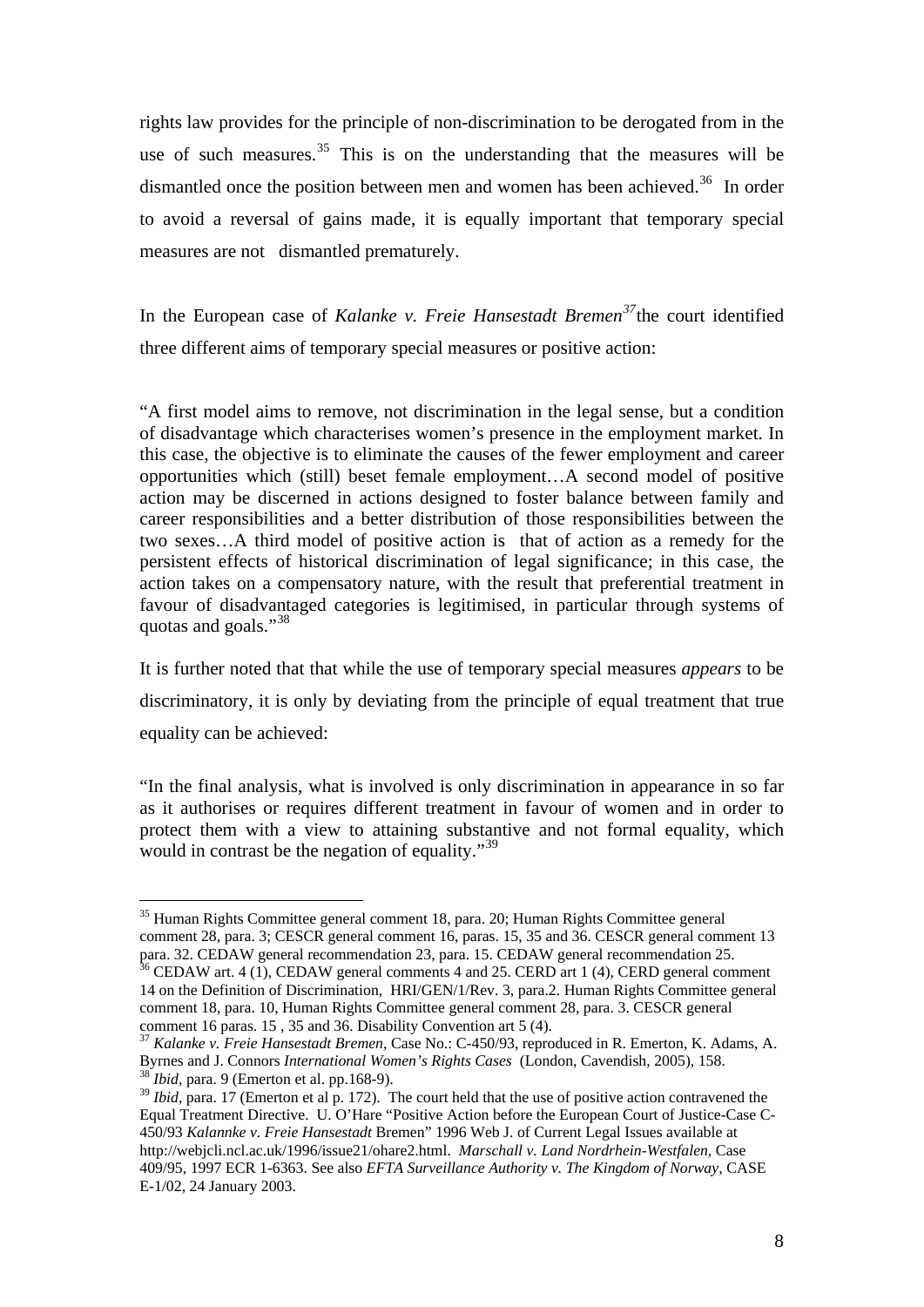rights law provides for the principle of non-discrimination to be derogated from in the use of such measures.[35] This is on the understanding that the measures will be dismantled once the position between men and women has been achieved.[36] In order to avoid a reversal of gains made, it is equally important that temporary special measures are not dismantled prematurely.

In the European case of *Kalanke v. Freie Hansestadt Bremen*[37] the court identified three different aims of temporary special measures or positive action:

> "A first model aims to remove, not discrimination in the legal sense, but a condition of disadvantage which characterises women's presence in the employment market. In this case, the objective is to eliminate the causes of the fewer employment and career opportunities which (still) beset female employment…A second model of positive action may be discerned in actions designed to foster balance between family and career responsibilities and a better distribution of those responsibilities between the two sexes…A third model of positive action is that of action as a remedy for the persistent effects of historical discrimination of legal significance; in this case, the action takes on a compensatory nature, with the result that preferential treatment in favour of disadvantaged categories is legitimised, in particular through systems of quotas and goals."[38]

It is further noted that that while the use of temporary special measures *appears* to be discriminatory, it is only by deviating from the principle of equal treatment that true equality can be achieved:

> "In the final analysis, what is involved is only discrimination in appearance in so far as it authorises or requires different treatment in favour of women and in order to protect them with a view to attaining substantive and not formal equality, which would in contrast be the negation of equality."[39]

---

[35] Human Rights Committee general comment 18, para. 20; Human Rights Committee general comment 28, para. 3; CESCR general comment 16, paras. 15, 35 and 36. CESCR general comment 13 para. 32. CEDAW general recommendation 23, para. 15. CEDAW general recommendation 25.

[36] CEDAW art. 4 (1), CEDAW general comments 4 and 25. CERD art 1 (4), CERD general comment 14 on the Definition of Discrimination, HRI/GEN/1/Rev. 3, para.2. Human Rights Committee general comment 18, para. 10, Human Rights Committee general comment 28, para. 3. CESCR general comment 16 paras. 15 , 35 and 36. Disability Convention art 5 (4).

[37] *Kalanke v. Freie Hansestadt Bremen,* Case No.: C-450/93, reproduced in R. Emerton, K. Adams, A. Byrnes and J. Connors *International Women's Rights Cases* (London, Cavendish, 2005), 158.

[38] *Ibid,* para. 9 (Emerton et al. pp.168-9).

[39] *Ibid,* para. 17 (Emerton et al p. 172). The court held that the use of positive action contravened the Equal Treatment Directive. U. O'Hare "Positive Action before the European Court of Justice-Case C-450/93 *Kalannke v. Freie Hansestadt* Bremen" 1996 Web J. of Current Legal Issues available at http://webjcli.ncl.ac.uk/1996/issue21/ohare2.html. *Marschall v. Land Nordrhein-Westfalen,* Case 409/95, 1997 ECR 1-6363. See also *EFTA Surveillance Authority v. The Kingdom of Norway,* CASE E-1/02, 24 January 2003.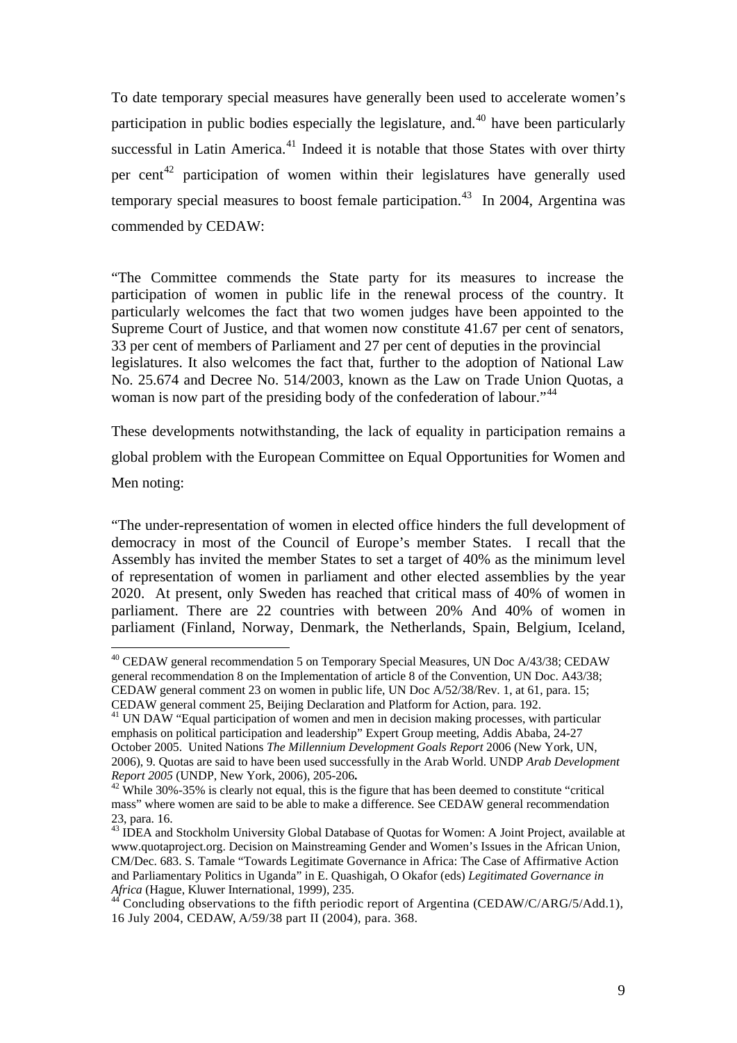To date temporary special measures have generally been used to accelerate women's participation in public bodies especially the legislature, and.[40] have been particularly successful in Latin America.[41] Indeed it is notable that those States with over thirty per cent[42] participation of women within their legislatures have generally used temporary special measures to boost female participation.[43] In 2004, Argentina was commended by CEDAW:

"The Committee commends the State party for its measures to increase the participation of women in public life in the renewal process of the country. It particularly welcomes the fact that two women judges have been appointed to the Supreme Court of Justice, and that women now constitute 41.67 per cent of senators, 33 per cent of members of Parliament and 27 per cent of deputies in the provincial legislatures. It also welcomes the fact that, further to the adoption of National Law No. 25.674 and Decree No. 514/2003, known as the Law on Trade Union Quotas, a woman is now part of the presiding body of the confederation of labour."[44]

These developments notwithstanding, the lack of equality in participation remains a global problem with the European Committee on Equal Opportunities for Women and Men noting:

"The under-representation of women in elected office hinders the full development of democracy in most of the Council of Europe's member States. I recall that the Assembly has invited the member States to set a target of 40% as the minimum level of representation of women in parliament and other elected assemblies by the year 2020. At present, only Sweden has reached that critical mass of 40% of women in parliament. There are 22 countries with between 20% And 40% of women in parliament (Finland, Norway, Denmark, the Netherlands, Spain, Belgium, Iceland,

---

[40] CEDAW general recommendation 5 on Temporary Special Measures, UN Doc A/43/38; CEDAW general recommendation 8 on the Implementation of article 8 of the Convention, UN Doc. A43/38; CEDAW general comment 23 on women in public life, UN Doc A/52/38/Rev. 1, at 61, para. 15; CEDAW general comment 25, Beijing Declaration and Platform for Action, para. 192.

[41] UN DAW "Equal participation of women and men in decision making processes, with particular emphasis on political participation and leadership" Expert Group meeting, Addis Ababa, 24-27 October 2005. United Nations *The Millennium Development Goals Report* 2006 (New York, UN, 2006), 9. Quotas are said to have been used successfully in the Arab World. UNDP *Arab Development Report 2005* (UNDP, New York, 2006), 205-206**.**

[42] While 30%-35% is clearly not equal, this is the figure that has been deemed to constitute "critical mass" where women are said to be able to make a difference. See CEDAW general recommendation 23, para. 16.

[43] IDEA and Stockholm University Global Database of Quotas for Women: A Joint Project, available at www.quotaproject.org. Decision on Mainstreaming Gender and Women's Issues in the African Union, CM/Dec. 683. S. Tamale "Towards Legitimate Governance in Africa: The Case of Affirmative Action and Parliamentary Politics in Uganda" in E. Quashigah, O Okafor (eds) *Legitimated Governance in Africa* (Hague, Kluwer International, 1999), 235.

[44] Concluding observations to the fifth periodic report of Argentina (CEDAW/C/ARG/5/Add.1), 16 July 2004, CEDAW, A/59/38 part II (2004), para. 368.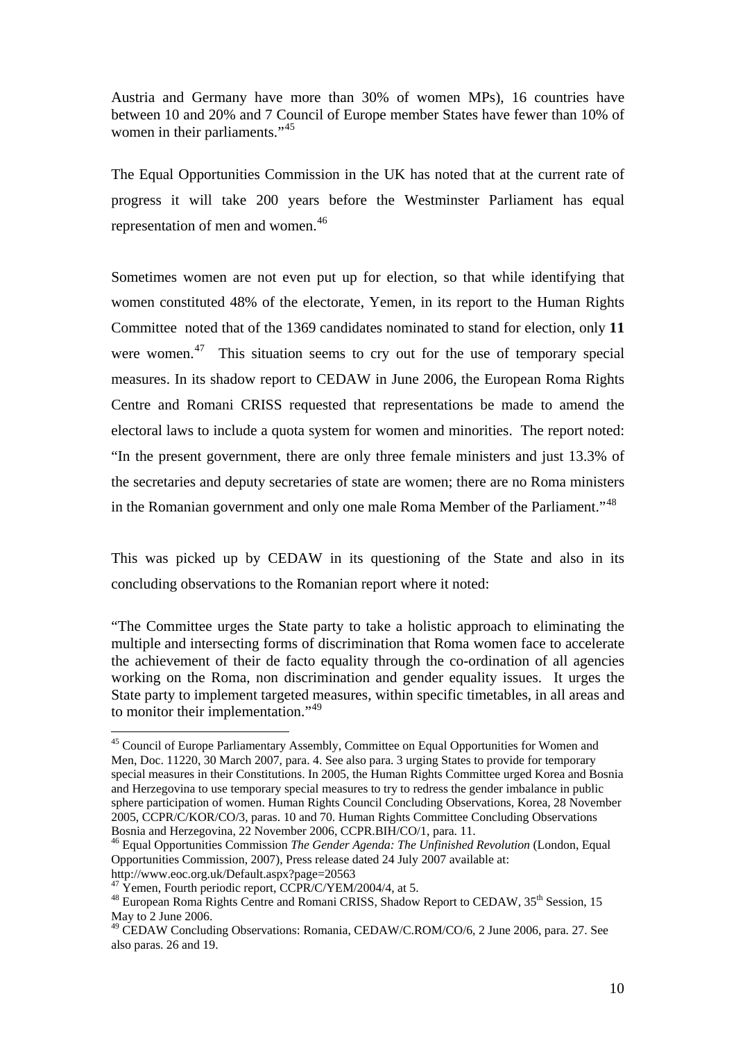Austria and Germany have more than 30% of women MPs), 16 countries have between 10 and 20% and 7 Council of Europe member States have fewer than 10% of women in their parliaments."[45]

The Equal Opportunities Commission in the UK has noted that at the current rate of progress it will take 200 years before the Westminster Parliament has equal representation of men and women.[46]

Sometimes women are not even put up for election, so that while identifying that women constituted 48% of the electorate, Yemen, in its report to the Human Rights Committee noted that of the 1369 candidates nominated to stand for election, only **11** were women.[47] This situation seems to cry out for the use of temporary special measures. In its shadow report to CEDAW in June 2006, the European Roma Rights Centre and Romani CRISS requested that representations be made to amend the electoral laws to include a quota system for women and minorities. The report noted: "In the present government, there are only three female ministers and just 13.3% of the secretaries and deputy secretaries of state are women; there are no Roma ministers in the Romanian government and only one male Roma Member of the Parliament."[48]

This was picked up by CEDAW in its questioning of the State and also in its concluding observations to the Romanian report where it noted:

"The Committee urges the State party to take a holistic approach to eliminating the multiple and intersecting forms of discrimination that Roma women face to accelerate the achievement of their de facto equality through the co-ordination of all agencies working on the Roma, non discrimination and gender equality issues. It urges the State party to implement targeted measures, within specific timetables, in all areas and to monitor their implementation."[49]

---

[45] Council of Europe Parliamentary Assembly, Committee on Equal Opportunities for Women and Men, Doc. 11220, 30 March 2007, para. 4. See also para. 3 urging States to provide for temporary special measures in their Constitutions. In 2005, the Human Rights Committee urged Korea and Bosnia and Herzegovina to use temporary special measures to try to redress the gender imbalance in public sphere participation of women. Human Rights Council Concluding Observations, Korea, 28 November 2005, CCPR/C/KOR/CO/3, paras. 10 and 70. Human Rights Committee Concluding Observations Bosnia and Herzegovina, 22 November 2006, CCPR.BIH/CO/1, para. 11.

[46] Equal Opportunities Commission *The Gender Agenda: The Unfinished Revolution* (London, Equal Opportunities Commission, 2007), Press release dated 24 July 2007 available at: http://www.eoc.org.uk/Default.aspx?page=20563

[47] Yemen, Fourth periodic report, CCPR/C/YEM/2004/4, at 5.

[48] European Roma Rights Centre and Romani CRISS, Shadow Report to CEDAW, 35th Session, 15 May to 2 June 2006.

[49] CEDAW Concluding Observations: Romania, CEDAW/C.ROM/CO/6, 2 June 2006, para. 27. See also paras. 26 and 19.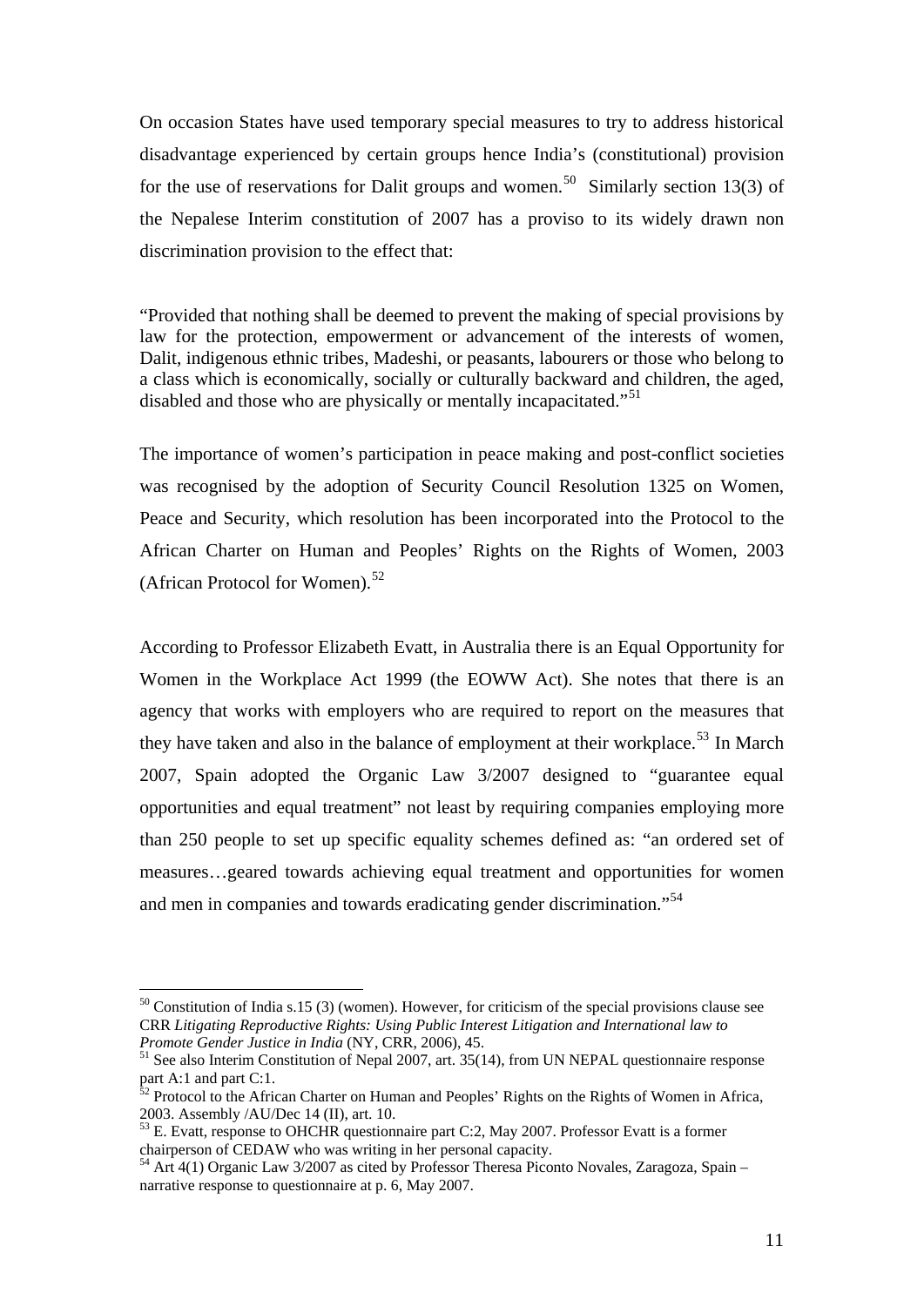On occasion States have used temporary special measures to try to address historical disadvantage experienced by certain groups hence India's (constitutional) provision for the use of reservations for Dalit groups and women.[50] Similarly section 13(3) of the Nepalese Interim constitution of 2007 has a proviso to its widely drawn non discrimination provision to the effect that:

"Provided that nothing shall be deemed to prevent the making of special provisions by law for the protection, empowerment or advancement of the interests of women, Dalit, indigenous ethnic tribes, Madeshi, or peasants, labourers or those who belong to a class which is economically, socially or culturally backward and children, the aged, disabled and those who are physically or mentally incapacitated."[51]

The importance of women's participation in peace making and post-conflict societies was recognised by the adoption of Security Council Resolution 1325 on Women, Peace and Security, which resolution has been incorporated into the Protocol to the African Charter on Human and Peoples' Rights on the Rights of Women, 2003 (African Protocol for Women).[52]

According to Professor Elizabeth Evatt, in Australia there is an Equal Opportunity for Women in the Workplace Act 1999 (the EOWW Act). She notes that there is an agency that works with employers who are required to report on the measures that they have taken and also in the balance of employment at their workplace.[53] In March 2007, Spain adopted the Organic Law 3/2007 designed to "guarantee equal opportunities and equal treatment" not least by requiring companies employing more than 250 people to set up specific equality schemes defined as: "an ordered set of measures…geared towards achieving equal treatment and opportunities for women and men in companies and towards eradicating gender discrimination."[54]

---

[50] Constitution of India s.15 (3) (women). However, for criticism of the special provisions clause see CRR *Litigating Reproductive Rights: Using Public Interest Litigation and International law to Promote Gender Justice in India* (NY, CRR, 2006), 45.

[51] See also Interim Constitution of Nepal 2007, art. 35(14), from UN NEPAL questionnaire response part A:1 and part C:1.

[52] Protocol to the African Charter on Human and Peoples' Rights on the Rights of Women in Africa, 2003. Assembly /AU/Dec 14 (II), art. 10.

[53] E. Evatt, response to OHCHR questionnaire part C:2, May 2007. Professor Evatt is a former chairperson of CEDAW who was writing in her personal capacity.

[54] Art 4(1) Organic Law 3/2007 as cited by Professor Theresa Piconto Novales, Zaragoza, Spain – narrative response to questionnaire at p. 6, May 2007.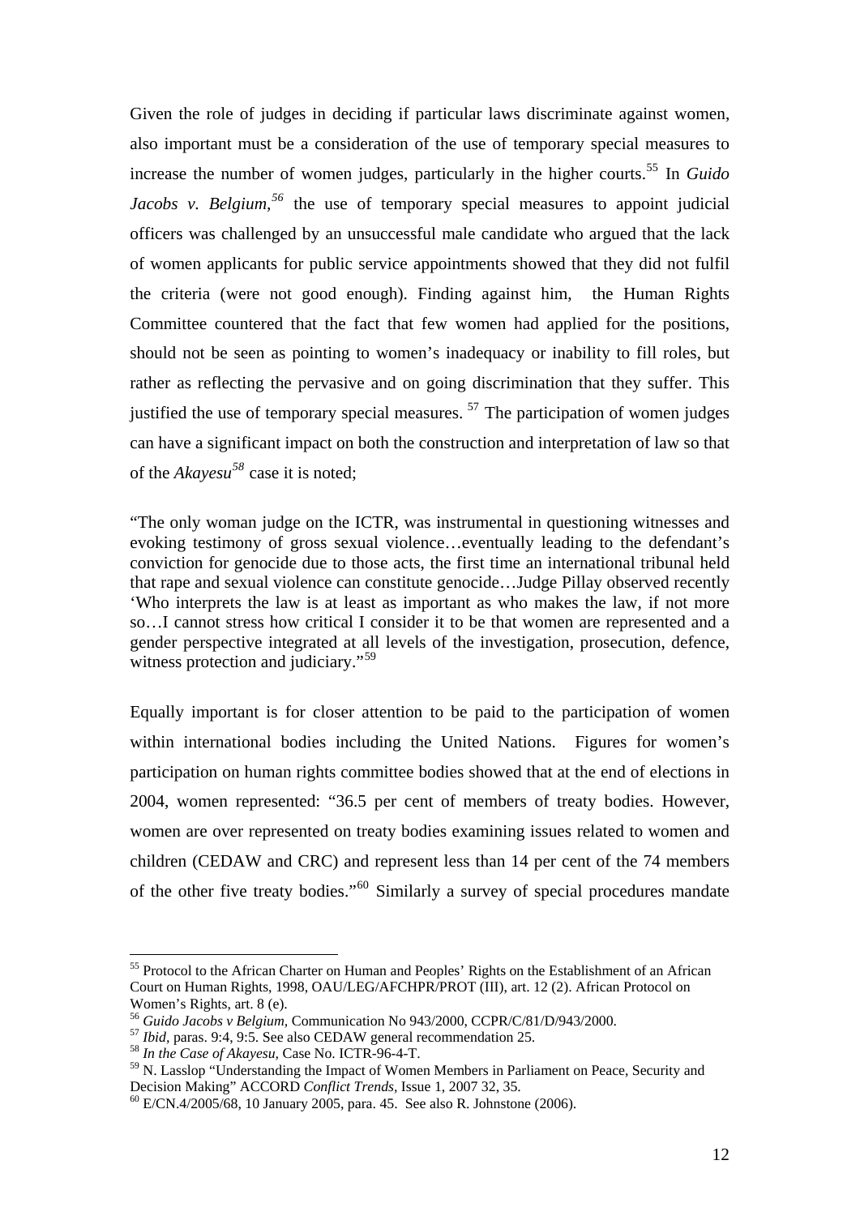Given the role of judges in deciding if particular laws discriminate against women, also important must be a consideration of the use of temporary special measures to increase the number of women judges, particularly in the higher courts.[55] In *Guido Jacobs v. Belgium,[56]* the use of temporary special measures to appoint judicial officers was challenged by an unsuccessful male candidate who argued that the lack of women applicants for public service appointments showed that they did not fulfil the criteria (were not good enough). Finding against him, the Human Rights Committee countered that the fact that few women had applied for the positions, should not be seen as pointing to women's inadequacy or inability to fill roles, but rather as reflecting the pervasive and on going discrimination that they suffer. This justified the use of temporary special measures. [57] The participation of women judges can have a significant impact on both the construction and interpretation of law so that of the *Akayesu[58]* case it is noted;

"The only woman judge on the ICTR, was instrumental in questioning witnesses and evoking testimony of gross sexual violence…eventually leading to the defendant's conviction for genocide due to those acts, the first time an international tribunal held that rape and sexual violence can constitute genocide…Judge Pillay observed recently 'Who interprets the law is at least as important as who makes the law, if not more so…I cannot stress how critical I consider it to be that women are represented and a gender perspective integrated at all levels of the investigation, prosecution, defence, witness protection and judiciary."[59]

Equally important is for closer attention to be paid to the participation of women within international bodies including the United Nations. Figures for women's participation on human rights committee bodies showed that at the end of elections in 2004, women represented: "36.5 per cent of members of treaty bodies. However, women are over represented on treaty bodies examining issues related to women and children (CEDAW and CRC) and represent less than 14 per cent of the 74 members of the other five treaty bodies."[60] Similarly a survey of special procedures mandate

---

[55] Protocol to the African Charter on Human and Peoples' Rights on the Establishment of an African Court on Human Rights, 1998, OAU/LEG/AFCHPR/PROT (III), art. 12 (2). African Protocol on Women's Rights, art. 8 (e).

[56] *Guido Jacobs v Belgium*, Communication No 943/2000, CCPR/C/81/D/943/2000.

[57] *Ibid*, paras. 9:4, 9:5. See also CEDAW general recommendation 25.

[58] *In the Case of Akayesu*, Case No. ICTR-96-4-T.

[59] N. Lasslop "Understanding the Impact of Women Members in Parliament on Peace, Security and Decision Making" ACCORD *Conflict Trends*, Issue 1, 2007 32, 35.

[60] E/CN.4/2005/68, 10 January 2005, para. 45. See also R. Johnstone (2006).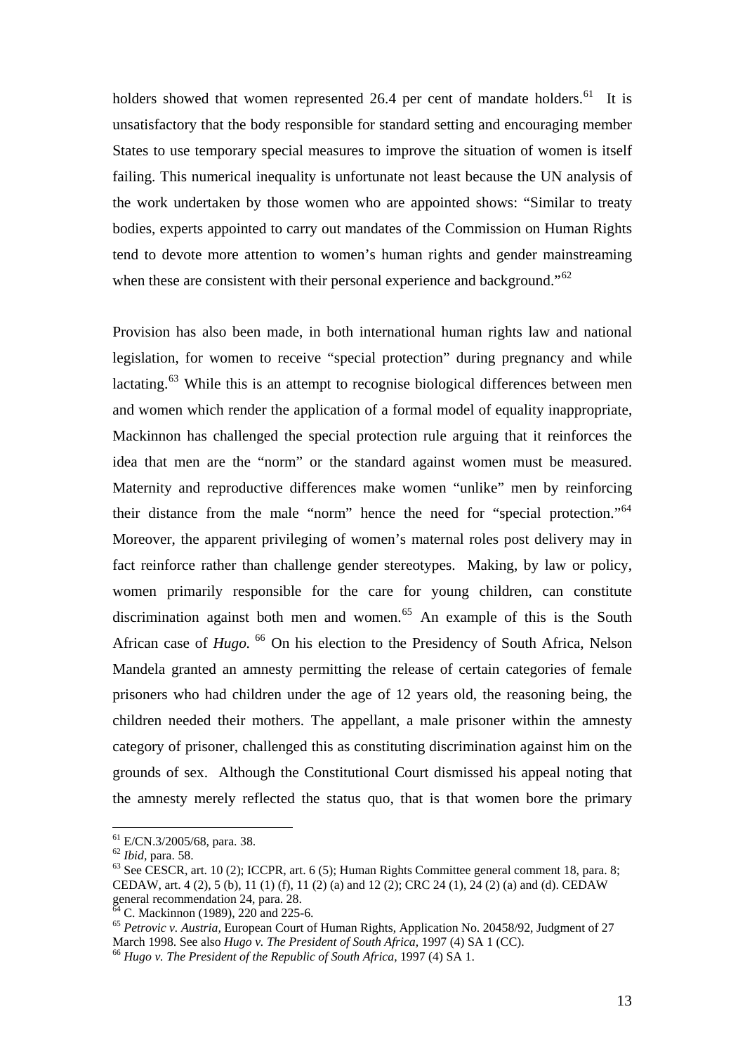holders showed that women represented 26.4 per cent of mandate holders.[61] It is unsatisfactory that the body responsible for standard setting and encouraging member States to use temporary special measures to improve the situation of women is itself failing. This numerical inequality is unfortunate not least because the UN analysis of the work undertaken by those women who are appointed shows: "Similar to treaty bodies, experts appointed to carry out mandates of the Commission on Human Rights tend to devote more attention to women's human rights and gender mainstreaming when these are consistent with their personal experience and background."[62]

Provision has also been made, in both international human rights law and national legislation, for women to receive "special protection" during pregnancy and while lactating.[63] While this is an attempt to recognise biological differences between men and women which render the application of a formal model of equality inappropriate, Mackinnon has challenged the special protection rule arguing that it reinforces the idea that men are the "norm" or the standard against women must be measured. Maternity and reproductive differences make women "unlike" men by reinforcing their distance from the male "norm" hence the need for "special protection."[64] Moreover, the apparent privileging of women's maternal roles post delivery may in fact reinforce rather than challenge gender stereotypes. Making, by law or policy, women primarily responsible for the care for young children, can constitute discrimination against both men and women.[65] An example of this is the South African case of *Hugo.* [66] On his election to the Presidency of South Africa, Nelson Mandela granted an amnesty permitting the release of certain categories of female prisoners who had children under the age of 12 years old, the reasoning being, the children needed their mothers. The appellant, a male prisoner within the amnesty category of prisoner, challenged this as constituting discrimination against him on the grounds of sex. Although the Constitutional Court dismissed his appeal noting that the amnesty merely reflected the status quo, that is that women bore the primary

[61] E/CN.3/2005/68, para. 38.

[62] *Ibid,* para. 58.

[63] See CESCR, art. 10 (2); ICCPR, art. 6 (5); Human Rights Committee general comment 18, para. 8; CEDAW, art. 4 (2), 5 (b), 11 (1) (f), 11 (2) (a) and 12 (2); CRC 24 (1), 24 (2) (a) and (d). CEDAW general recommendation 24, para. 28.

[64] C. Mackinnon (1989), 220 and 225-6.

[65] *Petrovic v. Austria,* European Court of Human Rights, Application No. 20458/92, Judgment of 27 March 1998. See also *Hugo v. The President of South Africa,* 1997 (4) SA 1 (CC).

[66] *Hugo v. The President of the Republic of South Africa,* 1997 (4) SA 1.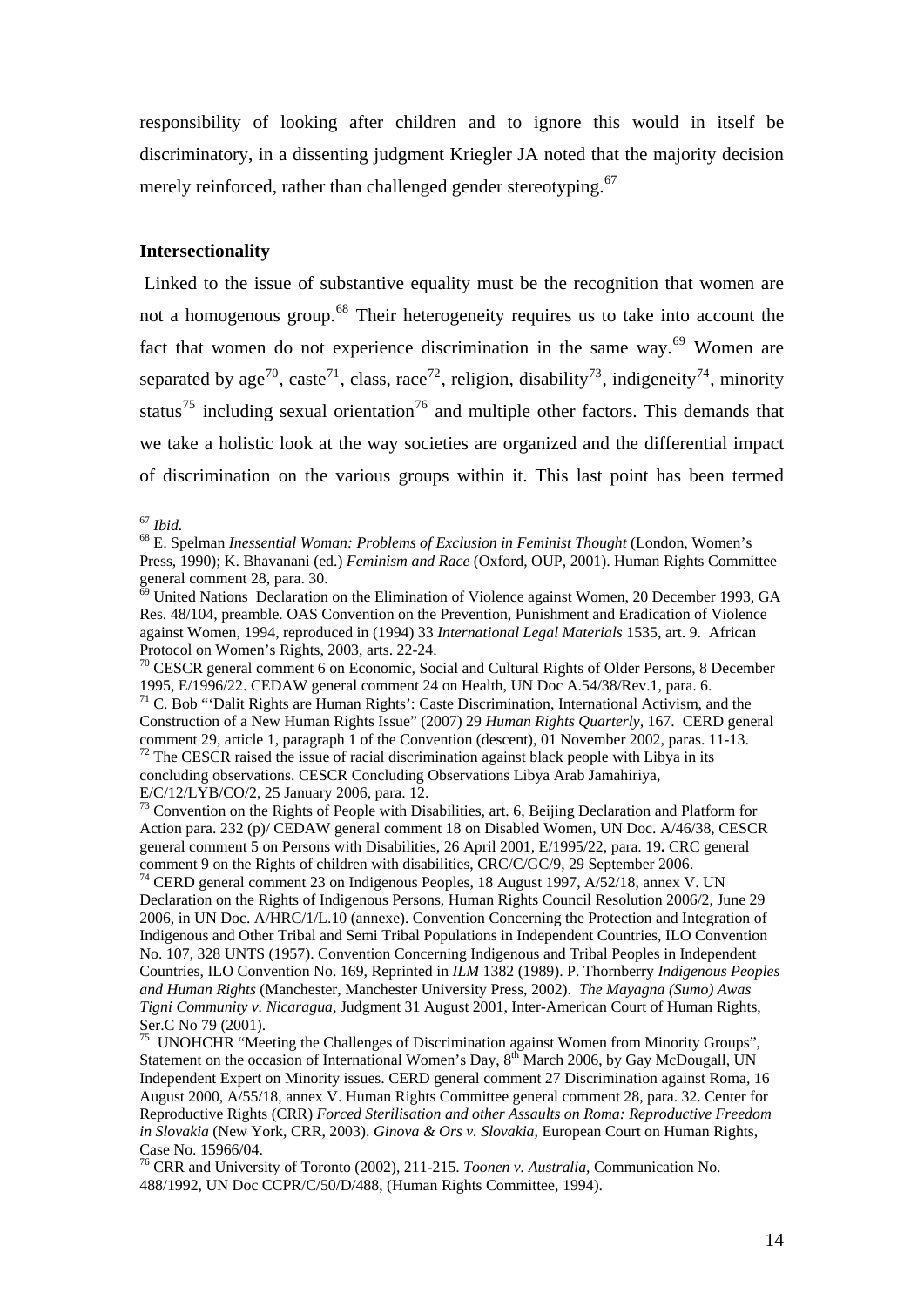responsibility of looking after children and to ignore this would in itself be discriminatory, in a dissenting judgment Kriegler JA noted that the majority decision merely reinforced, rather than challenged gender stereotyping.[67]

**Intersectionality**

Linked to the issue of substantive equality must be the recognition that women are not a homogenous group.[68] Their heterogeneity requires us to take into account the fact that women do not experience discrimination in the same way.[69] Women are separated by age[70], caste[71], class, race[72], religion, disability[73], indigeneity[74], minority status[75] including sexual orientation[76] and multiple other factors. This demands that we take a holistic look at the way societies are organized and the differential impact of discrimination on the various groups within it. This last point has been termed

---

[67] *Ibid.*

[68] E. Spelman *Inessential Woman: Problems of Exclusion in Feminist Thought* (London, Women's Press, 1990); K. Bhavanani (ed.) *Feminism and Race* (Oxford, OUP, 2001). Human Rights Committee general comment 28, para. 30.

[69] United Nations Declaration on the Elimination of Violence against Women, 20 December 1993, GA Res. 48/104, preamble. OAS Convention on the Prevention, Punishment and Eradication of Violence against Women, 1994, reproduced in (1994) 33 *International Legal Materials* 1535, art. 9. African Protocol on Women's Rights, 2003, arts. 22-24.

[70] CESCR general comment 6 on Economic, Social and Cultural Rights of Older Persons, 8 December 1995, E/1996/22. CEDAW general comment 24 on Health, UN Doc A.54/38/Rev.1, para. 6.

[71] C. Bob "'Dalit Rights are Human Rights': Caste Discrimination, International Activism, and the Construction of a New Human Rights Issue" (2007) 29 *Human Rights Quarterly,* 167. CERD general comment 29, article 1, paragraph 1 of the Convention (descent), 01 November 2002, paras. 11-13.

[72] The CESCR raised the issue of racial discrimination against black people with Libya in its concluding observations. CESCR Concluding Observations Libya Arab Jamahiriya, E/C/12/LYB/CO/2, 25 January 2006, para. 12.

[73] Convention on the Rights of People with Disabilities, art. 6, Beijing Declaration and Platform for Action para. 232 (p)/ CEDAW general comment 18 on Disabled Women, UN Doc. A/46/38, CESCR general comment 5 on Persons with Disabilities, 26 April 2001, E/1995/22, para. 19**.** CRC general comment 9 on the Rights of children with disabilities, CRC/C/GC/9, 29 September 2006.

[74] CERD general comment 23 on Indigenous Peoples, 18 August 1997, A/52/18, annex V. UN Declaration on the Rights of Indigenous Persons, Human Rights Council Resolution 2006/2, June 29 2006, in UN Doc. A/HRC/1/L.10 (annexe). Convention Concerning the Protection and Integration of Indigenous and Other Tribal and Semi Tribal Populations in Independent Countries, ILO Convention No. 107, 328 UNTS (1957). Convention Concerning Indigenous and Tribal Peoples in Independent Countries, ILO Convention No. 169, Reprinted in *ILM* 1382 (1989). P. Thornberry *Indigenous Peoples and Human Rights* (Manchester, Manchester University Press, 2002). *The Mayagna (Sumo) Awas Tigni Community v. Nicaragua,* Judgment 31 August 2001, Inter-American Court of Human Rights, Ser.C No 79 (2001).

[75] UNOHCHR "Meeting the Challenges of Discrimination against Women from Minority Groups", Statement on the occasion of International Women's Day, 8th March 2006, by Gay McDougall, UN Independent Expert on Minority issues. CERD general comment 27 Discrimination against Roma, 16 August 2000, A/55/18, annex V. Human Rights Committee general comment 28, para. 32. Center for Reproductive Rights (CRR) *Forced Sterilisation and other Assaults on Roma: Reproductive Freedom in Slovakia* (New York, CRR, 2003). *Ginova & Ors v. Slovakia,* European Court on Human Rights, Case No. 15966/04.

[76] CRR and University of Toronto (2002), 211-215. *Toonen v. Australia,* Communication No. 488/1992, UN Doc CCPR/C/50/D/488, (Human Rights Committee, 1994).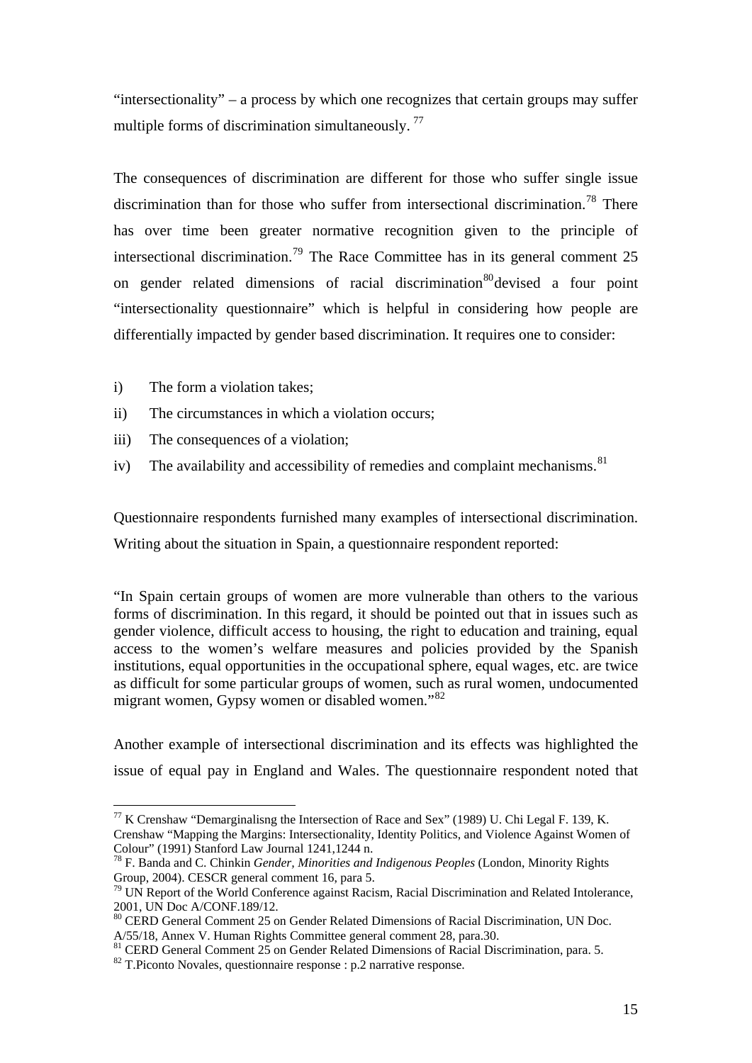"intersectionality" – a process by which one recognizes that certain groups may suffer multiple forms of discrimination simultaneously. [77]

The consequences of discrimination are different for those who suffer single issue discrimination than for those who suffer from intersectional discrimination.[78] There has over time been greater normative recognition given to the principle of intersectional discrimination.[79] The Race Committee has in its general comment 25 on gender related dimensions of racial discrimination[80]devised a four point "intersectionality questionnaire" which is helpful in considering how people are differentially impacted by gender based discrimination. It requires one to consider:

i) The form a violation takes;
ii) The circumstances in which a violation occurs;
iii) The consequences of a violation;
iv) The availability and accessibility of remedies and complaint mechanisms.[81]

Questionnaire respondents furnished many examples of intersectional discrimination. Writing about the situation in Spain, a questionnaire respondent reported:

"In Spain certain groups of women are more vulnerable than others to the various forms of discrimination. In this regard, it should be pointed out that in issues such as gender violence, difficult access to housing, the right to education and training, equal access to the women's welfare measures and policies provided by the Spanish institutions, equal opportunities in the occupational sphere, equal wages, etc. are twice as difficult for some particular groups of women, such as rural women, undocumented migrant women, Gypsy women or disabled women."[82]

Another example of intersectional discrimination and its effects was highlighted the issue of equal pay in England and Wales. The questionnaire respondent noted that

---

[77] K Crenshaw "Demarginalisng the Intersection of Race and Sex" (1989) U. Chi Legal F. 139, K. Crenshaw "Mapping the Margins: Intersectionality, Identity Politics, and Violence Against Women of Colour" (1991) Stanford Law Journal 1241,1244 n.

[78] F. Banda and C. Chinkin *Gender, Minorities and Indigenous Peoples* (London, Minority Rights Group, 2004). CESCR general comment 16, para 5.

[79] UN Report of the World Conference against Racism, Racial Discrimination and Related Intolerance, 2001, UN Doc A/CONF.189/12.

[80] CERD General Comment 25 on Gender Related Dimensions of Racial Discrimination, UN Doc. A/55/18, Annex V. Human Rights Committee general comment 28, para.30.

[81] CERD General Comment 25 on Gender Related Dimensions of Racial Discrimination, para. 5.

[82] T.Piconto Novales, questionnaire response : p.2 narrative response.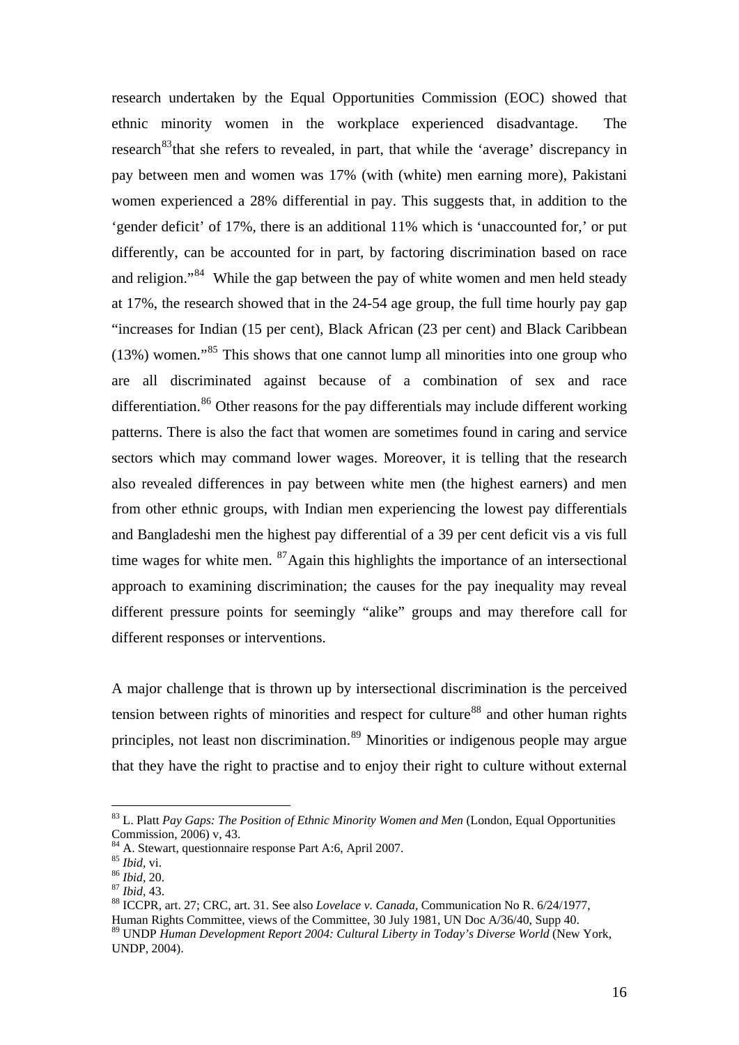research undertaken by the Equal Opportunities Commission (EOC) showed that ethnic minority women in the workplace experienced disadvantage. The research[83]that she refers to revealed, in part, that while the 'average' discrepancy in pay between men and women was 17% (with (white) men earning more), Pakistani women experienced a 28% differential in pay. This suggests that, in addition to the 'gender deficit' of 17%, there is an additional 11% which is 'unaccounted for,' or put differently, can be accounted for in part, by factoring discrimination based on race and religion."[84] While the gap between the pay of white women and men held steady at 17%, the research showed that in the 24-54 age group, the full time hourly pay gap "increases for Indian (15 per cent), Black African (23 per cent) and Black Caribbean (13%) women."[85] This shows that one cannot lump all minorities into one group who are all discriminated against because of a combination of sex and race differentiation.[86] Other reasons for the pay differentials may include different working patterns. There is also the fact that women are sometimes found in caring and service sectors which may command lower wages. Moreover, it is telling that the research also revealed differences in pay between white men (the highest earners) and men from other ethnic groups, with Indian men experiencing the lowest pay differentials and Bangladeshi men the highest pay differential of a 39 per cent deficit vis a vis full time wages for white men. [87]Again this highlights the importance of an intersectional approach to examining discrimination; the causes for the pay inequality may reveal different pressure points for seemingly "alike" groups and may therefore call for different responses or interventions.

A major challenge that is thrown up by intersectional discrimination is the perceived tension between rights of minorities and respect for culture[88] and other human rights principles, not least non discrimination.[89] Minorities or indigenous people may argue that they have the right to practise and to enjoy their right to culture without external

---

[83] L. Platt *Pay Gaps: The Position of Ethnic Minority Women and Men* (London, Equal Opportunities Commission, 2006) v, 43.

[84] A. Stewart, questionnaire response Part A:6, April 2007.

[85] *Ibid*, vi.

[86] *Ibid*, 20.

[87] *Ibid*, 43.

[88] ICCPR, art. 27; CRC, art. 31. See also *Lovelace v. Canada*, Communication No R. 6/24/1977, Human Rights Committee, views of the Committee, 30 July 1981, UN Doc A/36/40, Supp 40.

[89] UNDP *Human Development Report 2004: Cultural Liberty in Today's Diverse World* (New York, UNDP, 2004).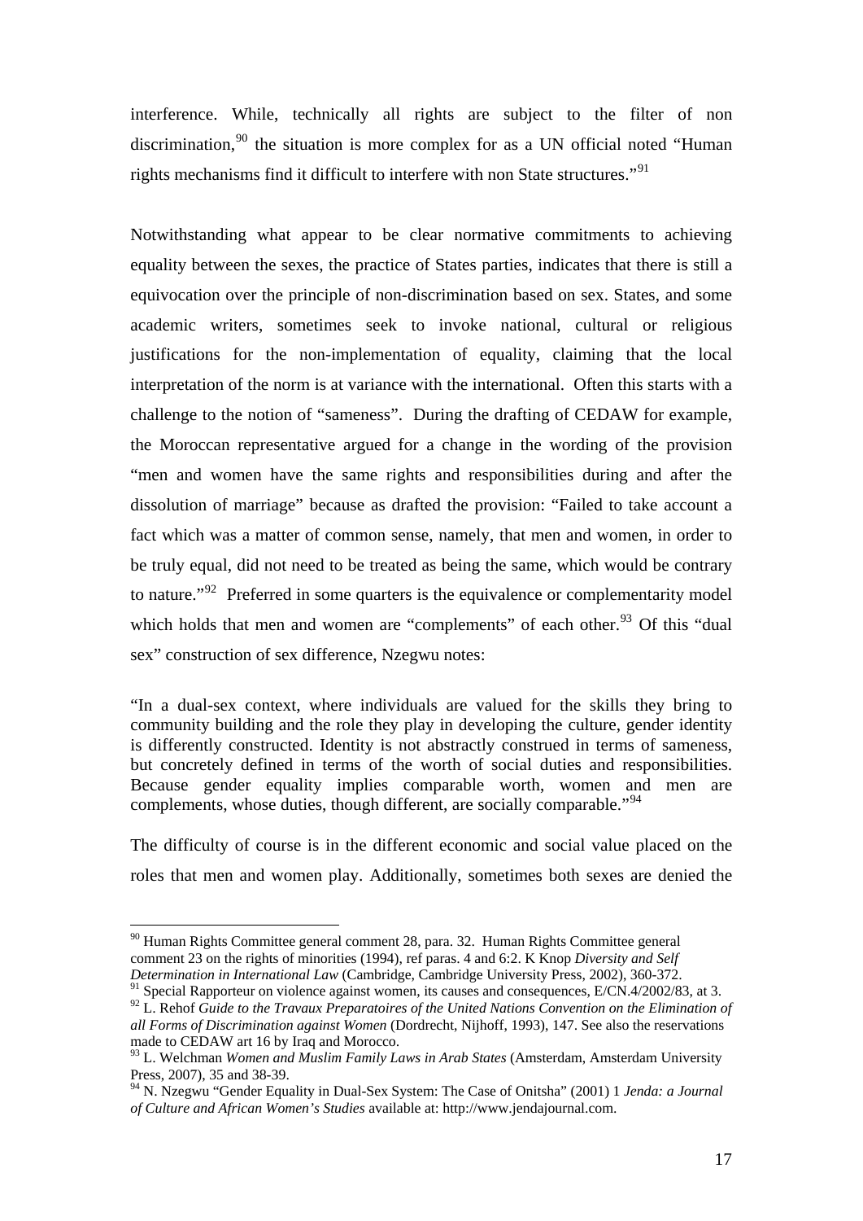interference. While, technically all rights are subject to the filter of non discrimination,[90] the situation is more complex for as a UN official noted "Human rights mechanisms find it difficult to interfere with non State structures."[91]

Notwithstanding what appear to be clear normative commitments to achieving equality between the sexes, the practice of States parties, indicates that there is still a equivocation over the principle of non-discrimination based on sex. States, and some academic writers, sometimes seek to invoke national, cultural or religious justifications for the non-implementation of equality, claiming that the local interpretation of the norm is at variance with the international. Often this starts with a challenge to the notion of "sameness". During the drafting of CEDAW for example, the Moroccan representative argued for a change in the wording of the provision "men and women have the same rights and responsibilities during and after the dissolution of marriage" because as drafted the provision: "Failed to take account a fact which was a matter of common sense, namely, that men and women, in order to be truly equal, did not need to be treated as being the same, which would be contrary to nature."[92] Preferred in some quarters is the equivalence or complementarity model which holds that men and women are "complements" of each other.[93] Of this "dual sex" construction of sex difference, Nzegwu notes:

> "In a dual-sex context, where individuals are valued for the skills they bring to community building and the role they play in developing the culture, gender identity is differently constructed. Identity is not abstractly construed in terms of sameness, but concretely defined in terms of the worth of social duties and responsibilities. Because gender equality implies comparable worth, women and men are complements, whose duties, though different, are socially comparable."[94]

The difficulty of course is in the different economic and social value placed on the roles that men and women play. Additionally, sometimes both sexes are denied the

---

[90] Human Rights Committee general comment 28, para. 32. Human Rights Committee general comment 23 on the rights of minorities (1994), ref paras. 4 and 6:2. K Knop *Diversity and Self Determination in International Law* (Cambridge, Cambridge University Press, 2002), 360-372.

[91] Special Rapporteur on violence against women, its causes and consequences, E/CN.4/2002/83, at 3.

[92] L. Rehof *Guide to the Travaux Preparatoires of the United Nations Convention on the Elimination of all Forms of Discrimination against Women* (Dordrecht, Nijhoff, 1993), 147. See also the reservations made to CEDAW art 16 by Iraq and Morocco.

[93] L. Welchman *Women and Muslim Family Laws in Arab States* (Amsterdam, Amsterdam University Press, 2007), 35 and 38-39.

[94] N. Nzegwu "Gender Equality in Dual-Sex System: The Case of Onitsha" (2001) 1 *Jenda: a Journal of Culture and African Women's Studies* available at: http://www.jendajournal.com.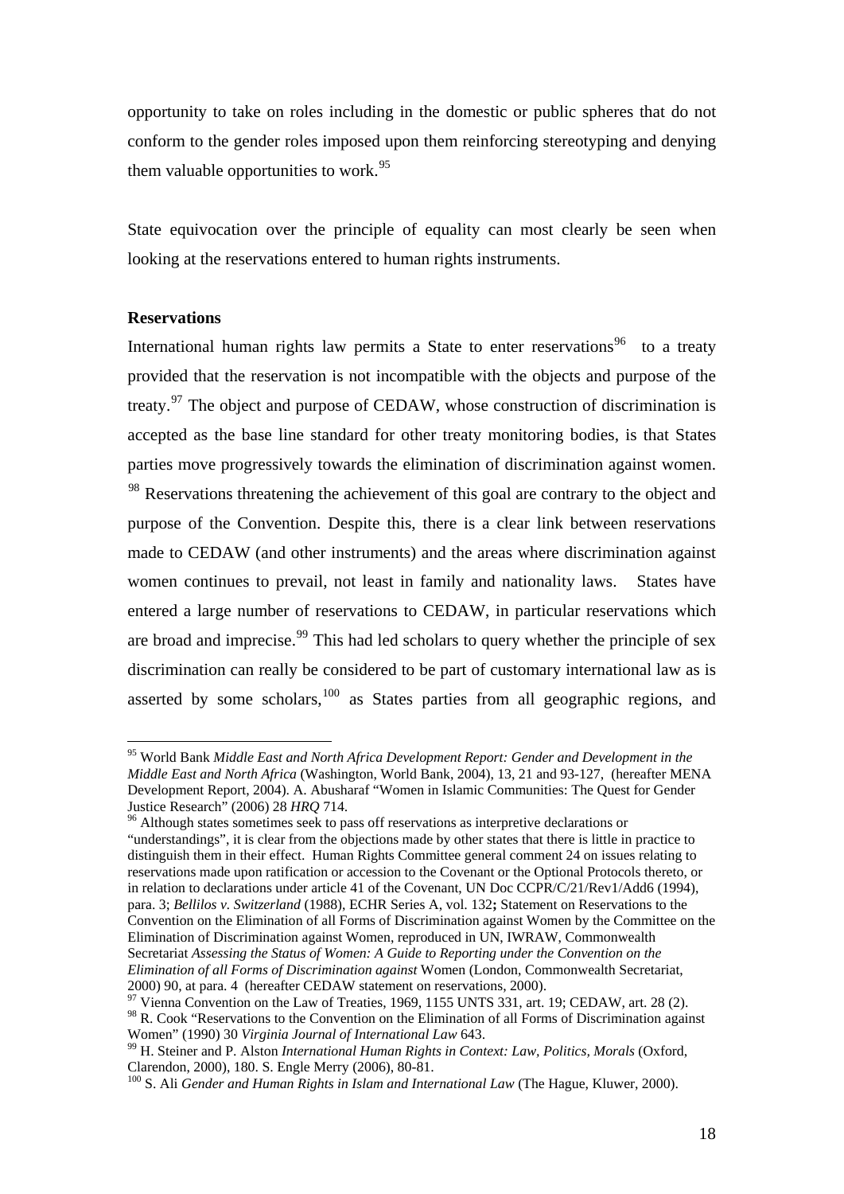opportunity to take on roles including in the domestic or public spheres that do not conform to the gender roles imposed upon them reinforcing stereotyping and denying them valuable opportunities to work.[95]

State equivocation over the principle of equality can most clearly be seen when looking at the reservations entered to human rights instruments.

**Reservations**

International human rights law permits a State to enter reservations[96] to a treaty provided that the reservation is not incompatible with the objects and purpose of the treaty.[97] The object and purpose of CEDAW, whose construction of discrimination is accepted as the base line standard for other treaty monitoring bodies, is that States parties move progressively towards the elimination of discrimination against women.[98] Reservations threatening the achievement of this goal are contrary to the object and purpose of the Convention. Despite this, there is a clear link between reservations made to CEDAW (and other instruments) and the areas where discrimination against women continues to prevail, not least in family and nationality laws. States have entered a large number of reservations to CEDAW, in particular reservations which are broad and imprecise.[99] This had led scholars to query whether the principle of sex discrimination can really be considered to be part of customary international law as is asserted by some scholars,[100] as States parties from all geographic regions, and

---

[95] World Bank *Middle East and North Africa Development Report: Gender and Development in the Middle East and North Africa* (Washington, World Bank, 2004), 13, 21 and 93-127, (hereafter MENA Development Report, 2004). A. Abusharaf "Women in Islamic Communities: The Quest for Gender Justice Research" (2006) 28 *HRQ* 714.

[96] Although states sometimes seek to pass off reservations as interpretive declarations or "understandings", it is clear from the objections made by other states that there is little in practice to distinguish them in their effect. Human Rights Committee general comment 24 on issues relating to reservations made upon ratification or accession to the Covenant or the Optional Protocols thereto, or in relation to declarations under article 41 of the Covenant, UN Doc CCPR/C/21/Rev1/Add6 (1994), para. 3; *Bellilos v. Switzerland* (1988), ECHR Series A, vol. 132**;** Statement on Reservations to the Convention on the Elimination of all Forms of Discrimination against Women by the Committee on the Elimination of Discrimination against Women, reproduced in UN, IWRAW, Commonwealth Secretariat *Assessing the Status of Women: A Guide to Reporting under the Convention on the Elimination of all Forms of Discrimination against* Women (London, Commonwealth Secretariat, 2000) 90, at para. 4 (hereafter CEDAW statement on reservations, 2000).

[97] Vienna Convention on the Law of Treaties, 1969, 1155 UNTS 331, art. 19; CEDAW, art. 28 (2).

[98] R. Cook "Reservations to the Convention on the Elimination of all Forms of Discrimination against Women" (1990) 30 *Virginia Journal of International Law* 643.

[99] H. Steiner and P. Alston *International Human Rights in Context: Law, Politics, Morals* (Oxford, Clarendon, 2000), 180. S. Engle Merry (2006), 80-81.

[100] S. Ali *Gender and Human Rights in Islam and International Law* (The Hague, Kluwer, 2000).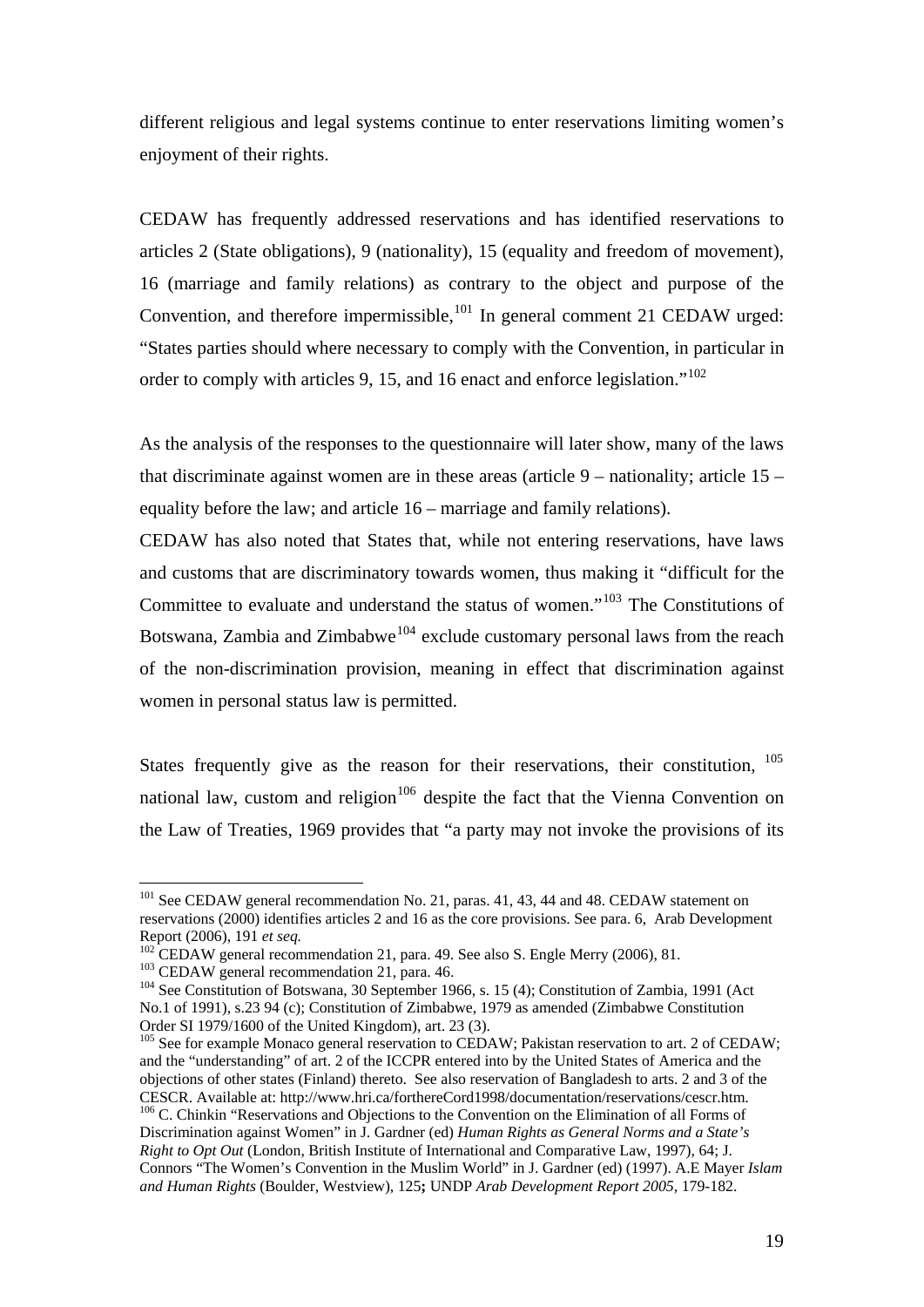different religious and legal systems continue to enter reservations limiting women's enjoyment of their rights.

CEDAW has frequently addressed reservations and has identified reservations to articles 2 (State obligations), 9 (nationality), 15 (equality and freedom of movement), 16 (marriage and family relations) as contrary to the object and purpose of the Convention, and therefore impermissible,[101] In general comment 21 CEDAW urged: "States parties should where necessary to comply with the Convention, in particular in order to comply with articles 9, 15, and 16 enact and enforce legislation."[102]

As the analysis of the responses to the questionnaire will later show, many of the laws that discriminate against women are in these areas (article 9 – nationality; article 15 – equality before the law; and article 16 – marriage and family relations).

CEDAW has also noted that States that, while not entering reservations, have laws and customs that are discriminatory towards women, thus making it "difficult for the Committee to evaluate and understand the status of women."[103] The Constitutions of Botswana, Zambia and Zimbabwe[104] exclude customary personal laws from the reach of the non-discrimination provision, meaning in effect that discrimination against women in personal status law is permitted.

States frequently give as the reason for their reservations, their constitution, [105] national law, custom and religion[106] despite the fact that the Vienna Convention on the Law of Treaties, 1969 provides that "a party may not invoke the provisions of its

---

[101] See CEDAW general recommendation No. 21, paras. 41, 43, 44 and 48. CEDAW statement on reservations (2000) identifies articles 2 and 16 as the core provisions. See para. 6, Arab Development Report (2006), 191 *et seq.*

[102] CEDAW general recommendation 21, para. 49. See also S. Engle Merry (2006), 81.

[103] CEDAW general recommendation 21, para. 46.

[104] See Constitution of Botswana, 30 September 1966, s. 15 (4); Constitution of Zambia, 1991 (Act No.1 of 1991), s.23 94 (c); Constitution of Zimbabwe, 1979 as amended (Zimbabwe Constitution Order SI 1979/1600 of the United Kingdom), art. 23 (3).

[105] See for example Monaco general reservation to CEDAW; Pakistan reservation to art. 2 of CEDAW; and the "understanding" of art. 2 of the ICCPR entered into by the United States of America and the objections of other states (Finland) thereto. See also reservation of Bangladesh to arts. 2 and 3 of the CESCR. Available at: http://www.hri.ca/forthereCord1998/documentation/reservations/cescr.htm.

[106] C. Chinkin "Reservations and Objections to the Convention on the Elimination of all Forms of Discrimination against Women" in J. Gardner (ed) *Human Rights as General Norms and a State's Right to Opt Out* (London, British Institute of International and Comparative Law, 1997), 64; J. Connors "The Women's Convention in the Muslim World" in J. Gardner (ed) (1997). A.E Mayer *Islam and Human Rights* (Boulder, Westview), 125**;** UNDP *Arab Development Report 2005*, 179-182.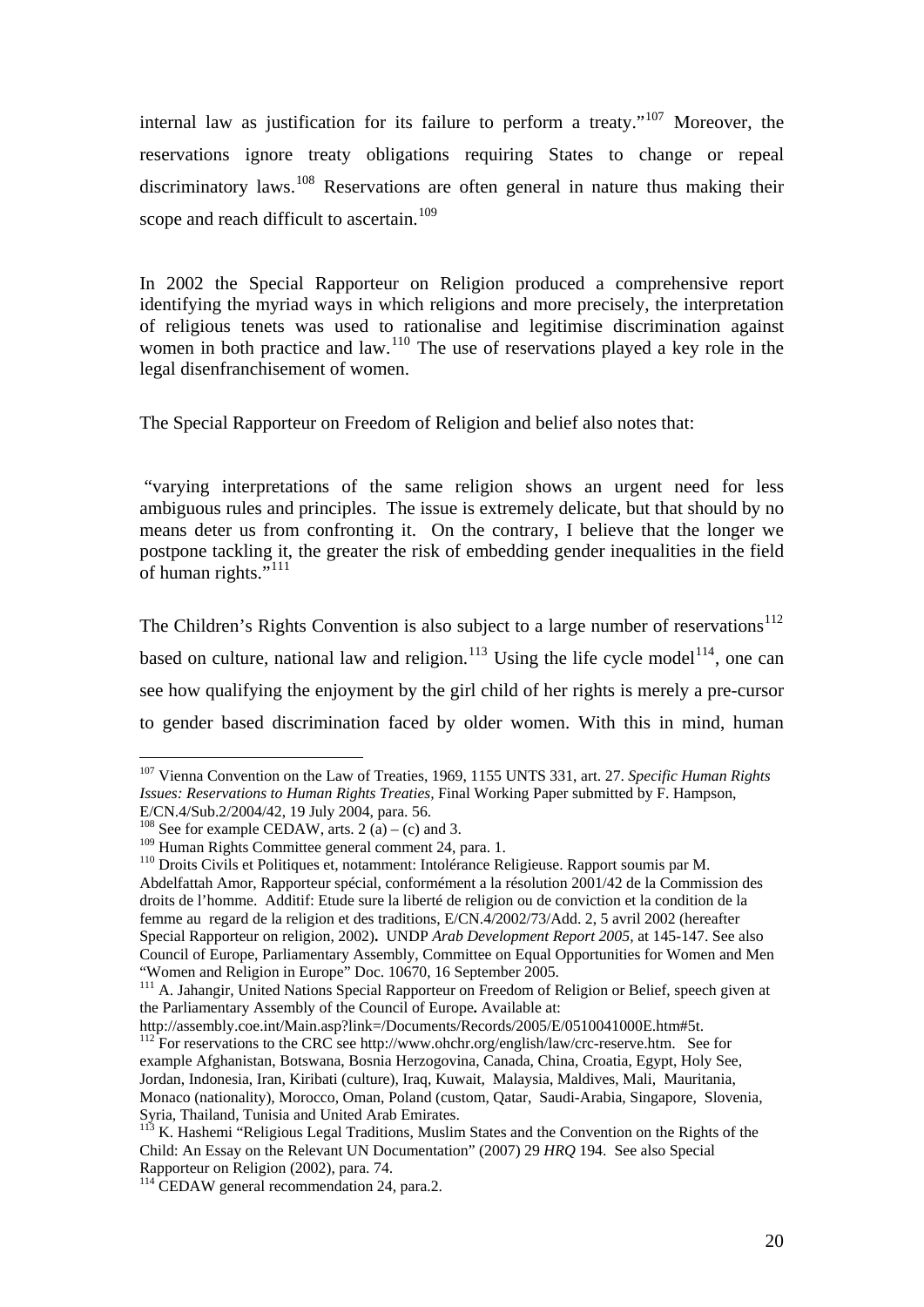internal law as justification for its failure to perform a treaty."[107] Moreover, the reservations ignore treaty obligations requiring States to change or repeal discriminatory laws.[108] Reservations are often general in nature thus making their scope and reach difficult to ascertain.[109]

In 2002 the Special Rapporteur on Religion produced a comprehensive report identifying the myriad ways in which religions and more precisely, the interpretation of religious tenets was used to rationalise and legitimise discrimination against women in both practice and law.[110] The use of reservations played a key role in the legal disenfranchisement of women.

The Special Rapporteur on Freedom of Religion and belief also notes that:

> "varying interpretations of the same religion shows an urgent need for less ambiguous rules and principles. The issue is extremely delicate, but that should by no means deter us from confronting it. On the contrary, I believe that the longer we postpone tackling it, the greater the risk of embedding gender inequalities in the field of human rights."[111]

The Children's Rights Convention is also subject to a large number of reservations[112] based on culture, national law and religion.[113] Using the life cycle model[114], one can see how qualifying the enjoyment by the girl child of her rights is merely a pre-cursor to gender based discrimination faced by older women. With this in mind, human

---

[107] Vienna Convention on the Law of Treaties, 1969, 1155 UNTS 331, art. 27. *Specific Human Rights Issues: Reservations to Human Rights Treaties,* Final Working Paper submitted by F. Hampson, E/CN.4/Sub.2/2004/42, 19 July 2004, para. 56.

[108] See for example CEDAW, arts. 2 (a) – (c) and 3.

[109] Human Rights Committee general comment 24, para. 1.

[110] Droits Civils et Politiques et, notamment: Intolérance Religieuse. Rapport soumis par M. Abdelfattah Amor, Rapporteur spécial, conformément a la résolution 2001/42 de la Commission des droits de l'homme. Additif: Etude sure la liberté de religion ou de conviction et la condition de la femme au regard de la religion et des traditions, E/CN.4/2002/73/Add. 2, 5 avril 2002 (hereafter Special Rapporteur on religion, 2002)**.** UNDP *Arab Development Report 2005,* at 145-147. See also Council of Europe, Parliamentary Assembly, Committee on Equal Opportunities for Women and Men "Women and Religion in Europe" Doc. 10670, 16 September 2005.

[111] A. Jahangir, United Nations Special Rapporteur on Freedom of Religion or Belief, speech given at the Parliamentary Assembly of the Council of Europe**.** Available at: http://assembly.coe.int/Main.asp?link=/Documents/Records/2005/E/0510041000E.htm#5t.

[112] For reservations to the CRC see http://www.ohchr.org/english/law/crc-reserve.htm. See for example Afghanistan, Botswana, Bosnia Herzogovina, Canada, China, Croatia, Egypt, Holy See, Jordan, Indonesia, Iran, Kiribati (culture), Iraq, Kuwait, Malaysia, Maldives, Mali, Mauritania, Monaco (nationality), Morocco, Oman, Poland (custom, Qatar, Saudi-Arabia, Singapore, Slovenia, Syria, Thailand, Tunisia and United Arab Emirates.

[113] K. Hashemi "Religious Legal Traditions, Muslim States and the Convention on the Rights of the Child: An Essay on the Relevant UN Documentation" (2007) 29 *HRQ* 194. See also Special Rapporteur on Religion (2002), para. 74.

[114] CEDAW general recommendation 24, para.2.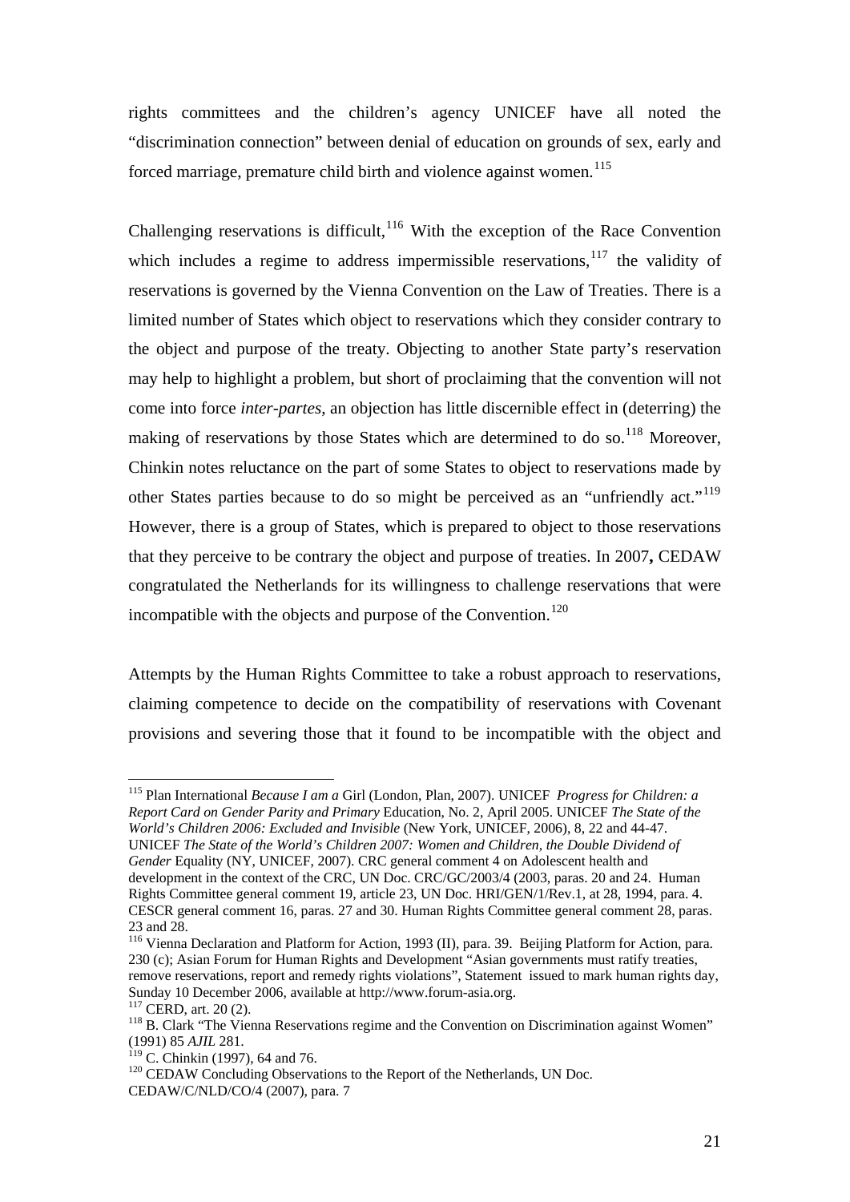rights committees and the children's agency UNICEF have all noted the "discrimination connection" between denial of education on grounds of sex, early and forced marriage, premature child birth and violence against women.[115]

Challenging reservations is difficult,[116] With the exception of the Race Convention which includes a regime to address impermissible reservations,[117] the validity of reservations is governed by the Vienna Convention on the Law of Treaties. There is a limited number of States which object to reservations which they consider contrary to the object and purpose of the treaty. Objecting to another State party's reservation may help to highlight a problem, but short of proclaiming that the convention will not come into force *inter-partes*, an objection has little discernible effect in (deterring) the making of reservations by those States which are determined to do so.[118] Moreover, Chinkin notes reluctance on the part of some States to object to reservations made by other States parties because to do so might be perceived as an "unfriendly act."[119] However, there is a group of States, which is prepared to object to those reservations that they perceive to be contrary the object and purpose of treaties. In 2007**,** CEDAW congratulated the Netherlands for its willingness to challenge reservations that were incompatible with the objects and purpose of the Convention.[120]

Attempts by the Human Rights Committee to take a robust approach to reservations, claiming competence to decide on the compatibility of reservations with Covenant provisions and severing those that it found to be incompatible with the object and

---

[115] Plan International *Because I am a* Girl (London, Plan, 2007). UNICEF *Progress for Children: a Report Card on Gender Parity and Primary* Education, No. 2, April 2005. UNICEF *The State of the World's Children 2006: Excluded and Invisible* (New York, UNICEF, 2006), 8, 22 and 44-47. UNICEF *The State of the World's Children 2007: Women and Children, the Double Dividend of Gender* Equality (NY, UNICEF, 2007). CRC general comment 4 on Adolescent health and development in the context of the CRC, UN Doc. CRC/GC/2003/4 (2003, paras. 20 and 24. Human Rights Committee general comment 19, article 23, UN Doc. HRI/GEN/1/Rev.1, at 28, 1994, para. 4. CESCR general comment 16, paras. 27 and 30. Human Rights Committee general comment 28, paras. 23 and 28.

[116] Vienna Declaration and Platform for Action, 1993 (II), para. 39. Beijing Platform for Action, para. 230 (c); Asian Forum for Human Rights and Development "Asian governments must ratify treaties, remove reservations, report and remedy rights violations", Statement issued to mark human rights day, Sunday 10 December 2006, available at http://www.forum-asia.org.

[117] CERD, art. 20 (2).

[118] B. Clark "The Vienna Reservations regime and the Convention on Discrimination against Women" (1991) 85 *AJIL* 281.

[119] C. Chinkin (1997), 64 and 76.

[120] CEDAW Concluding Observations to the Report of the Netherlands, UN Doc. CEDAW/C/NLD/CO/4 (2007), para. 7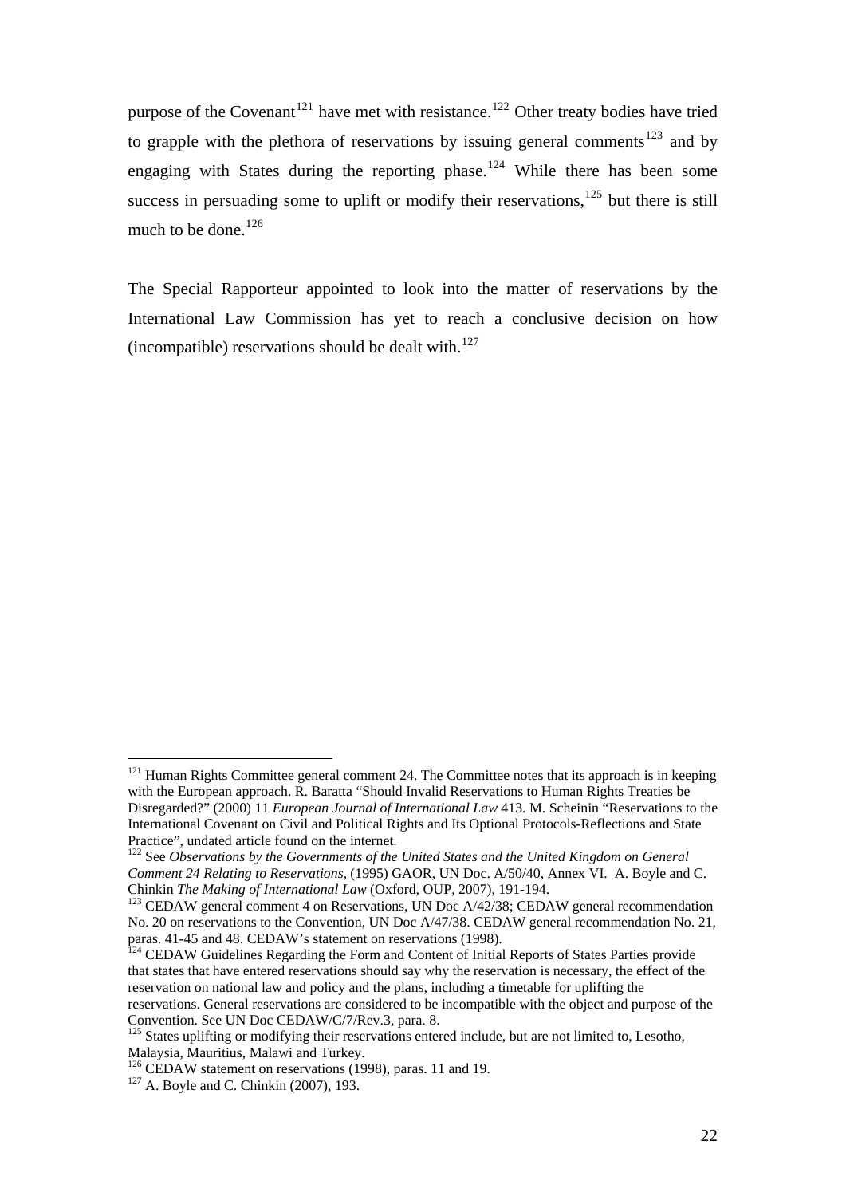purpose of the Covenant[121] have met with resistance.[122] Other treaty bodies have tried to grapple with the plethora of reservations by issuing general comments[123] and by engaging with States during the reporting phase.[124] While there has been some success in persuading some to uplift or modify their reservations,[125] but there is still much to be done.[126]

The Special Rapporteur appointed to look into the matter of reservations by the International Law Commission has yet to reach a conclusive decision on how (incompatible) reservations should be dealt with.[127]

---

[121] Human Rights Committee general comment 24. The Committee notes that its approach is in keeping with the European approach. R. Baratta "Should Invalid Reservations to Human Rights Treaties be Disregarded?" (2000) 11 *European Journal of International Law* 413. M. Scheinin "Reservations to the International Covenant on Civil and Political Rights and Its Optional Protocols-Reflections and State Practice", undated article found on the internet.

[122] See *Observations by the Governments of the United States and the United Kingdom on General Comment 24 Relating to Reservations,* (1995) GAOR, UN Doc. A/50/40, Annex VI. A. Boyle and C. Chinkin *The Making of International Law* (Oxford, OUP, 2007), 191-194.

[123] CEDAW general comment 4 on Reservations, UN Doc A/42/38; CEDAW general recommendation No. 20 on reservations to the Convention, UN Doc A/47/38. CEDAW general recommendation No. 21, paras. 41-45 and 48. CEDAW's statement on reservations (1998).

[124] CEDAW Guidelines Regarding the Form and Content of Initial Reports of States Parties provide that states that have entered reservations should say why the reservation is necessary, the effect of the reservation on national law and policy and the plans, including a timetable for uplifting the reservations. General reservations are considered to be incompatible with the object and purpose of the Convention. See UN Doc CEDAW/C/7/Rev.3, para. 8.

[125] States uplifting or modifying their reservations entered include, but are not limited to, Lesotho, Malaysia, Mauritius, Malawi and Turkey.

[126] CEDAW statement on reservations (1998), paras. 11 and 19.

[127] A. Boyle and C. Chinkin (2007), 193.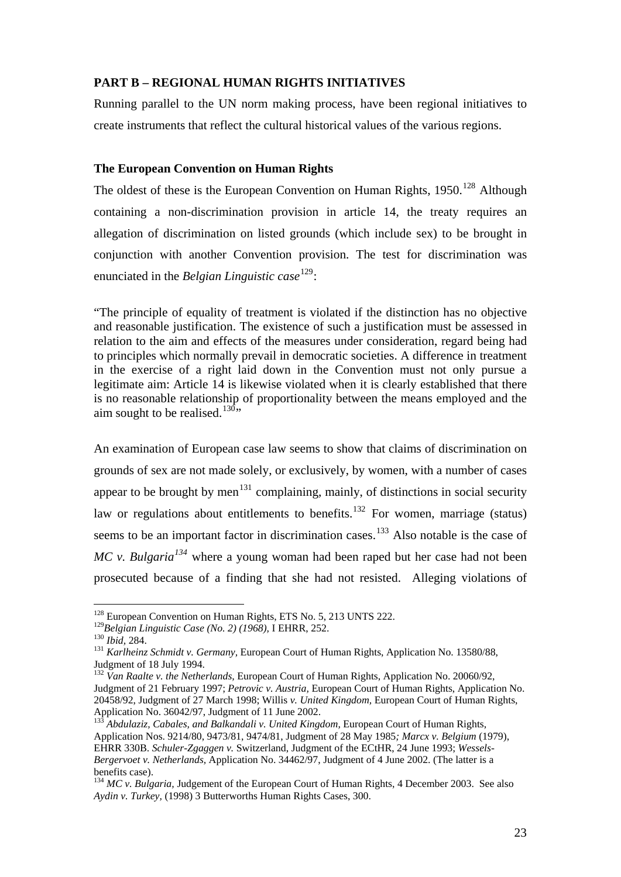## PART B – REGIONAL HUMAN RIGHTS INITIATIVES

Running parallel to the UN norm making process, have been regional initiatives to create instruments that reflect the cultural historical values of the various regions.

### The European Convention on Human Rights

The oldest of these is the European Convention on Human Rights, 1950.[128] Although containing a non-discrimination provision in article 14, the treaty requires an allegation of discrimination on listed grounds (which include sex) to be brought in conjunction with another Convention provision. The test for discrimination was enunciated in the *Belgian Linguistic case*[129]:

"The principle of equality of treatment is violated if the distinction has no objective and reasonable justification. The existence of such a justification must be assessed in relation to the aim and effects of the measures under consideration, regard being had to principles which normally prevail in democratic societies. A difference in treatment in the exercise of a right laid down in the Convention must not only pursue a legitimate aim: Article 14 is likewise violated when it is clearly established that there is no reasonable relationship of proportionality between the means employed and the aim sought to be realised.[130]"

An examination of European case law seems to show that claims of discrimination on grounds of sex are not made solely, or exclusively, by women, with a number of cases appear to be brought by men[131] complaining, mainly, of distinctions in social security law or regulations about entitlements to benefits.[132] For women, marriage (status) seems to be an important factor in discrimination cases.[133] Also notable is the case of *MC v. Bulgaria*[134] where a young woman had been raped but her case had not been prosecuted because of a finding that she had not resisted. Alleging violations of

---

[128] European Convention on Human Rights, ETS No. 5, 213 UNTS 222.

[129] *Belgian Linguistic Case (No. 2) (1968),* I EHRR, 252.

[130] *Ibid,* 284.

[131] *Karlheinz Schmidt v. Germany,* European Court of Human Rights, Application No. 13580/88, Judgment of 18 July 1994.

[132] *Van Raalte v. the Netherlands,* European Court of Human Rights, Application No. 20060/92, Judgment of 21 February 1997; *Petrovic v. Austria,* European Court of Human Rights, Application No. 20458/92, Judgment of 27 March 1998; Willis *v. United Kingdom,* European Court of Human Rights, Application No. 36042/97, Judgment of 11 June 2002.

[133] *Abdulaziz, Cabales, and Balkandali v. United Kingdom,* European Court of Human Rights, Application Nos. 9214/80, 9473/81, 9474/81, Judgment of 28 May 1985*; Marcx v. Belgium* (1979), EHRR 330B. *Schuler-Zgaggen v.* Switzerland, Judgment of the ECtHR, 24 June 1993; *Wessels-Bergervoet v. Netherlands,* Application No. 34462/97, Judgment of 4 June 2002. (The latter is a benefits case).

[134] *MC v. Bulgaria,* Judgement of the European Court of Human Rights, 4 December 2003. See also *Aydin v. Turkey,* (1998) 3 Butterworths Human Rights Cases, 300.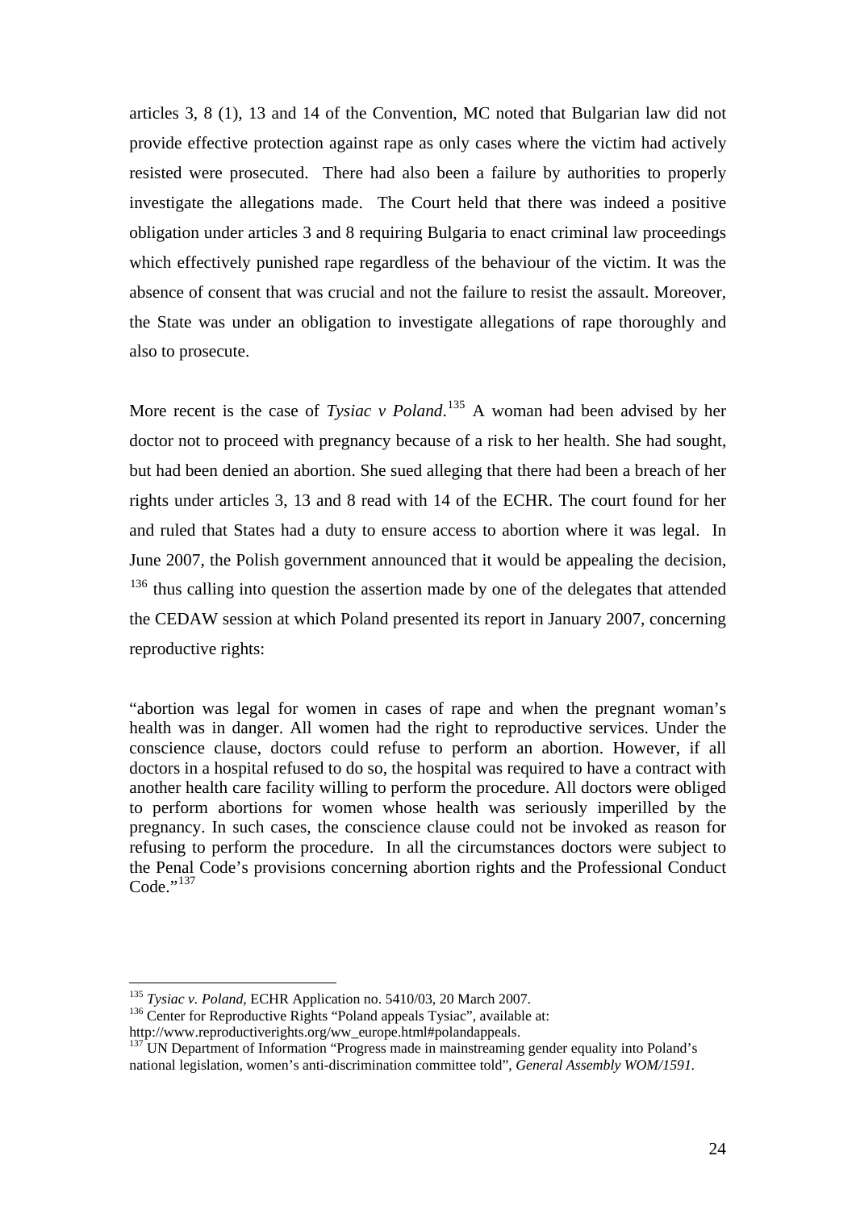articles 3, 8 (1), 13 and 14 of the Convention, MC noted that Bulgarian law did not provide effective protection against rape as only cases where the victim had actively resisted were prosecuted. There had also been a failure by authorities to properly investigate the allegations made. The Court held that there was indeed a positive obligation under articles 3 and 8 requiring Bulgaria to enact criminal law proceedings which effectively punished rape regardless of the behaviour of the victim. It was the absence of consent that was crucial and not the failure to resist the assault. Moreover, the State was under an obligation to investigate allegations of rape thoroughly and also to prosecute.

More recent is the case of *Tysiac v Poland*.[135] A woman had been advised by her doctor not to proceed with pregnancy because of a risk to her health. She had sought, but had been denied an abortion. She sued alleging that there had been a breach of her rights under articles 3, 13 and 8 read with 14 of the ECHR. The court found for her and ruled that States had a duty to ensure access to abortion where it was legal. In June 2007, the Polish government announced that it would be appealing the decision, [136] thus calling into question the assertion made by one of the delegates that attended the CEDAW session at which Poland presented its report in January 2007, concerning reproductive rights:

"abortion was legal for women in cases of rape and when the pregnant woman's health was in danger. All women had the right to reproductive services. Under the conscience clause, doctors could refuse to perform an abortion. However, if all doctors in a hospital refused to do so, the hospital was required to have a contract with another health care facility willing to perform the procedure. All doctors were obliged to perform abortions for women whose health was seriously imperilled by the pregnancy. In such cases, the conscience clause could not be invoked as reason for refusing to perform the procedure. In all the circumstances doctors were subject to the Penal Code's provisions concerning abortion rights and the Professional Conduct Code."[137]

---

[135] *Tysiac v. Poland*, ECHR Application no. 5410/03, 20 March 2007.

[136] Center for Reproductive Rights "Poland appeals Tysiac", available at: http://www.reproductiverights.org/ww_europe.html#polandappeals.

[137] UN Department of Information "Progress made in mainstreaming gender equality into Poland's national legislation, women's anti-discrimination committee told", *General Assembly WOM/1591*.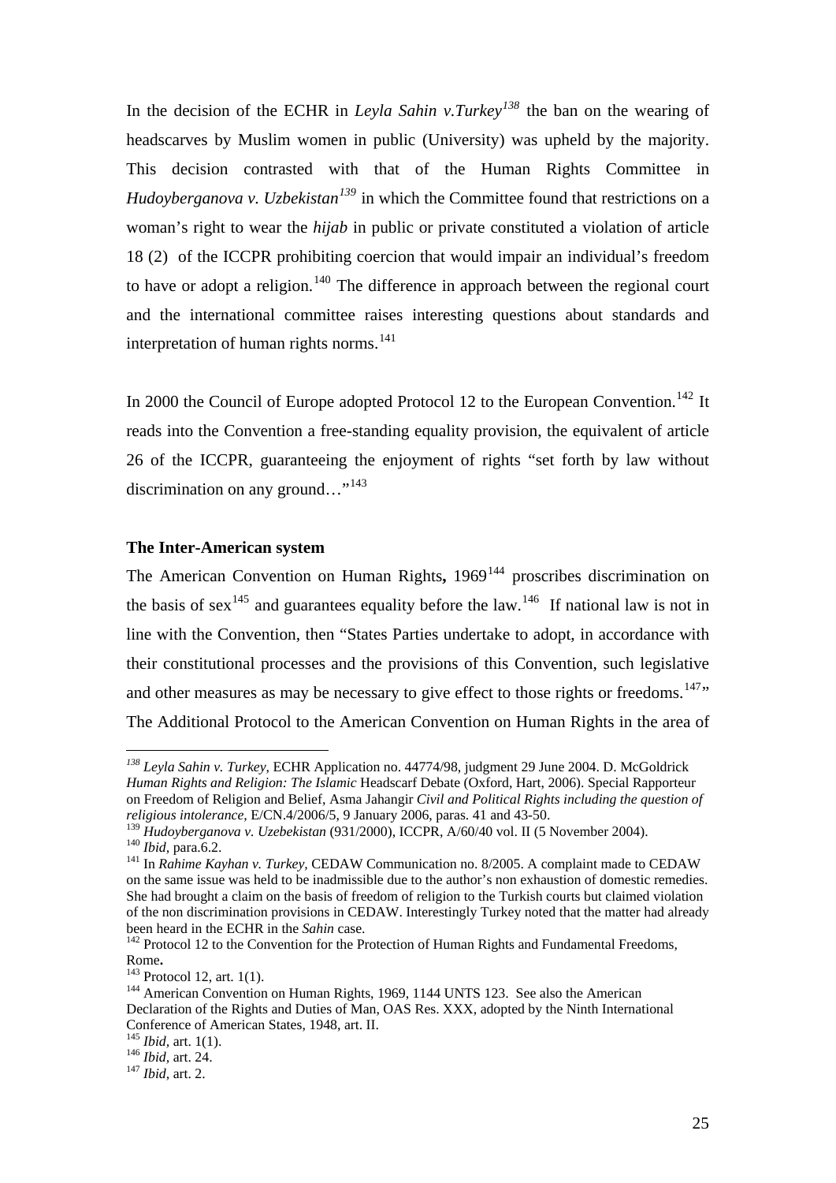In the decision of the ECHR in *Leyla Sahin v.Turkey*[138] the ban on the wearing of headscarves by Muslim women in public (University) was upheld by the majority. This decision contrasted with that of the Human Rights Committee in *Hudoyberganova v. Uzbekistan*[139] in which the Committee found that restrictions on a woman's right to wear the *hijab* in public or private constituted a violation of article 18 (2) of the ICCPR prohibiting coercion that would impair an individual's freedom to have or adopt a religion.[140] The difference in approach between the regional court and the international committee raises interesting questions about standards and interpretation of human rights norms.[141]

In 2000 the Council of Europe adopted Protocol 12 to the European Convention.[142] It reads into the Convention a free-standing equality provision, the equivalent of article 26 of the ICCPR, guaranteeing the enjoyment of rights "set forth by law without discrimination on any ground…"[143]

**The Inter-American system**

The American Convention on Human Rights**,** 1969[144] proscribes discrimination on the basis of sex[145] and guarantees equality before the law.[146] If national law is not in line with the Convention, then "States Parties undertake to adopt, in accordance with their constitutional processes and the provisions of this Convention, such legislative and other measures as may be necessary to give effect to those rights or freedoms.[147]" The Additional Protocol to the American Convention on Human Rights in the area of

---

[138] *Leyla Sahin v. Turkey,* ECHR Application no. 44774/98, judgment 29 June 2004. D. McGoldrick *Human Rights and Religion: The Islamic* Headscarf Debate (Oxford, Hart, 2006). Special Rapporteur on Freedom of Religion and Belief, Asma Jahangir *Civil and Political Rights including the question of religious intolerance*, E/CN.4/2006/5, 9 January 2006, paras. 41 and 43-50.

[139] *Hudoyberganova v. Uzebekistan* (931/2000), ICCPR, A/60/40 vol. II (5 November 2004).

[140] *Ibid,* para.6.2.

[141] In *Rahime Kayhan v. Turkey,* CEDAW Communication no. 8/2005. A complaint made to CEDAW on the same issue was held to be inadmissible due to the author's non exhaustion of domestic remedies. She had brought a claim on the basis of freedom of religion to the Turkish courts but claimed violation of the non discrimination provisions in CEDAW. Interestingly Turkey noted that the matter had already been heard in the ECHR in the *Sahin* case.

[142] Protocol 12 to the Convention for the Protection of Human Rights and Fundamental Freedoms, Rome**.**

[143] Protocol 12, art. 1(1).

[144] American Convention on Human Rights, 1969, 1144 UNTS 123. See also the American Declaration of the Rights and Duties of Man, OAS Res. XXX, adopted by the Ninth International Conference of American States, 1948, art. II.

[145] *Ibid,* art. 1(1).

[146] *Ibid,* art. 24.

[147] *Ibid,* art. 2.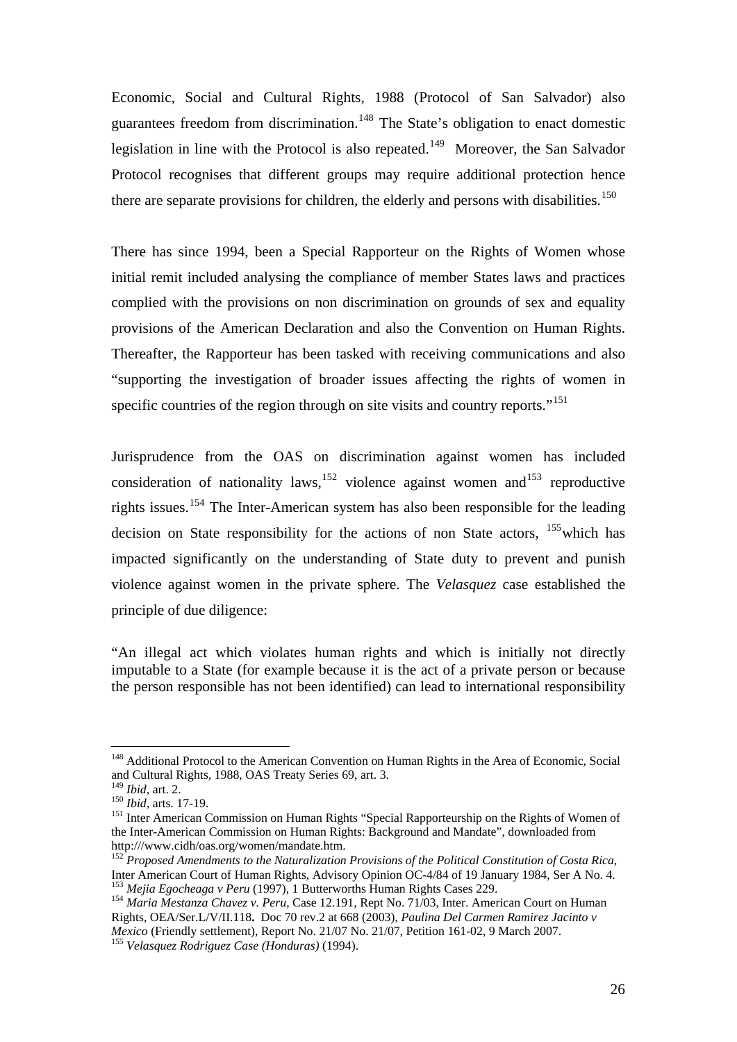Economic, Social and Cultural Rights, 1988 (Protocol of San Salvador) also guarantees freedom from discrimination.[148] The State's obligation to enact domestic legislation in line with the Protocol is also repeated.[149] Moreover, the San Salvador Protocol recognises that different groups may require additional protection hence there are separate provisions for children, the elderly and persons with disabilities.[150]

There has since 1994, been a Special Rapporteur on the Rights of Women whose initial remit included analysing the compliance of member States laws and practices complied with the provisions on non discrimination on grounds of sex and equality provisions of the American Declaration and also the Convention on Human Rights. Thereafter, the Rapporteur has been tasked with receiving communications and also "supporting the investigation of broader issues affecting the rights of women in specific countries of the region through on site visits and country reports."[151]

Jurisprudence from the OAS on discrimination against women has included consideration of nationality laws,[152] violence against women and[153] reproductive rights issues.[154] The Inter-American system has also been responsible for the leading decision on State responsibility for the actions of non State actors, [155]which has impacted significantly on the understanding of State duty to prevent and punish violence against women in the private sphere. The *Velasquez* case established the principle of due diligence:

"An illegal act which violates human rights and which is initially not directly imputable to a State (for example because it is the act of a private person or because the person responsible has not been identified) can lead to international responsibility

---

[148] Additional Protocol to the American Convention on Human Rights in the Area of Economic, Social and Cultural Rights, 1988, OAS Treaty Series 69, art. 3.

[149] *Ibid,* art. 2.

[150] *Ibid*, arts. 17-19.

[151] Inter American Commission on Human Rights "Special Rapporteurship on the Rights of Women of the Inter-American Commission on Human Rights: Background and Mandate", downloaded from http:///www.cidh/oas.org/women/mandate.htm.

[152] *Proposed Amendments to the Naturalization Provisions of the Political Constitution of Costa Rica*, Inter American Court of Human Rights, Advisory Opinion OC-4/84 of 19 January 1984, Ser A No. 4.

[153] *Mejia Egocheaga v Peru* (1997), 1 Butterworths Human Rights Cases 229.

[154] *Maria Mestanza Chavez v. Peru,* Case 12.191, Rept No. 71/03, Inter. American Court on Human Rights, OEA/Ser.L/V/II.118**.** Doc 70 rev.2 at 668 (2003), *Paulina Del Carmen Ramirez Jacinto v Mexico* (Friendly settlement), Report No. 21/07 No. 21/07, Petition 161-02, 9 March 2007.

[155] *Velasquez Rodriguez Case (Honduras)* (1994).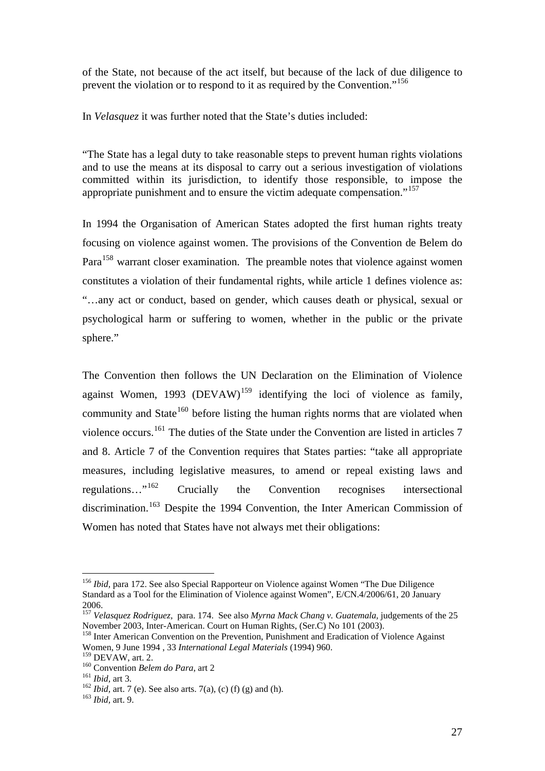of the State, not because of the act itself, but because of the lack of due diligence to prevent the violation or to respond to it as required by the Convention."[156]

In *Velasquez* it was further noted that the State's duties included:

"The State has a legal duty to take reasonable steps to prevent human rights violations and to use the means at its disposal to carry out a serious investigation of violations committed within its jurisdiction, to identify those responsible, to impose the appropriate punishment and to ensure the victim adequate compensation."[157]

In 1994 the Organisation of American States adopted the first human rights treaty focusing on violence against women. The provisions of the Convention de Belem do Para[158] warrant closer examination. The preamble notes that violence against women constitutes a violation of their fundamental rights, while article 1 defines violence as: "…any act or conduct, based on gender, which causes death or physical, sexual or psychological harm or suffering to women, whether in the public or the private sphere."

The Convention then follows the UN Declaration on the Elimination of Violence against Women, 1993 (DEVAW)[159] identifying the loci of violence as family, community and State[160] before listing the human rights norms that are violated when violence occurs.[161] The duties of the State under the Convention are listed in articles 7 and 8. Article 7 of the Convention requires that States parties: "take all appropriate measures, including legislative measures, to amend or repeal existing laws and regulations…"[162] Crucially the Convention recognises intersectional discrimination.[163] Despite the 1994 Convention, the Inter American Commission of Women has noted that States have not always met their obligations:

---

[156] *Ibid,* para 172. See also Special Rapporteur on Violence against Women "The Due Diligence Standard as a Tool for the Elimination of Violence against Women", E/CN.4/2006/61, 20 January 2006.

[157] *Velasquez Rodriguez,* para. 174. See also *Myrna Mack Chang v. Guatemala,* judgements of the 25 November 2003, Inter-American. Court on Human Rights, (Ser.C) No 101 (2003).

[158] Inter American Convention on the Prevention, Punishment and Eradication of Violence Against Women, 9 June 1994 , 33 *International Legal Materials* (1994) 960.

[159] DEVAW, art. 2.

[160] Convention *Belem do Para,* art 2

[161] *Ibid,* art 3.

[162] *Ibid,* art. 7 (e). See also arts. 7(a), (c) (f) (g) and (h).

[163] *Ibid,* art. 9.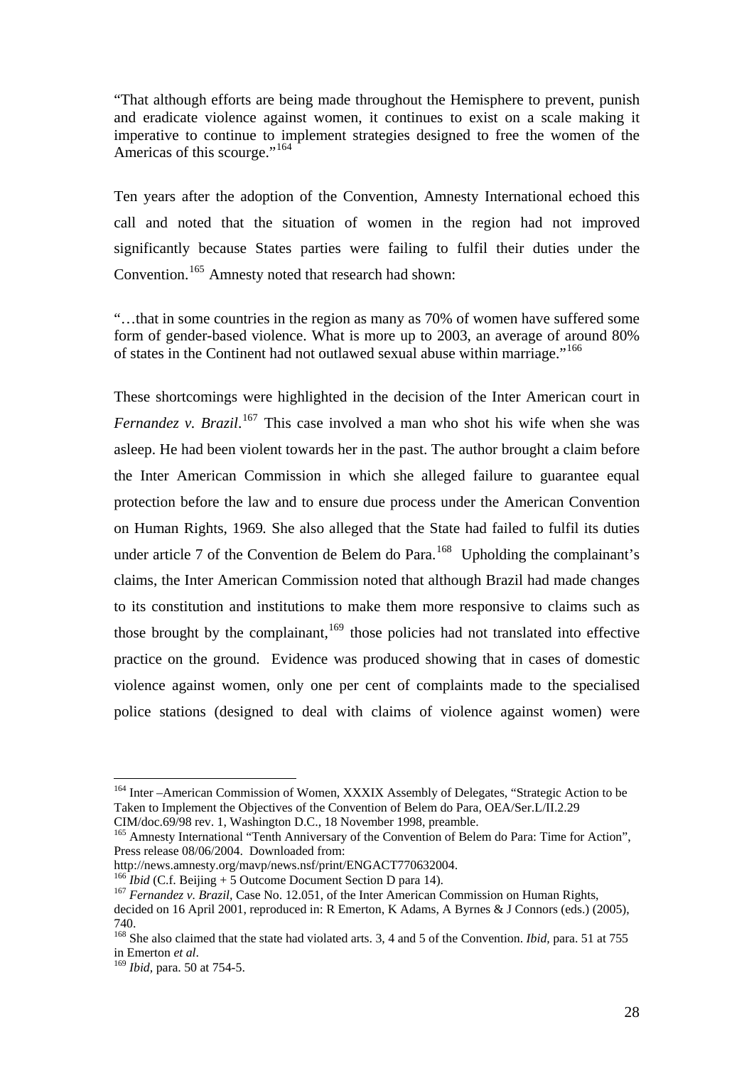"That although efforts are being made throughout the Hemisphere to prevent, punish and eradicate violence against women, it continues to exist on a scale making it imperative to continue to implement strategies designed to free the women of the Americas of this scourge."[164]

Ten years after the adoption of the Convention, Amnesty International echoed this call and noted that the situation of women in the region had not improved significantly because States parties were failing to fulfil their duties under the Convention.[165] Amnesty noted that research had shown:

"…that in some countries in the region as many as 70% of women have suffered some form of gender-based violence. What is more up to 2003, an average of around 80% of states in the Continent had not outlawed sexual abuse within marriage."[166]

These shortcomings were highlighted in the decision of the Inter American court in *Fernandez v. Brazil*.[167] This case involved a man who shot his wife when she was asleep. He had been violent towards her in the past. The author brought a claim before the Inter American Commission in which she alleged failure to guarantee equal protection before the law and to ensure due process under the American Convention on Human Rights, 1969. She also alleged that the State had failed to fulfil its duties under article 7 of the Convention de Belem do Para.[168] Upholding the complainant's claims, the Inter American Commission noted that although Brazil had made changes to its constitution and institutions to make them more responsive to claims such as those brought by the complainant,[169] those policies had not translated into effective practice on the ground. Evidence was produced showing that in cases of domestic violence against women, only one per cent of complaints made to the specialised police stations (designed to deal with claims of violence against women) were

---

[164] Inter –American Commission of Women, XXXIX Assembly of Delegates, "Strategic Action to be Taken to Implement the Objectives of the Convention of Belem do Para, OEA/Ser.L/II.2.29 CIM/doc.69/98 rev. 1, Washington D.C., 18 November 1998, preamble.

[165] Amnesty International "Tenth Anniversary of the Convention of Belem do Para: Time for Action", Press release 08/06/2004. Downloaded from: http://news.amnesty.org/mavp/news.nsf/print/ENGACT770632004.

[166] *Ibid* (C.f. Beijing + 5 Outcome Document Section D para 14).

[167] *Fernandez v. Brazil*, Case No. 12.051, of the Inter American Commission on Human Rights, decided on 16 April 2001, reproduced in: R Emerton, K Adams, A Byrnes & J Connors (eds.) (2005), 740.

[168] She also claimed that the state had violated arts. 3, 4 and 5 of the Convention. *Ibid*, para. 51 at 755 in Emerton *et al*.

[169] *Ibid*, para. 50 at 754-5.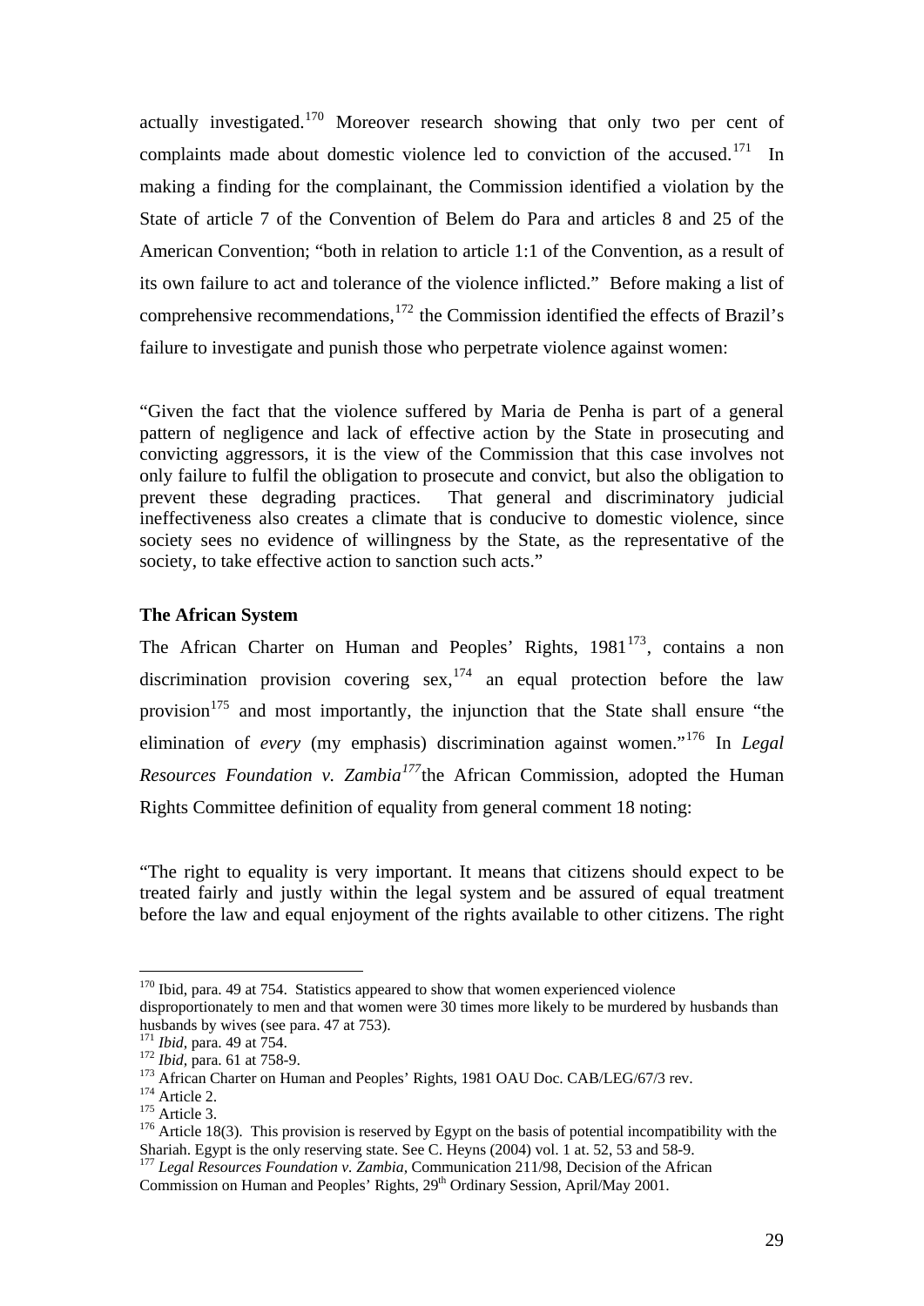actually investigated.[170] Moreover research showing that only two per cent of complaints made about domestic violence led to conviction of the accused.[171] In making a finding for the complainant, the Commission identified a violation by the State of article 7 of the Convention of Belem do Para and articles 8 and 25 of the American Convention; "both in relation to article 1:1 of the Convention, as a result of its own failure to act and tolerance of the violence inflicted." Before making a list of comprehensive recommendations,[172] the Commission identified the effects of Brazil's failure to investigate and punish those who perpetrate violence against women:

"Given the fact that the violence suffered by Maria de Penha is part of a general pattern of negligence and lack of effective action by the State in prosecuting and convicting aggressors, it is the view of the Commission that this case involves not only failure to fulfil the obligation to prosecute and convict, but also the obligation to prevent these degrading practices. That general and discriminatory judicial ineffectiveness also creates a climate that is conducive to domestic violence, since society sees no evidence of willingness by the State, as the representative of the society, to take effective action to sanction such acts."

### The African System

The African Charter on Human and Peoples' Rights, 1981[173], contains a non discrimination provision covering sex,[174] an equal protection before the law provision[175] and most importantly, the injunction that the State shall ensure "the elimination of *every* (my emphasis) discrimination against women."[176] In *Legal Resources Foundation v. Zambia*[177] the African Commission, adopted the Human Rights Committee definition of equality from general comment 18 noting:

"The right to equality is very important. It means that citizens should expect to be treated fairly and justly within the legal system and be assured of equal treatment before the law and equal enjoyment of the rights available to other citizens. The right

---

[170] Ibid, para. 49 at 754. Statistics appeared to show that women experienced violence disproportionately to men and that women were 30 times more likely to be murdered by husbands than husbands by wives (see para. 47 at 753).

[171] *Ibid*, para. 49 at 754.

[172] *Ibid*, para. 61 at 758-9.

[173] African Charter on Human and Peoples' Rights, 1981 OAU Doc. CAB/LEG/67/3 rev.

[174] Article 2.

[175] Article 3.

[176] Article 18(3). This provision is reserved by Egypt on the basis of potential incompatibility with the Shariah. Egypt is the only reserving state. See C. Heyns (2004) vol. 1 at. 52, 53 and 58-9.

[177] *Legal Resources Foundation v. Zambia*, Communication 211/98, Decision of the African Commission on Human and Peoples' Rights, 29th Ordinary Session, April/May 2001.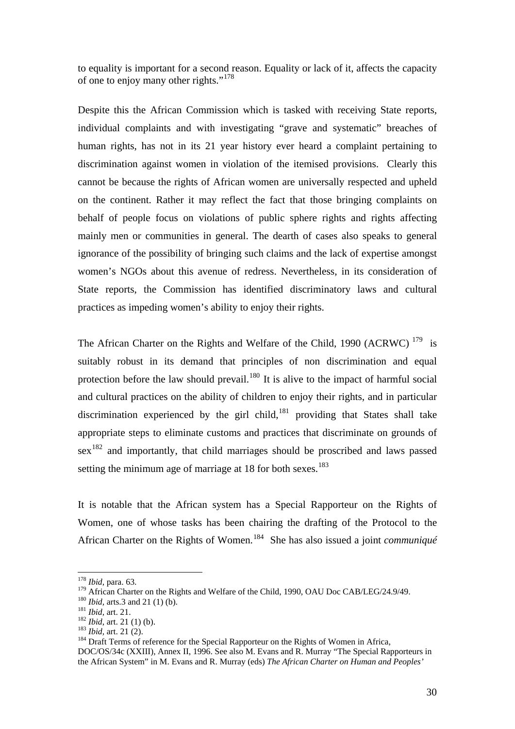to equality is important for a second reason. Equality or lack of it, affects the capacity of one to enjoy many other rights."[178]

Despite this the African Commission which is tasked with receiving State reports, individual complaints and with investigating "grave and systematic" breaches of human rights, has not in its 21 year history ever heard a complaint pertaining to discrimination against women in violation of the itemised provisions. Clearly this cannot be because the rights of African women are universally respected and upheld on the continent. Rather it may reflect the fact that those bringing complaints on behalf of people focus on violations of public sphere rights and rights affecting mainly men or communities in general. The dearth of cases also speaks to general ignorance of the possibility of bringing such claims and the lack of expertise amongst women's NGOs about this avenue of redress. Nevertheless, in its consideration of State reports, the Commission has identified discriminatory laws and cultural practices as impeding women's ability to enjoy their rights.

The African Charter on the Rights and Welfare of the Child, 1990 (ACRWC) [179] is suitably robust in its demand that principles of non discrimination and equal protection before the law should prevail.[180] It is alive to the impact of harmful social and cultural practices on the ability of children to enjoy their rights, and in particular discrimination experienced by the girl child,[181] providing that States shall take appropriate steps to eliminate customs and practices that discriminate on grounds of sex[182] and importantly, that child marriages should be proscribed and laws passed setting the minimum age of marriage at 18 for both sexes.[183]

It is notable that the African system has a Special Rapporteur on the Rights of Women, one of whose tasks has been chairing the drafting of the Protocol to the African Charter on the Rights of Women.[184] She has also issued a joint *communiqué*

---

[178] *Ibid*, para. 63.

[179] African Charter on the Rights and Welfare of the Child, 1990, OAU Doc CAB/LEG/24.9/49.

[180] *Ibid*, arts.3 and 21 (1) (b).

[181] *Ibid*, art. 21.

[182] *Ibid*, art. 21 (1) (b).

[183] *Ibid*, art. 21 (2).

[184] Draft Terms of reference for the Special Rapporteur on the Rights of Women in Africa, DOC/OS/34c (XXIII), Annex II, 1996. See also M. Evans and R. Murray "The Special Rapporteurs in the African System" in M. Evans and R. Murray (eds) *The African Charter on Human and Peoples'*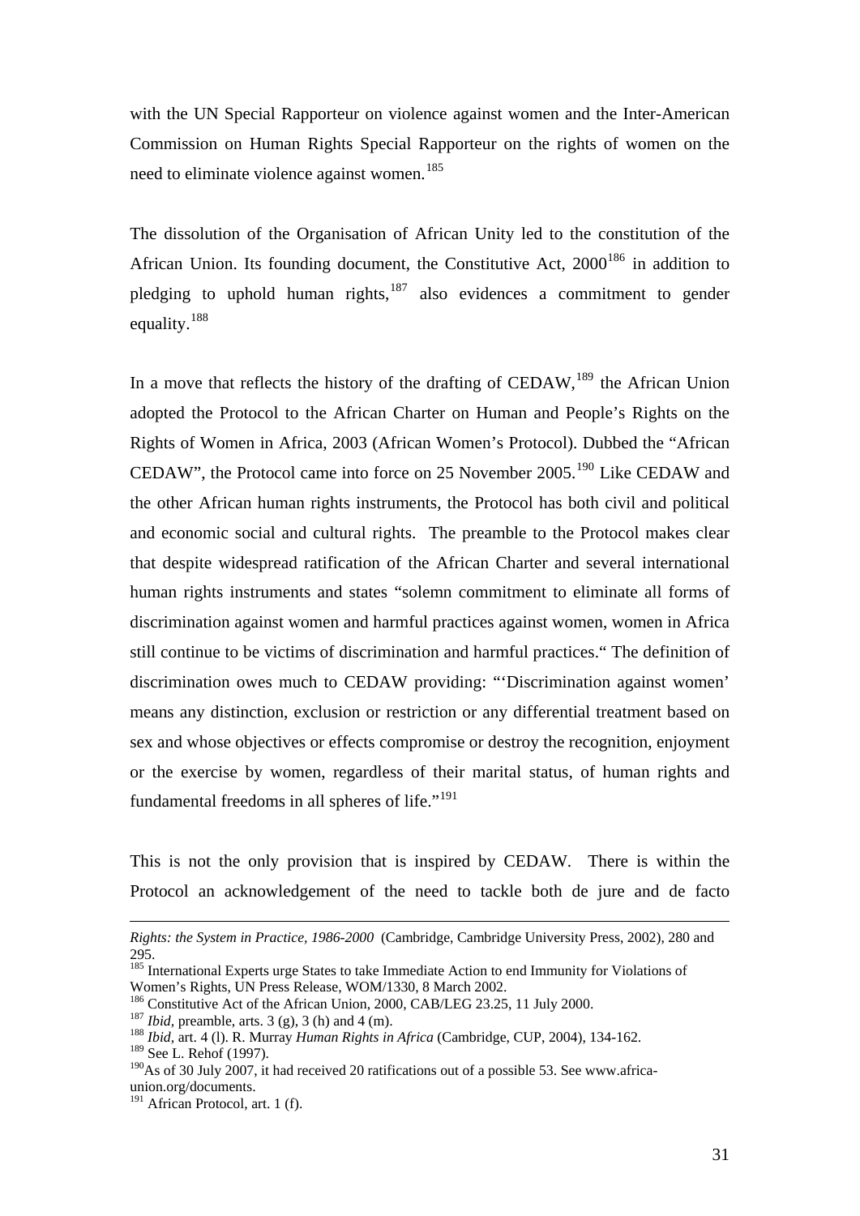with the UN Special Rapporteur on violence against women and the Inter-American Commission on Human Rights Special Rapporteur on the rights of women on the need to eliminate violence against women.[185]

The dissolution of the Organisation of African Unity led to the constitution of the African Union. Its founding document, the Constitutive Act, 2000[186] in addition to pledging to uphold human rights,[187] also evidences a commitment to gender equality.[188]

In a move that reflects the history of the drafting of CEDAW,[189] the African Union adopted the Protocol to the African Charter on Human and People's Rights on the Rights of Women in Africa, 2003 (African Women's Protocol). Dubbed the "African CEDAW", the Protocol came into force on 25 November 2005.[190] Like CEDAW and the other African human rights instruments, the Protocol has both civil and political and economic social and cultural rights. The preamble to the Protocol makes clear that despite widespread ratification of the African Charter and several international human rights instruments and states "solemn commitment to eliminate all forms of discrimination against women and harmful practices against women, women in Africa still continue to be victims of discrimination and harmful practices." The definition of discrimination owes much to CEDAW providing: "'Discrimination against women' means any distinction, exclusion or restriction or any differential treatment based on sex and whose objectives or effects compromise or destroy the recognition, enjoyment or the exercise by women, regardless of their marital status, of human rights and fundamental freedoms in all spheres of life."[191]

This is not the only provision that is inspired by CEDAW. There is within the Protocol an acknowledgement of the need to tackle both de jure and de facto

---

*Rights: the System in Practice, 1986-2000* (Cambridge, Cambridge University Press, 2002), 280 and 295.

[185] International Experts urge States to take Immediate Action to end Immunity for Violations of Women's Rights, UN Press Release, WOM/1330, 8 March 2002.

[186] Constitutive Act of the African Union, 2000, CAB/LEG 23.25, 11 July 2000.

[187] *Ibid*, preamble, arts. 3 (g), 3 (h) and 4 (m).

[188] *Ibid*, art. 4 (l). R. Murray *Human Rights in Africa* (Cambridge, CUP, 2004), 134-162.

[189] See L. Rehof (1997).

[190] As of 30 July 2007, it had received 20 ratifications out of a possible 53. See www.africa-union.org/documents.

[191] African Protocol, art. 1 (f).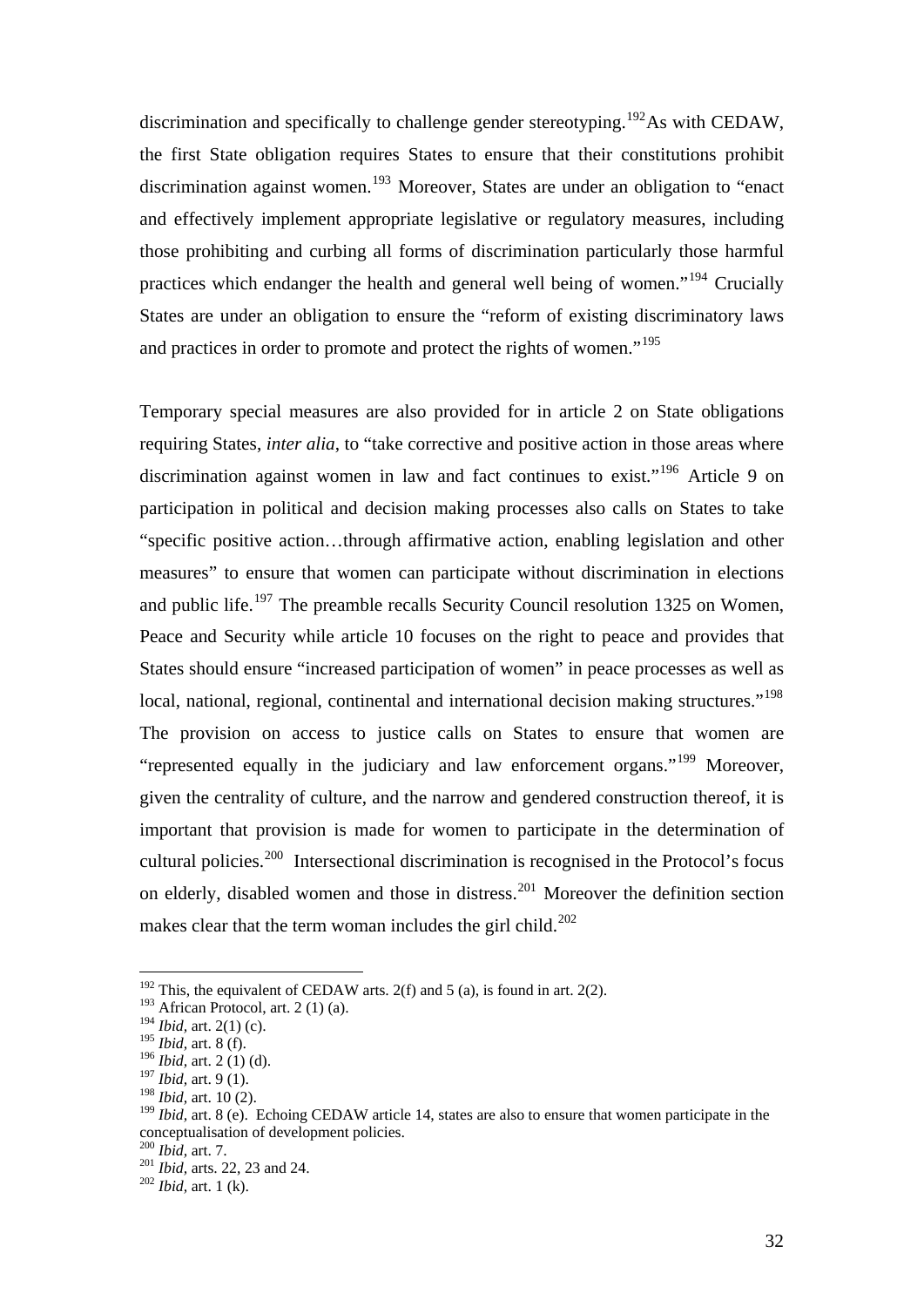discrimination and specifically to challenge gender stereotyping.[192]As with CEDAW, the first State obligation requires States to ensure that their constitutions prohibit discrimination against women.[193] Moreover, States are under an obligation to "enact and effectively implement appropriate legislative or regulatory measures, including those prohibiting and curbing all forms of discrimination particularly those harmful practices which endanger the health and general well being of women."[194] Crucially States are under an obligation to ensure the "reform of existing discriminatory laws and practices in order to promote and protect the rights of women."[195]

Temporary special measures are also provided for in article 2 on State obligations requiring States, *inter alia*, to "take corrective and positive action in those areas where discrimination against women in law and fact continues to exist."[196] Article 9 on participation in political and decision making processes also calls on States to take "specific positive action…through affirmative action, enabling legislation and other measures" to ensure that women can participate without discrimination in elections and public life.[197] The preamble recalls Security Council resolution 1325 on Women, Peace and Security while article 10 focuses on the right to peace and provides that States should ensure "increased participation of women" in peace processes as well as local, national, regional, continental and international decision making structures."[198] The provision on access to justice calls on States to ensure that women are "represented equally in the judiciary and law enforcement organs."[199] Moreover, given the centrality of culture, and the narrow and gendered construction thereof, it is important that provision is made for women to participate in the determination of cultural policies.[200] Intersectional discrimination is recognised in the Protocol's focus on elderly, disabled women and those in distress.[201] Moreover the definition section makes clear that the term woman includes the girl child.[202]

---

[192] This, the equivalent of CEDAW arts. 2(f) and 5 (a), is found in art. 2(2).
[193] African Protocol, art. 2 (1) (a).
[194] *Ibid*, art. 2(1) (c).
[195] *Ibid*, art. 8 (f).
[196] *Ibid*, art. 2 (1) (d).
[197] *Ibid*, art. 9 (1).
[198] *Ibid*, art. 10 (2).
[199] *Ibid*, art. 8 (e). Echoing CEDAW article 14, states are also to ensure that women participate in the conceptualisation of development policies.
[200] *Ibid*, art. 7.
[201] *Ibid*, arts. 22, 23 and 24.
[202] *Ibid*, art. 1 (k).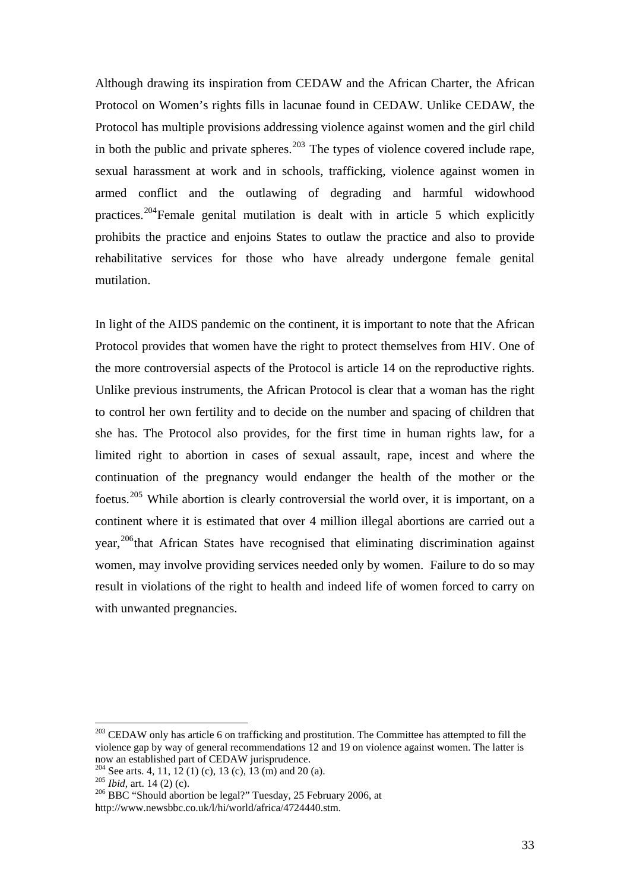Although drawing its inspiration from CEDAW and the African Charter, the African Protocol on Women's rights fills in lacunae found in CEDAW. Unlike CEDAW, the Protocol has multiple provisions addressing violence against women and the girl child in both the public and private spheres.[203] The types of violence covered include rape, sexual harassment at work and in schools, trafficking, violence against women in armed conflict and the outlawing of degrading and harmful widowhood practices.[204]Female genital mutilation is dealt with in article 5 which explicitly prohibits the practice and enjoins States to outlaw the practice and also to provide rehabilitative services for those who have already undergone female genital mutilation.

In light of the AIDS pandemic on the continent, it is important to note that the African Protocol provides that women have the right to protect themselves from HIV. One of the more controversial aspects of the Protocol is article 14 on the reproductive rights. Unlike previous instruments, the African Protocol is clear that a woman has the right to control her own fertility and to decide on the number and spacing of children that she has. The Protocol also provides, for the first time in human rights law, for a limited right to abortion in cases of sexual assault, rape, incest and where the continuation of the pregnancy would endanger the health of the mother or the foetus.[205] While abortion is clearly controversial the world over, it is important, on a continent where it is estimated that over 4 million illegal abortions are carried out a year,[206]that African States have recognised that eliminating discrimination against women, may involve providing services needed only by women. Failure to do so may result in violations of the right to health and indeed life of women forced to carry on with unwanted pregnancies.

---

[203] CEDAW only has article 6 on trafficking and prostitution. The Committee has attempted to fill the violence gap by way of general recommendations 12 and 19 on violence against women. The latter is now an established part of CEDAW jurisprudence.

[204] See arts. 4, 11, 12 (1) (c), 13 (c), 13 (m) and 20 (a).

[205] *Ibid*, art. 14 (2) (c).

[206] BBC "Should abortion be legal?" Tuesday, 25 February 2006, at http://www.newsbbc.co.uk/l/hi/world/africa/4724440.stm.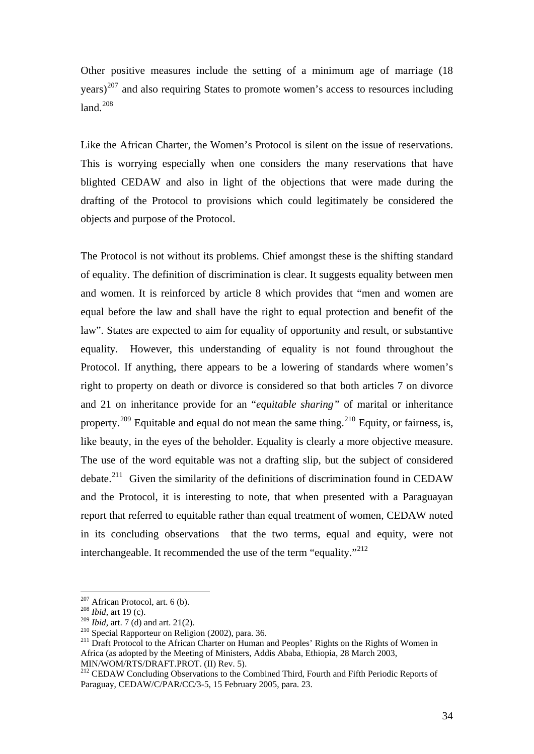Other positive measures include the setting of a minimum age of marriage (18 years)[207] and also requiring States to promote women's access to resources including land.[208]

Like the African Charter, the Women's Protocol is silent on the issue of reservations. This is worrying especially when one considers the many reservations that have blighted CEDAW and also in light of the objections that were made during the drafting of the Protocol to provisions which could legitimately be considered the objects and purpose of the Protocol.

The Protocol is not without its problems. Chief amongst these is the shifting standard of equality. The definition of discrimination is clear. It suggests equality between men and women. It is reinforced by article 8 which provides that "men and women are equal before the law and shall have the right to equal protection and benefit of the law". States are expected to aim for equality of opportunity and result, or substantive equality. However, this understanding of equality is not found throughout the Protocol. If anything, there appears to be a lowering of standards where women's right to property on death or divorce is considered so that both articles 7 on divorce and 21 on inheritance provide for an "*equitable sharing*" of marital or inheritance property.[209] Equitable and equal do not mean the same thing.[210] Equity, or fairness, is, like beauty, in the eyes of the beholder. Equality is clearly a more objective measure. The use of the word equitable was not a drafting slip, but the subject of considered debate.[211] Given the similarity of the definitions of discrimination found in CEDAW and the Protocol, it is interesting to note, that when presented with a Paraguayan report that referred to equitable rather than equal treatment of women, CEDAW noted in its concluding observations that the two terms, equal and equity, were not interchangeable. It recommended the use of the term "equality."[212]

---

[207] African Protocol, art. 6 (b).

[208] *Ibid*, art 19 (c).

[209] *Ibid*, art. 7 (d) and art. 21(2).

[210] Special Rapporteur on Religion (2002), para. 36.

[211] Draft Protocol to the African Charter on Human and Peoples' Rights on the Rights of Women in Africa (as adopted by the Meeting of Ministers, Addis Ababa, Ethiopia, 28 March 2003, MIN/WOM/RTS/DRAFT.PROT. (II) Rev. 5).

[212] CEDAW Concluding Observations to the Combined Third, Fourth and Fifth Periodic Reports of Paraguay, CEDAW/C/PAR/CC/3-5, 15 February 2005, para. 23.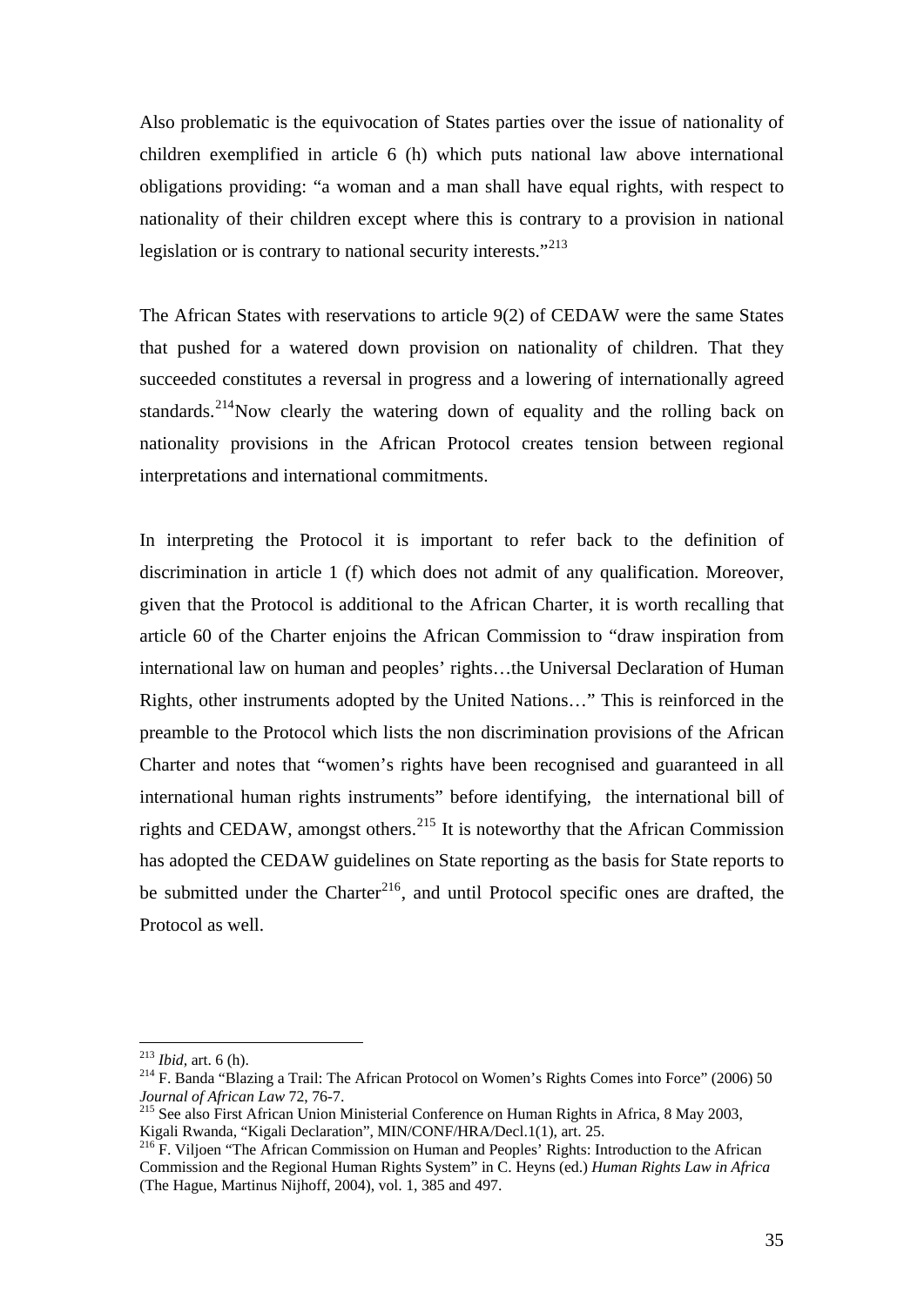Also problematic is the equivocation of States parties over the issue of nationality of children exemplified in article 6 (h) which puts national law above international obligations providing: "a woman and a man shall have equal rights, with respect to nationality of their children except where this is contrary to a provision in national legislation or is contrary to national security interests."[213]

The African States with reservations to article 9(2) of CEDAW were the same States that pushed for a watered down provision on nationality of children. That they succeeded constitutes a reversal in progress and a lowering of internationally agreed standards.[214]Now clearly the watering down of equality and the rolling back on nationality provisions in the African Protocol creates tension between regional interpretations and international commitments.

In interpreting the Protocol it is important to refer back to the definition of discrimination in article 1 (f) which does not admit of any qualification. Moreover, given that the Protocol is additional to the African Charter, it is worth recalling that article 60 of the Charter enjoins the African Commission to "draw inspiration from international law on human and peoples' rights…the Universal Declaration of Human Rights, other instruments adopted by the United Nations…" This is reinforced in the preamble to the Protocol which lists the non discrimination provisions of the African Charter and notes that "women's rights have been recognised and guaranteed in all international human rights instruments" before identifying, the international bill of rights and CEDAW, amongst others.[215] It is noteworthy that the African Commission has adopted the CEDAW guidelines on State reporting as the basis for State reports to be submitted under the Charter[216], and until Protocol specific ones are drafted, the Protocol as well.

---

[213] *Ibid*, art. 6 (h).

[214] F. Banda "Blazing a Trail: The African Protocol on Women's Rights Comes into Force" (2006) 50 *Journal of African Law* 72, 76-7.

[215] See also First African Union Ministerial Conference on Human Rights in Africa, 8 May 2003, Kigali Rwanda, "Kigali Declaration", MIN/CONF/HRA/Decl.1(1), art. 25.

[216] F. Viljoen "The African Commission on Human and Peoples' Rights: Introduction to the African Commission and the Regional Human Rights System" in C. Heyns (ed.) *Human Rights Law in Africa* (The Hague, Martinus Nijhoff, 2004), vol. 1, 385 and 497.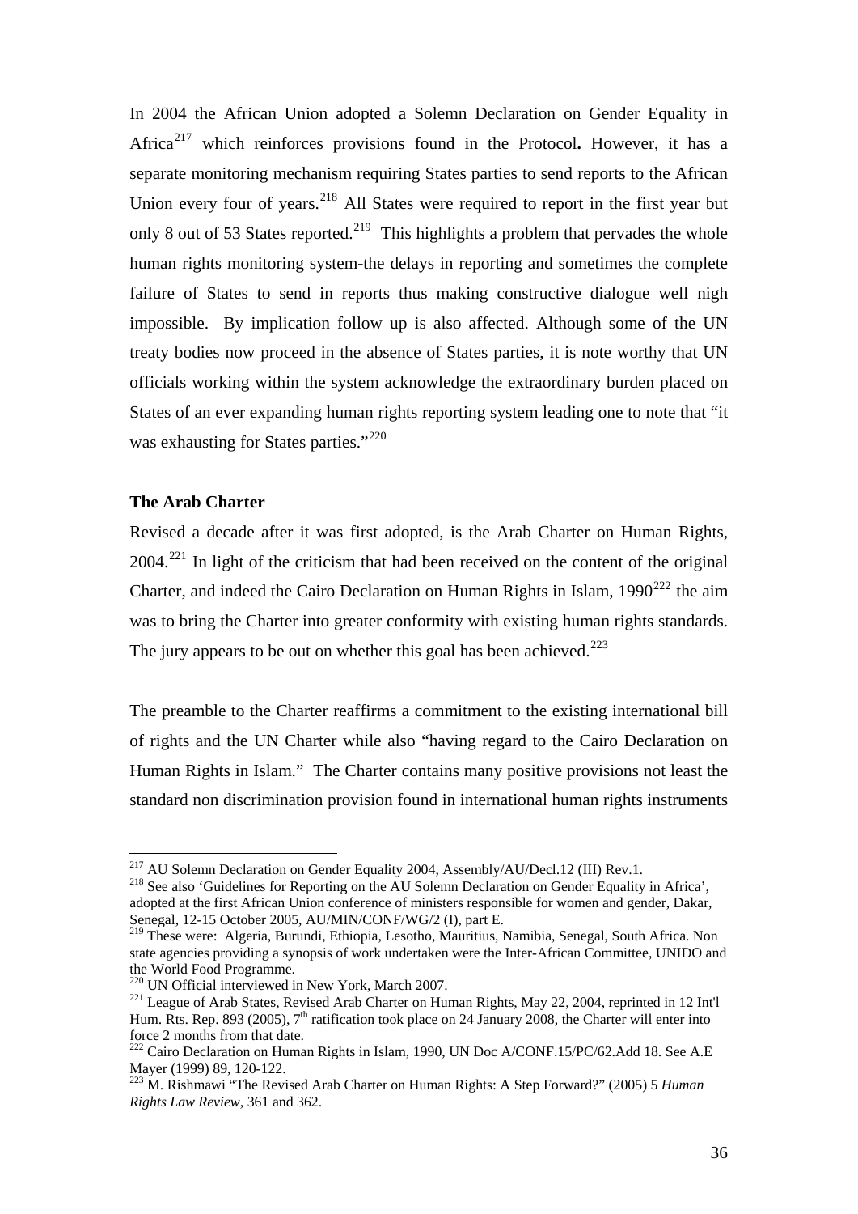In 2004 the African Union adopted a Solemn Declaration on Gender Equality in Africa[217] which reinforces provisions found in the Protocol**.** However, it has a separate monitoring mechanism requiring States parties to send reports to the African Union every four of years.[218] All States were required to report in the first year but only 8 out of 53 States reported.[219] This highlights a problem that pervades the whole human rights monitoring system-the delays in reporting and sometimes the complete failure of States to send in reports thus making constructive dialogue well nigh impossible. By implication follow up is also affected. Although some of the UN treaty bodies now proceed in the absence of States parties, it is note worthy that UN officials working within the system acknowledge the extraordinary burden placed on States of an ever expanding human rights reporting system leading one to note that "it was exhausting for States parties."[220]

**The Arab Charter**

Revised a decade after it was first adopted, is the Arab Charter on Human Rights, 2004.[221] In light of the criticism that had been received on the content of the original Charter, and indeed the Cairo Declaration on Human Rights in Islam, 1990[222] the aim was to bring the Charter into greater conformity with existing human rights standards. The jury appears to be out on whether this goal has been achieved.[223]

The preamble to the Charter reaffirms a commitment to the existing international bill of rights and the UN Charter while also "having regard to the Cairo Declaration on Human Rights in Islam." The Charter contains many positive provisions not least the standard non discrimination provision found in international human rights instruments

---

[217] AU Solemn Declaration on Gender Equality 2004, Assembly/AU/Decl.12 (III) Rev.1.

[218] See also 'Guidelines for Reporting on the AU Solemn Declaration on Gender Equality in Africa', adopted at the first African Union conference of ministers responsible for women and gender, Dakar, Senegal, 12-15 October 2005, AU/MIN/CONF/WG/2 (I), part E.

[219] These were: Algeria, Burundi, Ethiopia, Lesotho, Mauritius, Namibia, Senegal, South Africa. Non state agencies providing a synopsis of work undertaken were the Inter-African Committee, UNIDO and the World Food Programme.

[220] UN Official interviewed in New York, March 2007.

[221] League of Arab States, Revised Arab Charter on Human Rights, May 22, 2004, reprinted in 12 Int'l Hum. Rts. Rep. 893 (2005), 7th ratification took place on 24 January 2008, the Charter will enter into force 2 months from that date.

[222] Cairo Declaration on Human Rights in Islam, 1990, UN Doc A/CONF.15/PC/62.Add 18. See A.E Mayer (1999) 89, 120-122.

[223] M. Rishmawi "The Revised Arab Charter on Human Rights: A Step Forward?" (2005) 5 *Human Rights Law Review*, 361 and 362.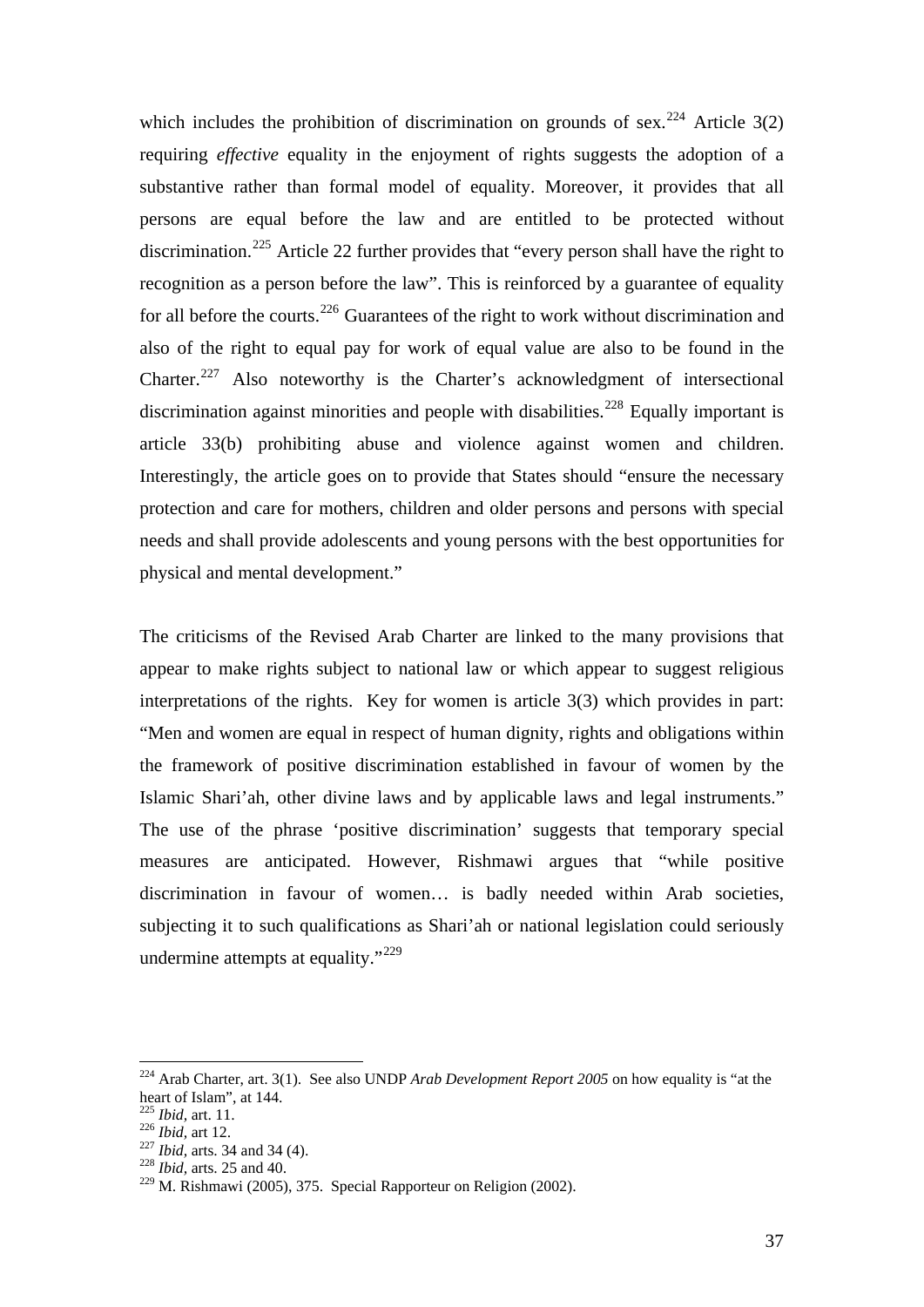which includes the prohibition of discrimination on grounds of sex.[224] Article 3(2) requiring *effective* equality in the enjoyment of rights suggests the adoption of a substantive rather than formal model of equality. Moreover, it provides that all persons are equal before the law and are entitled to be protected without discrimination.[225] Article 22 further provides that "every person shall have the right to recognition as a person before the law". This is reinforced by a guarantee of equality for all before the courts.[226] Guarantees of the right to work without discrimination and also of the right to equal pay for work of equal value are also to be found in the Charter.[227] Also noteworthy is the Charter's acknowledgment of intersectional discrimination against minorities and people with disabilities.[228] Equally important is article 33(b) prohibiting abuse and violence against women and children. Interestingly, the article goes on to provide that States should "ensure the necessary protection and care for mothers, children and older persons and persons with special needs and shall provide adolescents and young persons with the best opportunities for physical and mental development."

The criticisms of the Revised Arab Charter are linked to the many provisions that appear to make rights subject to national law or which appear to suggest religious interpretations of the rights. Key for women is article 3(3) which provides in part: "Men and women are equal in respect of human dignity, rights and obligations within the framework of positive discrimination established in favour of women by the Islamic Shari'ah, other divine laws and by applicable laws and legal instruments." The use of the phrase 'positive discrimination' suggests that temporary special measures are anticipated. However, Rishmawi argues that "while positive discrimination in favour of women… is badly needed within Arab societies, subjecting it to such qualifications as Shari'ah or national legislation could seriously undermine attempts at equality."[229]

---

[224] Arab Charter, art. 3(1). See also UNDP *Arab Development Report 2005* on how equality is "at the heart of Islam", at 144.

[225] *Ibid*, art. 11.

[226] *Ibid*, art 12.

[227] *Ibid*, arts. 34 and 34 (4).

[228] *Ibid*, arts. 25 and 40.

[229] M. Rishmawi (2005), 375. Special Rapporteur on Religion (2002).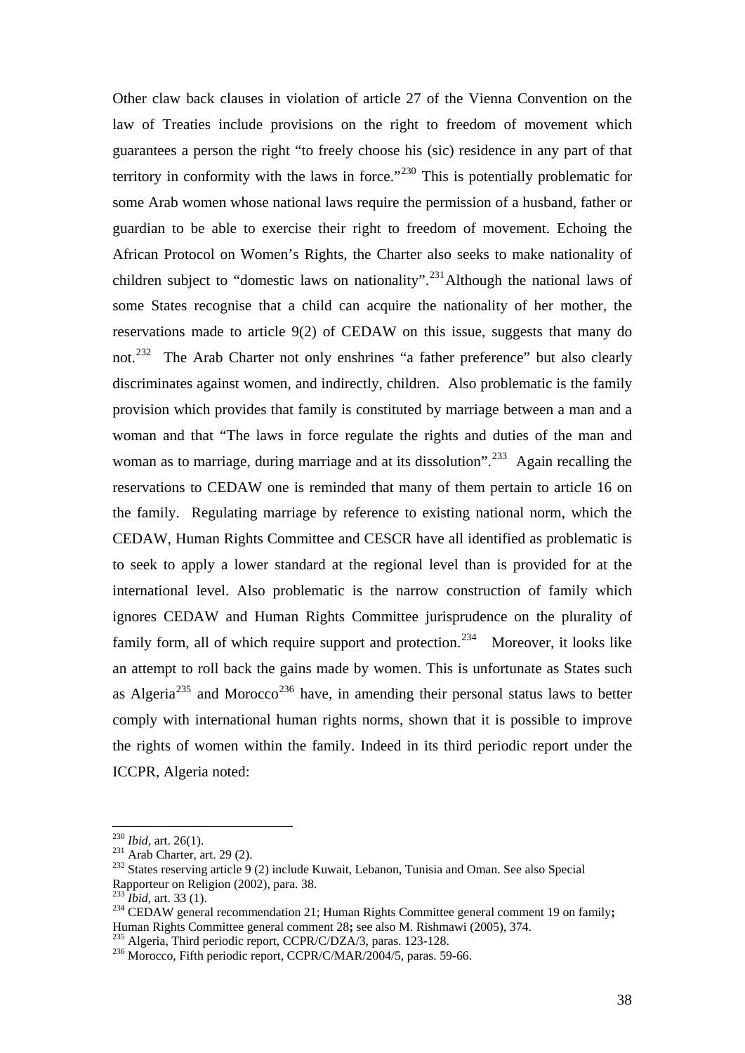Other claw back clauses in violation of article 27 of the Vienna Convention on the law of Treaties include provisions on the right to freedom of movement which guarantees a person the right "to freely choose his (sic) residence in any part of that territory in conformity with the laws in force."[230] This is potentially problematic for some Arab women whose national laws require the permission of a husband, father or guardian to be able to exercise their right to freedom of movement. Echoing the African Protocol on Women's Rights, the Charter also seeks to make nationality of children subject to "domestic laws on nationality".[231] Although the national laws of some States recognise that a child can acquire the nationality of her mother, the reservations made to article 9(2) of CEDAW on this issue, suggests that many do not.[232] The Arab Charter not only enshrines "a father preference" but also clearly discriminates against women, and indirectly, children. Also problematic is the family provision which provides that family is constituted by marriage between a man and a woman and that "The laws in force regulate the rights and duties of the man and woman as to marriage, during marriage and at its dissolution".[233] Again recalling the reservations to CEDAW one is reminded that many of them pertain to article 16 on the family. Regulating marriage by reference to existing national norm, which the CEDAW, Human Rights Committee and CESCR have all identified as problematic is to seek to apply a lower standard at the regional level than is provided for at the international level. Also problematic is the narrow construction of family which ignores CEDAW and Human Rights Committee jurisprudence on the plurality of family form, all of which require support and protection.[234] Moreover, it looks like an attempt to roll back the gains made by women. This is unfortunate as States such as Algeria[235] and Morocco[236] have, in amending their personal status laws to better comply with international human rights norms, shown that it is possible to improve the rights of women within the family. Indeed in its third periodic report under the ICCPR, Algeria noted:

---

[230] *Ibid*, art. 26(1).

[231] Arab Charter, art. 29 (2).

[232] States reserving article 9 (2) include Kuwait, Lebanon, Tunisia and Oman. See also Special Rapporteur on Religion (2002), para. 38.

[233] *Ibid*, art. 33 (1).

[234] CEDAW general recommendation 21; Human Rights Committee general comment 19 on family**;** Human Rights Committee general comment 28**;** see also M. Rishmawi (2005), 374.

[235] Algeria, Third periodic report, CCPR/C/DZA/3, paras. 123-128.

[236] Morocco, Fifth periodic report, CCPR/C/MAR/2004/5, paras. 59-66.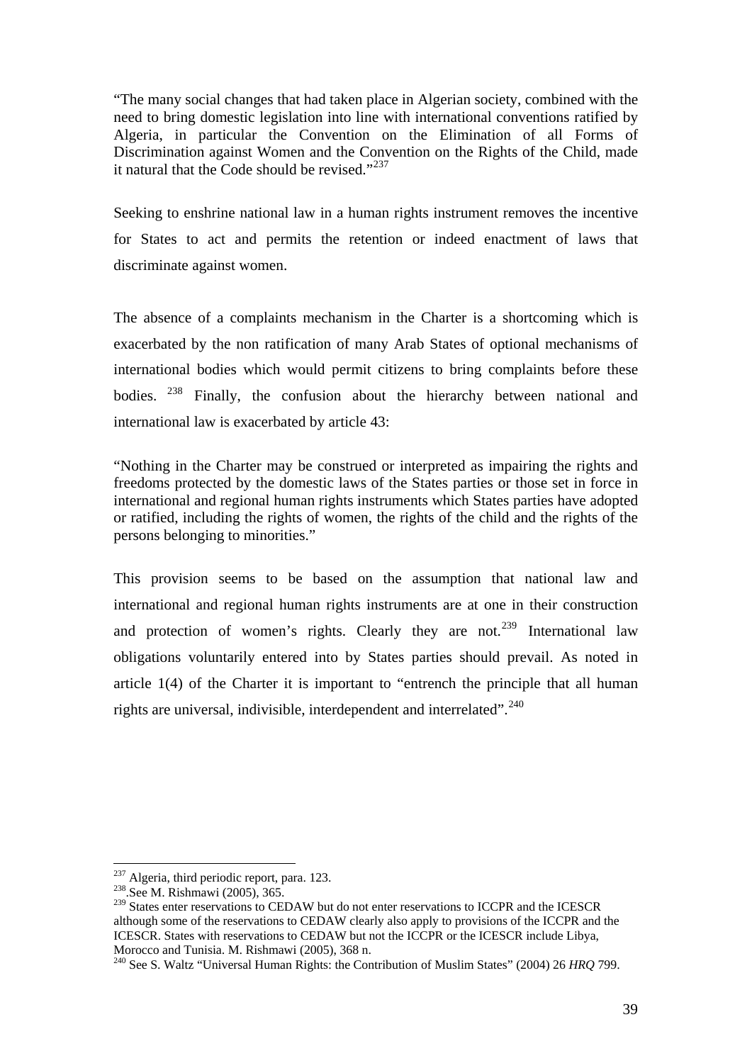"The many social changes that had taken place in Algerian society, combined with the need to bring domestic legislation into line with international conventions ratified by Algeria, in particular the Convention on the Elimination of all Forms of Discrimination against Women and the Convention on the Rights of the Child, made it natural that the Code should be revised."[237]

Seeking to enshrine national law in a human rights instrument removes the incentive for States to act and permits the retention or indeed enactment of laws that discriminate against women.

The absence of a complaints mechanism in the Charter is a shortcoming which is exacerbated by the non ratification of many Arab States of optional mechanisms of international bodies which would permit citizens to bring complaints before these bodies. [238] Finally, the confusion about the hierarchy between national and international law is exacerbated by article 43:

"Nothing in the Charter may be construed or interpreted as impairing the rights and freedoms protected by the domestic laws of the States parties or those set in force in international and regional human rights instruments which States parties have adopted or ratified, including the rights of women, the rights of the child and the rights of the persons belonging to minorities."

This provision seems to be based on the assumption that national law and international and regional human rights instruments are at one in their construction and protection of women's rights. Clearly they are not.[239] International law obligations voluntarily entered into by States parties should prevail. As noted in article 1(4) of the Charter it is important to "entrench the principle that all human rights are universal, indivisible, interdependent and interrelated".[240]

---

[237] Algeria, third periodic report, para. 123.

[238] .See M. Rishmawi (2005), 365.

[239] States enter reservations to CEDAW but do not enter reservations to ICCPR and the ICESCR although some of the reservations to CEDAW clearly also apply to provisions of the ICCPR and the ICESCR. States with reservations to CEDAW but not the ICCPR or the ICESCR include Libya, Morocco and Tunisia. M. Rishmawi (2005), 368 n.

[240] See S. Waltz "Universal Human Rights: the Contribution of Muslim States" (2004) 26 *HRQ* 799.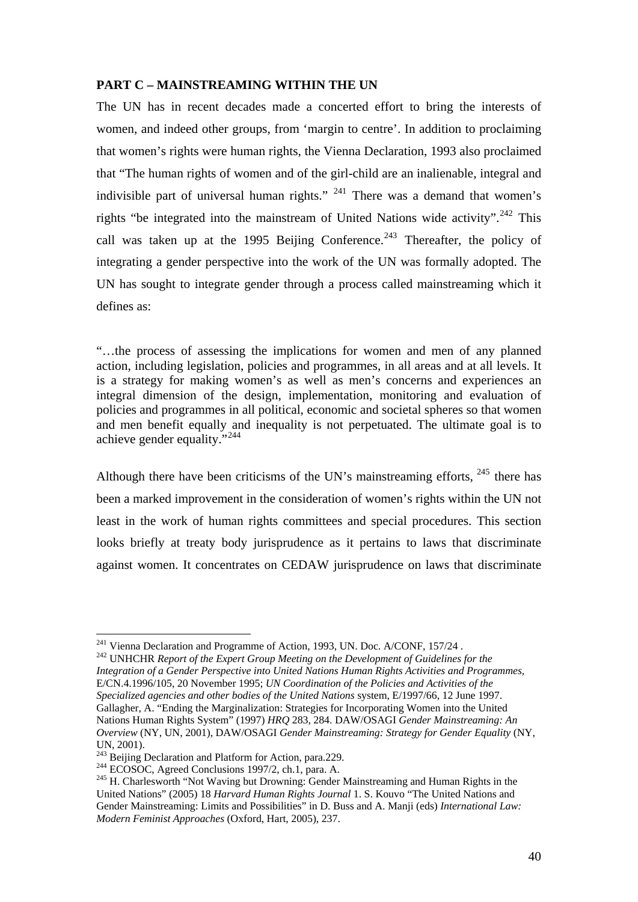**PART C – MAINSTREAMING WITHIN THE UN**

The UN has in recent decades made a concerted effort to bring the interests of women, and indeed other groups, from 'margin to centre'. In addition to proclaiming that women's rights were human rights, the Vienna Declaration, 1993 also proclaimed that "The human rights of women and of the girl-child are an inalienable, integral and indivisible part of universal human rights." [241] There was a demand that women's rights "be integrated into the mainstream of United Nations wide activity".[242] This call was taken up at the 1995 Beijing Conference.[243] Thereafter, the policy of integrating a gender perspective into the work of the UN was formally adopted. The UN has sought to integrate gender through a process called mainstreaming which it defines as:

"…the process of assessing the implications for women and men of any planned action, including legislation, policies and programmes, in all areas and at all levels. It is a strategy for making women's as well as men's concerns and experiences an integral dimension of the design, implementation, monitoring and evaluation of policies and programmes in all political, economic and societal spheres so that women and men benefit equally and inequality is not perpetuated. The ultimate goal is to achieve gender equality."[244]

Although there have been criticisms of the UN's mainstreaming efforts, [245] there has been a marked improvement in the consideration of women's rights within the UN not least in the work of human rights committees and special procedures. This section looks briefly at treaty body jurisprudence as it pertains to laws that discriminate against women. It concentrates on CEDAW jurisprudence on laws that discriminate

---

[241] Vienna Declaration and Programme of Action, 1993, UN. Doc. A/CONF, 157/24 .

[242] UNHCHR *Report of the Expert Group Meeting on the Development of Guidelines for the Integration of a Gender Perspective into United Nations Human Rights Activities and Programmes*, E/CN.4.1996/105, 20 November 1995; *UN Coordination of the Policies and Activities of the Specialized agencies and other bodies of the United Nations* system, E/1997/66, 12 June 1997. Gallagher, A. "Ending the Marginalization: Strategies for Incorporating Women into the United Nations Human Rights System" (1997) *HRQ* 283, 284. DAW/OSAGI *Gender Mainstreaming: An Overview* (NY, UN, 2001), DAW/OSAGI *Gender Mainstreaming: Strategy for Gender Equality* (NY, UN, 2001).

[243] Beijing Declaration and Platform for Action, para.229.

[244] ECOSOC, Agreed Conclusions 1997/2, ch.1, para. A.

[245] H. Charlesworth "Not Waving but Drowning: Gender Mainstreaming and Human Rights in the United Nations" (2005) 18 *Harvard Human Rights Journal* 1. S. Kouvo "The United Nations and Gender Mainstreaming: Limits and Possibilities" in D. Buss and A. Manji (eds) *International Law: Modern Feminist Approaches* (Oxford, Hart, 2005), 237.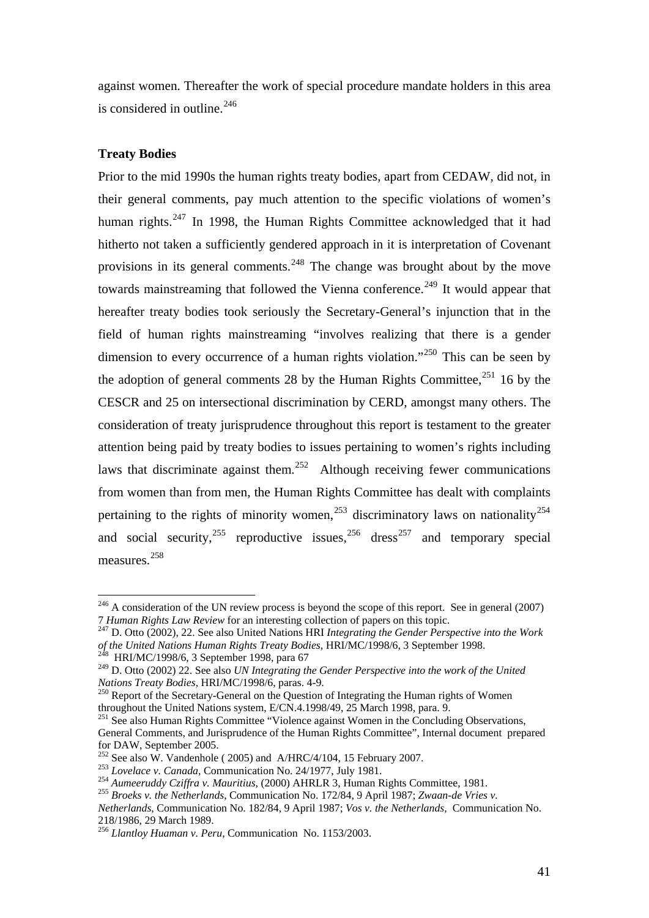against women. Thereafter the work of special procedure mandate holders in this area is considered in outline.[246]

**Treaty Bodies**

Prior to the mid 1990s the human rights treaty bodies, apart from CEDAW, did not, in their general comments, pay much attention to the specific violations of women's human rights.[247] In 1998, the Human Rights Committee acknowledged that it had hitherto not taken a sufficiently gendered approach in it is interpretation of Covenant provisions in its general comments.[248] The change was brought about by the move towards mainstreaming that followed the Vienna conference.[249] It would appear that hereafter treaty bodies took seriously the Secretary-General's injunction that in the field of human rights mainstreaming "involves realizing that there is a gender dimension to every occurrence of a human rights violation."[250] This can be seen by the adoption of general comments 28 by the Human Rights Committee,[251] 16 by the CESCR and 25 on intersectional discrimination by CERD, amongst many others. The consideration of treaty jurisprudence throughout this report is testament to the greater attention being paid by treaty bodies to issues pertaining to women's rights including laws that discriminate against them.[252] Although receiving fewer communications from women than from men, the Human Rights Committee has dealt with complaints pertaining to the rights of minority women,[253] discriminatory laws on nationality[254] and social security,[255] reproductive issues,[256] dress[257] and temporary special measures.[258]

---

[246] A consideration of the UN review process is beyond the scope of this report. See in general (2007) 7 *Human Rights Law Review* for an interesting collection of papers on this topic.

[247] D. Otto (2002), 22. See also United Nations HRI *Integrating the Gender Perspective into the Work of the United Nations Human Rights Treaty Bodies,* HRI/MC/1998/6, 3 September 1998.

[248] HRI/MC/1998/6, 3 September 1998, para 67

[249] D. Otto (2002) 22. See also *UN Integrating the Gender Perspective into the work of the United Nations Treaty Bodies*, HRI/MC/1998/6, paras. 4-9.

[250] Report of the Secretary-General on the Question of Integrating the Human rights of Women throughout the United Nations system, E/CN.4.1998/49, 25 March 1998, para. 9.

[251] See also Human Rights Committee "Violence against Women in the Concluding Observations, General Comments, and Jurisprudence of the Human Rights Committee", Internal document prepared for DAW, September 2005.

[252] See also W. Vandenhole ( 2005) and A/HRC/4/104, 15 February 2007.

[253] *Lovelace v. Canada*, Communication No. 24/1977, July 1981.

[254] *Aumeeruddy Cziffra v. Mauritius,* (2000) AHRLR 3, Human Rights Committee, 1981.

[255] *Broeks v. the Netherlands*, Communication No. 172/84, 9 April 1987; *Zwaan-de Vries v. Netherlands*, Communication No. 182/84, 9 April 1987; *Vos v. the Netherlands*, Communication No. 218/1986, 29 March 1989.

[256] *Llantloy Huaman v. Peru,* Communication No. 1153/2003.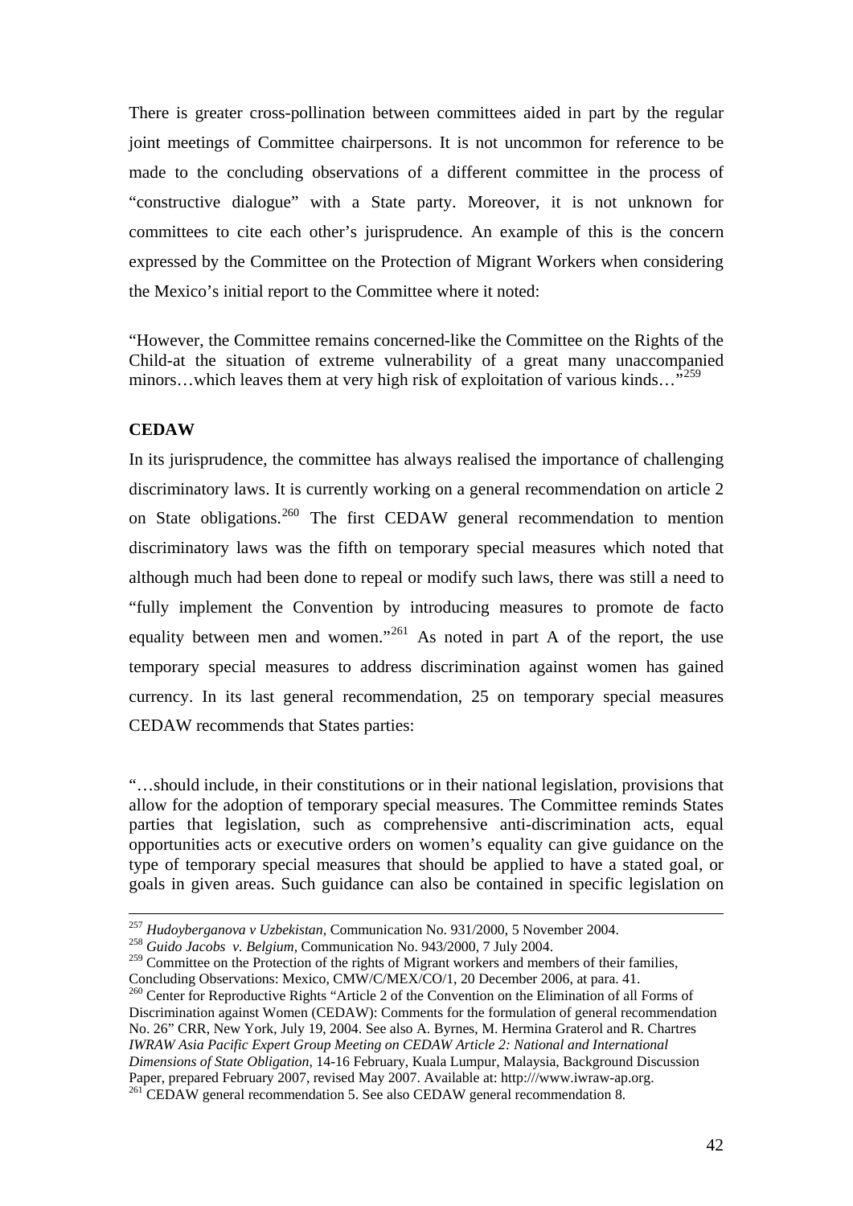There is greater cross-pollination between committees aided in part by the regular joint meetings of Committee chairpersons. It is not uncommon for reference to be made to the concluding observations of a different committee in the process of "constructive dialogue" with a State party. Moreover, it is not unknown for committees to cite each other's jurisprudence. An example of this is the concern expressed by the Committee on the Protection of Migrant Workers when considering the Mexico's initial report to the Committee where it noted:

"However, the Committee remains concerned-like the Committee on the Rights of the Child-at the situation of extreme vulnerability of a great many unaccompanied minors…which leaves them at very high risk of exploitation of various kinds…"[259]

**CEDAW**

In its jurisprudence, the committee has always realised the importance of challenging discriminatory laws. It is currently working on a general recommendation on article 2 on State obligations.[260] The first CEDAW general recommendation to mention discriminatory laws was the fifth on temporary special measures which noted that although much had been done to repeal or modify such laws, there was still a need to "fully implement the Convention by introducing measures to promote de facto equality between men and women."[261] As noted in part A of the report, the use temporary special measures to address discrimination against women has gained currency. In its last general recommendation, 25 on temporary special measures CEDAW recommends that States parties:

"…should include, in their constitutions or in their national legislation, provisions that allow for the adoption of temporary special measures. The Committee reminds States parties that legislation, such as comprehensive anti-discrimination acts, equal opportunities acts or executive orders on women's equality can give guidance on the type of temporary special measures that should be applied to have a stated goal, or goals in given areas. Such guidance can also be contained in specific legislation on

---

[257] *Hudoyberganova v Uzbekistan*, Communication No. 931/2000, 5 November 2004.

[258] *Guido Jacobs v. Belgium*, Communication No. 943/2000, 7 July 2004.

[259] Committee on the Protection of the rights of Migrant workers and members of their families, Concluding Observations: Mexico, CMW/C/MEX/CO/1, 20 December 2006, at para. 41.

[260] Center for Reproductive Rights "Article 2 of the Convention on the Elimination of all Forms of Discrimination against Women (CEDAW): Comments for the formulation of general recommendation No. 26" CRR, New York, July 19, 2004. See also A. Byrnes, M. Hermina Graterol and R. Chartres *IWRAW Asia Pacific Expert Group Meeting on CEDAW Article 2: National and International Dimensions of State Obligation*, 14-16 February, Kuala Lumpur, Malaysia, Background Discussion Paper, prepared February 2007, revised May 2007. Available at: http:///www.iwraw-ap.org.

[261] CEDAW general recommendation 5. See also CEDAW general recommendation 8.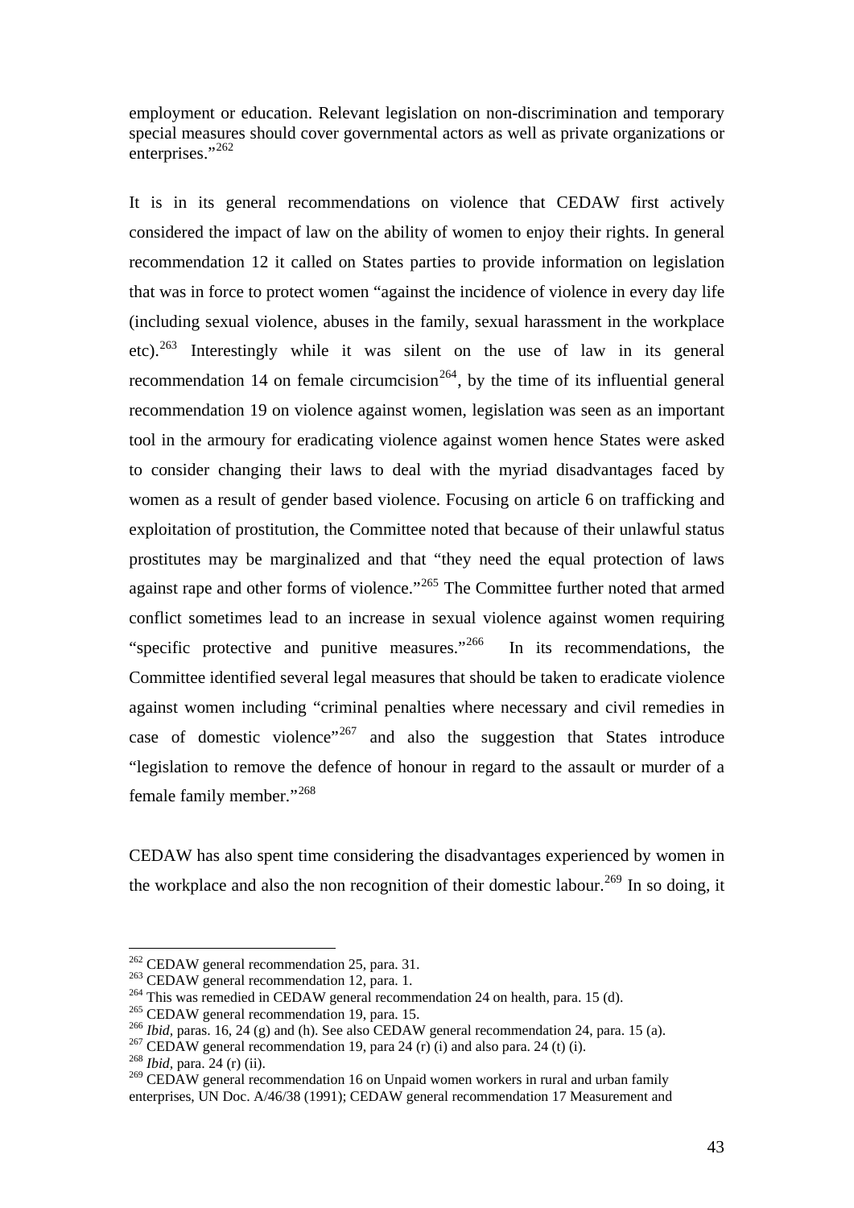employment or education. Relevant legislation on non-discrimination and temporary special measures should cover governmental actors as well as private organizations or enterprises."[262]

It is in its general recommendations on violence that CEDAW first actively considered the impact of law on the ability of women to enjoy their rights. In general recommendation 12 it called on States parties to provide information on legislation that was in force to protect women "against the incidence of violence in every day life (including sexual violence, abuses in the family, sexual harassment in the workplace etc).[263] Interestingly while it was silent on the use of law in its general recommendation 14 on female circumcision[264], by the time of its influential general recommendation 19 on violence against women, legislation was seen as an important tool in the armoury for eradicating violence against women hence States were asked to consider changing their laws to deal with the myriad disadvantages faced by women as a result of gender based violence. Focusing on article 6 on trafficking and exploitation of prostitution, the Committee noted that because of their unlawful status prostitutes may be marginalized and that "they need the equal protection of laws against rape and other forms of violence."[265] The Committee further noted that armed conflict sometimes lead to an increase in sexual violence against women requiring "specific protective and punitive measures."[266] In its recommendations, the Committee identified several legal measures that should be taken to eradicate violence against women including "criminal penalties where necessary and civil remedies in case of domestic violence"[267] and also the suggestion that States introduce "legislation to remove the defence of honour in regard to the assault or murder of a female family member."[268]

CEDAW has also spent time considering the disadvantages experienced by women in the workplace and also the non recognition of their domestic labour.[269] In so doing, it

---

[262] CEDAW general recommendation 25, para. 31.

[263] CEDAW general recommendation 12, para. 1.

[264] This was remedied in CEDAW general recommendation 24 on health, para. 15 (d).

[265] CEDAW general recommendation 19, para. 15.

[266] *Ibid*, paras. 16, 24 (g) and (h). See also CEDAW general recommendation 24, para. 15 (a).

[267] CEDAW general recommendation 19, para 24 (r) (i) and also para. 24 (t) (i).

[268] *Ibid*, para. 24 (r) (ii).

[269] CEDAW general recommendation 16 on Unpaid women workers in rural and urban family enterprises, UN Doc. A/46/38 (1991); CEDAW general recommendation 17 Measurement and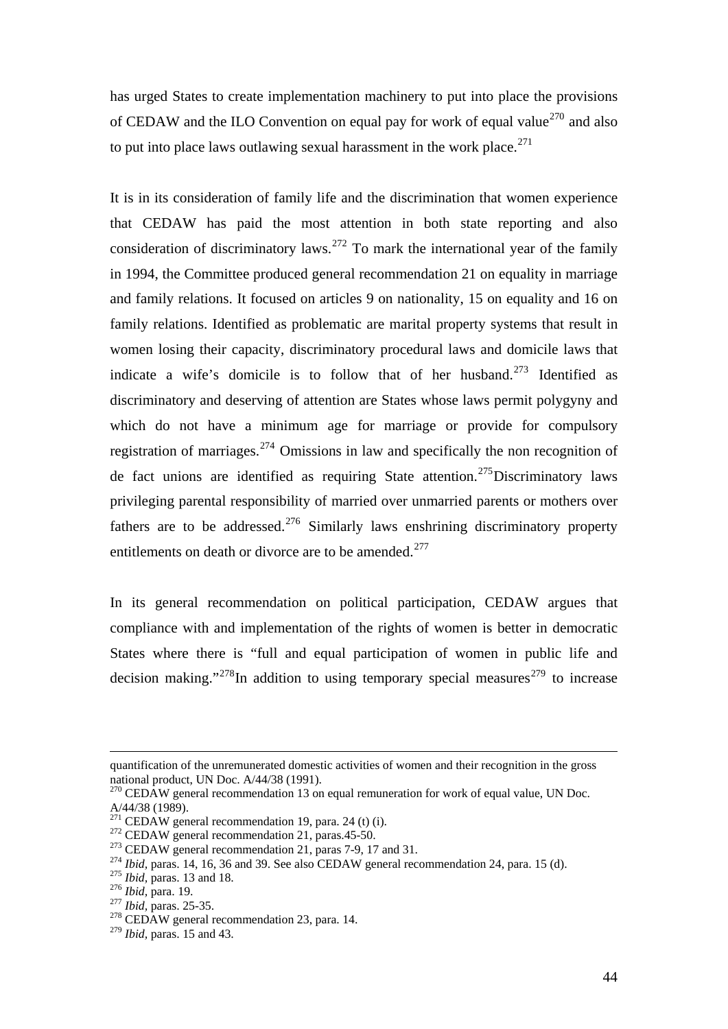has urged States to create implementation machinery to put into place the provisions of CEDAW and the ILO Convention on equal pay for work of equal value[270] and also to put into place laws outlawing sexual harassment in the work place.[271]

It is in its consideration of family life and the discrimination that women experience that CEDAW has paid the most attention in both state reporting and also consideration of discriminatory laws.[272] To mark the international year of the family in 1994, the Committee produced general recommendation 21 on equality in marriage and family relations. It focused on articles 9 on nationality, 15 on equality and 16 on family relations. Identified as problematic are marital property systems that result in women losing their capacity, discriminatory procedural laws and domicile laws that indicate a wife's domicile is to follow that of her husband.[273] Identified as discriminatory and deserving of attention are States whose laws permit polygyny and which do not have a minimum age for marriage or provide for compulsory registration of marriages.[274] Omissions in law and specifically the non recognition of de fact unions are identified as requiring State attention.[275]Discriminatory laws privileging parental responsibility of married over unmarried parents or mothers over fathers are to be addressed.[276] Similarly laws enshrining discriminatory property entitlements on death or divorce are to be amended.[277]

In its general recommendation on political participation, CEDAW argues that compliance with and implementation of the rights of women is better in democratic States where there is "full and equal participation of women in public life and decision making."[278]In addition to using temporary special measures[279] to increase

---

quantification of the unremunerated domestic activities of women and their recognition in the gross national product, UN Doc. A/44/38 (1991).

[270] CEDAW general recommendation 13 on equal remuneration for work of equal value, UN Doc. A/44/38 (1989).

[271] CEDAW general recommendation 19, para. 24 (t) (i).

[272] CEDAW general recommendation 21, paras.45-50.

[273] CEDAW general recommendation 21, paras 7-9, 17 and 31.

[274] *Ibid*, paras. 14, 16, 36 and 39. See also CEDAW general recommendation 24, para. 15 (d).

[275] *Ibid*, paras. 13 and 18.

[276] *Ibid*, para. 19.

[277] *Ibid*, paras. 25-35.

[278] CEDAW general recommendation 23, para. 14.

[279] *Ibid*, paras. 15 and 43.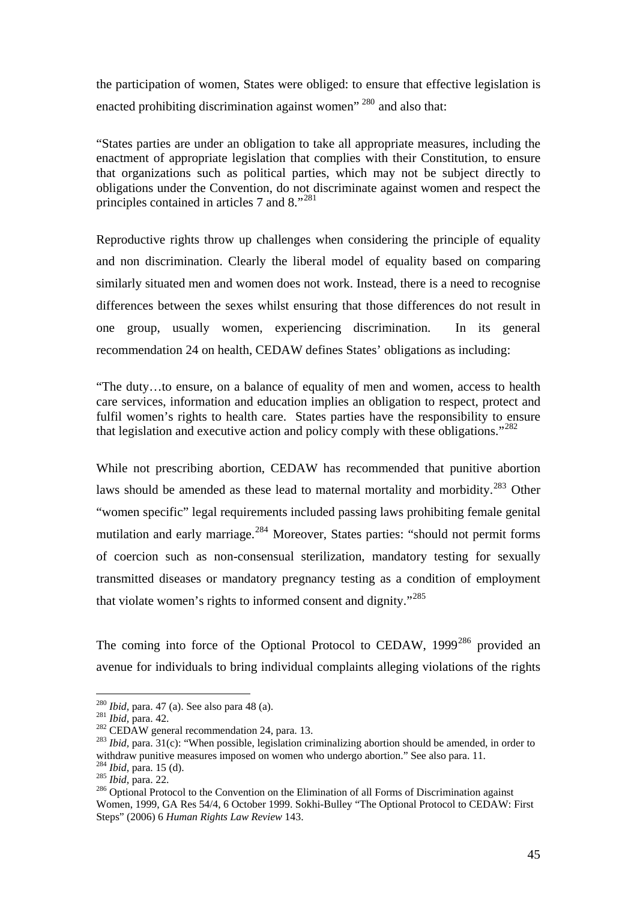the participation of women, States were obliged: to ensure that effective legislation is enacted prohibiting discrimination against women" [280] and also that:

"States parties are under an obligation to take all appropriate measures, including the enactment of appropriate legislation that complies with their Constitution, to ensure that organizations such as political parties, which may not be subject directly to obligations under the Convention, do not discriminate against women and respect the principles contained in articles 7 and 8."[281]

Reproductive rights throw up challenges when considering the principle of equality and non discrimination. Clearly the liberal model of equality based on comparing similarly situated men and women does not work. Instead, there is a need to recognise differences between the sexes whilst ensuring that those differences do not result in one group, usually women, experiencing discrimination. In its general recommendation 24 on health, CEDAW defines States' obligations as including:

"The duty…to ensure, on a balance of equality of men and women, access to health care services, information and education implies an obligation to respect, protect and fulfil women's rights to health care. States parties have the responsibility to ensure that legislation and executive action and policy comply with these obligations."[282]

While not prescribing abortion, CEDAW has recommended that punitive abortion laws should be amended as these lead to maternal mortality and morbidity.[283] Other "women specific" legal requirements included passing laws prohibiting female genital mutilation and early marriage.[284] Moreover, States parties: "should not permit forms of coercion such as non-consensual sterilization, mandatory testing for sexually transmitted diseases or mandatory pregnancy testing as a condition of employment that violate women's rights to informed consent and dignity."[285]

The coming into force of the Optional Protocol to CEDAW, 1999[286] provided an avenue for individuals to bring individual complaints alleging violations of the rights

---

[280] *Ibid*, para. 47 (a). See also para 48 (a).

[281] *Ibid*, para. 42.

[282] CEDAW general recommendation 24, para. 13.

[283] *Ibid*, para. 31(c): "When possible, legislation criminalizing abortion should be amended, in order to withdraw punitive measures imposed on women who undergo abortion." See also para. 11.

[284] *Ibid*, para. 15 (d).

[285] *Ibid*, para. 22.

[286] Optional Protocol to the Convention on the Elimination of all Forms of Discrimination against Women, 1999, GA Res 54/4, 6 October 1999. Sokhi-Bulley "The Optional Protocol to CEDAW: First Steps" (2006) 6 *Human Rights Law Review* 143.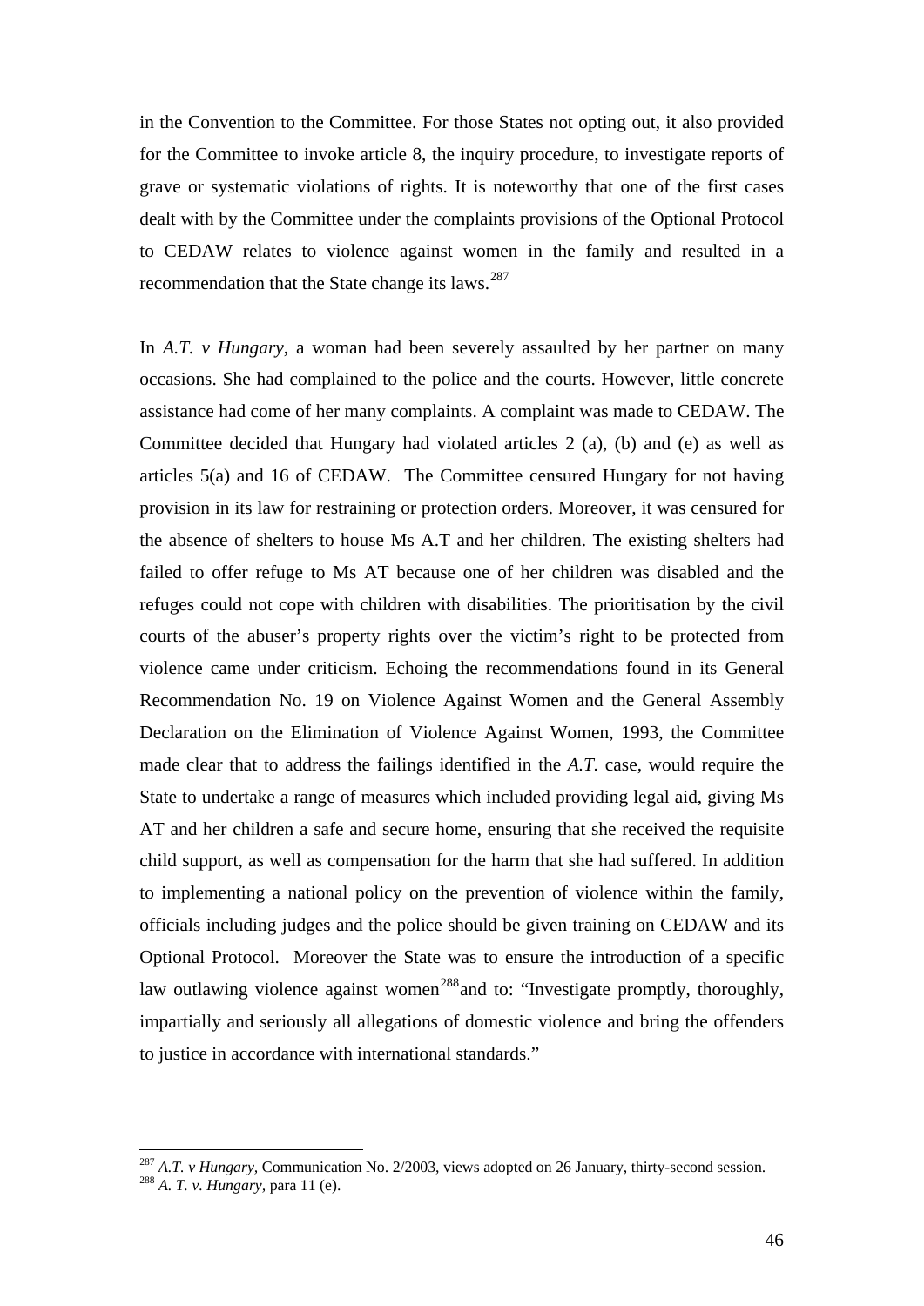in the Convention to the Committee. For those States not opting out, it also provided for the Committee to invoke article 8, the inquiry procedure, to investigate reports of grave or systematic violations of rights. It is noteworthy that one of the first cases dealt with by the Committee under the complaints provisions of the Optional Protocol to CEDAW relates to violence against women in the family and resulted in a recommendation that the State change its laws.[287]

In *A.T. v Hungary*, a woman had been severely assaulted by her partner on many occasions. She had complained to the police and the courts. However, little concrete assistance had come of her many complaints. A complaint was made to CEDAW. The Committee decided that Hungary had violated articles 2 (a), (b) and (e) as well as articles 5(a) and 16 of CEDAW. The Committee censured Hungary for not having provision in its law for restraining or protection orders. Moreover, it was censured for the absence of shelters to house Ms A.T and her children. The existing shelters had failed to offer refuge to Ms AT because one of her children was disabled and the refuges could not cope with children with disabilities. The prioritisation by the civil courts of the abuser's property rights over the victim's right to be protected from violence came under criticism. Echoing the recommendations found in its General Recommendation No. 19 on Violence Against Women and the General Assembly Declaration on the Elimination of Violence Against Women, 1993, the Committee made clear that to address the failings identified in the *A.T.* case, would require the State to undertake a range of measures which included providing legal aid, giving Ms AT and her children a safe and secure home, ensuring that she received the requisite child support, as well as compensation for the harm that she had suffered. In addition to implementing a national policy on the prevention of violence within the family, officials including judges and the police should be given training on CEDAW and its Optional Protocol. Moreover the State was to ensure the introduction of a specific law outlawing violence against women[288]and to: "Investigate promptly, thoroughly, impartially and seriously all allegations of domestic violence and bring the offenders to justice in accordance with international standards."

---

[287] *A.T. v Hungary*, Communication No. 2/2003, views adopted on 26 January, thirty-second session.

[288] *A. T. v. Hungary*, para 11 (e).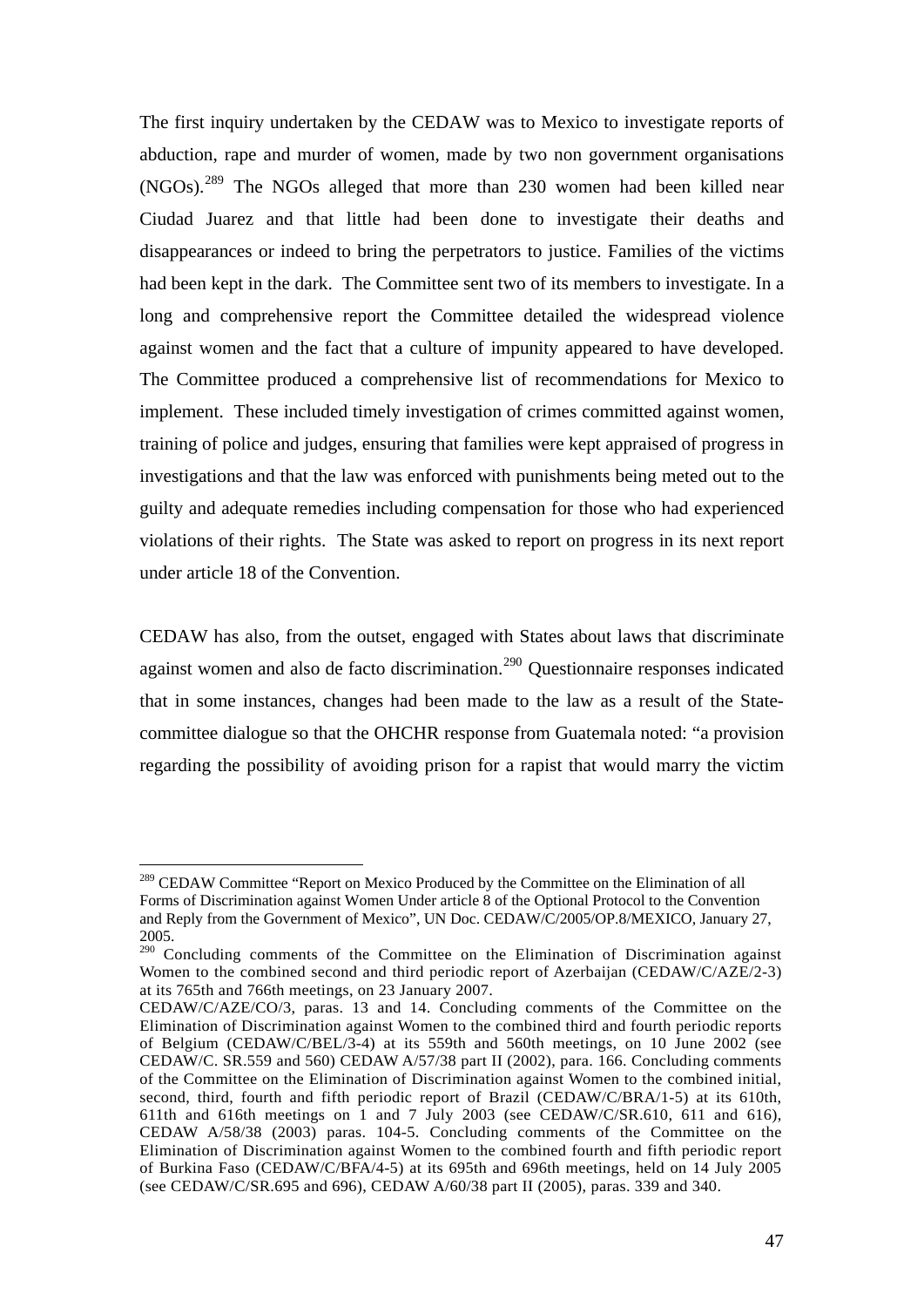The first inquiry undertaken by the CEDAW was to Mexico to investigate reports of abduction, rape and murder of women, made by two non government organisations (NGOs).[289] The NGOs alleged that more than 230 women had been killed near Ciudad Juarez and that little had been done to investigate their deaths and disappearances or indeed to bring the perpetrators to justice. Families of the victims had been kept in the dark. The Committee sent two of its members to investigate. In a long and comprehensive report the Committee detailed the widespread violence against women and the fact that a culture of impunity appeared to have developed. The Committee produced a comprehensive list of recommendations for Mexico to implement. These included timely investigation of crimes committed against women, training of police and judges, ensuring that families were kept appraised of progress in investigations and that the law was enforced with punishments being meted out to the guilty and adequate remedies including compensation for those who had experienced violations of their rights. The State was asked to report on progress in its next report under article 18 of the Convention.

CEDAW has also, from the outset, engaged with States about laws that discriminate against women and also de facto discrimination.[290] Questionnaire responses indicated that in some instances, changes had been made to the law as a result of the State-committee dialogue so that the OHCHR response from Guatemala noted: "a provision regarding the possibility of avoiding prison for a rapist that would marry the victim

---

[289] CEDAW Committee "Report on Mexico Produced by the Committee on the Elimination of all Forms of Discrimination against Women Under article 8 of the Optional Protocol to the Convention and Reply from the Government of Mexico", UN Doc. CEDAW/C/2005/OP.8/MEXICO, January 27, 2005.

[290] Concluding comments of the Committee on the Elimination of Discrimination against Women to the combined second and third periodic report of Azerbaijan (CEDAW/C/AZE/2-3) at its 765th and 766th meetings, on 23 January 2007.
CEDAW/C/AZE/CO/3, paras. 13 and 14. Concluding comments of the Committee on the Elimination of Discrimination against Women to the combined third and fourth periodic reports of Belgium (CEDAW/C/BEL/3-4) at its 559th and 560th meetings, on 10 June 2002 (see CEDAW/C. SR.559 and 560) CEDAW A/57/38 part II (2002), para. 166. Concluding comments of the Committee on the Elimination of Discrimination against Women to the combined initial, second, third, fourth and fifth periodic report of Brazil (CEDAW/C/BRA/1-5) at its 610th, 611th and 616th meetings on 1 and 7 July 2003 (see CEDAW/C/SR.610, 611 and 616), CEDAW A/58/38 (2003) paras. 104-5. Concluding comments of the Committee on the Elimination of Discrimination against Women to the combined fourth and fifth periodic report of Burkina Faso (CEDAW/C/BFA/4-5) at its 695th and 696th meetings, held on 14 July 2005 (see CEDAW/C/SR.695 and 696), CEDAW A/60/38 part II (2005), paras. 339 and 340.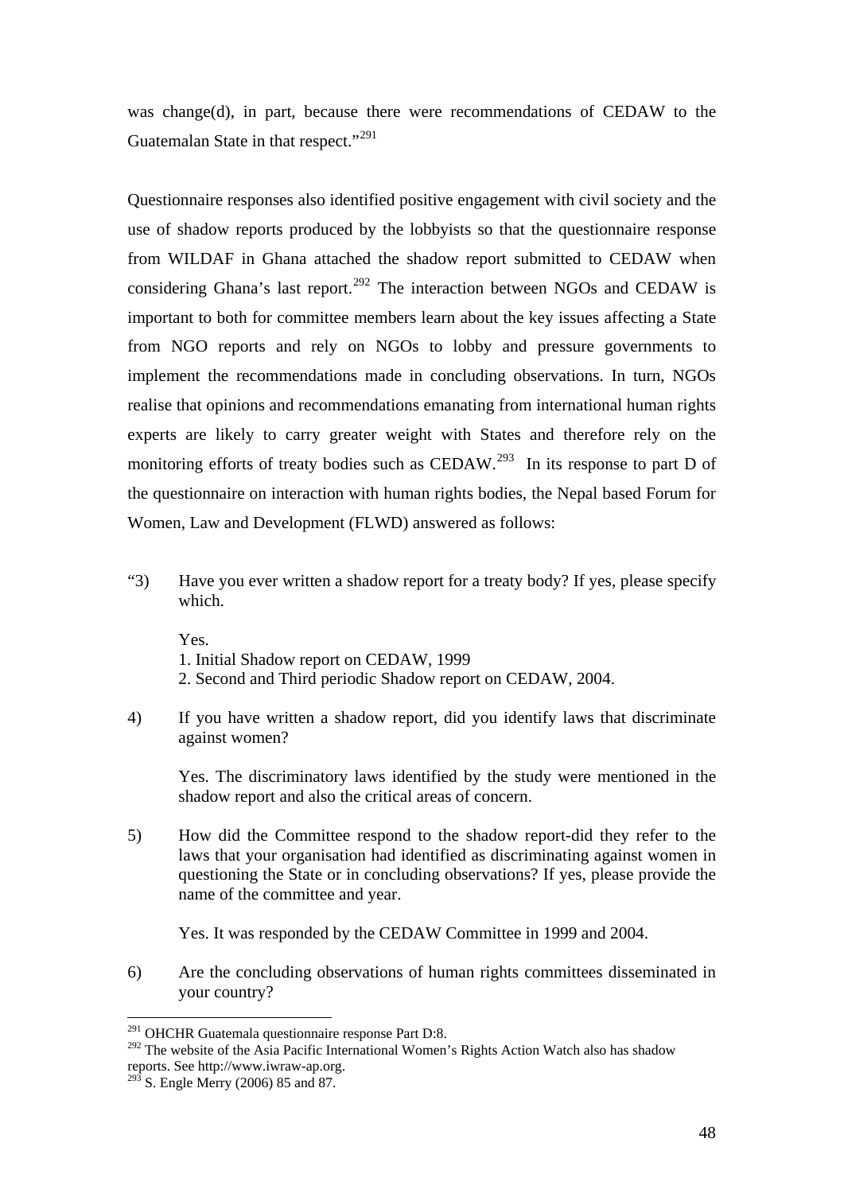was change(d), in part, because there were recommendations of CEDAW to the Guatemalan State in that respect."[291]

Questionnaire responses also identified positive engagement with civil society and the use of shadow reports produced by the lobbyists so that the questionnaire response from WILDAF in Ghana attached the shadow report submitted to CEDAW when considering Ghana's last report.[292] The interaction between NGOs and CEDAW is important to both for committee members learn about the key issues affecting a State from NGO reports and rely on NGOs to lobby and pressure governments to implement the recommendations made in concluding observations. In turn, NGOs realise that opinions and recommendations emanating from international human rights experts are likely to carry greater weight with States and therefore rely on the monitoring efforts of treaty bodies such as CEDAW.[293] In its response to part D of the questionnaire on interaction with human rights bodies, the Nepal based Forum for Women, Law and Development (FLWD) answered as follows:

"3) Have you ever written a shadow report for a treaty body? If yes, please specify which.

> Yes.
> 1. Initial Shadow report on CEDAW, 1999
> 2. Second and Third periodic Shadow report on CEDAW, 2004.

4) If you have written a shadow report, did you identify laws that discriminate against women?

> Yes. The discriminatory laws identified by the study were mentioned in the shadow report and also the critical areas of concern.

5) How did the Committee respond to the shadow report-did they refer to the laws that your organisation had identified as discriminating against women in questioning the State or in concluding observations? If yes, please provide the name of the committee and year.

> Yes. It was responded by the CEDAW Committee in 1999 and 2004.

6) Are the concluding observations of human rights committees disseminated in your country?

---

[291] OHCHR Guatemala questionnaire response Part D:8.

[292] The website of the Asia Pacific International Women's Rights Action Watch also has shadow reports. See http://www.iwraw-ap.org.

[293] S. Engle Merry (2006) 85 and 87.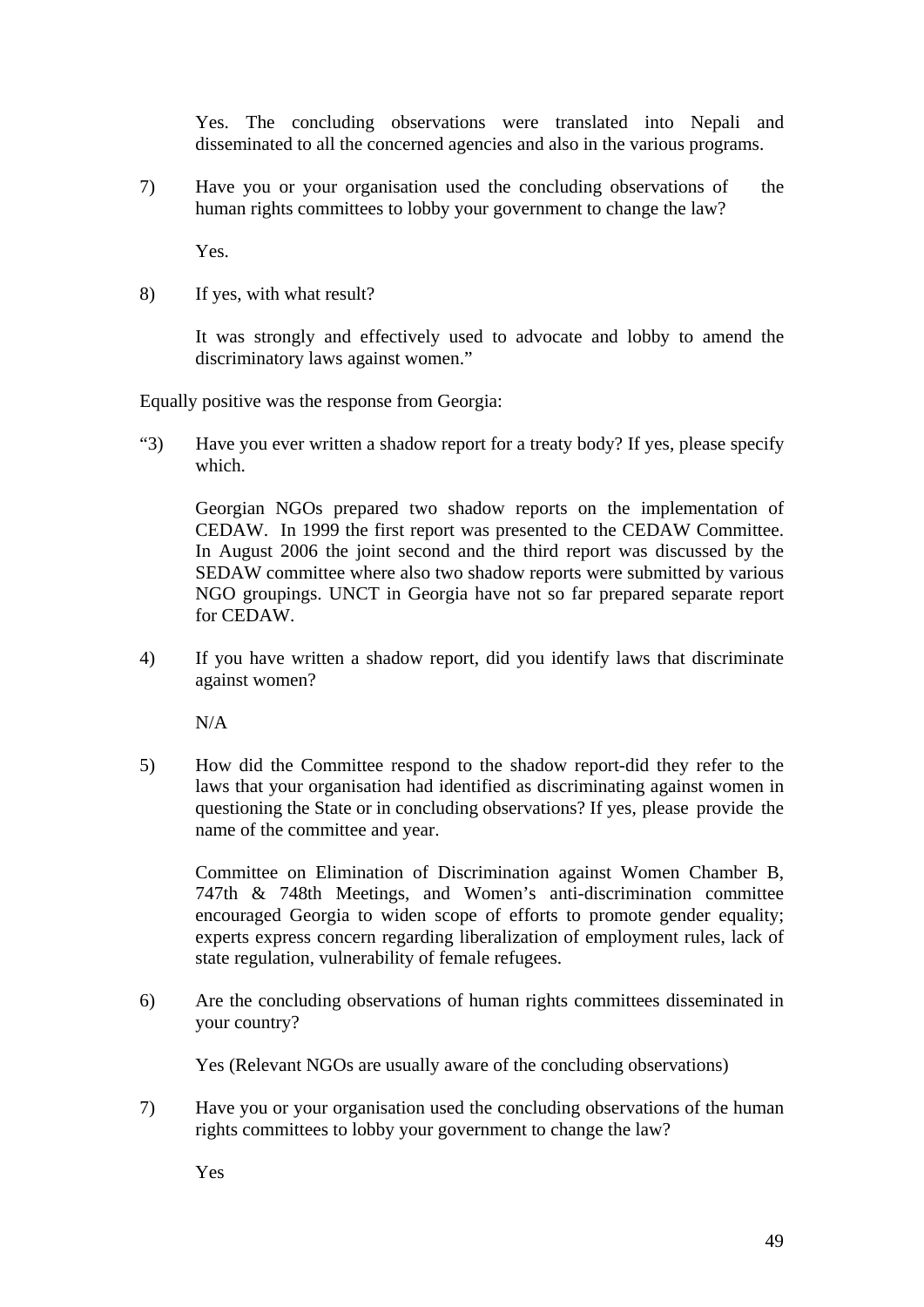Yes. The concluding observations were translated into Nepali and disseminated to all the concerned agencies and also in the various programs.

7) Have you or your organisation used the concluding observations of the human rights committees to lobby your government to change the law?

   Yes.

8) If yes, with what result?

   It was strongly and effectively used to advocate and lobby to amend the discriminatory laws against women."

Equally positive was the response from Georgia:

"3) Have you ever written a shadow report for a treaty body? If yes, please specify which.

   Georgian NGOs prepared two shadow reports on the implementation of CEDAW. In 1999 the first report was presented to the CEDAW Committee. In August 2006 the joint second and the third report was discussed by the SEDAW committee where also two shadow reports were submitted by various NGO groupings. UNCT in Georgia have not so far prepared separate report for CEDAW.

4) If you have written a shadow report, did you identify laws that discriminate against women?

   N/A

5) How did the Committee respond to the shadow report-did they refer to the laws that your organisation had identified as discriminating against women in questioning the State or in concluding observations? If yes, please provide the name of the committee and year.

   Committee on Elimination of Discrimination against Women Chamber B, 747th & 748th Meetings, and Women's anti-discrimination committee encouraged Georgia to widen scope of efforts to promote gender equality; experts express concern regarding liberalization of employment rules, lack of state regulation, vulnerability of female refugees.

6) Are the concluding observations of human rights committees disseminated in your country?

   Yes (Relevant NGOs are usually aware of the concluding observations)

7) Have you or your organisation used the concluding observations of the human rights committees to lobby your government to change the law?

   Yes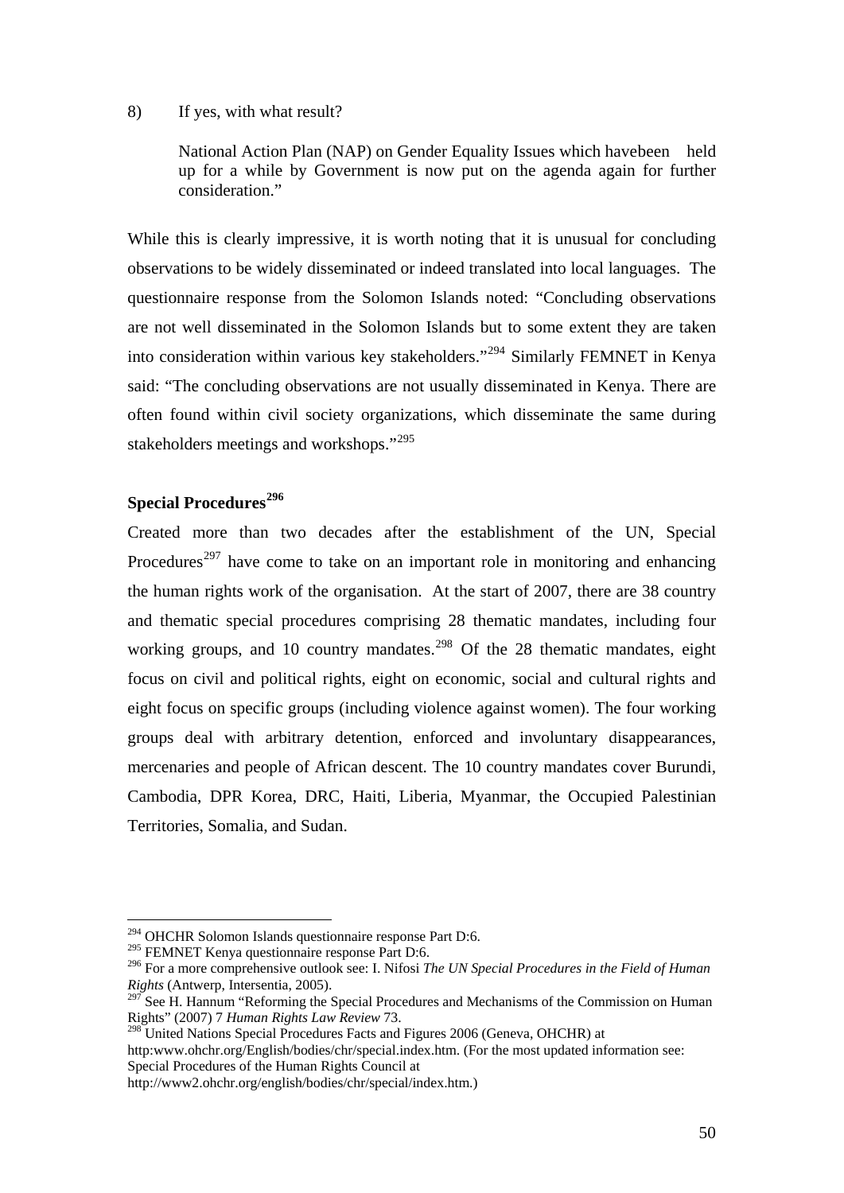8) If yes, with what result?

> National Action Plan (NAP) on Gender Equality Issues which havebeen held up for a while by Government is now put on the agenda again for further consideration."

While this is clearly impressive, it is worth noting that it is unusual for concluding observations to be widely disseminated or indeed translated into local languages. The questionnaire response from the Solomon Islands noted: "Concluding observations are not well disseminated in the Solomon Islands but to some extent they are taken into consideration within various key stakeholders."[294] Similarly FEMNET in Kenya said: "The concluding observations are not usually disseminated in Kenya. There are often found within civil society organizations, which disseminate the same during stakeholders meetings and workshops."[295]

### Special Procedures[296]

Created more than two decades after the establishment of the UN, Special Procedures[297] have come to take on an important role in monitoring and enhancing the human rights work of the organisation. At the start of 2007, there are 38 country and thematic special procedures comprising 28 thematic mandates, including four working groups, and 10 country mandates.[298] Of the 28 thematic mandates, eight focus on civil and political rights, eight on economic, social and cultural rights and eight focus on specific groups (including violence against women). The four working groups deal with arbitrary detention, enforced and involuntary disappearances, mercenaries and people of African descent. The 10 country mandates cover Burundi, Cambodia, DPR Korea, DRC, Haiti, Liberia, Myanmar, the Occupied Palestinian Territories, Somalia, and Sudan.

---

[294] OHCHR Solomon Islands questionnaire response Part D:6.

[295] FEMNET Kenya questionnaire response Part D:6.

[296] For a more comprehensive outlook see: I. Nifosi *The UN Special Procedures in the Field of Human Rights* (Antwerp, Intersentia, 2005).

[297] See H. Hannum "Reforming the Special Procedures and Mechanisms of the Commission on Human Rights" (2007) 7 *Human Rights Law Review* 73.

[298] United Nations Special Procedures Facts and Figures 2006 (Geneva, OHCHR) at http:www.ohchr.org/English/bodies/chr/special.index.htm. (For the most updated information see: Special Procedures of the Human Rights Council at http://www2.ohchr.org/english/bodies/chr/special/index.htm.)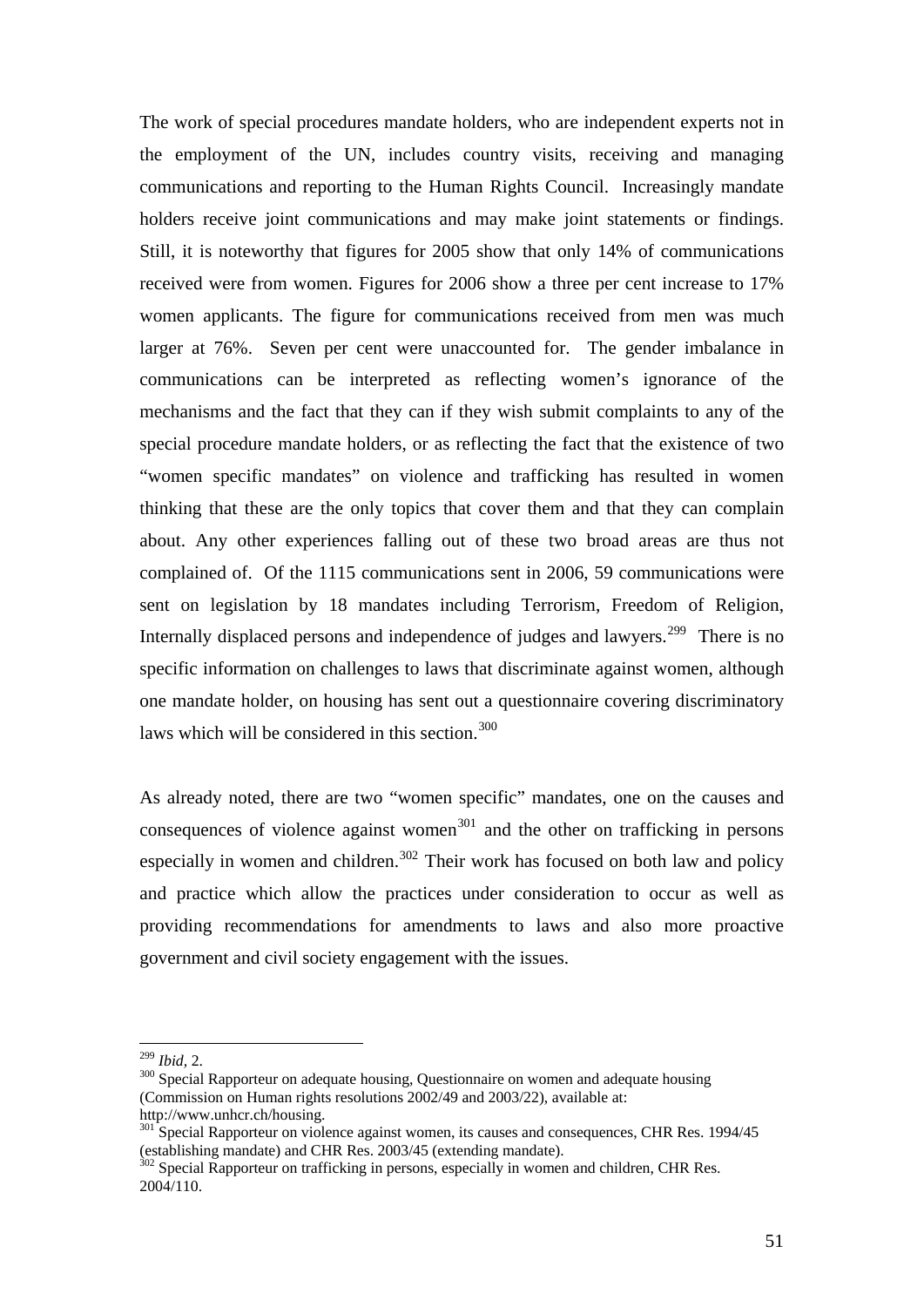The work of special procedures mandate holders, who are independent experts not in the employment of the UN, includes country visits, receiving and managing communications and reporting to the Human Rights Council. Increasingly mandate holders receive joint communications and may make joint statements or findings. Still, it is noteworthy that figures for 2005 show that only 14% of communications received were from women. Figures for 2006 show a three per cent increase to 17% women applicants. The figure for communications received from men was much larger at 76%. Seven per cent were unaccounted for. The gender imbalance in communications can be interpreted as reflecting women's ignorance of the mechanisms and the fact that they can if they wish submit complaints to any of the special procedure mandate holders, or as reflecting the fact that the existence of two "women specific mandates" on violence and trafficking has resulted in women thinking that these are the only topics that cover them and that they can complain about. Any other experiences falling out of these two broad areas are thus not complained of. Of the 1115 communications sent in 2006, 59 communications were sent on legislation by 18 mandates including Terrorism, Freedom of Religion, Internally displaced persons and independence of judges and lawyers.[299] There is no specific information on challenges to laws that discriminate against women, although one mandate holder, on housing has sent out a questionnaire covering discriminatory laws which will be considered in this section.[300]

As already noted, there are two "women specific" mandates, one on the causes and consequences of violence against women[301] and the other on trafficking in persons especially in women and children.[302] Their work has focused on both law and policy and practice which allow the practices under consideration to occur as well as providing recommendations for amendments to laws and also more proactive government and civil society engagement with the issues.

---

[299] *Ibid*, 2.

[300] Special Rapporteur on adequate housing, Questionnaire on women and adequate housing (Commission on Human rights resolutions 2002/49 and 2003/22), available at: http://www.unhcr.ch/housing.

[301] Special Rapporteur on violence against women, its causes and consequences, CHR Res. 1994/45 (establishing mandate) and CHR Res. 2003/45 (extending mandate).

[302] Special Rapporteur on trafficking in persons, especially in women and children, CHR Res. 2004/110.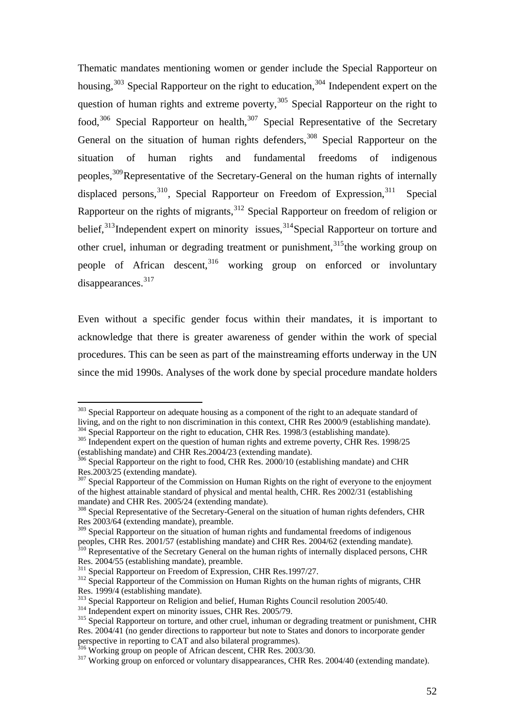Thematic mandates mentioning women or gender include the Special Rapporteur on housing,[303] Special Rapporteur on the right to education,[304] Independent expert on the question of human rights and extreme poverty,[305] Special Rapporteur on the right to food,[306] Special Rapporteur on health,[307] Special Representative of the Secretary General on the situation of human rights defenders,[308] Special Rapporteur on the situation of human rights and fundamental freedoms of indigenous peoples,[309]Representative of the Secretary-General on the human rights of internally displaced persons,[310], Special Rapporteur on Freedom of Expression,[311] Special Rapporteur on the rights of migrants,[312] Special Rapporteur on freedom of religion or belief,[313]Independent expert on minority issues,[314]Special Rapporteur on torture and other cruel, inhuman or degrading treatment or punishment,[315]the working group on people of African descent,[316] working group on enforced or involuntary disappearances.[317]

Even without a specific gender focus within their mandates, it is important to acknowledge that there is greater awareness of gender within the work of special procedures. This can be seen as part of the mainstreaming efforts underway in the UN since the mid 1990s. Analyses of the work done by special procedure mandate holders

---

[303] Special Rapporteur on adequate housing as a component of the right to an adequate standard of living, and on the right to non discrimination in this context, CHR Res 2000/9 (establishing mandate).

[304] Special Rapporteur on the right to education, CHR Res. 1998/3 (establishing mandate).

[305] Independent expert on the question of human rights and extreme poverty, CHR Res. 1998/25 (establishing mandate) and CHR Res.2004/23 (extending mandate).

[306] Special Rapporteur on the right to food, CHR Res. 2000/10 (establishing mandate) and CHR Res.2003/25 (extending mandate).

[307] Special Rapporteur of the Commission on Human Rights on the right of everyone to the enjoyment of the highest attainable standard of physical and mental health, CHR. Res 2002/31 (establishing mandate) and CHR Res. 2005/24 (extending mandate).

[308] Special Representative of the Secretary-General on the situation of human rights defenders, CHR Res 2003/64 (extending mandate), preamble.

[309] Special Rapporteur on the situation of human rights and fundamental freedoms of indigenous peoples, CHR Res. 2001/57 (establishing mandate) and CHR Res. 2004/62 (extending mandate).

[310] Representative of the Secretary General on the human rights of internally displaced persons, CHR Res. 2004/55 (establishing mandate), preamble.

[311] Special Rapporteur on Freedom of Expression, CHR Res.1997/27.

[312] Special Rapporteur of the Commission on Human Rights on the human rights of migrants, CHR Res. 1999/4 (establishing mandate).

[313] Special Rapporteur on Religion and belief, Human Rights Council resolution 2005/40.

[314] Independent expert on minority issues, CHR Res. 2005/79.

[315] Special Rapporteur on torture, and other cruel, inhuman or degrading treatment or punishment, CHR Res. 2004/41 (no gender directions to rapporteur but note to States and donors to incorporate gender perspective in reporting to CAT and also bilateral programmes).

[316] Working group on people of African descent, CHR Res. 2003/30.

[317] Working group on enforced or voluntary disappearances, CHR Res. 2004/40 (extending mandate).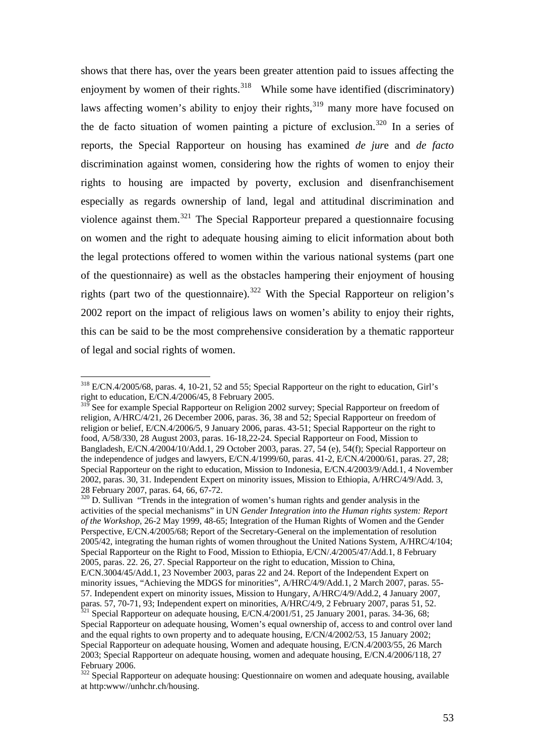shows that there has, over the years been greater attention paid to issues affecting the enjoyment by women of their rights.[318] While some have identified (discriminatory) laws affecting women's ability to enjoy their rights,[319] many more have focused on the de facto situation of women painting a picture of exclusion.[320] In a series of reports, the Special Rapporteur on housing has examined *de jur*e and *de facto* discrimination against women, considering how the rights of women to enjoy their rights to housing are impacted by poverty, exclusion and disenfranchisement especially as regards ownership of land, legal and attitudinal discrimination and violence against them.[321] The Special Rapporteur prepared a questionnaire focusing on women and the right to adequate housing aiming to elicit information about both the legal protections offered to women within the various national systems (part one of the questionnaire) as well as the obstacles hampering their enjoyment of housing rights (part two of the questionnaire).[322] With the Special Rapporteur on religion's 2002 report on the impact of religious laws on women's ability to enjoy their rights, this can be said to be the most comprehensive consideration by a thematic rapporteur of legal and social rights of women.

---

[318] E/CN.4/2005/68, paras. 4, 10-21, 52 and 55; Special Rapporteur on the right to education, Girl's right to education, E/CN.4/2006/45, 8 February 2005.

[319] See for example Special Rapporteur on Religion 2002 survey; Special Rapporteur on freedom of religion, A/HRC/4/21, 26 December 2006, paras. 36, 38 and 52; Special Rapporteur on freedom of religion or belief, E/CN.4/2006/5, 9 January 2006, paras. 43-51; Special Rapporteur on the right to food, A/58/330, 28 August 2003, paras. 16-18,22-24. Special Rapporteur on Food, Mission to Bangladesh, E/CN.4/2004/10/Add.1, 29 October 2003, paras. 27, 54 (e), 54(f); Special Rapporteur on the independence of judges and lawyers, E/CN.4/1999/60, paras. 41-2, E/CN.4/2000/61, paras. 27, 28; Special Rapporteur on the right to education, Mission to Indonesia, E/CN.4/2003/9/Add.1, 4 November 2002, paras. 30, 31. Independent Expert on minority issues, Mission to Ethiopia, A/HRC/4/9/Add. 3, 28 February 2007, paras. 64, 66, 67-72.

[320] D. Sullivan "Trends in the integration of women's human rights and gender analysis in the activities of the special mechanisms" in UN *Gender Integration into the Human rights system: Report of the Workshop*, 26-2 May 1999, 48-65; Integration of the Human Rights of Women and the Gender Perspective, E/CN.4/2005/68; Report of the Secretary-General on the implementation of resolution 2005/42, integrating the human rights of women throughout the United Nations System, A/HRC/4/104; Special Rapporteur on the Right to Food, Mission to Ethiopia, E/CN/.4/2005/47/Add.1, 8 February 2005, paras. 22. 26, 27. Special Rapporteur on the right to education, Mission to China, E/CN.3004/45/Add.1, 23 November 2003, paras 22 and 24. Report of the Independent Expert on minority issues, "Achieving the MDGS for minorities", A/HRC/4/9/Add.1, 2 March 2007, paras. 55-57. Independent expert on minority issues, Mission to Hungary, A/HRC/4/9/Add.2, 4 January 2007, paras. 57, 70-71, 93; Independent expert on minorities, A/HRC/4/9, 2 February 2007, paras 51, 52.

[321] Special Rapporteur on adequate housing, E/CN.4/2001/51, 25 January 2001, paras. 34-36, 68; Special Rapporteur on adequate housing, Women's equal ownership of, access to and control over land and the equal rights to own property and to adequate housing, E/CN/4/2002/53, 15 January 2002; Special Rapporteur on adequate housing, Women and adequate housing, E/CN.4/2003/55, 26 March 2003; Special Rapporteur on adequate housing, women and adequate housing, E/CN.4/2006/118, 27 February 2006.

[322] Special Rapporteur on adequate housing: Questionnaire on women and adequate housing, available at http:www//unhchr.ch/housing.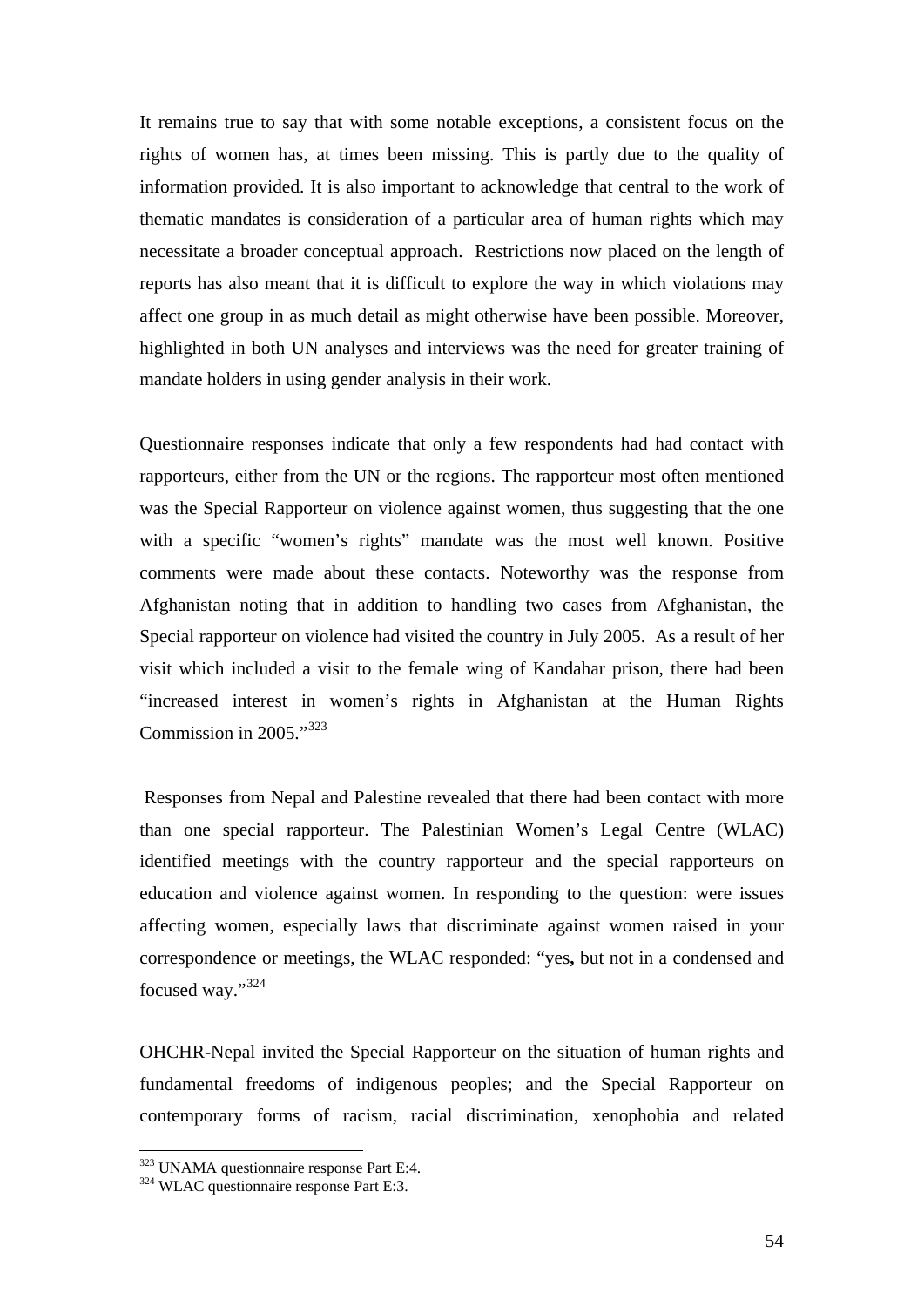It remains true to say that with some notable exceptions, a consistent focus on the rights of women has, at times been missing. This is partly due to the quality of information provided. It is also important to acknowledge that central to the work of thematic mandates is consideration of a particular area of human rights which may necessitate a broader conceptual approach. Restrictions now placed on the length of reports has also meant that it is difficult to explore the way in which violations may affect one group in as much detail as might otherwise have been possible. Moreover, highlighted in both UN analyses and interviews was the need for greater training of mandate holders in using gender analysis in their work.

Questionnaire responses indicate that only a few respondents had had contact with rapporteurs, either from the UN or the regions. The rapporteur most often mentioned was the Special Rapporteur on violence against women, thus suggesting that the one with a specific "women's rights" mandate was the most well known. Positive comments were made about these contacts. Noteworthy was the response from Afghanistan noting that in addition to handling two cases from Afghanistan, the Special rapporteur on violence had visited the country in July 2005. As a result of her visit which included a visit to the female wing of Kandahar prison, there had been "increased interest in women's rights in Afghanistan at the Human Rights Commission in 2005."[323]

Responses from Nepal and Palestine revealed that there had been contact with more than one special rapporteur. The Palestinian Women's Legal Centre (WLAC) identified meetings with the country rapporteur and the special rapporteurs on education and violence against women. In responding to the question: were issues affecting women, especially laws that discriminate against women raised in your correspondence or meetings, the WLAC responded: "yes**,** but not in a condensed and focused way."[324]

OHCHR-Nepal invited the Special Rapporteur on the situation of human rights and fundamental freedoms of indigenous peoples; and the Special Rapporteur on contemporary forms of racism, racial discrimination, xenophobia and related

[323] UNAMA questionnaire response Part E:4.

[324] WLAC questionnaire response Part E:3.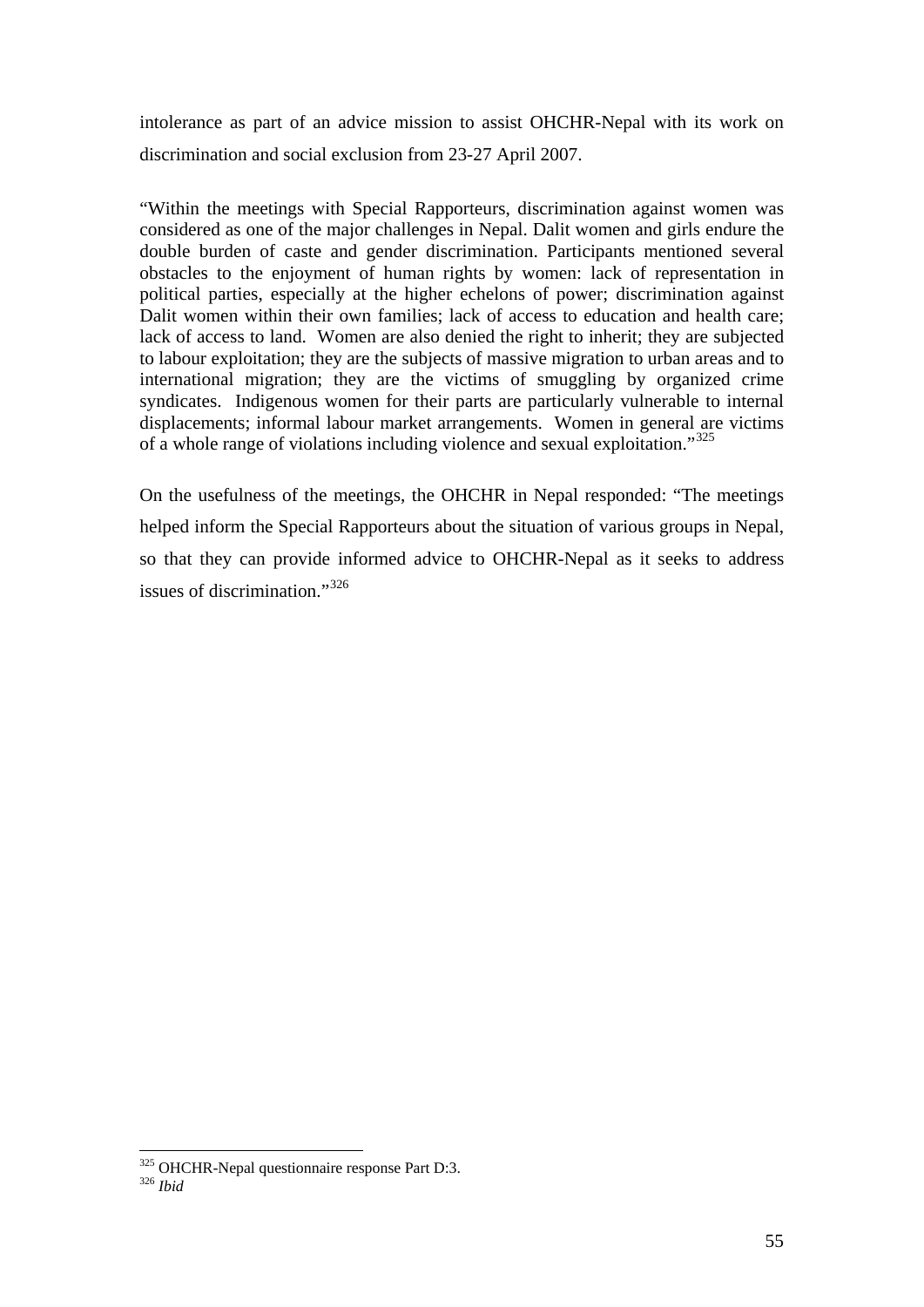intolerance as part of an advice mission to assist OHCHR-Nepal with its work on discrimination and social exclusion from 23-27 April 2007.

"Within the meetings with Special Rapporteurs, discrimination against women was considered as one of the major challenges in Nepal. Dalit women and girls endure the double burden of caste and gender discrimination. Participants mentioned several obstacles to the enjoyment of human rights by women: lack of representation in political parties, especially at the higher echelons of power; discrimination against Dalit women within their own families; lack of access to education and health care; lack of access to land. Women are also denied the right to inherit; they are subjected to labour exploitation; they are the subjects of massive migration to urban areas and to international migration; they are the victims of smuggling by organized crime syndicates. Indigenous women for their parts are particularly vulnerable to internal displacements; informal labour market arrangements. Women in general are victims of a whole range of violations including violence and sexual exploitation."[325]

On the usefulness of the meetings, the OHCHR in Nepal responded: "The meetings helped inform the Special Rapporteurs about the situation of various groups in Nepal, so that they can provide informed advice to OHCHR-Nepal as it seeks to address issues of discrimination."[326]

---

[325] OHCHR-Nepal questionnaire response Part D:3.

[326] *Ibid*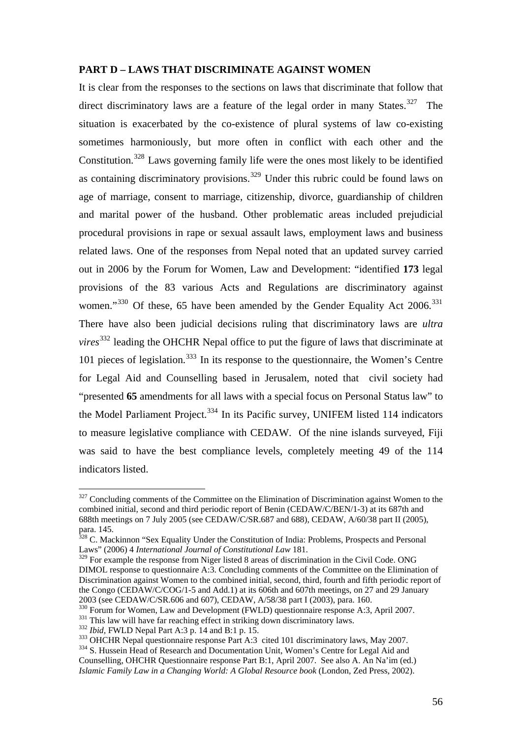**PART D – LAWS THAT DISCRIMINATE AGAINST WOMEN**

It is clear from the responses to the sections on laws that discriminate that follow that direct discriminatory laws are a feature of the legal order in many States.[327] The situation is exacerbated by the co-existence of plural systems of law co-existing sometimes harmoniously, but more often in conflict with each other and the Constitution.[328] Laws governing family life were the ones most likely to be identified as containing discriminatory provisions.[329] Under this rubric could be found laws on age of marriage, consent to marriage, citizenship, divorce, guardianship of children and marital power of the husband. Other problematic areas included prejudicial procedural provisions in rape or sexual assault laws, employment laws and business related laws. One of the responses from Nepal noted that an updated survey carried out in 2006 by the Forum for Women, Law and Development: "identified **173** legal provisions of the 83 various Acts and Regulations are discriminatory against women."[330] Of these, 65 have been amended by the Gender Equality Act 2006.[331] There have also been judicial decisions ruling that discriminatory laws are *ultra vires*[332] leading the OHCHR Nepal office to put the figure of laws that discriminate at 101 pieces of legislation.[333] In its response to the questionnaire, the Women's Centre for Legal Aid and Counselling based in Jerusalem, noted that civil society had "presented **65** amendments for all laws with a special focus on Personal Status law" to the Model Parliament Project.[334] In its Pacific survey, UNIFEM listed 114 indicators to measure legislative compliance with CEDAW. Of the nine islands surveyed, Fiji was said to have the best compliance levels, completely meeting 49 of the 114 indicators listed.

---

[327] Concluding comments of the Committee on the Elimination of Discrimination against Women to the combined initial, second and third periodic report of Benin (CEDAW/C/BEN/1-3) at its 687th and 688th meetings on 7 July 2005 (see CEDAW/C/SR.687 and 688), CEDAW, A/60/38 part II (2005), para. 145.

[328] C. Mackinnon "Sex Equality Under the Constitution of India: Problems, Prospects and Personal Laws" (2006) 4 *International Journal of Constitutional Law* 181.

[329] For example the response from Niger listed 8 areas of discrimination in the Civil Code. ONG DIMOL response to questionnaire A:3. Concluding comments of the Committee on the Elimination of Discrimination against Women to the combined initial, second, third, fourth and fifth periodic report of the Congo (CEDAW/C/COG/1-5 and Add.1) at its 606th and 607th meetings, on 27 and 29 January 2003 (see CEDAW/C/SR.606 and 607), CEDAW, A/58/38 part I (2003), para. 160.

[330] Forum for Women, Law and Development (FWLD) questionnaire response A:3, April 2007.

[331] This law will have far reaching effect in striking down discriminatory laws.

[332] *Ibid*, FWLD Nepal Part A:3 p. 14 and B:1 p. 15.

[333] OHCHR Nepal questionnaire response Part A:3 cited 101 discriminatory laws, May 2007.

[334] S. Hussein Head of Research and Documentation Unit, Women's Centre for Legal Aid and Counselling, OHCHR Questionnaire response Part B:1, April 2007. See also A. An Na'im (ed.) *Islamic Family Law in a Changing World: A Global Resource book* (London, Zed Press, 2002).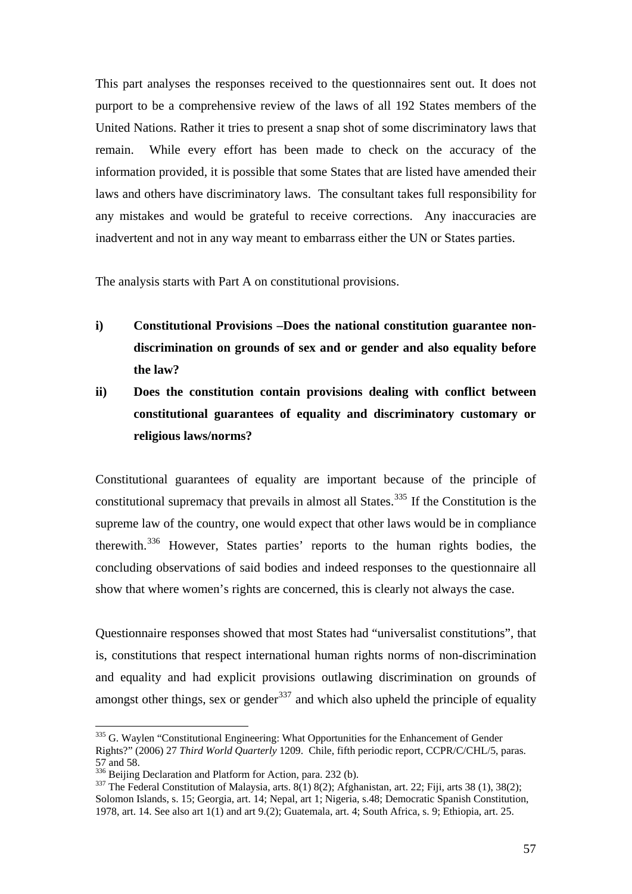This part analyses the responses received to the questionnaires sent out. It does not purport to be a comprehensive review of the laws of all 192 States members of the United Nations. Rather it tries to present a snap shot of some discriminatory laws that remain. While every effort has been made to check on the accuracy of the information provided, it is possible that some States that are listed have amended their laws and others have discriminatory laws. The consultant takes full responsibility for any mistakes and would be grateful to receive corrections. Any inaccuracies are inadvertent and not in any way meant to embarrass either the UN or States parties.

The analysis starts with Part A on constitutional provisions.

**i) Constitutional Provisions –Does the national constitution guarantee non-discrimination on grounds of sex and or gender and also equality before the law?**

**ii) Does the constitution contain provisions dealing with conflict between constitutional guarantees of equality and discriminatory customary or religious laws/norms?**

Constitutional guarantees of equality are important because of the principle of constitutional supremacy that prevails in almost all States.[335] If the Constitution is the supreme law of the country, one would expect that other laws would be in compliance therewith.[336] However, States parties' reports to the human rights bodies, the concluding observations of said bodies and indeed responses to the questionnaire all show that where women's rights are concerned, this is clearly not always the case.

Questionnaire responses showed that most States had "universalist constitutions", that is, constitutions that respect international human rights norms of non-discrimination and equality and had explicit provisions outlawing discrimination on grounds of amongst other things, sex or gender[337] and which also upheld the principle of equality

---

[335] G. Waylen "Constitutional Engineering: What Opportunities for the Enhancement of Gender Rights?" (2006) 27 *Third World Quarterly* 1209. Chile, fifth periodic report, CCPR/C/CHL/5, paras. 57 and 58.

[336] Beijing Declaration and Platform for Action, para. 232 (b).

[337] The Federal Constitution of Malaysia, arts. 8(1) 8(2); Afghanistan, art. 22; Fiji, arts 38 (1), 38(2); Solomon Islands, s. 15; Georgia, art. 14; Nepal, art 1; Nigeria, s.48; Democratic Spanish Constitution, 1978, art. 14. See also art 1(1) and art 9.(2); Guatemala, art. 4; South Africa, s. 9; Ethiopia, art. 25.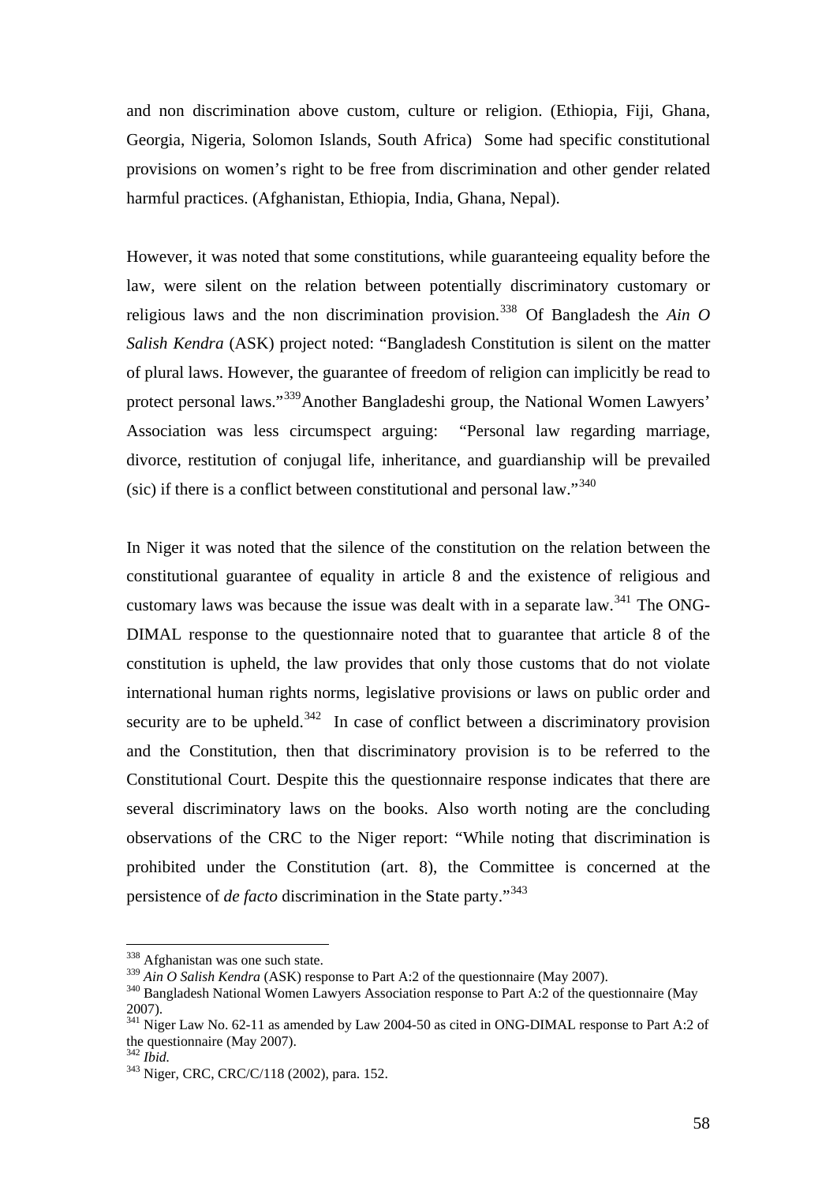and non discrimination above custom, culture or religion. (Ethiopia, Fiji, Ghana, Georgia, Nigeria, Solomon Islands, South Africa) Some had specific constitutional provisions on women's right to be free from discrimination and other gender related harmful practices. (Afghanistan, Ethiopia, India, Ghana, Nepal).

However, it was noted that some constitutions, while guaranteeing equality before the law, were silent on the relation between potentially discriminatory customary or religious laws and the non discrimination provision.[338] Of Bangladesh the *Ain O Salish Kendra* (ASK) project noted: "Bangladesh Constitution is silent on the matter of plural laws. However, the guarantee of freedom of religion can implicitly be read to protect personal laws."[339]Another Bangladeshi group, the National Women Lawyers' Association was less circumspect arguing: "Personal law regarding marriage, divorce, restitution of conjugal life, inheritance, and guardianship will be prevailed (sic) if there is a conflict between constitutional and personal law."[340]

In Niger it was noted that the silence of the constitution on the relation between the constitutional guarantee of equality in article 8 and the existence of religious and customary laws was because the issue was dealt with in a separate law.[341] The ONG-DIMAL response to the questionnaire noted that to guarantee that article 8 of the constitution is upheld, the law provides that only those customs that do not violate international human rights norms, legislative provisions or laws on public order and security are to be upheld.[342] In case of conflict between a discriminatory provision and the Constitution, then that discriminatory provision is to be referred to the Constitutional Court. Despite this the questionnaire response indicates that there are several discriminatory laws on the books. Also worth noting are the concluding observations of the CRC to the Niger report: "While noting that discrimination is prohibited under the Constitution (art. 8), the Committee is concerned at the persistence of *de facto* discrimination in the State party."[343]

---

[338] Afghanistan was one such state.

[339] *Ain O Salish Kendra* (ASK) response to Part A:2 of the questionnaire (May 2007).

[340] Bangladesh National Women Lawyers Association response to Part A:2 of the questionnaire (May 2007).

[341] Niger Law No. 62-11 as amended by Law 2004-50 as cited in ONG-DIMAL response to Part A:2 of the questionnaire (May 2007).

[342] *Ibid.*

[343] Niger, CRC, CRC/C/118 (2002), para. 152.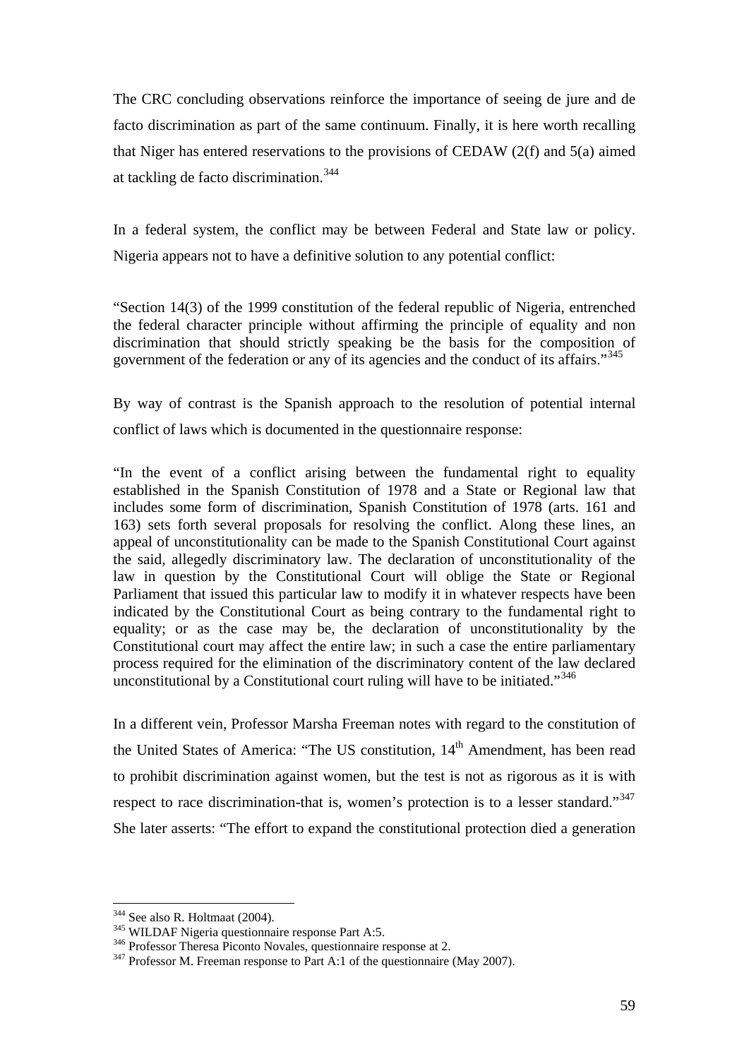The CRC concluding observations reinforce the importance of seeing de jure and de facto discrimination as part of the same continuum. Finally, it is here worth recalling that Niger has entered reservations to the provisions of CEDAW (2(f) and 5(a) aimed at tackling de facto discrimination.[344]

In a federal system, the conflict may be between Federal and State law or policy. Nigeria appears not to have a definitive solution to any potential conflict:

"Section 14(3) of the 1999 constitution of the federal republic of Nigeria, entrenched the federal character principle without affirming the principle of equality and non discrimination that should strictly speaking be the basis for the composition of government of the federation or any of its agencies and the conduct of its affairs."[345]

By way of contrast is the Spanish approach to the resolution of potential internal conflict of laws which is documented in the questionnaire response:

"In the event of a conflict arising between the fundamental right to equality established in the Spanish Constitution of 1978 and a State or Regional law that includes some form of discrimination, Spanish Constitution of 1978 (arts. 161 and 163) sets forth several proposals for resolving the conflict. Along these lines, an appeal of unconstitutionality can be made to the Spanish Constitutional Court against the said, allegedly discriminatory law. The declaration of unconstitutionality of the law in question by the Constitutional Court will oblige the State or Regional Parliament that issued this particular law to modify it in whatever respects have been indicated by the Constitutional Court as being contrary to the fundamental right to equality; or as the case may be, the declaration of unconstitutionality by the Constitutional court may affect the entire law; in such a case the entire parliamentary process required for the elimination of the discriminatory content of the law declared unconstitutional by a Constitutional court ruling will have to be initiated."[346]

In a different vein, Professor Marsha Freeman notes with regard to the constitution of the United States of America: "The US constitution, 14th Amendment, has been read to prohibit discrimination against women, but the test is not as rigorous as it is with respect to race discrimination-that is, women's protection is to a lesser standard."[347] She later asserts: "The effort to expand the constitutional protection died a generation

---

[344] See also R. Holtmaat (2004).

[345] WILDAF Nigeria questionnaire response Part A:5.

[346] Professor Theresa Piconto Novales, questionnaire response at 2.

[347] Professor M. Freeman response to Part A:1 of the questionnaire (May 2007).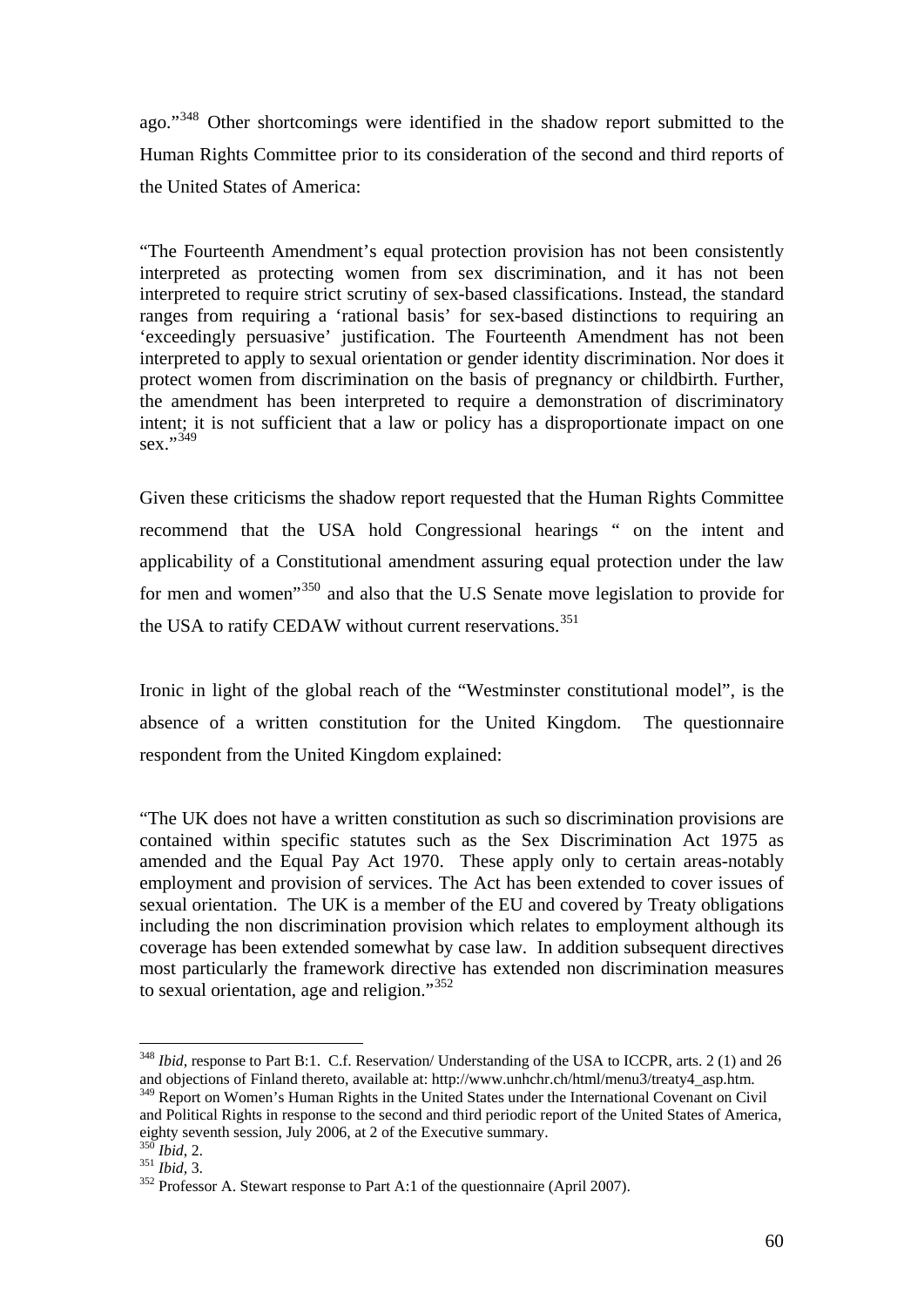ago."[348] Other shortcomings were identified in the shadow report submitted to the Human Rights Committee prior to its consideration of the second and third reports of the United States of America:

> "The Fourteenth Amendment's equal protection provision has not been consistently interpreted as protecting women from sex discrimination, and it has not been interpreted to require strict scrutiny of sex-based classifications. Instead, the standard ranges from requiring a 'rational basis' for sex-based distinctions to requiring an 'exceedingly persuasive' justification. The Fourteenth Amendment has not been interpreted to apply to sexual orientation or gender identity discrimination. Nor does it protect women from discrimination on the basis of pregnancy or childbirth. Further, the amendment has been interpreted to require a demonstration of discriminatory intent; it is not sufficient that a law or policy has a disproportionate impact on one sex."[349]

Given these criticisms the shadow report requested that the Human Rights Committee recommend that the USA hold Congressional hearings " on the intent and applicability of a Constitutional amendment assuring equal protection under the law for men and women"[350] and also that the U.S Senate move legislation to provide for the USA to ratify CEDAW without current reservations.[351]

Ironic in light of the global reach of the "Westminster constitutional model", is the absence of a written constitution for the United Kingdom. The questionnaire respondent from the United Kingdom explained:

> "The UK does not have a written constitution as such so discrimination provisions are contained within specific statutes such as the Sex Discrimination Act 1975 as amended and the Equal Pay Act 1970. These apply only to certain areas-notably employment and provision of services. The Act has been extended to cover issues of sexual orientation. The UK is a member of the EU and covered by Treaty obligations including the non discrimination provision which relates to employment although its coverage has been extended somewhat by case law. In addition subsequent directives most particularly the framework directive has extended non discrimination measures to sexual orientation, age and religion."[352]

---

[348] *Ibid*, response to Part B:1. C.f. Reservation/ Understanding of the USA to ICCPR, arts. 2 (1) and 26 and objections of Finland thereto, available at: http://www.unhchr.ch/html/menu3/treaty4_asp.htm.

[349] Report on Women's Human Rights in the United States under the International Covenant on Civil and Political Rights in response to the second and third periodic report of the United States of America, eighty seventh session, July 2006, at 2 of the Executive summary.

[350] *Ibid*, 2.

[351] *Ibid*, 3.

[352] Professor A. Stewart response to Part A:1 of the questionnaire (April 2007).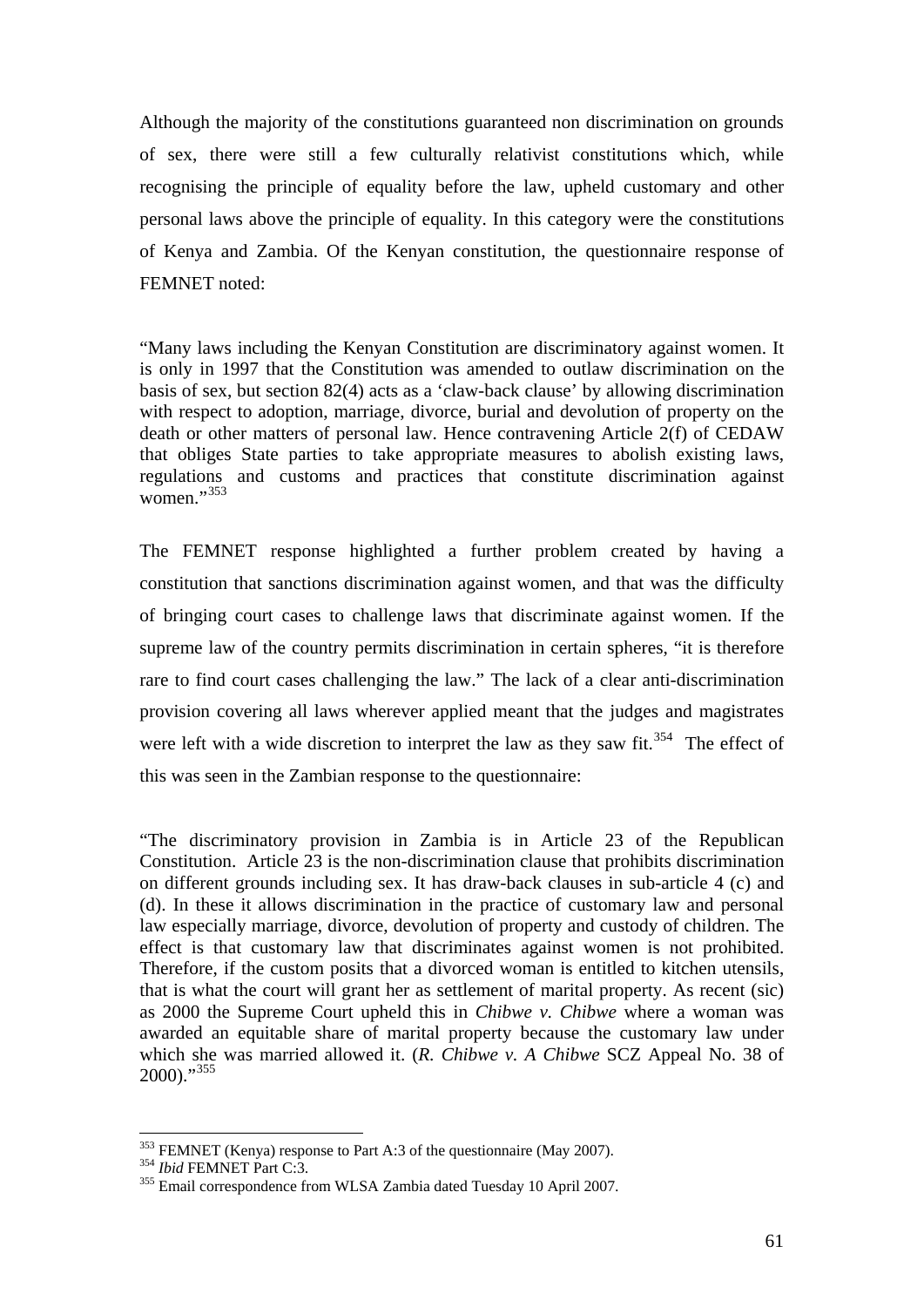Although the majority of the constitutions guaranteed non discrimination on grounds of sex, there were still a few culturally relativist constitutions which, while recognising the principle of equality before the law, upheld customary and other personal laws above the principle of equality. In this category were the constitutions of Kenya and Zambia. Of the Kenyan constitution, the questionnaire response of FEMNET noted:

> "Many laws including the Kenyan Constitution are discriminatory against women. It is only in 1997 that the Constitution was amended to outlaw discrimination on the basis of sex, but section 82(4) acts as a 'claw-back clause' by allowing discrimination with respect to adoption, marriage, divorce, burial and devolution of property on the death or other matters of personal law. Hence contravening Article 2(f) of CEDAW that obliges State parties to take appropriate measures to abolish existing laws, regulations and customs and practices that constitute discrimination against women."[353]

The FEMNET response highlighted a further problem created by having a constitution that sanctions discrimination against women, and that was the difficulty of bringing court cases to challenge laws that discriminate against women. If the supreme law of the country permits discrimination in certain spheres, "it is therefore rare to find court cases challenging the law." The lack of a clear anti-discrimination provision covering all laws wherever applied meant that the judges and magistrates were left with a wide discretion to interpret the law as they saw fit.[354] The effect of this was seen in the Zambian response to the questionnaire:

> "The discriminatory provision in Zambia is in Article 23 of the Republican Constitution. Article 23 is the non-discrimination clause that prohibits discrimination on different grounds including sex. It has draw-back clauses in sub-article 4 (c) and (d). In these it allows discrimination in the practice of customary law and personal law especially marriage, divorce, devolution of property and custody of children. The effect is that customary law that discriminates against women is not prohibited. Therefore, if the custom posits that a divorced woman is entitled to kitchen utensils, that is what the court will grant her as settlement of marital property. As recent (sic) as 2000 the Supreme Court upheld this in *Chibwe v. Chibwe* where a woman was awarded an equitable share of marital property because the customary law under which she was married allowed it. (*R. Chibwe v. A Chibwe* SCZ Appeal No. 38 of 2000)."[355]

---

[353] FEMNET (Kenya) response to Part A:3 of the questionnaire (May 2007).

[354] *Ibid* FEMNET Part C:3.

[355] Email correspondence from WLSA Zambia dated Tuesday 10 April 2007.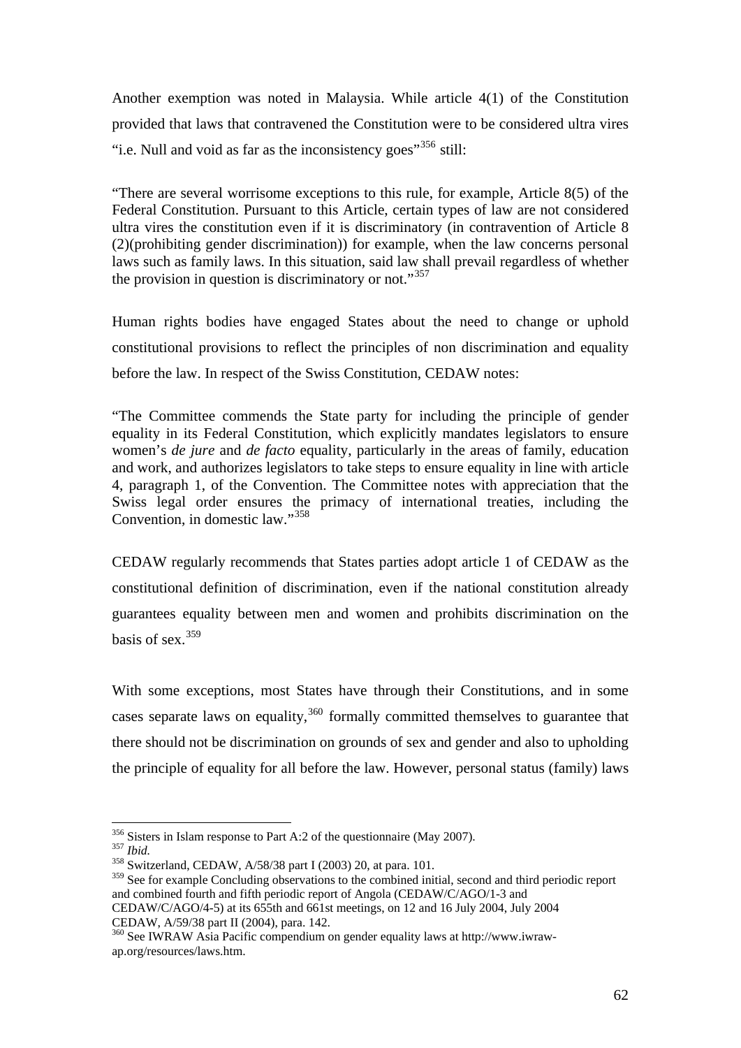Another exemption was noted in Malaysia. While article 4(1) of the Constitution provided that laws that contravened the Constitution were to be considered ultra vires "i.e. Null and void as far as the inconsistency goes"[356] still:

"There are several worrisome exceptions to this rule, for example, Article 8(5) of the Federal Constitution. Pursuant to this Article, certain types of law are not considered ultra vires the constitution even if it is discriminatory (in contravention of Article 8 (2)(prohibiting gender discrimination)) for example, when the law concerns personal laws such as family laws. In this situation, said law shall prevail regardless of whether the provision in question is discriminatory or not."[357]

Human rights bodies have engaged States about the need to change or uphold constitutional provisions to reflect the principles of non discrimination and equality before the law. In respect of the Swiss Constitution, CEDAW notes:

"The Committee commends the State party for including the principle of gender equality in its Federal Constitution, which explicitly mandates legislators to ensure women's *de jure* and *de facto* equality, particularly in the areas of family, education and work, and authorizes legislators to take steps to ensure equality in line with article 4, paragraph 1, of the Convention. The Committee notes with appreciation that the Swiss legal order ensures the primacy of international treaties, including the Convention, in domestic law."[358]

CEDAW regularly recommends that States parties adopt article 1 of CEDAW as the constitutional definition of discrimination, even if the national constitution already guarantees equality between men and women and prohibits discrimination on the basis of sex.[359]

With some exceptions, most States have through their Constitutions, and in some cases separate laws on equality,[360] formally committed themselves to guarantee that there should not be discrimination on grounds of sex and gender and also to upholding the principle of equality for all before the law. However, personal status (family) laws

---

[356] Sisters in Islam response to Part A:2 of the questionnaire (May 2007).

[357] *Ibid.*

[358] Switzerland, CEDAW, A/58/38 part I (2003) 20, at para. 101.

[359] See for example Concluding observations to the combined initial, second and third periodic report and combined fourth and fifth periodic report of Angola (CEDAW/C/AGO/1-3 and CEDAW/C/AGO/4-5) at its 655th and 661st meetings, on 12 and 16 July 2004, July 2004 CEDAW, A/59/38 part II (2004), para. 142.

[360] See IWRAW Asia Pacific compendium on gender equality laws at http://www.iwraw-ap.org/resources/laws.htm.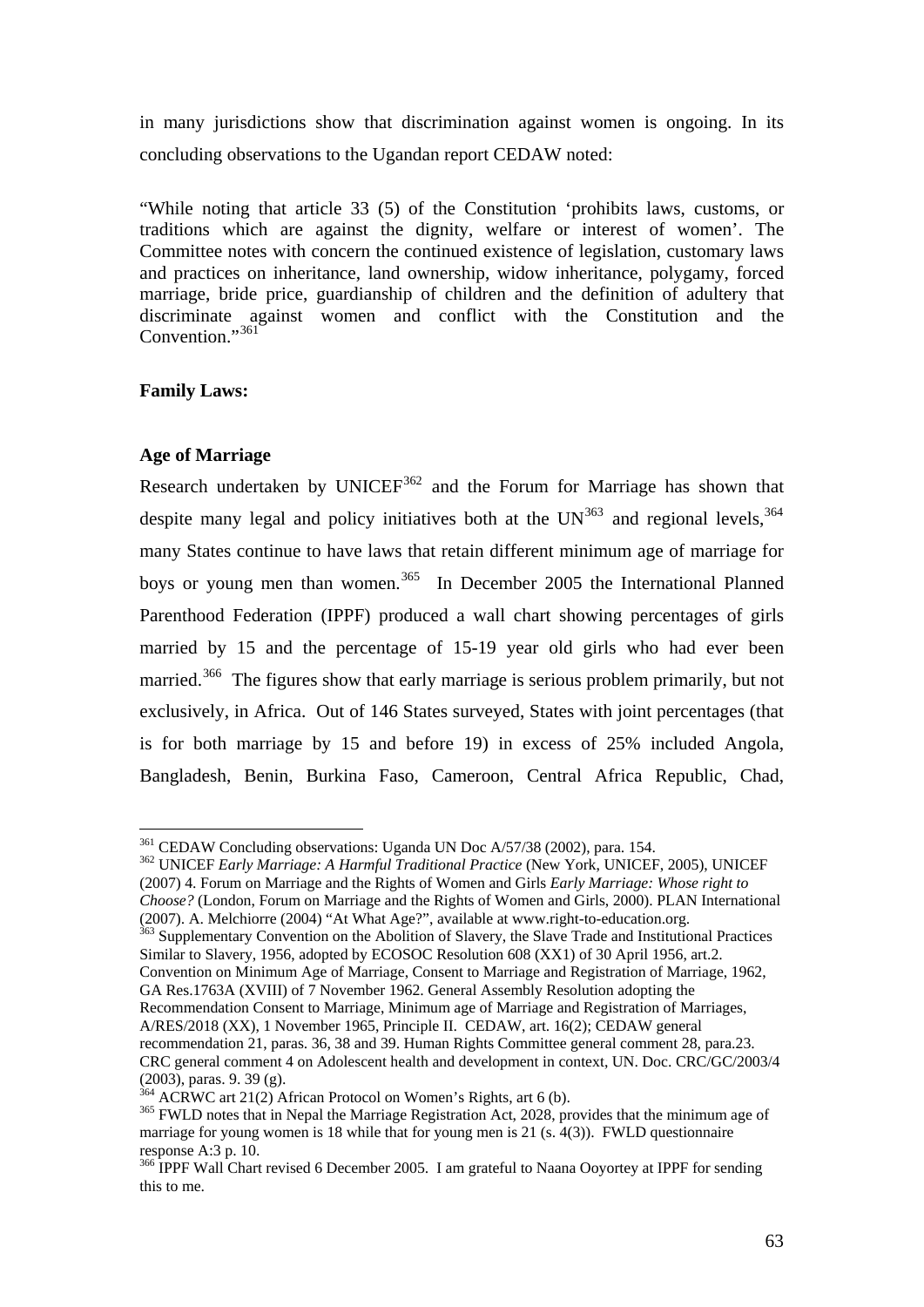in many jurisdictions show that discrimination against women is ongoing. In its concluding observations to the Ugandan report CEDAW noted:

"While noting that article 33 (5) of the Constitution 'prohibits laws, customs, or traditions which are against the dignity, welfare or interest of women'. The Committee notes with concern the continued existence of legislation, customary laws and practices on inheritance, land ownership, widow inheritance, polygamy, forced marriage, bride price, guardianship of children and the definition of adultery that discriminate against women and conflict with the Constitution and the Convention."[361]

**Family Laws:**

**Age of Marriage**

Research undertaken by UNICEF[362] and the Forum for Marriage has shown that despite many legal and policy initiatives both at the UN[363] and regional levels,[364] many States continue to have laws that retain different minimum age of marriage for boys or young men than women.[365] In December 2005 the International Planned Parenthood Federation (IPPF) produced a wall chart showing percentages of girls married by 15 and the percentage of 15-19 year old girls who had ever been married.[366] The figures show that early marriage is serious problem primarily, but not exclusively, in Africa. Out of 146 States surveyed, States with joint percentages (that is for both marriage by 15 and before 19) in excess of 25% included Angola, Bangladesh, Benin, Burkina Faso, Cameroon, Central Africa Republic, Chad,

---

[361] CEDAW Concluding observations: Uganda UN Doc A/57/38 (2002), para. 154.

[362] UNICEF *Early Marriage: A Harmful Traditional Practice* (New York, UNICEF, 2005), UNICEF (2007) 4. Forum on Marriage and the Rights of Women and Girls *Early Marriage: Whose right to Choose?* (London, Forum on Marriage and the Rights of Women and Girls, 2000). PLAN International (2007). A. Melchiorre (2004) "At What Age?", available at www.right-to-education.org.

[363] Supplementary Convention on the Abolition of Slavery, the Slave Trade and Institutional Practices Similar to Slavery, 1956, adopted by ECOSOC Resolution 608 (XX1) of 30 April 1956, art.2. Convention on Minimum Age of Marriage, Consent to Marriage and Registration of Marriage, 1962, GA Res.1763A (XVIII) of 7 November 1962. General Assembly Resolution adopting the Recommendation Consent to Marriage, Minimum age of Marriage and Registration of Marriages, A/RES/2018 (XX), 1 November 1965, Principle II. CEDAW, art. 16(2); CEDAW general recommendation 21, paras. 36, 38 and 39. Human Rights Committee general comment 28, para.23. CRC general comment 4 on Adolescent health and development in context, UN. Doc. CRC/GC/2003/4 (2003), paras. 9. 39 (g).

[364] ACRWC art 21(2) African Protocol on Women's Rights, art 6 (b).

[365] FWLD notes that in Nepal the Marriage Registration Act, 2028, provides that the minimum age of marriage for young women is 18 while that for young men is 21 (s. 4(3)). FWLD questionnaire response A:3 p. 10.

[366] IPPF Wall Chart revised 6 December 2005. I am grateful to Naana Ooyortey at IPPF for sending this to me.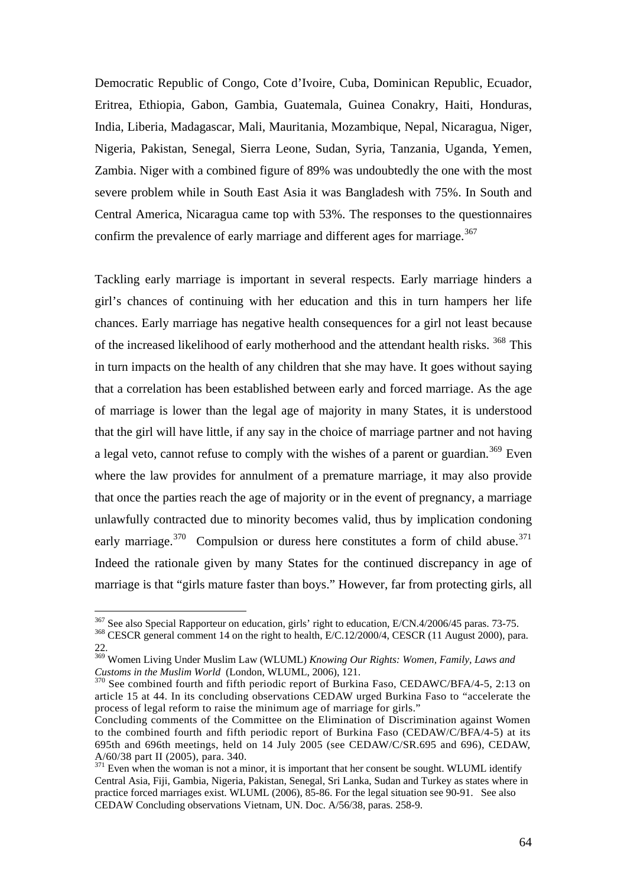Democratic Republic of Congo, Cote d'Ivoire, Cuba, Dominican Republic, Ecuador, Eritrea, Ethiopia, Gabon, Gambia, Guatemala, Guinea Conakry, Haiti, Honduras, India, Liberia, Madagascar, Mali, Mauritania, Mozambique, Nepal, Nicaragua, Niger, Nigeria, Pakistan, Senegal, Sierra Leone, Sudan, Syria, Tanzania, Uganda, Yemen, Zambia. Niger with a combined figure of 89% was undoubtedly the one with the most severe problem while in South East Asia it was Bangladesh with 75%. In South and Central America, Nicaragua came top with 53%. The responses to the questionnaires confirm the prevalence of early marriage and different ages for marriage.[367]

Tackling early marriage is important in several respects. Early marriage hinders a girl's chances of continuing with her education and this in turn hampers her life chances. Early marriage has negative health consequences for a girl not least because of the increased likelihood of early motherhood and the attendant health risks. [368] This in turn impacts on the health of any children that she may have. It goes without saying that a correlation has been established between early and forced marriage. As the age of marriage is lower than the legal age of majority in many States, it is understood that the girl will have little, if any say in the choice of marriage partner and not having a legal veto, cannot refuse to comply with the wishes of a parent or guardian.[369] Even where the law provides for annulment of a premature marriage, it may also provide that once the parties reach the age of majority or in the event of pregnancy, a marriage unlawfully contracted due to minority becomes valid, thus by implication condoning early marriage.[370] Compulsion or duress here constitutes a form of child abuse.[371] Indeed the rationale given by many States for the continued discrepancy in age of marriage is that "girls mature faster than boys." However, far from protecting girls, all

---

[367] See also Special Rapporteur on education, girls' right to education, E/CN.4/2006/45 paras. 73-75.

[368] CESCR general comment 14 on the right to health, E/C.12/2000/4, CESCR (11 August 2000), para. 22.

[369] Women Living Under Muslim Law (WLUML) *Knowing Our Rights: Women, Family, Laws and Customs in the Muslim World* (London, WLUML, 2006), 121.

[370] See combined fourth and fifth periodic report of Burkina Faso, CEDAWC/BFA/4-5, 2:13 on article 15 at 44. In its concluding observations CEDAW urged Burkina Faso to "accelerate the process of legal reform to raise the minimum age of marriage for girls."
Concluding comments of the Committee on the Elimination of Discrimination against Women to the combined fourth and fifth periodic report of Burkina Faso (CEDAW/C/BFA/4-5) at its 695th and 696th meetings, held on 14 July 2005 (see CEDAW/C/SR.695 and 696), CEDAW, A/60/38 part II (2005), para. 340.

[371] Even when the woman is not a minor, it is important that her consent be sought. WLUML identify Central Asia, Fiji, Gambia, Nigeria, Pakistan, Senegal, Sri Lanka, Sudan and Turkey as states where in practice forced marriages exist. WLUML (2006), 85-86. For the legal situation see 90-91. See also CEDAW Concluding observations Vietnam, UN. Doc. A/56/38, paras. 258-9.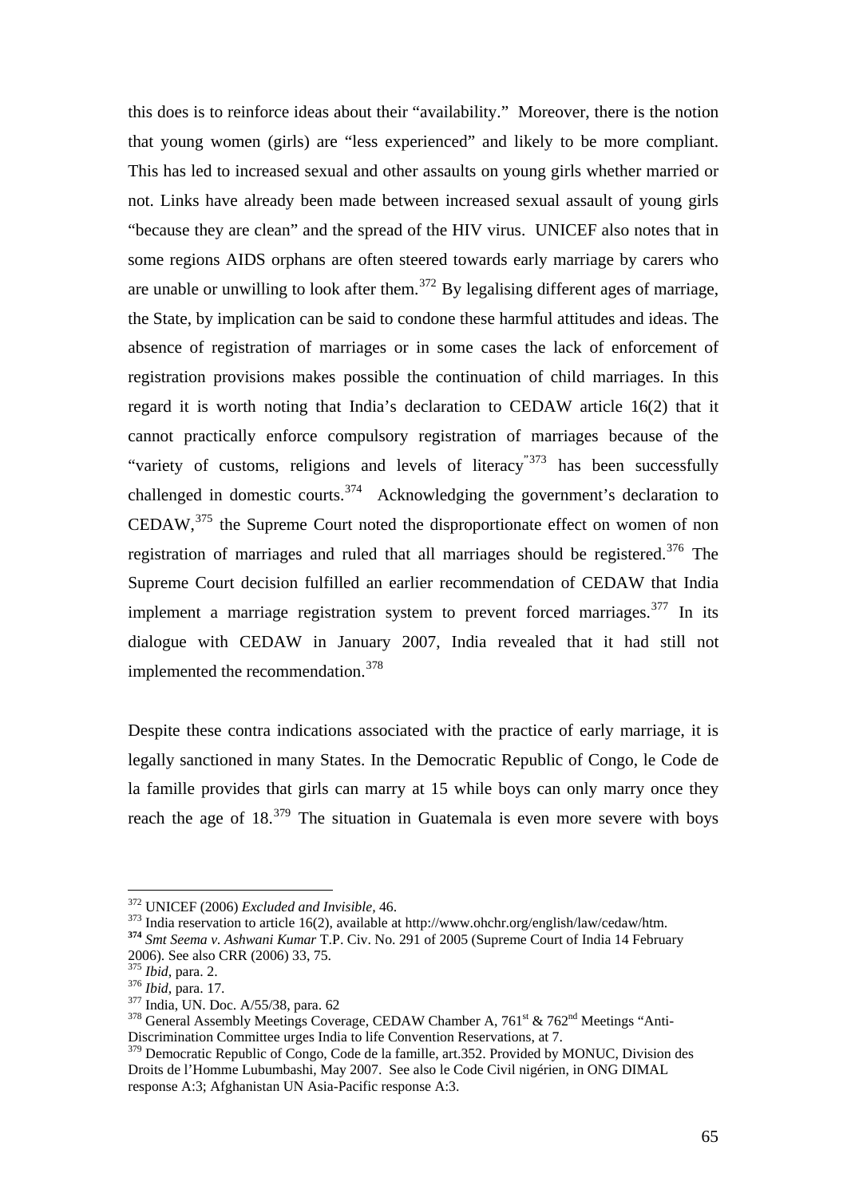this does is to reinforce ideas about their "availability." Moreover, there is the notion that young women (girls) are "less experienced" and likely to be more compliant. This has led to increased sexual and other assaults on young girls whether married or not. Links have already been made between increased sexual assault of young girls "because they are clean" and the spread of the HIV virus. UNICEF also notes that in some regions AIDS orphans are often steered towards early marriage by carers who are unable or unwilling to look after them.[372] By legalising different ages of marriage, the State, by implication can be said to condone these harmful attitudes and ideas. The absence of registration of marriages or in some cases the lack of enforcement of registration provisions makes possible the continuation of child marriages. In this regard it is worth noting that India's declaration to CEDAW article 16(2) that it cannot practically enforce compulsory registration of marriages because of the "variety of customs, religions and levels of literacy"[373] has been successfully challenged in domestic courts.[374] Acknowledging the government's declaration to CEDAW,[375] the Supreme Court noted the disproportionate effect on women of non registration of marriages and ruled that all marriages should be registered.[376] The Supreme Court decision fulfilled an earlier recommendation of CEDAW that India implement a marriage registration system to prevent forced marriages.[377] In its dialogue with CEDAW in January 2007, India revealed that it had still not implemented the recommendation.[378]

Despite these contra indications associated with the practice of early marriage, it is legally sanctioned in many States. In the Democratic Republic of Congo, le Code de la famille provides that girls can marry at 15 while boys can only marry once they reach the age of 18.[379] The situation in Guatemala is even more severe with boys

---

[372] UNICEF (2006) *Excluded and Invisible*, 46.

[373] India reservation to article 16(2), available at http://www.ohchr.org/english/law/cedaw/htm.

[374] *Smt Seema v. Ashwani Kumar* T.P. Civ. No. 291 of 2005 (Supreme Court of India 14 February 2006). See also CRR (2006) 33, 75.

[375] *Ibid*, para. 2.

[376] *Ibid*, para. 17.

[377] India, UN. Doc. A/55/38, para. 62

[378] General Assembly Meetings Coverage, CEDAW Chamber A, 761st & 762nd Meetings "Anti-Discrimination Committee urges India to life Convention Reservations, at 7.

[379] Democratic Republic of Congo, Code de la famille, art.352. Provided by MONUC, Division des Droits de l'Homme Lubumbashi, May 2007. See also le Code Civil nigérien, in ONG DIMAL response A:3; Afghanistan UN Asia-Pacific response A:3.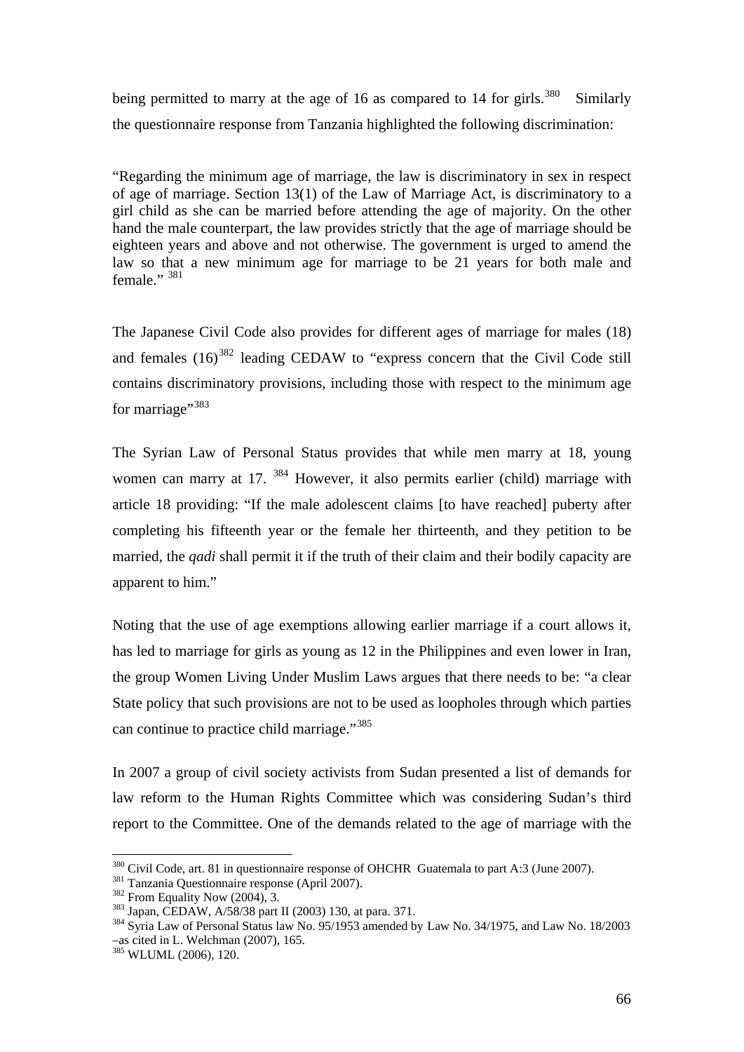being permitted to marry at the age of 16 as compared to 14 for girls.[380] Similarly the questionnaire response from Tanzania highlighted the following discrimination:

> "Regarding the minimum age of marriage, the law is discriminatory in sex in respect of age of marriage. Section 13(1) of the Law of Marriage Act, is discriminatory to a girl child as she can be married before attending the age of majority. On the other hand the male counterpart, the law provides strictly that the age of marriage should be eighteen years and above and not otherwise. The government is urged to amend the law so that a new minimum age for marriage to be 21 years for both male and female." [381]

The Japanese Civil Code also provides for different ages of marriage for males (18) and females (16)[382] leading CEDAW to "express concern that the Civil Code still contains discriminatory provisions, including those with respect to the minimum age for marriage"[383]

The Syrian Law of Personal Status provides that while men marry at 18, young women can marry at 17. [384] However, it also permits earlier (child) marriage with article 18 providing: "If the male adolescent claims [to have reached] puberty after completing his fifteenth year or the female her thirteenth, and they petition to be married, the *qadi* shall permit it if the truth of their claim and their bodily capacity are apparent to him."

Noting that the use of age exemptions allowing earlier marriage if a court allows it, has led to marriage for girls as young as 12 in the Philippines and even lower in Iran, the group Women Living Under Muslim Laws argues that there needs to be: "a clear State policy that such provisions are not to be used as loopholes through which parties can continue to practice child marriage."[385]

In 2007 a group of civil society activists from Sudan presented a list of demands for law reform to the Human Rights Committee which was considering Sudan's third report to the Committee. One of the demands related to the age of marriage with the

---

[380] Civil Code, art. 81 in questionnaire response of OHCHR Guatemala to part A:3 (June 2007).

[381] Tanzania Questionnaire response (April 2007).

[382] From Equality Now (2004), 3.

[383] Japan, CEDAW, A/58/38 part II (2003) 130, at para. 371.

[384] Syria Law of Personal Status law No. 95/1953 amended by Law No. 34/1975, and Law No. 18/2003 –as cited in L. Welchman (2007), 165.

[385] WLUML (2006), 120.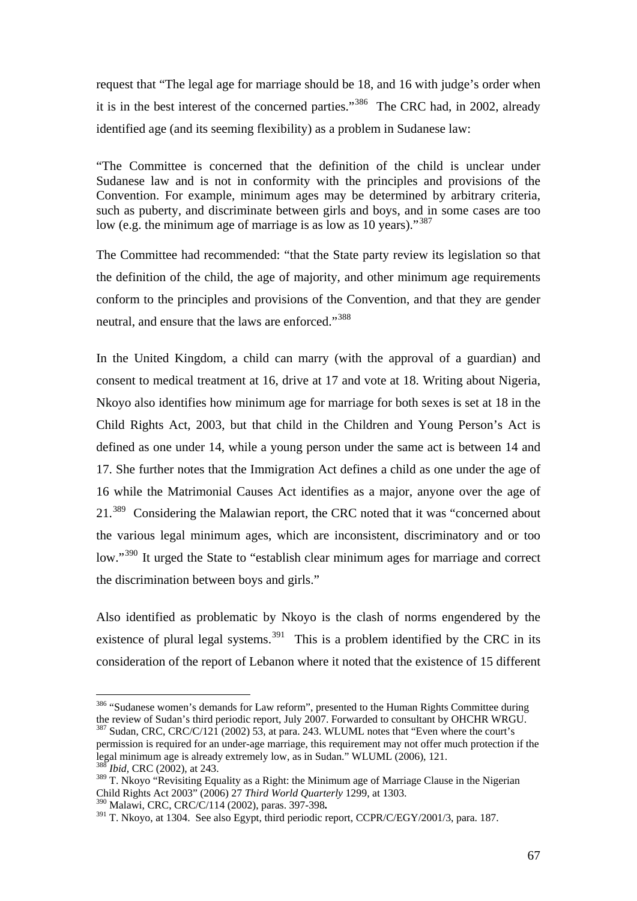request that "The legal age for marriage should be 18, and 16 with judge's order when it is in the best interest of the concerned parties."[386] The CRC had, in 2002, already identified age (and its seeming flexibility) as a problem in Sudanese law:

"The Committee is concerned that the definition of the child is unclear under Sudanese law and is not in conformity with the principles and provisions of the Convention. For example, minimum ages may be determined by arbitrary criteria, such as puberty, and discriminate between girls and boys, and in some cases are too low (e.g. the minimum age of marriage is as low as 10 years)."[387]

The Committee had recommended: "that the State party review its legislation so that the definition of the child, the age of majority, and other minimum age requirements conform to the principles and provisions of the Convention, and that they are gender neutral, and ensure that the laws are enforced."[388]

In the United Kingdom, a child can marry (with the approval of a guardian) and consent to medical treatment at 16, drive at 17 and vote at 18. Writing about Nigeria, Nkoyo also identifies how minimum age for marriage for both sexes is set at 18 in the Child Rights Act, 2003, but that child in the Children and Young Person's Act is defined as one under 14, while a young person under the same act is between 14 and 17. She further notes that the Immigration Act defines a child as one under the age of 16 while the Matrimonial Causes Act identifies as a major, anyone over the age of 21.[389] Considering the Malawian report, the CRC noted that it was "concerned about the various legal minimum ages, which are inconsistent, discriminatory and or too low."[390] It urged the State to "establish clear minimum ages for marriage and correct the discrimination between boys and girls."

Also identified as problematic by Nkoyo is the clash of norms engendered by the existence of plural legal systems.[391] This is a problem identified by the CRC in its consideration of the report of Lebanon where it noted that the existence of 15 different

---

[386] "Sudanese women's demands for Law reform", presented to the Human Rights Committee during the review of Sudan's third periodic report, July 2007. Forwarded to consultant by OHCHR WRGU.

[387] Sudan, CRC, CRC/C/121 (2002) 53, at para. 243. WLUML notes that "Even where the court's permission is required for an under-age marriage, this requirement may not offer much protection if the legal minimum age is already extremely low, as in Sudan." WLUML (2006), 121.

[388] *Ibid*, CRC (2002), at 243.

[389] T. Nkoyo "Revisiting Equality as a Right: the Minimum age of Marriage Clause in the Nigerian Child Rights Act 2003" (2006) 27 *Third World Quarterly* 1299, at 1303.

[390] Malawi, CRC, CRC/C/114 (2002), paras. 397-398**.**

[391] T. Nkoyo, at 1304. See also Egypt, third periodic report, CCPR/C/EGY/2001/3, para. 187.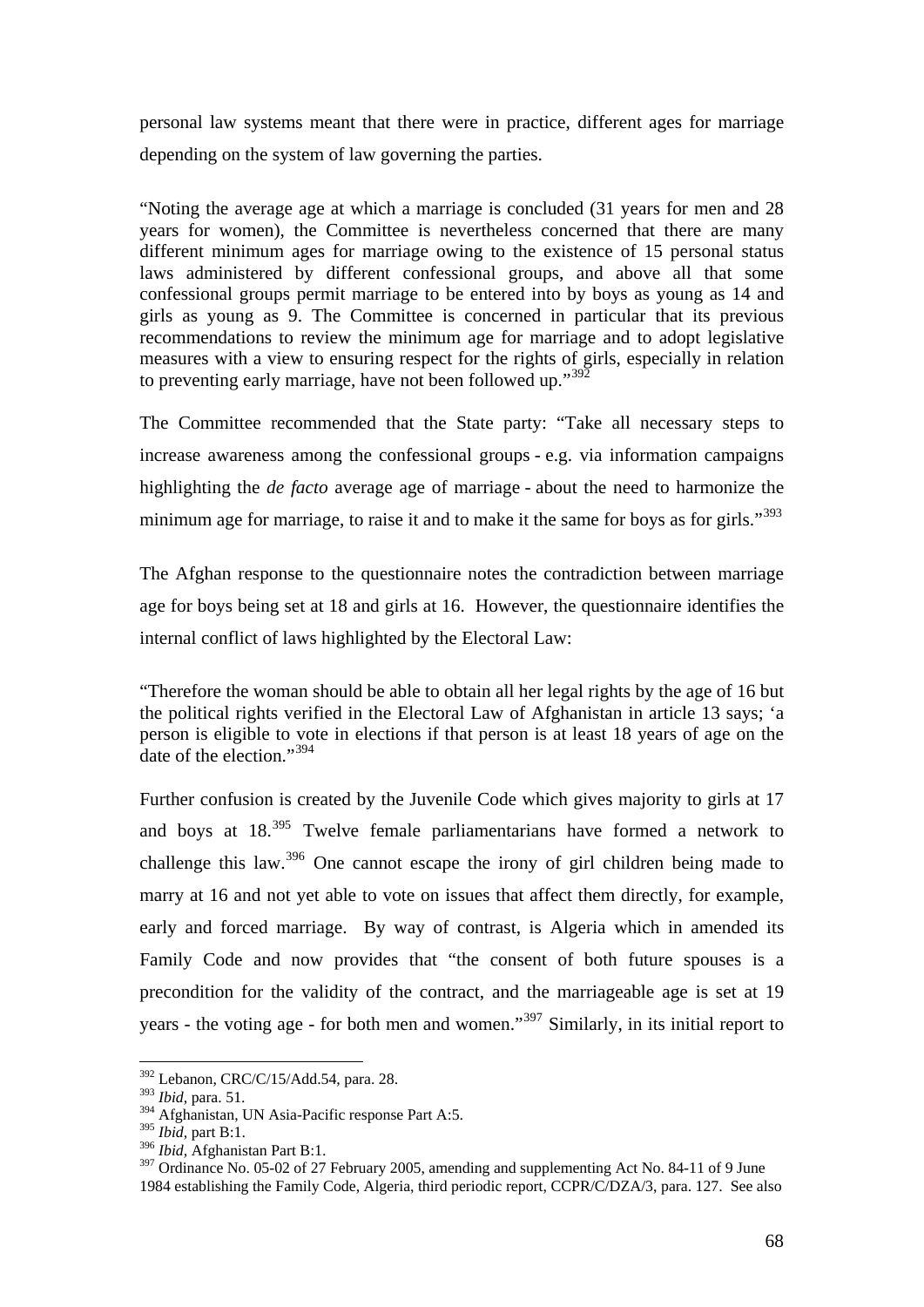personal law systems meant that there were in practice, different ages for marriage depending on the system of law governing the parties.

"Noting the average age at which a marriage is concluded (31 years for men and 28 years for women), the Committee is nevertheless concerned that there are many different minimum ages for marriage owing to the existence of 15 personal status laws administered by different confessional groups, and above all that some confessional groups permit marriage to be entered into by boys as young as 14 and girls as young as 9. The Committee is concerned in particular that its previous recommendations to review the minimum age for marriage and to adopt legislative measures with a view to ensuring respect for the rights of girls, especially in relation to preventing early marriage, have not been followed up."[392]

The Committee recommended that the State party: "Take all necessary steps to increase awareness among the confessional groups - e.g. via information campaigns highlighting the *de facto* average age of marriage - about the need to harmonize the minimum age for marriage, to raise it and to make it the same for boys as for girls."[393]

The Afghan response to the questionnaire notes the contradiction between marriage age for boys being set at 18 and girls at 16. However, the questionnaire identifies the internal conflict of laws highlighted by the Electoral Law:

"Therefore the woman should be able to obtain all her legal rights by the age of 16 but the political rights verified in the Electoral Law of Afghanistan in article 13 says; 'a person is eligible to vote in elections if that person is at least 18 years of age on the date of the election."[394]

Further confusion is created by the Juvenile Code which gives majority to girls at 17 and boys at 18.[395] Twelve female parliamentarians have formed a network to challenge this law.[396] One cannot escape the irony of girl children being made to marry at 16 and not yet able to vote on issues that affect them directly, for example, early and forced marriage. By way of contrast, is Algeria which in amended its Family Code and now provides that "the consent of both future spouses is a precondition for the validity of the contract, and the marriageable age is set at 19 years - the voting age - for both men and women."[397] Similarly, in its initial report to

---

[392] Lebanon, CRC/C/15/Add.54, para. 28.
[393] *Ibid*, para. 51.
[394] Afghanistan, UN Asia-Pacific response Part A:5.
[395] *Ibid*, part B:1.
[396] *Ibid*, Afghanistan Part B:1.
[397] Ordinance No. 05-02 of 27 February 2005, amending and supplementing Act No. 84-11 of 9 June 1984 establishing the Family Code, Algeria, third periodic report, CCPR/C/DZA/3, para. 127. See also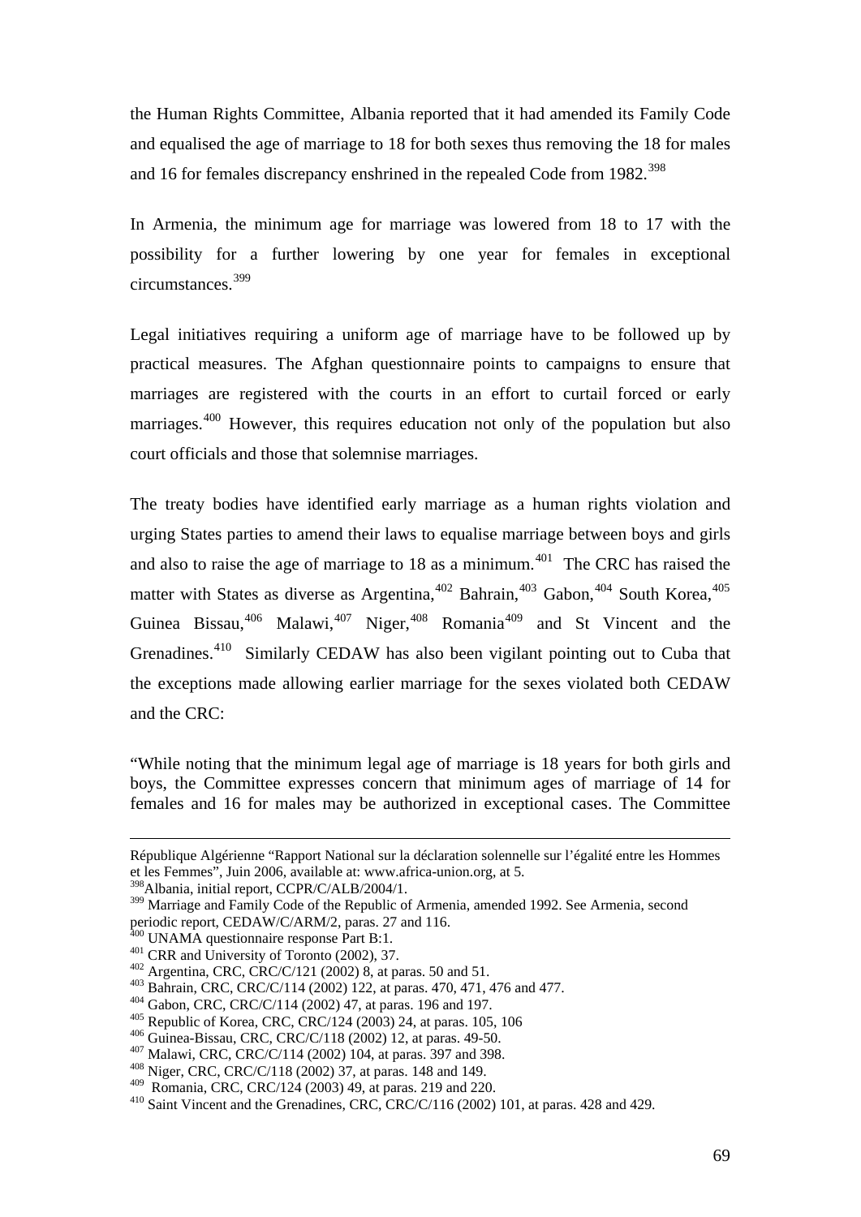the Human Rights Committee, Albania reported that it had amended its Family Code and equalised the age of marriage to 18 for both sexes thus removing the 18 for males and 16 for females discrepancy enshrined in the repealed Code from 1982.[398]

In Armenia, the minimum age for marriage was lowered from 18 to 17 with the possibility for a further lowering by one year for females in exceptional circumstances.[399]

Legal initiatives requiring a uniform age of marriage have to be followed up by practical measures. The Afghan questionnaire points to campaigns to ensure that marriages are registered with the courts in an effort to curtail forced or early marriages.[400] However, this requires education not only of the population but also court officials and those that solemnise marriages.

The treaty bodies have identified early marriage as a human rights violation and urging States parties to amend their laws to equalise marriage between boys and girls and also to raise the age of marriage to 18 as a minimum.[401] The CRC has raised the matter with States as diverse as Argentina,[402] Bahrain,[403] Gabon,[404] South Korea,[405] Guinea Bissau,[406] Malawi,[407] Niger,[408] Romania[409] and St Vincent and the Grenadines.[410] Similarly CEDAW has also been vigilant pointing out to Cuba that the exceptions made allowing earlier marriage for the sexes violated both CEDAW and the CRC:

"While noting that the minimum legal age of marriage is 18 years for both girls and boys, the Committee expresses concern that minimum ages of marriage of 14 for females and 16 for males may be authorized in exceptional cases. The Committee

---

République Algérienne "Rapport National sur la déclaration solennelle sur l'égalité entre les Hommes et les Femmes", Juin 2006, available at: www.africa-union.org, at 5.

[398] Albania, initial report, CCPR/C/ALB/2004/1.

[399] Marriage and Family Code of the Republic of Armenia, amended 1992. See Armenia, second periodic report, CEDAW/C/ARM/2, paras. 27 and 116.

[400] UNAMA questionnaire response Part B:1.

[401] CRR and University of Toronto (2002), 37.

[402] Argentina, CRC, CRC/C/121 (2002) 8, at paras. 50 and 51.

[403] Bahrain, CRC, CRC/C/114 (2002) 122, at paras. 470, 471, 476 and 477.

[404] Gabon, CRC, CRC/C/114 (2002) 47, at paras. 196 and 197.

[405] Republic of Korea, CRC, CRC/124 (2003) 24, at paras. 105, 106

[406] Guinea-Bissau, CRC, CRC/C/118 (2002) 12, at paras. 49-50.

[407] Malawi, CRC, CRC/C/114 (2002) 104, at paras. 397 and 398.

[408] Niger, CRC, CRC/C/118 (2002) 37, at paras. 148 and 149.

[409] Romania, CRC, CRC/124 (2003) 49, at paras. 219 and 220.

[410] Saint Vincent and the Grenadines, CRC, CRC/C/116 (2002) 101, at paras. 428 and 429.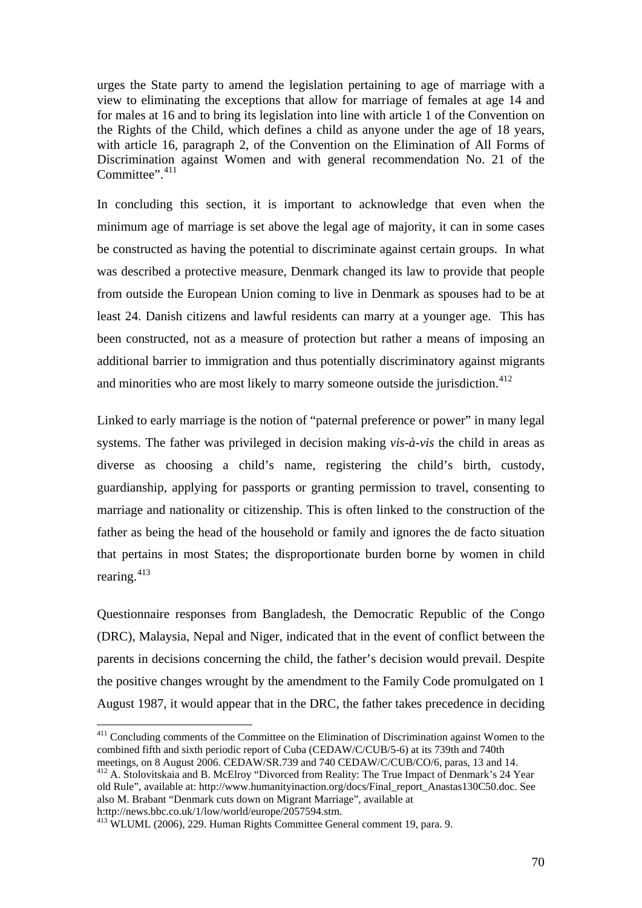urges the State party to amend the legislation pertaining to age of marriage with a view to eliminating the exceptions that allow for marriage of females at age 14 and for males at 16 and to bring its legislation into line with article 1 of the Convention on the Rights of the Child, which defines a child as anyone under the age of 18 years, with article 16, paragraph 2, of the Convention on the Elimination of All Forms of Discrimination against Women and with general recommendation No. 21 of the Committee".[411]

In concluding this section, it is important to acknowledge that even when the minimum age of marriage is set above the legal age of majority, it can in some cases be constructed as having the potential to discriminate against certain groups. In what was described a protective measure, Denmark changed its law to provide that people from outside the European Union coming to live in Denmark as spouses had to be at least 24. Danish citizens and lawful residents can marry at a younger age. This has been constructed, not as a measure of protection but rather a means of imposing an additional barrier to immigration and thus potentially discriminatory against migrants and minorities who are most likely to marry someone outside the jurisdiction.[412]

Linked to early marriage is the notion of "paternal preference or power" in many legal systems. The father was privileged in decision making *vis-à-vis* the child in areas as diverse as choosing a child's name, registering the child's birth, custody, guardianship, applying for passports or granting permission to travel, consenting to marriage and nationality or citizenship. This is often linked to the construction of the father as being the head of the household or family and ignores the de facto situation that pertains in most States; the disproportionate burden borne by women in child rearing.[413]

Questionnaire responses from Bangladesh, the Democratic Republic of the Congo (DRC), Malaysia, Nepal and Niger, indicated that in the event of conflict between the parents in decisions concerning the child, the father's decision would prevail. Despite the positive changes wrought by the amendment to the Family Code promulgated on 1 August 1987, it would appear that in the DRC, the father takes precedence in deciding

---

[411] Concluding comments of the Committee on the Elimination of Discrimination against Women to the combined fifth and sixth periodic report of Cuba (CEDAW/C/CUB/5-6) at its 739th and 740th meetings, on 8 August 2006. CEDAW/SR.739 and 740 CEDAW/C/CUB/CO/6, paras, 13 and 14.

[412] A. Stolovitskaia and B. McElroy "Divorced from Reality: The True Impact of Denmark's 24 Year old Rule", available at: http://www.humanityinaction.org/docs/Final_report_Anastas130C50.doc. See also M. Brabant "Denmark cuts down on Migrant Marriage", available at h:ttp://news.bbc.co.uk/1/low/world/europe/2057594.stm.

[413] WLUML (2006), 229. Human Rights Committee General comment 19, para. 9.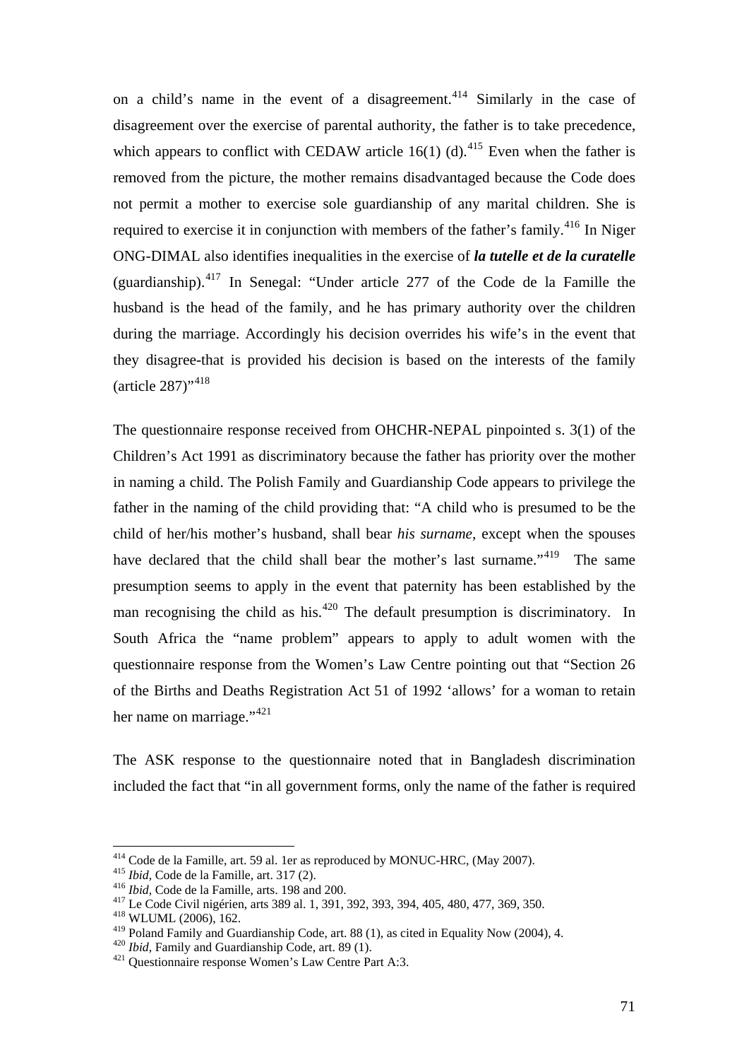on a child's name in the event of a disagreement.[414] Similarly in the case of disagreement over the exercise of parental authority, the father is to take precedence, which appears to conflict with CEDAW article 16(1) (d).[415] Even when the father is removed from the picture, the mother remains disadvantaged because the Code does not permit a mother to exercise sole guardianship of any marital children. She is required to exercise it in conjunction with members of the father's family.[416] In Niger ONG-DIMAL also identifies inequalities in the exercise of ***la tutelle et de la curatelle*** (guardianship).[417] In Senegal: "Under article 277 of the Code de la Famille the husband is the head of the family, and he has primary authority over the children during the marriage. Accordingly his decision overrides his wife's in the event that they disagree-that is provided his decision is based on the interests of the family (article 287)"[418]

The questionnaire response received from OHCHR-NEPAL pinpointed s. 3(1) of the Children's Act 1991 as discriminatory because the father has priority over the mother in naming a child. The Polish Family and Guardianship Code appears to privilege the father in the naming of the child providing that: "A child who is presumed to be the child of her/his mother's husband, shall bear *his surname*, except when the spouses have declared that the child shall bear the mother's last surname."[419] The same presumption seems to apply in the event that paternity has been established by the man recognising the child as his.[420] The default presumption is discriminatory. In South Africa the "name problem" appears to apply to adult women with the questionnaire response from the Women's Law Centre pointing out that "Section 26 of the Births and Deaths Registration Act 51 of 1992 'allows' for a woman to retain her name on marriage."[421]

The ASK response to the questionnaire noted that in Bangladesh discrimination included the fact that "in all government forms, only the name of the father is required

---

[414] Code de la Famille, art. 59 al. 1er as reproduced by MONUC-HRC, (May 2007).
[415] *Ibid*, Code de la Famille, art. 317 (2).
[416] *Ibid*, Code de la Famille, arts. 198 and 200.
[417] Le Code Civil nigérien, arts 389 al. 1, 391, 392, 393, 394, 405, 480, 477, 369, 350.
[418] WLUML (2006), 162.
[419] Poland Family and Guardianship Code, art. 88 (1), as cited in Equality Now (2004), 4.
[420] *Ibid*, Family and Guardianship Code, art. 89 (1).
[421] Questionnaire response Women's Law Centre Part A:3.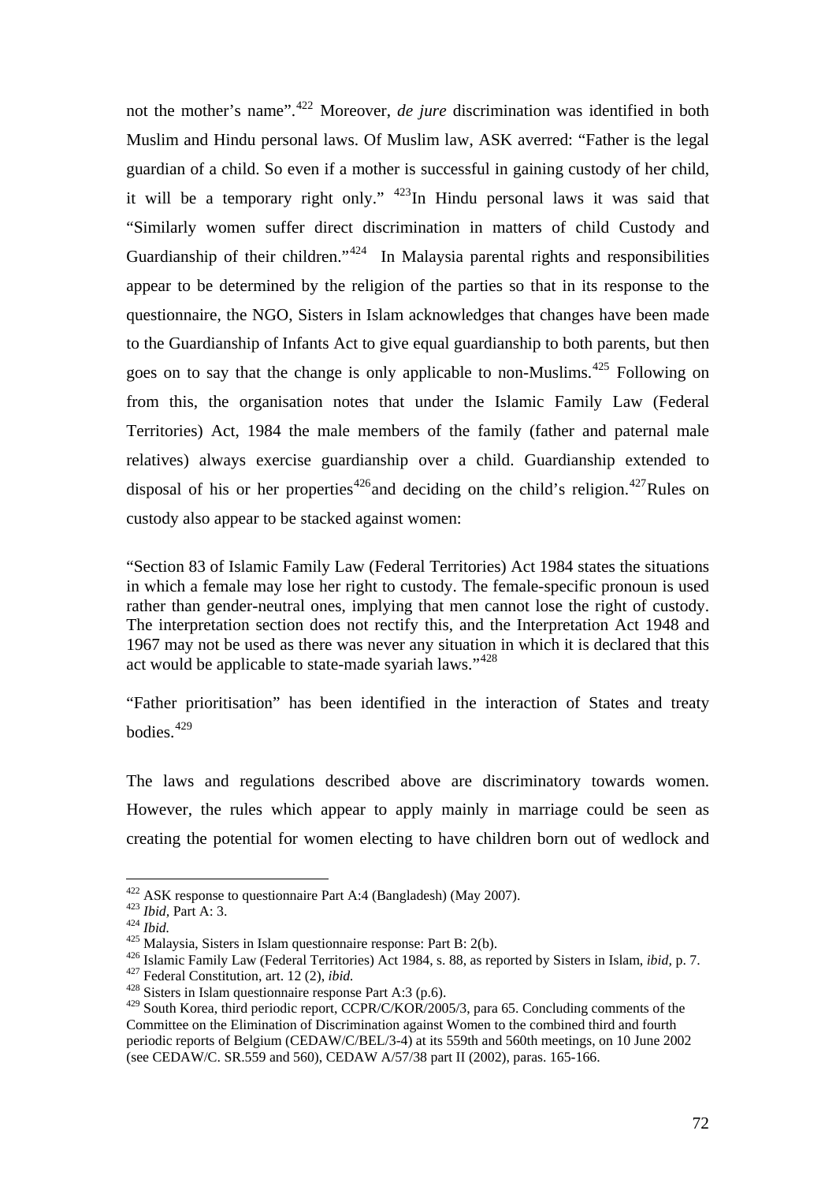not the mother's name".[422] Moreover, *de jure* discrimination was identified in both Muslim and Hindu personal laws. Of Muslim law, ASK averred: "Father is the legal guardian of a child. So even if a mother is successful in gaining custody of her child, it will be a temporary right only." [423]In Hindu personal laws it was said that "Similarly women suffer direct discrimination in matters of child Custody and Guardianship of their children."[424] In Malaysia parental rights and responsibilities appear to be determined by the religion of the parties so that in its response to the questionnaire, the NGO, Sisters in Islam acknowledges that changes have been made to the Guardianship of Infants Act to give equal guardianship to both parents, but then goes on to say that the change is only applicable to non-Muslims.[425] Following on from this, the organisation notes that under the Islamic Family Law (Federal Territories) Act, 1984 the male members of the family (father and paternal male relatives) always exercise guardianship over a child. Guardianship extended to disposal of his or her properties[426]and deciding on the child's religion.[427]Rules on custody also appear to be stacked against women:

"Section 83 of Islamic Family Law (Federal Territories) Act 1984 states the situations in which a female may lose her right to custody. The female-specific pronoun is used rather than gender-neutral ones, implying that men cannot lose the right of custody. The interpretation section does not rectify this, and the Interpretation Act 1948 and 1967 may not be used as there was never any situation in which it is declared that this act would be applicable to state-made syariah laws."[428]

"Father prioritisation" has been identified in the interaction of States and treaty bodies.[429]

The laws and regulations described above are discriminatory towards women. However, the rules which appear to apply mainly in marriage could be seen as creating the potential for women electing to have children born out of wedlock and

---

[422] ASK response to questionnaire Part A:4 (Bangladesh) (May 2007).
[423] *Ibid,* Part A: 3.
[424] *Ibid.*
[425] Malaysia, Sisters in Islam questionnaire response: Part B: 2(b).
[426] Islamic Family Law (Federal Territories) Act 1984, s. 88, as reported by Sisters in Islam, *ibid,* p. 7.
[427] Federal Constitution, art. 12 (2), *ibid.*
[428] Sisters in Islam questionnaire response Part A:3 (p.6).
[429] South Korea, third periodic report, CCPR/C/KOR/2005/3, para 65. Concluding comments of the Committee on the Elimination of Discrimination against Women to the combined third and fourth periodic reports of Belgium (CEDAW/C/BEL/3-4) at its 559th and 560th meetings, on 10 June 2002 (see CEDAW/C. SR.559 and 560), CEDAW A/57/38 part II (2002), paras. 165-166.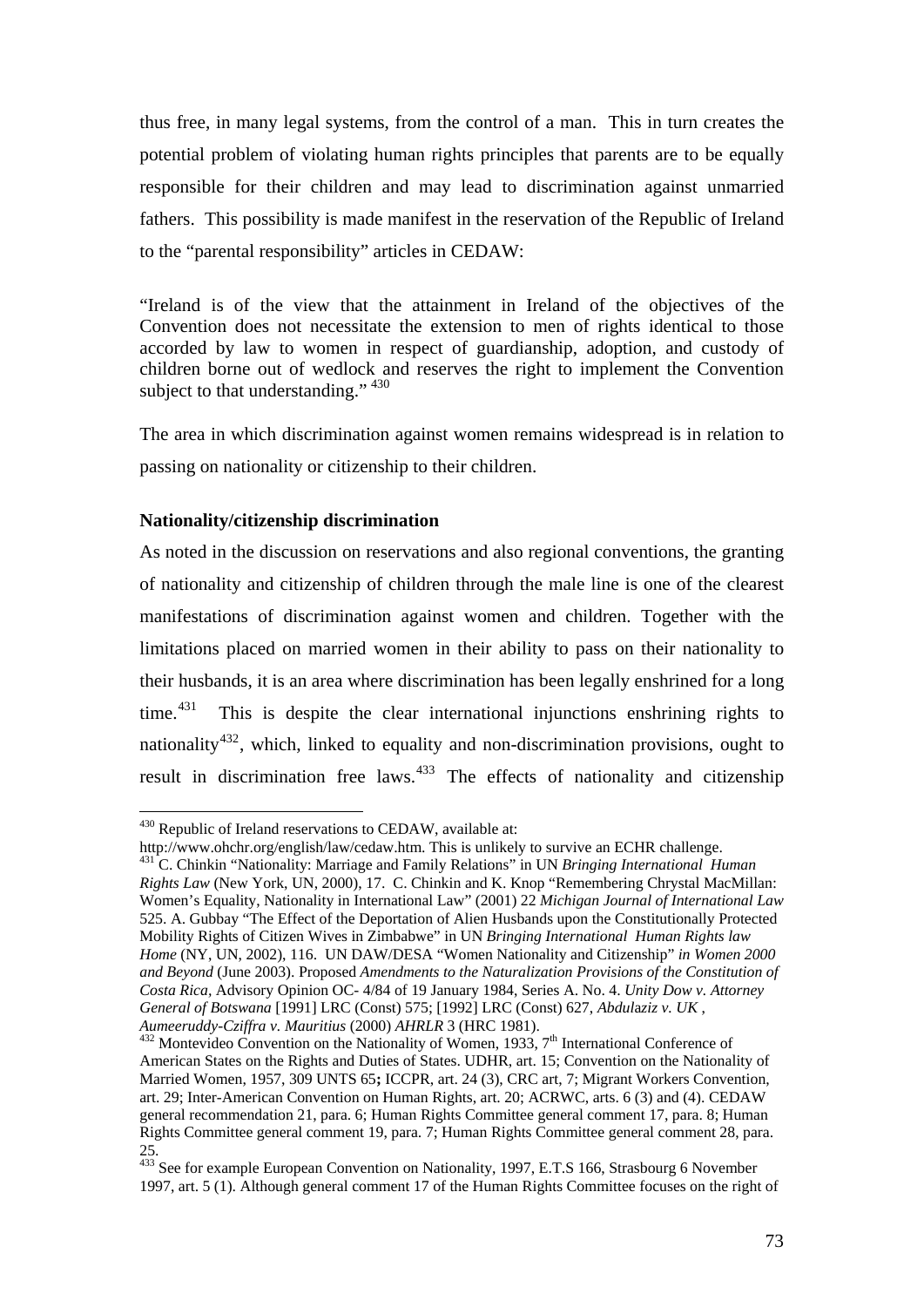thus free, in many legal systems, from the control of a man. This in turn creates the potential problem of violating human rights principles that parents are to be equally responsible for their children and may lead to discrimination against unmarried fathers. This possibility is made manifest in the reservation of the Republic of Ireland to the "parental responsibility" articles in CEDAW:

"Ireland is of the view that the attainment in Ireland of the objectives of the Convention does not necessitate the extension to men of rights identical to those accorded by law to women in respect of guardianship, adoption, and custody of children borne out of wedlock and reserves the right to implement the Convention subject to that understanding." [430]

The area in which discrimination against women remains widespread is in relation to passing on nationality or citizenship to their children.

**Nationality/citizenship discrimination**

As noted in the discussion on reservations and also regional conventions, the granting of nationality and citizenship of children through the male line is one of the clearest manifestations of discrimination against women and children. Together with the limitations placed on married women in their ability to pass on their nationality to their husbands, it is an area where discrimination has been legally enshrined for a long time.[431] This is despite the clear international injunctions enshrining rights to nationality[432], which, linked to equality and non-discrimination provisions, ought to result in discrimination free laws.[433] The effects of nationality and citizenship

---

[430] Republic of Ireland reservations to CEDAW, available at: http://www.ohchr.org/english/law/cedaw.htm. This is unlikely to survive an ECHR challenge.

[431] C. Chinkin "Nationality: Marriage and Family Relations" in UN *Bringing International Human Rights Law* (New York, UN, 2000), 17. C. Chinkin and K. Knop "Remembering Chrystal MacMillan: Women's Equality, Nationality in International Law" (2001) 22 *Michigan Journal of International Law* 525. A. Gubbay "The Effect of the Deportation of Alien Husbands upon the Constitutionally Protected Mobility Rights of Citizen Wives in Zimbabwe" in UN *Bringing International Human Rights law Home* (NY, UN, 2002), 116. UN DAW/DESA "Women Nationality and Citizenship" *in Women 2000 and Beyond* (June 2003). Proposed *Amendments to the Naturalization Provisions of the Constitution of Costa Rica*, Advisory Opinion OC- 4/84 of 19 January 1984, Series A. No. 4. *Unity Dow v. Attorney General of Botswana* [1991] LRC (Const) 575; [1992] LRC (Const) 627, *Abdulaziz v. UK* , *Aumeeruddy-Cziffra v. Mauritius* (2000) *AHRLR* 3 (HRC 1981).

[432] Montevideo Convention on the Nationality of Women, 1933, 7th International Conference of American States on the Rights and Duties of States. UDHR, art. 15; Convention on the Nationality of Married Women, 1957, 309 UNTS 65**;** ICCPR, art. 24 (3), CRC art, 7; Migrant Workers Convention, art. 29; Inter-American Convention on Human Rights, art. 20; ACRWC, arts. 6 (3) and (4). CEDAW general recommendation 21, para. 6; Human Rights Committee general comment 17, para. 8; Human Rights Committee general comment 19, para. 7; Human Rights Committee general comment 28, para. 25.

[433] See for example European Convention on Nationality, 1997, E.T.S 166, Strasbourg 6 November 1997, art. 5 (1). Although general comment 17 of the Human Rights Committee focuses on the right of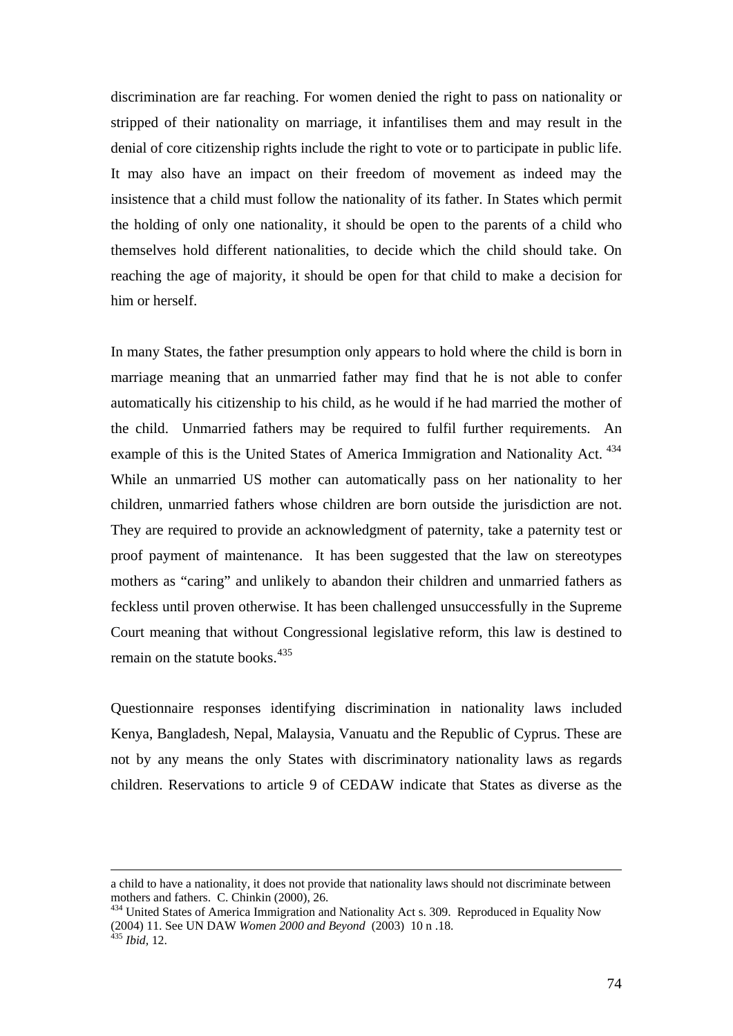discrimination are far reaching. For women denied the right to pass on nationality or stripped of their nationality on marriage, it infantilises them and may result in the denial of core citizenship rights include the right to vote or to participate in public life. It may also have an impact on their freedom of movement as indeed may the insistence that a child must follow the nationality of its father. In States which permit the holding of only one nationality, it should be open to the parents of a child who themselves hold different nationalities, to decide which the child should take. On reaching the age of majority, it should be open for that child to make a decision for him or herself.

In many States, the father presumption only appears to hold where the child is born in marriage meaning that an unmarried father may find that he is not able to confer automatically his citizenship to his child, as he would if he had married the mother of the child. Unmarried fathers may be required to fulfil further requirements. An example of this is the United States of America Immigration and Nationality Act.[434] While an unmarried US mother can automatically pass on her nationality to her children, unmarried fathers whose children are born outside the jurisdiction are not. They are required to provide an acknowledgment of paternity, take a paternity test or proof payment of maintenance. It has been suggested that the law on stereotypes mothers as "caring" and unlikely to abandon their children and unmarried fathers as feckless until proven otherwise. It has been challenged unsuccessfully in the Supreme Court meaning that without Congressional legislative reform, this law is destined to remain on the statute books.[435]

Questionnaire responses identifying discrimination in nationality laws included Kenya, Bangladesh, Nepal, Malaysia, Vanuatu and the Republic of Cyprus. These are not by any means the only States with discriminatory nationality laws as regards children. Reservations to article 9 of CEDAW indicate that States as diverse as the

---

a child to have a nationality, it does not provide that nationality laws should not discriminate between mothers and fathers. C. Chinkin (2000), 26.

[434] United States of America Immigration and Nationality Act s. 309. Reproduced in Equality Now (2004) 11. See UN DAW *Women 2000 and Beyond* (2003) 10 n .18.

[435] *Ibid,* 12.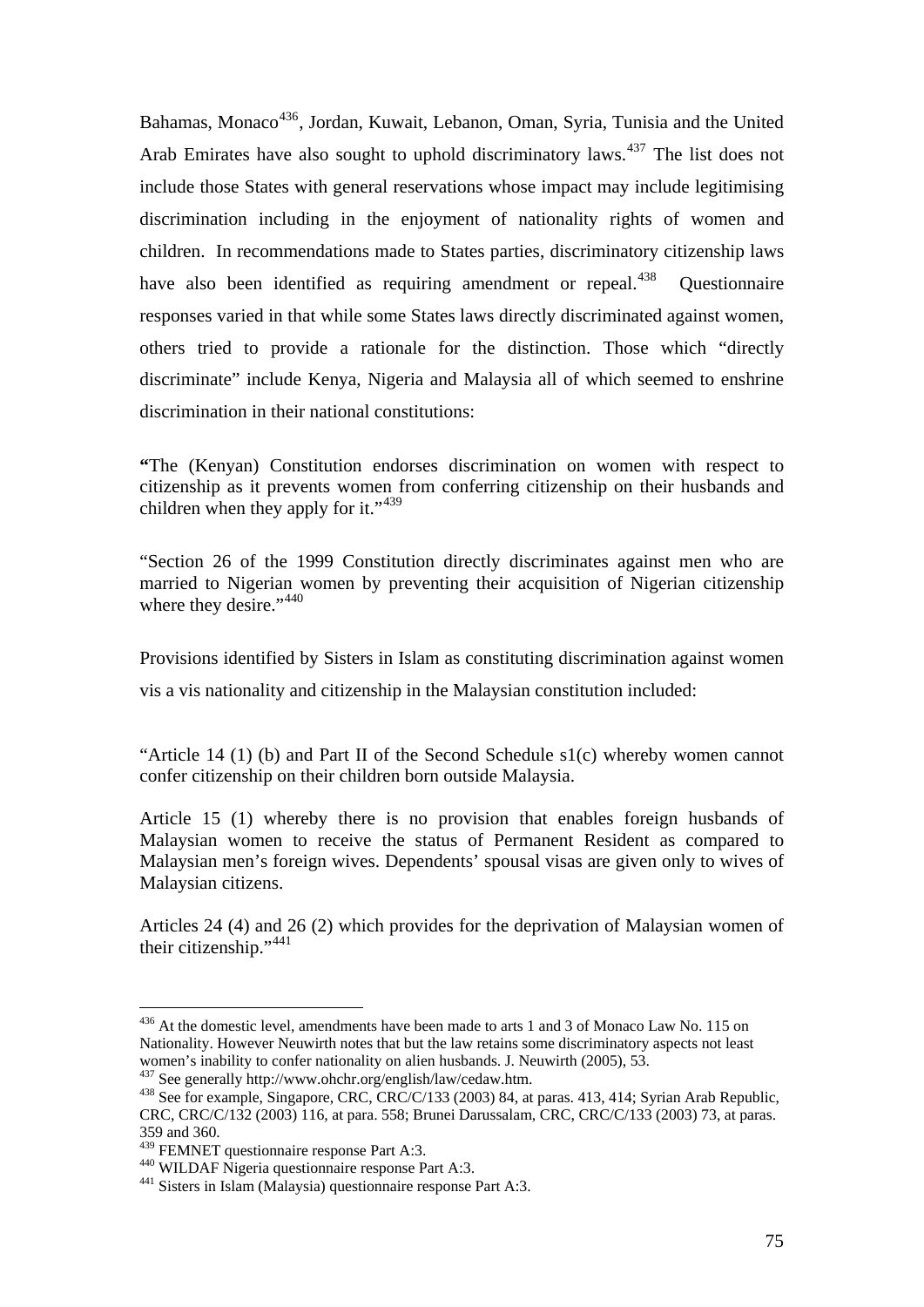Bahamas, Monaco[436], Jordan, Kuwait, Lebanon, Oman, Syria, Tunisia and the United Arab Emirates have also sought to uphold discriminatory laws.[437] The list does not include those States with general reservations whose impact may include legitimising discrimination including in the enjoyment of nationality rights of women and children. In recommendations made to States parties, discriminatory citizenship laws have also been identified as requiring amendment or repeal.[438] Questionnaire responses varied in that while some States laws directly discriminated against women, others tried to provide a rationale for the distinction. Those which "directly discriminate" include Kenya, Nigeria and Malaysia all of which seemed to enshrine discrimination in their national constitutions:

**"**The (Kenyan) Constitution endorses discrimination on women with respect to citizenship as it prevents women from conferring citizenship on their husbands and children when they apply for it."[439]

"Section 26 of the 1999 Constitution directly discriminates against men who are married to Nigerian women by preventing their acquisition of Nigerian citizenship where they desire."[440]

Provisions identified by Sisters in Islam as constituting discrimination against women vis a vis nationality and citizenship in the Malaysian constitution included:

"Article 14 (1) (b) and Part II of the Second Schedule s1(c) whereby women cannot confer citizenship on their children born outside Malaysia.

Article 15 (1) whereby there is no provision that enables foreign husbands of Malaysian women to receive the status of Permanent Resident as compared to Malaysian men's foreign wives. Dependents' spousal visas are given only to wives of Malaysian citizens.

Articles 24 (4) and 26 (2) which provides for the deprivation of Malaysian women of their citizenship."[441]

---

[436] At the domestic level, amendments have been made to arts 1 and 3 of Monaco Law No. 115 on Nationality. However Neuwirth notes that but the law retains some discriminatory aspects not least women's inability to confer nationality on alien husbands. J. Neuwirth (2005), 53.

[437] See generally http://www.ohchr.org/english/law/cedaw.htm.

[438] See for example, Singapore, CRC, CRC/C/133 (2003) 84, at paras. 413, 414; Syrian Arab Republic, CRC, CRC/C/132 (2003) 116, at para. 558; Brunei Darussalam, CRC, CRC/C/133 (2003) 73, at paras. 359 and 360.

[439] FEMNET questionnaire response Part A:3.

[440] WILDAF Nigeria questionnaire response Part A:3.

[441] Sisters in Islam (Malaysia) questionnaire response Part A:3.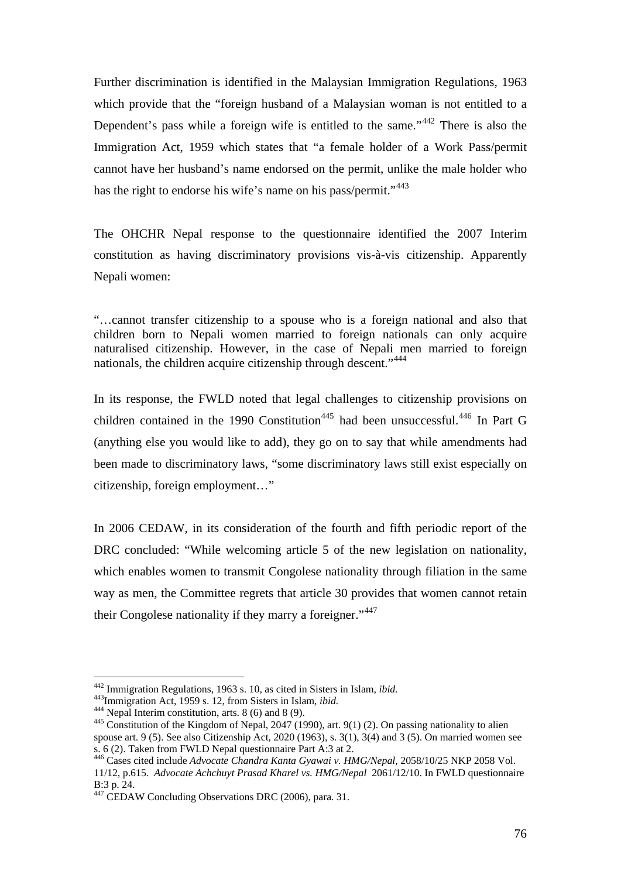Further discrimination is identified in the Malaysian Immigration Regulations, 1963 which provide that the "foreign husband of a Malaysian woman is not entitled to a Dependent's pass while a foreign wife is entitled to the same."[442] There is also the Immigration Act, 1959 which states that "a female holder of a Work Pass/permit cannot have her husband's name endorsed on the permit, unlike the male holder who has the right to endorse his wife's name on his pass/permit."[443]

The OHCHR Nepal response to the questionnaire identified the 2007 Interim constitution as having discriminatory provisions vis-à-vis citizenship. Apparently Nepali women:

> "…cannot transfer citizenship to a spouse who is a foreign national and also that children born to Nepali women married to foreign nationals can only acquire naturalised citizenship. However, in the case of Nepali men married to foreign nationals, the children acquire citizenship through descent."[444]

In its response, the FWLD noted that legal challenges to citizenship provisions on children contained in the 1990 Constitution[445] had been unsuccessful.[446] In Part G (anything else you would like to add), they go on to say that while amendments had been made to discriminatory laws, "some discriminatory laws still exist especially on citizenship, foreign employment…"

In 2006 CEDAW, in its consideration of the fourth and fifth periodic report of the DRC concluded: "While welcoming article 5 of the new legislation on nationality, which enables women to transmit Congolese nationality through filiation in the same way as men, the Committee regrets that article 30 provides that women cannot retain their Congolese nationality if they marry a foreigner."[447]

---

[442] Immigration Regulations, 1963 s. 10, as cited in Sisters in Islam, *ibid.*

[443] Immigration Act, 1959 s. 12, from Sisters in Islam, *ibid.*

[444] Nepal Interim constitution, arts. 8 (6) and 8 (9).

[445] Constitution of the Kingdom of Nepal, 2047 (1990), art. 9(1) (2). On passing nationality to alien spouse art. 9 (5). See also Citizenship Act, 2020 (1963), s. 3(1), 3(4) and 3 (5). On married women see s. 6 (2). Taken from FWLD Nepal questionnaire Part A:3 at 2.

[446] Cases cited include *Advocate Chandra Kanta Gyawai v. HMG/Nepal*, 2058/10/25 NKP 2058 Vol. 11/12, p.615. *Advocate Achchuyt Prasad Kharel vs. HMG/Nepal* 2061/12/10. In FWLD questionnaire B:3 p. 24.

[447] CEDAW Concluding Observations DRC (2006), para. 31.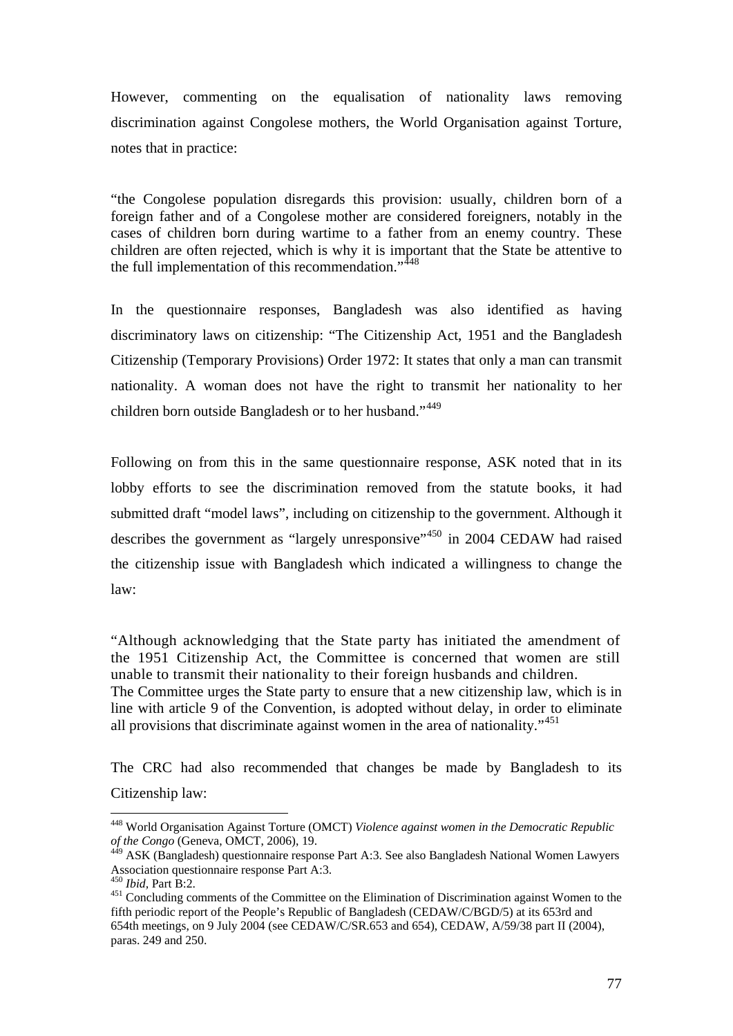However, commenting on the equalisation of nationality laws removing discrimination against Congolese mothers, the World Organisation against Torture, notes that in practice:

> "the Congolese population disregards this provision: usually, children born of a foreign father and of a Congolese mother are considered foreigners, notably in the cases of children born during wartime to a father from an enemy country. These children are often rejected, which is why it is important that the State be attentive to the full implementation of this recommendation."[448]

In the questionnaire responses, Bangladesh was also identified as having discriminatory laws on citizenship: "The Citizenship Act, 1951 and the Bangladesh Citizenship (Temporary Provisions) Order 1972: It states that only a man can transmit nationality. A woman does not have the right to transmit her nationality to her children born outside Bangladesh or to her husband."[449]

Following on from this in the same questionnaire response, ASK noted that in its lobby efforts to see the discrimination removed from the statute books, it had submitted draft "model laws", including on citizenship to the government. Although it describes the government as "largely unresponsive"[450] in 2004 CEDAW had raised the citizenship issue with Bangladesh which indicated a willingness to change the law:

> "Although acknowledging that the State party has initiated the amendment of the 1951 Citizenship Act, the Committee is concerned that women are still unable to transmit their nationality to their foreign husbands and children.
> The Committee urges the State party to ensure that a new citizenship law, which is in line with article 9 of the Convention, is adopted without delay, in order to eliminate all provisions that discriminate against women in the area of nationality."[451]

The CRC had also recommended that changes be made by Bangladesh to its Citizenship law:

---

[448] World Organisation Against Torture (OMCT) *Violence against women in the Democratic Republic of the Congo* (Geneva, OMCT, 2006), 19.

[449] ASK (Bangladesh) questionnaire response Part A:3. See also Bangladesh National Women Lawyers Association questionnaire response Part A:3.

[450] *Ibid*, Part B:2.

[451] Concluding comments of the Committee on the Elimination of Discrimination against Women to the fifth periodic report of the People's Republic of Bangladesh (CEDAW/C/BGD/5) at its 653rd and 654th meetings, on 9 July 2004 (see CEDAW/C/SR.653 and 654), CEDAW, A/59/38 part II (2004), paras. 249 and 250.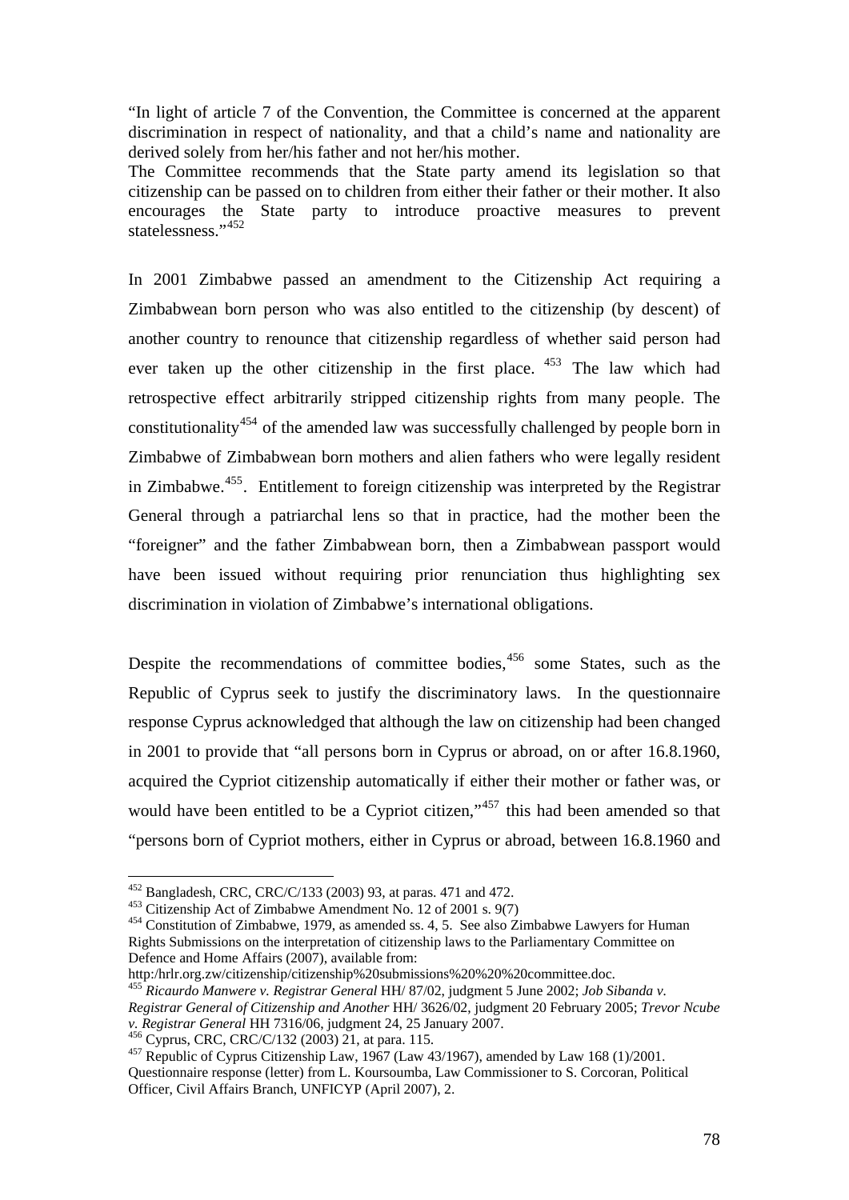"In light of article 7 of the Convention, the Committee is concerned at the apparent discrimination in respect of nationality, and that a child's name and nationality are derived solely from her/his father and not her/his mother.
The Committee recommends that the State party amend its legislation so that citizenship can be passed on to children from either their father or their mother. It also encourages the State party to introduce proactive measures to prevent statelessness."[452]

In 2001 Zimbabwe passed an amendment to the Citizenship Act requiring a Zimbabwean born person who was also entitled to the citizenship (by descent) of another country to renounce that citizenship regardless of whether said person had ever taken up the other citizenship in the first place. [453] The law which had retrospective effect arbitrarily stripped citizenship rights from many people. The constitutionality[454] of the amended law was successfully challenged by people born in Zimbabwe of Zimbabwean born mothers and alien fathers who were legally resident in Zimbabwe.[455]. Entitlement to foreign citizenship was interpreted by the Registrar General through a patriarchal lens so that in practice, had the mother been the "foreigner" and the father Zimbabwean born, then a Zimbabwean passport would have been issued without requiring prior renunciation thus highlighting sex discrimination in violation of Zimbabwe's international obligations.

Despite the recommendations of committee bodies,[456] some States, such as the Republic of Cyprus seek to justify the discriminatory laws. In the questionnaire response Cyprus acknowledged that although the law on citizenship had been changed in 2001 to provide that "all persons born in Cyprus or abroad, on or after 16.8.1960, acquired the Cypriot citizenship automatically if either their mother or father was, or would have been entitled to be a Cypriot citizen,"[457] this had been amended so that "persons born of Cypriot mothers, either in Cyprus or abroad, between 16.8.1960 and

---

[452] Bangladesh, CRC, CRC/C/133 (2003) 93, at paras. 471 and 472.
[453] Citizenship Act of Zimbabwe Amendment No. 12 of 2001 s. 9(7)
[454] Constitution of Zimbabwe, 1979, as amended ss. 4, 5. See also Zimbabwe Lawyers for Human Rights Submissions on the interpretation of citizenship laws to the Parliamentary Committee on Defence and Home Affairs (2007), available from: http:/hrlr.org.zw/citizenship/citizenship%20submissions%20%20%20committee.doc.
[455] *Ricaurdo Manwere v. Registrar General* HH/ 87/02, judgment 5 June 2002; *Job Sibanda v. Registrar General of Citizenship and Another* HH/ 3626/02, judgment 20 February 2005; *Trevor Ncube v. Registrar General* HH 7316/06, judgment 24, 25 January 2007.
[456] Cyprus, CRC, CRC/C/132 (2003) 21, at para. 115.
[457] Republic of Cyprus Citizenship Law, 1967 (Law 43/1967), amended by Law 168 (1)/2001. Questionnaire response (letter) from L. Koursoumba, Law Commissioner to S. Corcoran, Political Officer, Civil Affairs Branch, UNFICYP (April 2007), 2.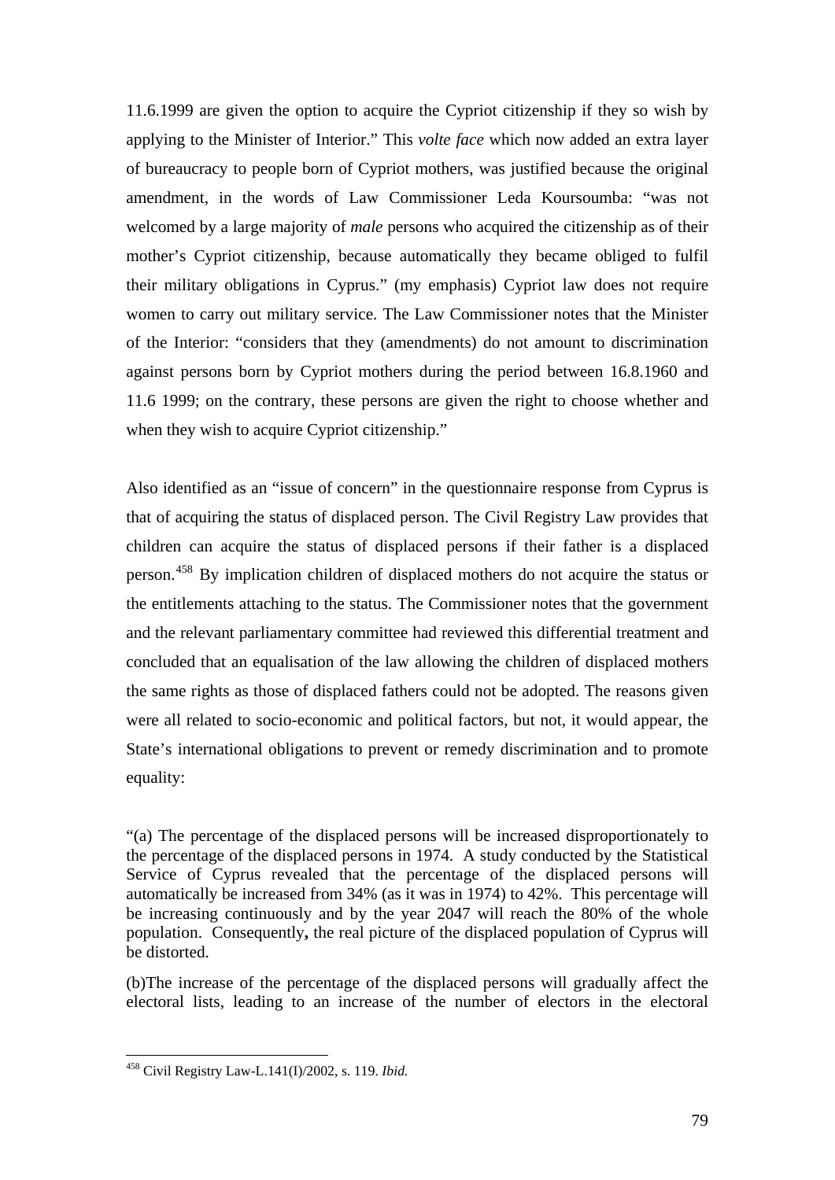11.6.1999 are given the option to acquire the Cypriot citizenship if they so wish by applying to the Minister of Interior." This *volte face* which now added an extra layer of bureaucracy to people born of Cypriot mothers, was justified because the original amendment, in the words of Law Commissioner Leda Koursoumba: "was not welcomed by a large majority of *male* persons who acquired the citizenship as of their mother's Cypriot citizenship, because automatically they became obliged to fulfil their military obligations in Cyprus." (my emphasis) Cypriot law does not require women to carry out military service. The Law Commissioner notes that the Minister of the Interior: "considers that they (amendments) do not amount to discrimination against persons born by Cypriot mothers during the period between 16.8.1960 and 11.6 1999; on the contrary, these persons are given the right to choose whether and when they wish to acquire Cypriot citizenship."

Also identified as an "issue of concern" in the questionnaire response from Cyprus is that of acquiring the status of displaced person. The Civil Registry Law provides that children can acquire the status of displaced persons if their father is a displaced person.[458] By implication children of displaced mothers do not acquire the status or the entitlements attaching to the status. The Commissioner notes that the government and the relevant parliamentary committee had reviewed this differential treatment and concluded that an equalisation of the law allowing the children of displaced mothers the same rights as those of displaced fathers could not be adopted. The reasons given were all related to socio-economic and political factors, but not, it would appear, the State's international obligations to prevent or remedy discrimination and to promote equality:

"(a) The percentage of the displaced persons will be increased disproportionately to the percentage of the displaced persons in 1974. A study conducted by the Statistical Service of Cyprus revealed that the percentage of the displaced persons will automatically be increased from 34% (as it was in 1974) to 42%. This percentage will be increasing continuously and by the year 2047 will reach the 80% of the whole population. Consequently**,** the real picture of the displaced population of Cyprus will be distorted.

(b)The increase of the percentage of the displaced persons will gradually affect the electoral lists, leading to an increase of the number of electors in the electoral

---

[458] Civil Registry Law-L.141(I)/2002, s. 119. *Ibid.*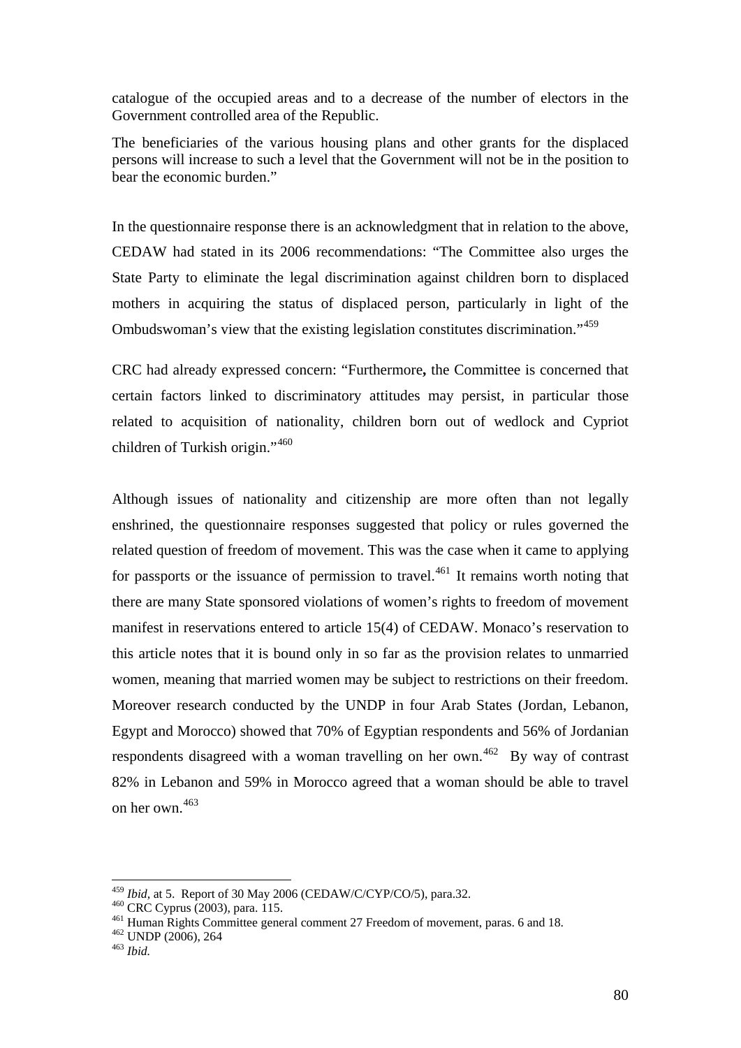catalogue of the occupied areas and to a decrease of the number of electors in the Government controlled area of the Republic.

The beneficiaries of the various housing plans and other grants for the displaced persons will increase to such a level that the Government will not be in the position to bear the economic burden."

In the questionnaire response there is an acknowledgment that in relation to the above, CEDAW had stated in its 2006 recommendations: "The Committee also urges the State Party to eliminate the legal discrimination against children born to displaced mothers in acquiring the status of displaced person, particularly in light of the Ombudswoman's view that the existing legislation constitutes discrimination."[459]

CRC had already expressed concern: "Furthermore**,** the Committee is concerned that certain factors linked to discriminatory attitudes may persist, in particular those related to acquisition of nationality, children born out of wedlock and Cypriot children of Turkish origin."[460]

Although issues of nationality and citizenship are more often than not legally enshrined, the questionnaire responses suggested that policy or rules governed the related question of freedom of movement. This was the case when it came to applying for passports or the issuance of permission to travel.[461] It remains worth noting that there are many State sponsored violations of women's rights to freedom of movement manifest in reservations entered to article 15(4) of CEDAW. Monaco's reservation to this article notes that it is bound only in so far as the provision relates to unmarried women, meaning that married women may be subject to restrictions on their freedom. Moreover research conducted by the UNDP in four Arab States (Jordan, Lebanon, Egypt and Morocco) showed that 70% of Egyptian respondents and 56% of Jordanian respondents disagreed with a woman travelling on her own.[462] By way of contrast 82% in Lebanon and 59% in Morocco agreed that a woman should be able to travel on her own.[463]

---

[459] *Ibid*, at 5. Report of 30 May 2006 (CEDAW/C/CYP/CO/5), para.32.

[460] CRC Cyprus (2003), para. 115.

[461] Human Rights Committee general comment 27 Freedom of movement, paras. 6 and 18.

[462] UNDP (2006), 264

[463] *Ibid.*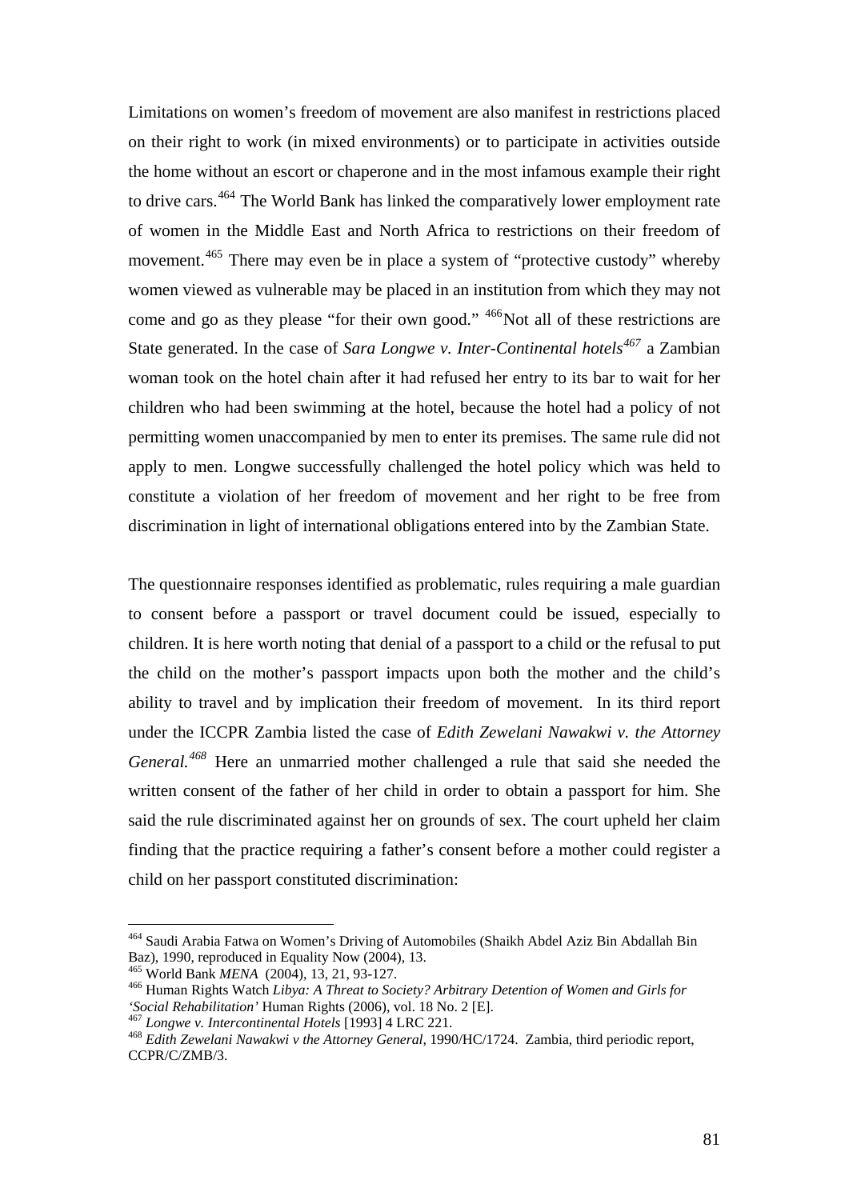Limitations on women's freedom of movement are also manifest in restrictions placed on their right to work (in mixed environments) or to participate in activities outside the home without an escort or chaperone and in the most infamous example their right to drive cars.[464] The World Bank has linked the comparatively lower employment rate of women in the Middle East and North Africa to restrictions on their freedom of movement.[465] There may even be in place a system of "protective custody" whereby women viewed as vulnerable may be placed in an institution from which they may not come and go as they please "for their own good." [466]Not all of these restrictions are State generated. In the case of *Sara Longwe v. Inter-Continental hotels*[467] a Zambian woman took on the hotel chain after it had refused her entry to its bar to wait for her children who had been swimming at the hotel, because the hotel had a policy of not permitting women unaccompanied by men to enter its premises. The same rule did not apply to men. Longwe successfully challenged the hotel policy which was held to constitute a violation of her freedom of movement and her right to be free from discrimination in light of international obligations entered into by the Zambian State.

The questionnaire responses identified as problematic, rules requiring a male guardian to consent before a passport or travel document could be issued, especially to children. It is here worth noting that denial of a passport to a child or the refusal to put the child on the mother's passport impacts upon both the mother and the child's ability to travel and by implication their freedom of movement. In its third report under the ICCPR Zambia listed the case of *Edith Zewelani Nawakwi v. the Attorney General.*[468] Here an unmarried mother challenged a rule that said she needed the written consent of the father of her child in order to obtain a passport for him. She said the rule discriminated against her on grounds of sex. The court upheld her claim finding that the practice requiring a father's consent before a mother could register a child on her passport constituted discrimination:

---

[464] Saudi Arabia Fatwa on Women's Driving of Automobiles (Shaikh Abdel Aziz Bin Abdallah Bin Baz), 1990, reproduced in Equality Now (2004), 13.

[465] World Bank *MENA* (2004), 13, 21, 93-127.

[466] Human Rights Watch *Libya: A Threat to Society? Arbitrary Detention of Women and Girls for 'Social Rehabilitation'* Human Rights (2006), vol. 18 No. 2 [E].

[467] *Longwe v. Intercontinental Hotels* [1993] 4 LRC 221.

[468] *Edith Zewelani Nawakwi v the Attorney General*, 1990/HC/1724. Zambia, third periodic report, CCPR/C/ZMB/3.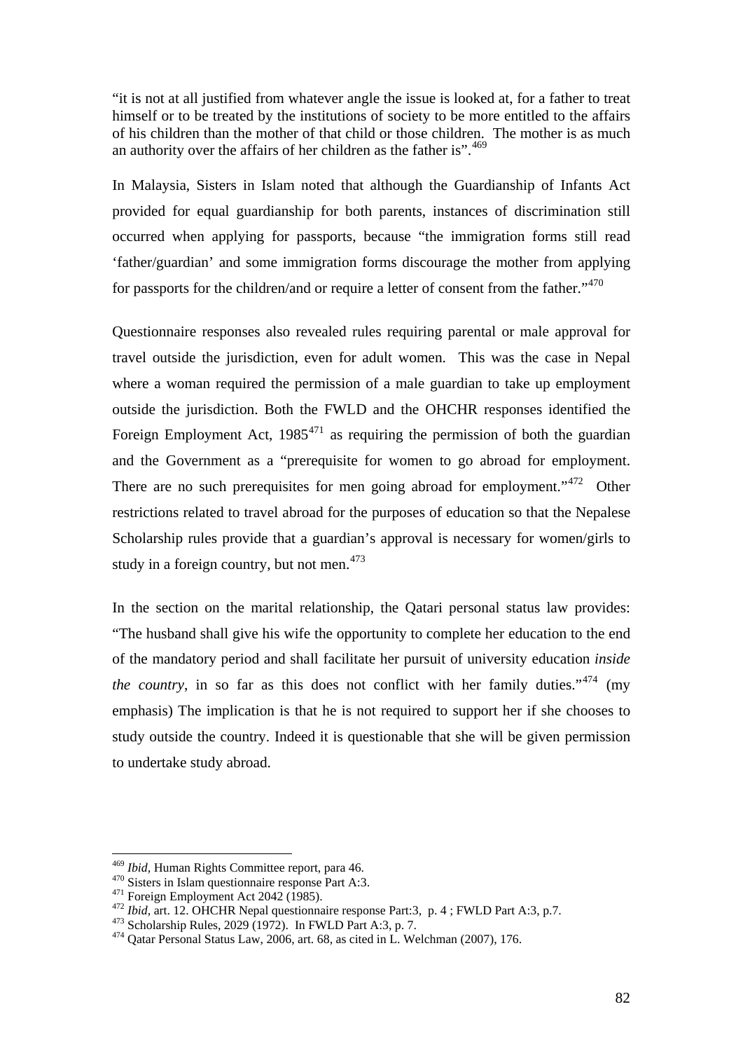"it is not at all justified from whatever angle the issue is looked at, for a father to treat himself or to be treated by the institutions of society to be more entitled to the affairs of his children than the mother of that child or those children. The mother is as much an authority over the affairs of her children as the father is".[469]

In Malaysia, Sisters in Islam noted that although the Guardianship of Infants Act provided for equal guardianship for both parents, instances of discrimination still occurred when applying for passports, because "the immigration forms still read 'father/guardian' and some immigration forms discourage the mother from applying for passports for the children/and or require a letter of consent from the father."[470]

Questionnaire responses also revealed rules requiring parental or male approval for travel outside the jurisdiction, even for adult women. This was the case in Nepal where a woman required the permission of a male guardian to take up employment outside the jurisdiction. Both the FWLD and the OHCHR responses identified the Foreign Employment Act, 1985[471] as requiring the permission of both the guardian and the Government as a "prerequisite for women to go abroad for employment. There are no such prerequisites for men going abroad for employment."[472] Other restrictions related to travel abroad for the purposes of education so that the Nepalese Scholarship rules provide that a guardian's approval is necessary for women/girls to study in a foreign country, but not men.[473]

In the section on the marital relationship, the Qatari personal status law provides: "The husband shall give his wife the opportunity to complete her education to the end of the mandatory period and shall facilitate her pursuit of university education *inside the country*, in so far as this does not conflict with her family duties."[474] (my emphasis) The implication is that he is not required to support her if she chooses to study outside the country. Indeed it is questionable that she will be given permission to undertake study abroad.

---

[469] *Ibid*, Human Rights Committee report, para 46.

[470] Sisters in Islam questionnaire response Part A:3.

[471] Foreign Employment Act 2042 (1985).

[472] *Ibid*, art. 12. OHCHR Nepal questionnaire response Part:3, p. 4 ; FWLD Part A:3, p.7.

[473] Scholarship Rules, 2029 (1972). In FWLD Part A:3, p. 7.

[474] Qatar Personal Status Law, 2006, art. 68, as cited in L. Welchman (2007), 176.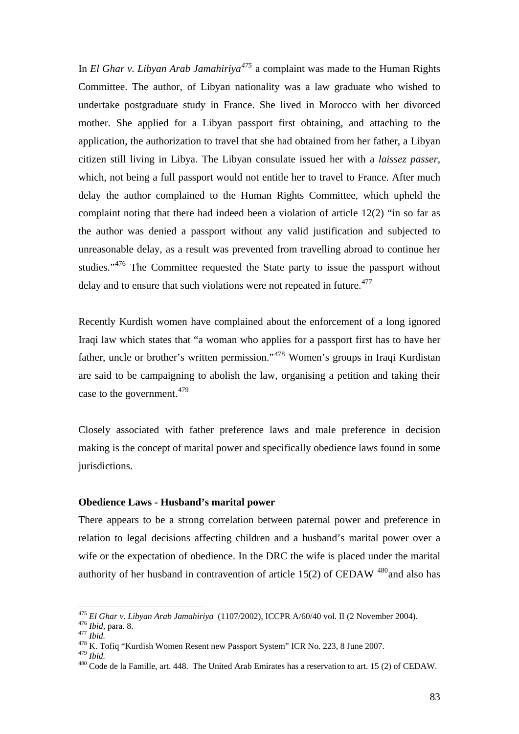In *El Ghar v. Libyan Arab Jamahiriya*[475] a complaint was made to the Human Rights Committee. The author, of Libyan nationality was a law graduate who wished to undertake postgraduate study in France. She lived in Morocco with her divorced mother. She applied for a Libyan passport first obtaining, and attaching to the application, the authorization to travel that she had obtained from her father, a Libyan citizen still living in Libya. The Libyan consulate issued her with a *laissez passer*, which, not being a full passport would not entitle her to travel to France. After much delay the author complained to the Human Rights Committee, which upheld the complaint noting that there had indeed been a violation of article 12(2) "in so far as the author was denied a passport without any valid justification and subjected to unreasonable delay, as a result was prevented from travelling abroad to continue her studies."[476] The Committee requested the State party to issue the passport without delay and to ensure that such violations were not repeated in future.[477]

Recently Kurdish women have complained about the enforcement of a long ignored Iraqi law which states that "a woman who applies for a passport first has to have her father, uncle or brother's written permission."[478] Women's groups in Iraqi Kurdistan are said to be campaigning to abolish the law, organising a petition and taking their case to the government.[479]

Closely associated with father preference laws and male preference in decision making is the concept of marital power and specifically obedience laws found in some jurisdictions.

**Obedience Laws - Husband's marital power**

There appears to be a strong correlation between paternal power and preference in relation to legal decisions affecting children and a husband's marital power over a wife or the expectation of obedience. In the DRC the wife is placed under the marital authority of her husband in contravention of article 15(2) of CEDAW [480]and also has

---

[475] *El Ghar v. Libyan Arab Jamahiriya* (1107/2002), ICCPR A/60/40 vol. II (2 November 2004).
[476] *Ibid*, para. 8.
[477] *Ibid.*
[478] K. Tofiq "Kurdish Women Resent new Passport System" ICR No. 223, 8 June 2007.
[479] *Ibid.*
[480] Code de la Famille, art. 448. The United Arab Emirates has a reservation to art. 15 (2) of CEDAW.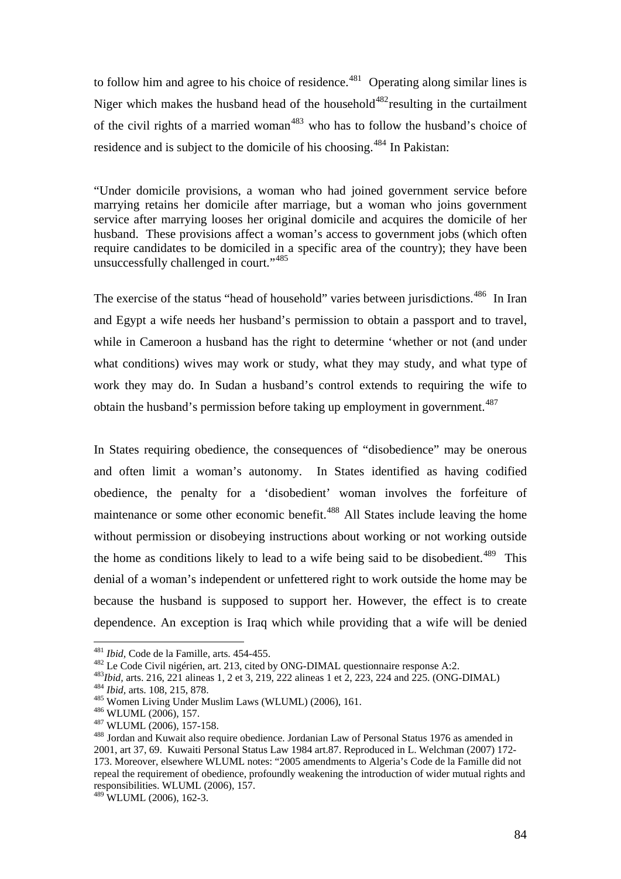to follow him and agree to his choice of residence.[481] Operating along similar lines is Niger which makes the husband head of the household[482]resulting in the curtailment of the civil rights of a married woman[483] who has to follow the husband's choice of residence and is subject to the domicile of his choosing.[484] In Pakistan:

"Under domicile provisions, a woman who had joined government service before marrying retains her domicile after marriage, but a woman who joins government service after marrying looses her original domicile and acquires the domicile of her husband. These provisions affect a woman's access to government jobs (which often require candidates to be domiciled in a specific area of the country); they have been unsuccessfully challenged in court."[485]

The exercise of the status "head of household" varies between jurisdictions.[486] In Iran and Egypt a wife needs her husband's permission to obtain a passport and to travel, while in Cameroon a husband has the right to determine 'whether or not (and under what conditions) wives may work or study, what they may study, and what type of work they may do. In Sudan a husband's control extends to requiring the wife to obtain the husband's permission before taking up employment in government.[487]

In States requiring obedience, the consequences of "disobedience" may be onerous and often limit a woman's autonomy. In States identified as having codified obedience, the penalty for a 'disobedient' woman involves the forfeiture of maintenance or some other economic benefit.[488] All States include leaving the home without permission or disobeying instructions about working or not working outside the home as conditions likely to lead to a wife being said to be disobedient.[489] This denial of a woman's independent or unfettered right to work outside the home may be because the husband is supposed to support her. However, the effect is to create dependence. An exception is Iraq which while providing that a wife will be denied

---

[481] *Ibid*, Code de la Famille, arts. 454-455.

[482] Le Code Civil nigérien, art. 213, cited by ONG-DIMAL questionnaire response A:2.

[483] *Ibid*, arts. 216, 221 alineas 1, 2 et 3, 219, 222 alineas 1 et 2, 223, 224 and 225. (ONG-DIMAL)

[484] *Ibid*, arts. 108, 215, 878.

[485] Women Living Under Muslim Laws (WLUML) (2006), 161.

[486] WLUML (2006), 157.

[487] WLUML (2006), 157-158.

[488] Jordan and Kuwait also require obedience. Jordanian Law of Personal Status 1976 as amended in 2001, art 37, 69. Kuwaiti Personal Status Law 1984 art.87. Reproduced in L. Welchman (2007) 172-173. Moreover, elsewhere WLUML notes: "2005 amendments to Algeria's Code de la Famille did not repeal the requirement of obedience, profoundly weakening the introduction of wider mutual rights and responsibilities. WLUML (2006), 157.

[489] WLUML (2006), 162-3.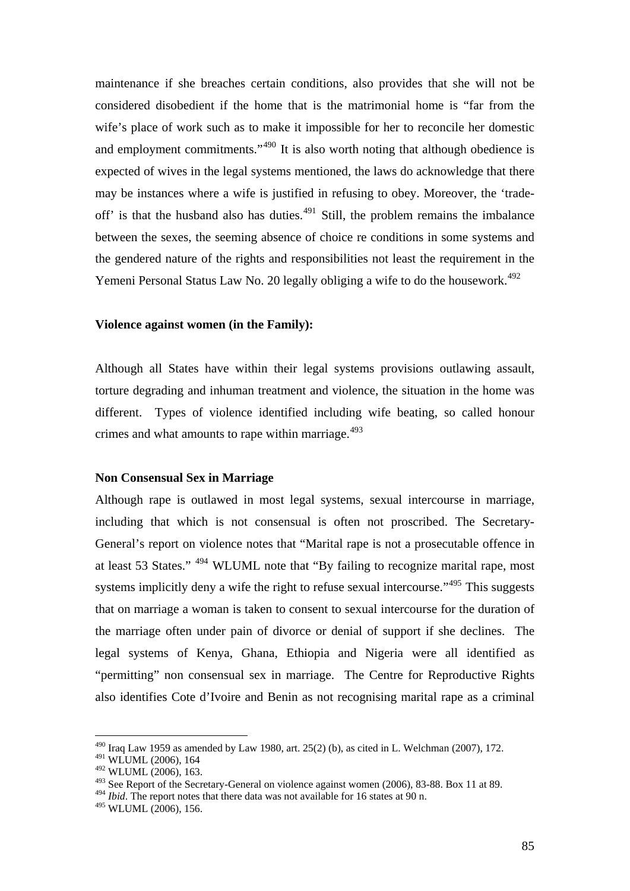maintenance if she breaches certain conditions, also provides that she will not be considered disobedient if the home that is the matrimonial home is "far from the wife's place of work such as to make it impossible for her to reconcile her domestic and employment commitments."[490] It is also worth noting that although obedience is expected of wives in the legal systems mentioned, the laws do acknowledge that there may be instances where a wife is justified in refusing to obey. Moreover, the 'trade-off' is that the husband also has duties.[491] Still, the problem remains the imbalance between the sexes, the seeming absence of choice re conditions in some systems and the gendered nature of the rights and responsibilities not least the requirement in the Yemeni Personal Status Law No. 20 legally obliging a wife to do the housework.[492]

**Violence against women (in the Family):**

Although all States have within their legal systems provisions outlawing assault, torture degrading and inhuman treatment and violence, the situation in the home was different. Types of violence identified including wife beating, so called honour crimes and what amounts to rape within marriage.[493]

**Non Consensual Sex in Marriage**

Although rape is outlawed in most legal systems, sexual intercourse in marriage, including that which is not consensual is often not proscribed. The Secretary-General's report on violence notes that "Marital rape is not a prosecutable offence in at least 53 States." [494] WLUML note that "By failing to recognize marital rape, most systems implicitly deny a wife the right to refuse sexual intercourse."[495] This suggests that on marriage a woman is taken to consent to sexual intercourse for the duration of the marriage often under pain of divorce or denial of support if she declines. The legal systems of Kenya, Ghana, Ethiopia and Nigeria were all identified as "permitting" non consensual sex in marriage. The Centre for Reproductive Rights also identifies Cote d'Ivoire and Benin as not recognising marital rape as a criminal

---

[490] Iraq Law 1959 as amended by Law 1980, art. 25(2) (b), as cited in L. Welchman (2007), 172.
[491] WLUML (2006), 164
[492] WLUML (2006), 163.
[493] See Report of the Secretary-General on violence against women (2006), 83-88. Box 11 at 89.
[494] *Ibid*. The report notes that there data was not available for 16 states at 90 n.
[495] WLUML (2006), 156.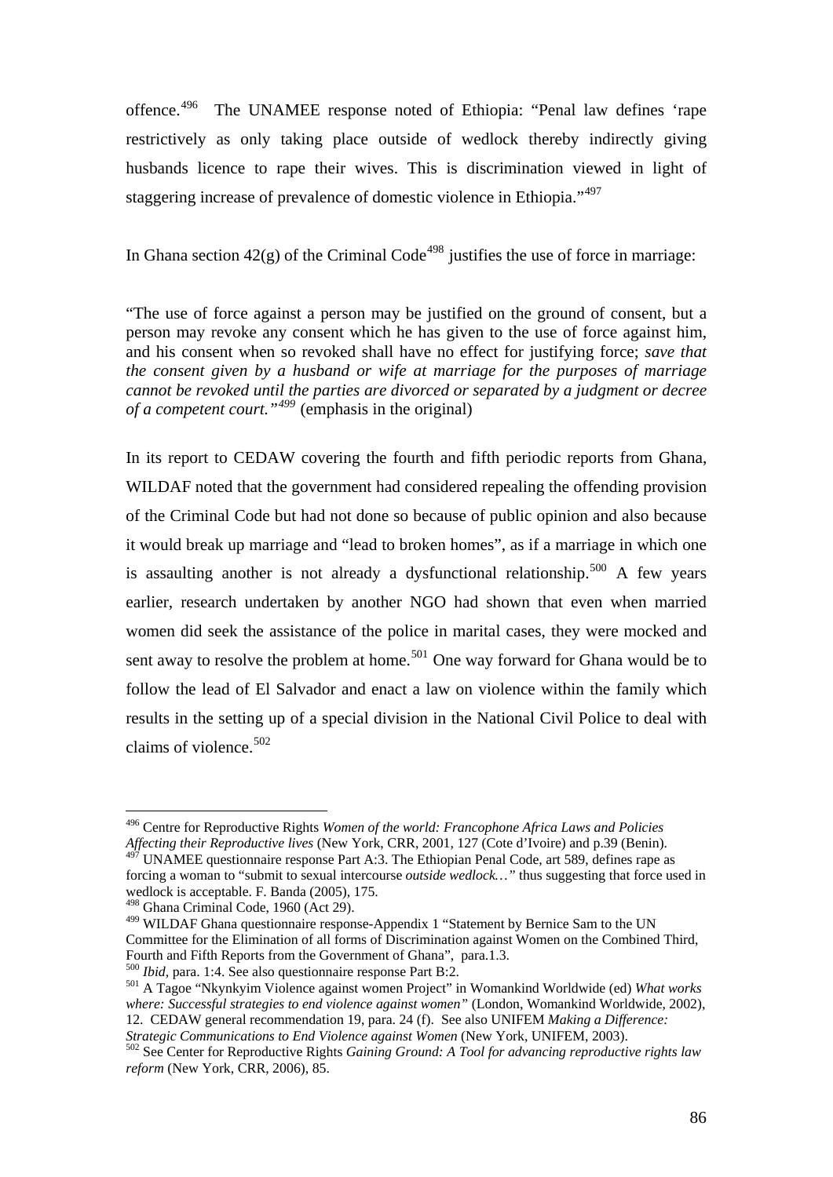offence.[496] The UNAMEE response noted of Ethiopia: "Penal law defines 'rape restrictively as only taking place outside of wedlock thereby indirectly giving husbands licence to rape their wives. This is discrimination viewed in light of staggering increase of prevalence of domestic violence in Ethiopia."[497]

In Ghana section 42(g) of the Criminal Code[498] justifies the use of force in marriage:

> "The use of force against a person may be justified on the ground of consent, but a person may revoke any consent which he has given to the use of force against him, and his consent when so revoked shall have no effect for justifying force; *save that the consent given by a husband or wife at marriage for the purposes of marriage cannot be revoked until the parties are divorced or separated by a judgment or decree of a competent court."*[499] (emphasis in the original)

In its report to CEDAW covering the fourth and fifth periodic reports from Ghana, WILDAF noted that the government had considered repealing the offending provision of the Criminal Code but had not done so because of public opinion and also because it would break up marriage and "lead to broken homes", as if a marriage in which one is assaulting another is not already a dysfunctional relationship.[500] A few years earlier, research undertaken by another NGO had shown that even when married women did seek the assistance of the police in marital cases, they were mocked and sent away to resolve the problem at home.[501] One way forward for Ghana would be to follow the lead of El Salvador and enact a law on violence within the family which results in the setting up of a special division in the National Civil Police to deal with claims of violence.[502]

---

[496] Centre for Reproductive Rights *Women of the world: Francophone Africa Laws and Policies Affecting their Reproductive lives* (New York, CRR, 2001, 127 (Cote d'Ivoire) and p.39 (Benin).

[497] UNAMEE questionnaire response Part A:3. The Ethiopian Penal Code, art 589, defines rape as forcing a woman to "submit to sexual intercourse *outside wedlock…"* thus suggesting that force used in wedlock is acceptable. F. Banda (2005), 175.

[498] Ghana Criminal Code, 1960 (Act 29).

[499] WILDAF Ghana questionnaire response-Appendix 1 "Statement by Bernice Sam to the UN Committee for the Elimination of all forms of Discrimination against Women on the Combined Third, Fourth and Fifth Reports from the Government of Ghana", para.1.3.

[500] *Ibid*, para. 1:4. See also questionnaire response Part B:2.

[501] A Tagoe "Nkynkyim Violence against women Project" in Womankind Worldwide (ed) *What works where: Successful strategies to end violence against women"* (London, Womankind Worldwide, 2002), 12. CEDAW general recommendation 19, para. 24 (f). See also UNIFEM *Making a Difference: Strategic Communications to End Violence against Women* (New York, UNIFEM, 2003).

[502] See Center for Reproductive Rights *Gaining Ground: A Tool for advancing reproductive rights law reform* (New York, CRR, 2006), 85.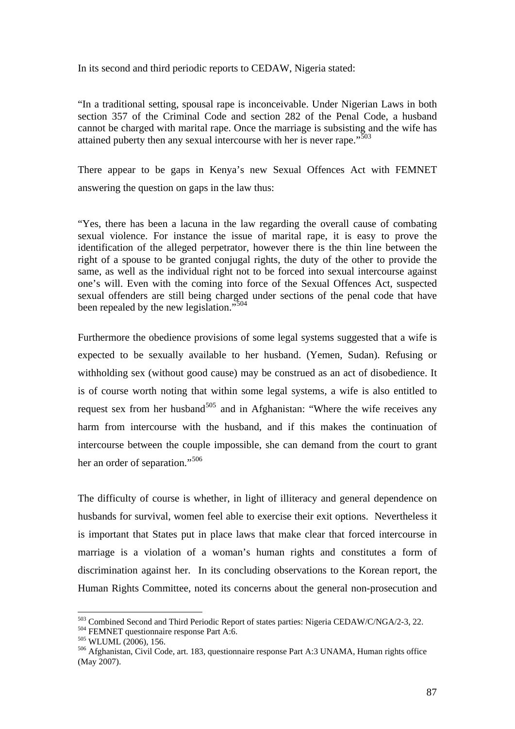In its second and third periodic reports to CEDAW, Nigeria stated:

> "In a traditional setting, spousal rape is inconceivable. Under Nigerian Laws in both section 357 of the Criminal Code and section 282 of the Penal Code, a husband cannot be charged with marital rape. Once the marriage is subsisting and the wife has attained puberty then any sexual intercourse with her is never rape."[503]

There appear to be gaps in Kenya's new Sexual Offences Act with FEMNET answering the question on gaps in the law thus:

> "Yes, there has been a lacuna in the law regarding the overall cause of combating sexual violence. For instance the issue of marital rape, it is easy to prove the identification of the alleged perpetrator, however there is the thin line between the right of a spouse to be granted conjugal rights, the duty of the other to provide the same, as well as the individual right not to be forced into sexual intercourse against one's will. Even with the coming into force of the Sexual Offences Act, suspected sexual offenders are still being charged under sections of the penal code that have been repealed by the new legislation."[504]

Furthermore the obedience provisions of some legal systems suggested that a wife is expected to be sexually available to her husband. (Yemen, Sudan). Refusing or withholding sex (without good cause) may be construed as an act of disobedience. It is of course worth noting that within some legal systems, a wife is also entitled to request sex from her husband[505] and in Afghanistan: "Where the wife receives any harm from intercourse with the husband, and if this makes the continuation of intercourse between the couple impossible, she can demand from the court to grant her an order of separation."[506]

The difficulty of course is whether, in light of illiteracy and general dependence on husbands for survival, women feel able to exercise their exit options. Nevertheless it is important that States put in place laws that make clear that forced intercourse in marriage is a violation of a woman's human rights and constitutes a form of discrimination against her. In its concluding observations to the Korean report, the Human Rights Committee, noted its concerns about the general non-prosecution and

---

[503] Combined Second and Third Periodic Report of states parties: Nigeria CEDAW/C/NGA/2-3, 22.
[504] FEMNET questionnaire response Part A:6.
[505] WLUML (2006), 156.
[506] Afghanistan, Civil Code, art. 183, questionnaire response Part A:3 UNAMA, Human rights office (May 2007).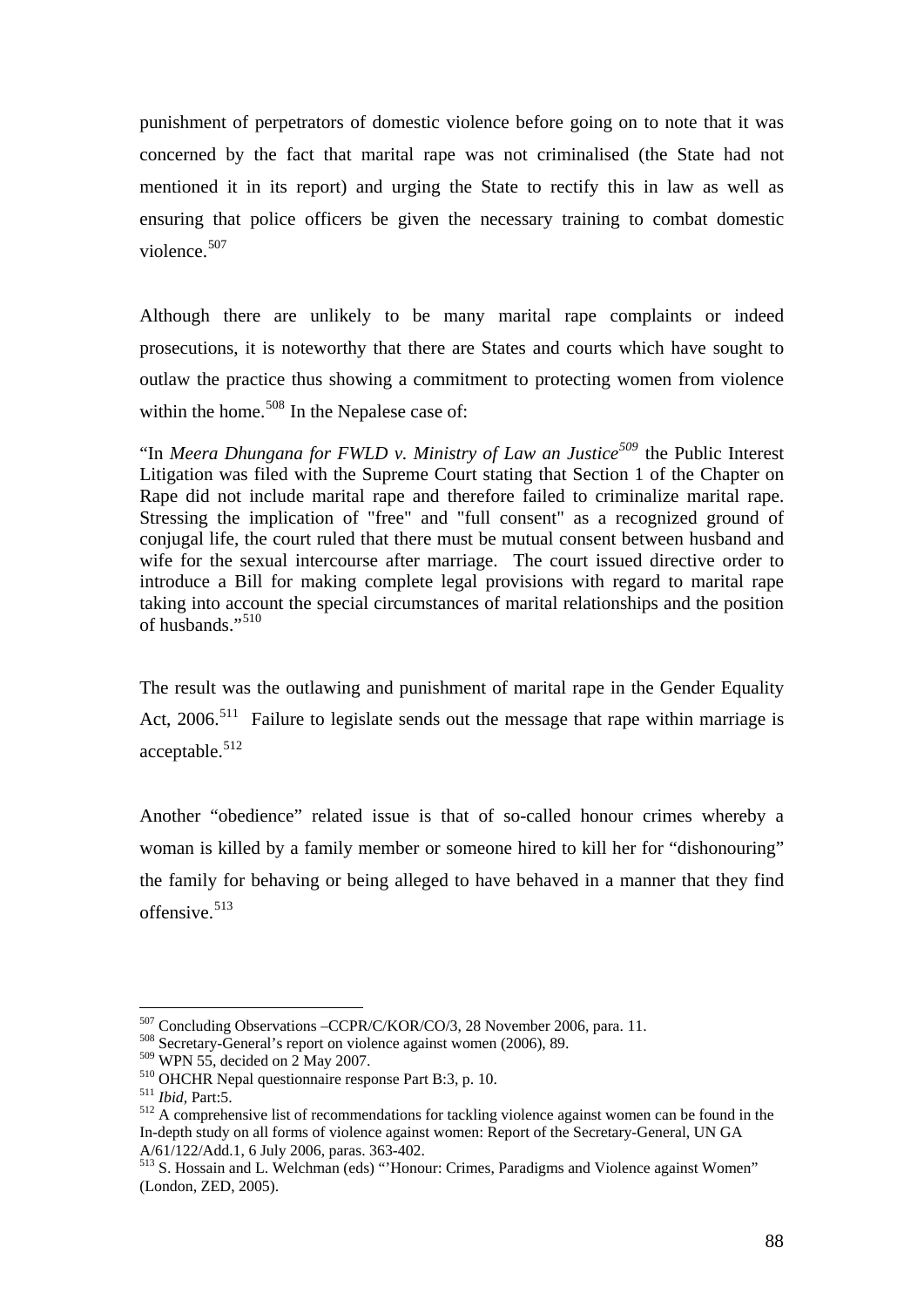punishment of perpetrators of domestic violence before going on to note that it was concerned by the fact that marital rape was not criminalised (the State had not mentioned it in its report) and urging the State to rectify this in law as well as ensuring that police officers be given the necessary training to combat domestic violence.[507]

Although there are unlikely to be many marital rape complaints or indeed prosecutions, it is noteworthy that there are States and courts which have sought to outlaw the practice thus showing a commitment to protecting women from violence within the home.[508] In the Nepalese case of:

> "In *Meera Dhungana for FWLD v. Ministry of Law an Justice*[509] the Public Interest Litigation was filed with the Supreme Court stating that Section 1 of the Chapter on Rape did not include marital rape and therefore failed to criminalize marital rape. Stressing the implication of "free" and "full consent" as a recognized ground of conjugal life, the court ruled that there must be mutual consent between husband and wife for the sexual intercourse after marriage. The court issued directive order to introduce a Bill for making complete legal provisions with regard to marital rape taking into account the special circumstances of marital relationships and the position of husbands."[510]

The result was the outlawing and punishment of marital rape in the Gender Equality Act, 2006.[511] Failure to legislate sends out the message that rape within marriage is acceptable.[512]

Another "obedience" related issue is that of so-called honour crimes whereby a woman is killed by a family member or someone hired to kill her for "dishonouring" the family for behaving or being alleged to have behaved in a manner that they find offensive.[513]

---

[507] Concluding Observations –CCPR/C/KOR/CO/3, 28 November 2006, para. 11.

[508] Secretary-General's report on violence against women (2006), 89.

[509] WPN 55, decided on 2 May 2007.

[510] OHCHR Nepal questionnaire response Part B:3, p. 10.

[511] *Ibid*, Part:5.

[512] A comprehensive list of recommendations for tackling violence against women can be found in the In-depth study on all forms of violence against women: Report of the Secretary-General, UN GA A/61/122/Add.1, 6 July 2006, paras. 363-402.

[513] S. Hossain and L. Welchman (eds) "'Honour: Crimes, Paradigms and Violence against Women" (London, ZED, 2005).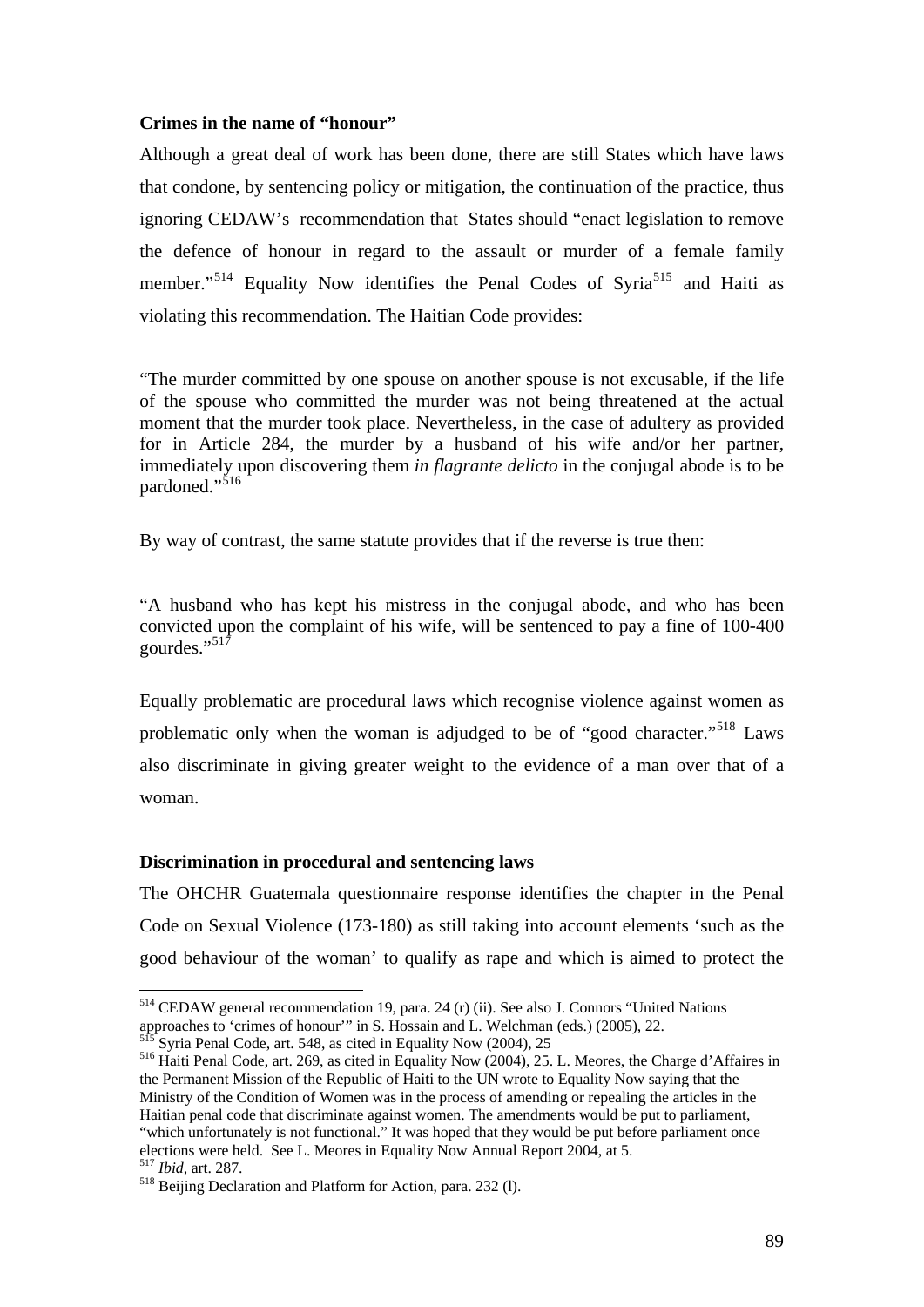**Crimes in the name of "honour"**

Although a great deal of work has been done, there are still States which have laws that condone, by sentencing policy or mitigation, the continuation of the practice, thus ignoring CEDAW's recommendation that States should "enact legislation to remove the defence of honour in regard to the assault or murder of a female family member."[514] Equality Now identifies the Penal Codes of Syria[515] and Haiti as violating this recommendation. The Haitian Code provides:

"The murder committed by one spouse on another spouse is not excusable, if the life of the spouse who committed the murder was not being threatened at the actual moment that the murder took place. Nevertheless, in the case of adultery as provided for in Article 284, the murder by a husband of his wife and/or her partner, immediately upon discovering them *in flagrante delicto* in the conjugal abode is to be pardoned."[516]

By way of contrast, the same statute provides that if the reverse is true then:

"A husband who has kept his mistress in the conjugal abode, and who has been convicted upon the complaint of his wife, will be sentenced to pay a fine of 100-400 gourdes."[517]

Equally problematic are procedural laws which recognise violence against women as problematic only when the woman is adjudged to be of "good character."[518] Laws also discriminate in giving greater weight to the evidence of a man over that of a woman.

**Discrimination in procedural and sentencing laws**

The OHCHR Guatemala questionnaire response identifies the chapter in the Penal Code on Sexual Violence (173-180) as still taking into account elements 'such as the good behaviour of the woman' to qualify as rape and which is aimed to protect the

---

[514] CEDAW general recommendation 19, para. 24 (r) (ii). See also J. Connors "United Nations approaches to 'crimes of honour'" in S. Hossain and L. Welchman (eds.) (2005), 22.

[515] Syria Penal Code, art. 548, as cited in Equality Now (2004), 25

[516] Haiti Penal Code, art. 269, as cited in Equality Now (2004), 25. L. Meores, the Charge d'Affaires in the Permanent Mission of the Republic of Haiti to the UN wrote to Equality Now saying that the Ministry of the Condition of Women was in the process of amending or repealing the articles in the Haitian penal code that discriminate against women. The amendments would be put to parliament, "which unfortunately is not functional." It was hoped that they would be put before parliament once elections were held. See L. Meores in Equality Now Annual Report 2004, at 5.

[517] *Ibid*, art. 287.

[518] Beijing Declaration and Platform for Action, para. 232 (l).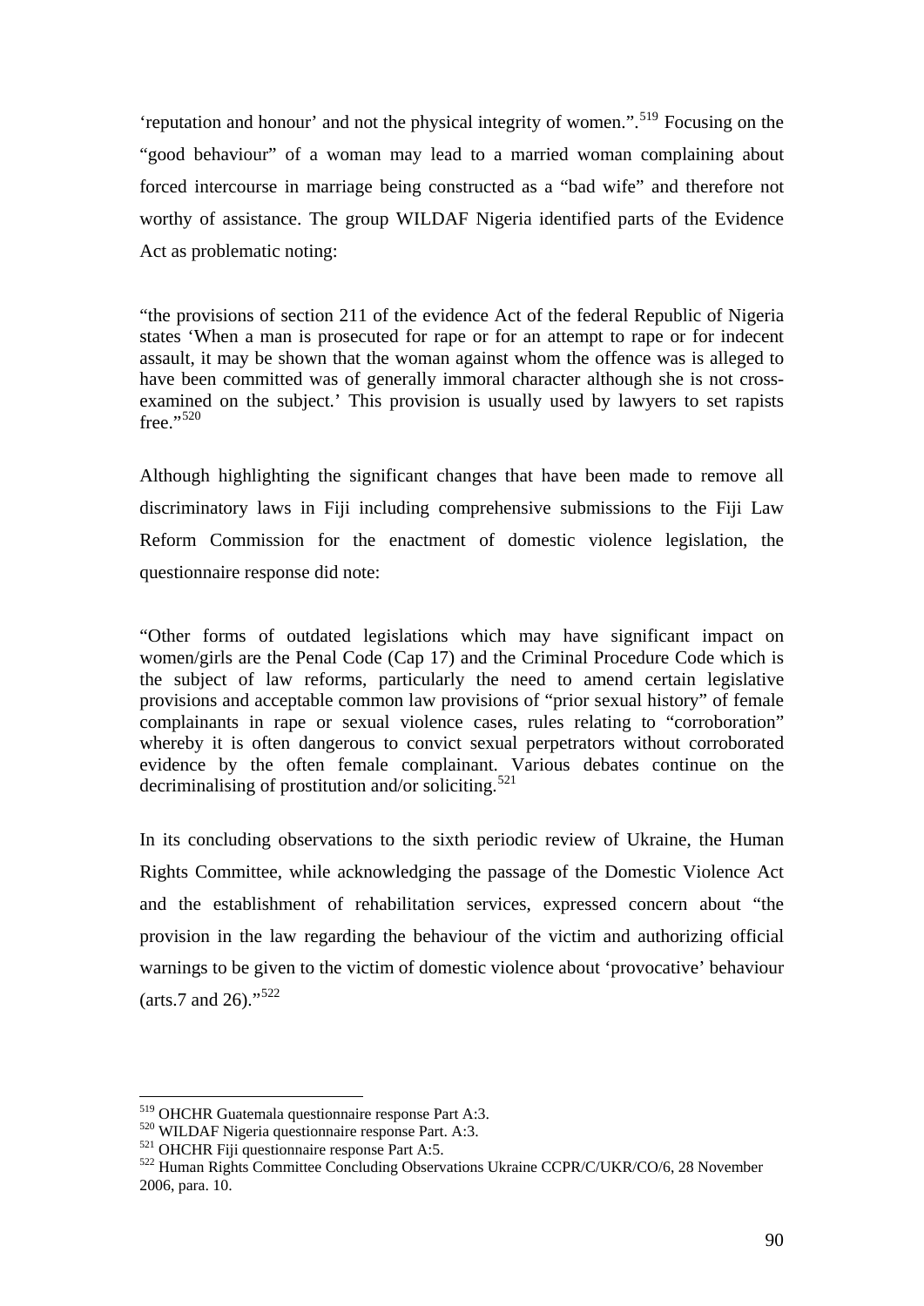'reputation and honour' and not the physical integrity of women.".[519] Focusing on the "good behaviour" of a woman may lead to a married woman complaining about forced intercourse in marriage being constructed as a "bad wife" and therefore not worthy of assistance. The group WILDAF Nigeria identified parts of the Evidence Act as problematic noting:

"the provisions of section 211 of the evidence Act of the federal Republic of Nigeria states 'When a man is prosecuted for rape or for an attempt to rape or for indecent assault, it may be shown that the woman against whom the offence was is alleged to have been committed was of generally immoral character although she is not cross-examined on the subject.' This provision is usually used by lawyers to set rapists free."[520]

Although highlighting the significant changes that have been made to remove all discriminatory laws in Fiji including comprehensive submissions to the Fiji Law Reform Commission for the enactment of domestic violence legislation, the questionnaire response did note:

"Other forms of outdated legislations which may have significant impact on women/girls are the Penal Code (Cap 17) and the Criminal Procedure Code which is the subject of law reforms, particularly the need to amend certain legislative provisions and acceptable common law provisions of "prior sexual history" of female complainants in rape or sexual violence cases, rules relating to "corroboration" whereby it is often dangerous to convict sexual perpetrators without corroborated evidence by the often female complainant. Various debates continue on the decriminalising of prostitution and/or soliciting.[521]

In its concluding observations to the sixth periodic review of Ukraine, the Human Rights Committee, while acknowledging the passage of the Domestic Violence Act and the establishment of rehabilitation services, expressed concern about "the provision in the law regarding the behaviour of the victim and authorizing official warnings to be given to the victim of domestic violence about 'provocative' behaviour (arts.7 and 26)."[522]

---

[519] OHCHR Guatemala questionnaire response Part A:3.
[520] WILDAF Nigeria questionnaire response Part. A:3.
[521] OHCHR Fiji questionnaire response Part A:5.
[522] Human Rights Committee Concluding Observations Ukraine CCPR/C/UKR/CO/6, 28 November 2006, para. 10.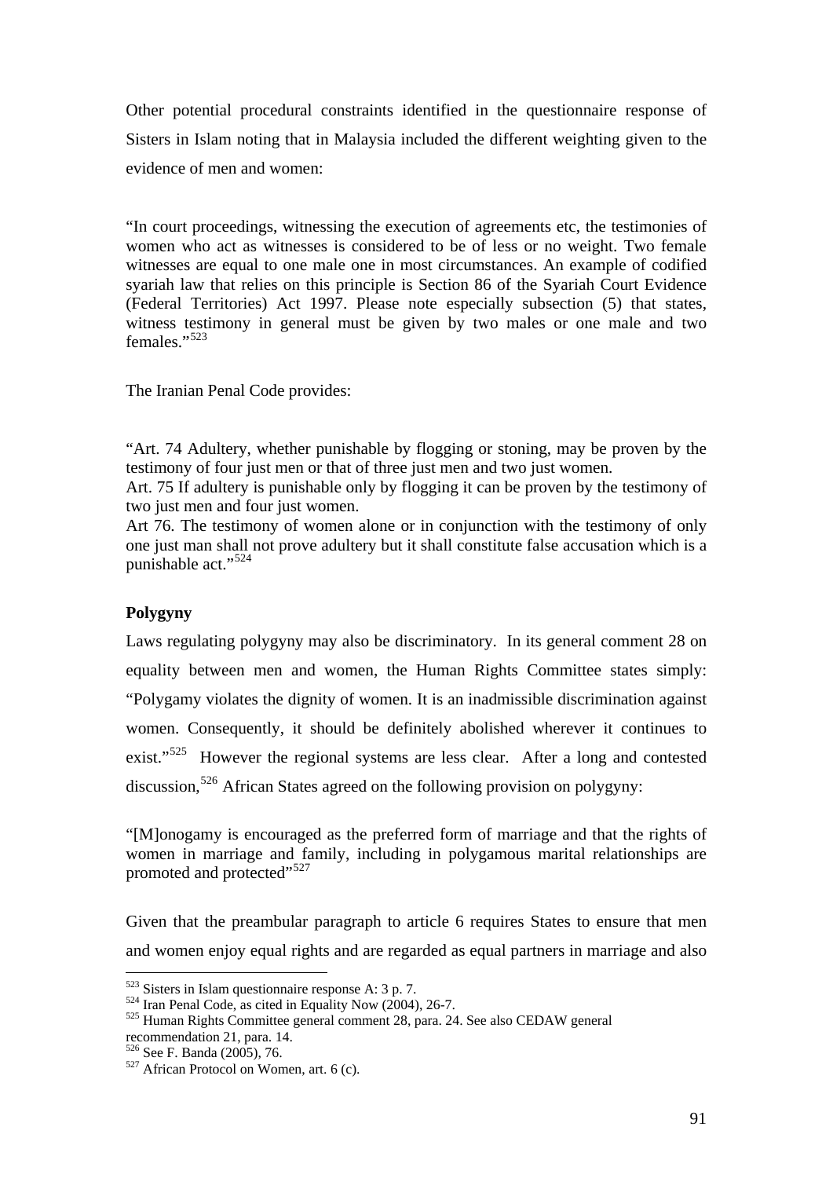Other potential procedural constraints identified in the questionnaire response of Sisters in Islam noting that in Malaysia included the different weighting given to the evidence of men and women:

> "In court proceedings, witnessing the execution of agreements etc, the testimonies of women who act as witnesses is considered to be of less or no weight. Two female witnesses are equal to one male one in most circumstances. An example of codified syariah law that relies on this principle is Section 86 of the Syariah Court Evidence (Federal Territories) Act 1997. Please note especially subsection (5) that states, witness testimony in general must be given by two males or one male and two females."[523]

The Iranian Penal Code provides:

> "Art. 74 Adultery, whether punishable by flogging or stoning, may be proven by the testimony of four just men or that of three just men and two just women.
> Art. 75 If adultery is punishable only by flogging it can be proven by the testimony of two just men and four just women.
> Art 76. The testimony of women alone or in conjunction with the testimony of only one just man shall not prove adultery but it shall constitute false accusation which is a punishable act."[524]

**Polygyny**

Laws regulating polygyny may also be discriminatory. In its general comment 28 on equality between men and women, the Human Rights Committee states simply: "Polygamy violates the dignity of women. It is an inadmissible discrimination against women. Consequently, it should be definitely abolished wherever it continues to exist."[525] However the regional systems are less clear. After a long and contested discussion,[526] African States agreed on the following provision on polygyny:

> "[M]onogamy is encouraged as the preferred form of marriage and that the rights of women in marriage and family, including in polygamous marital relationships are promoted and protected"[527]

Given that the preambular paragraph to article 6 requires States to ensure that men and women enjoy equal rights and are regarded as equal partners in marriage and also

---

[523] Sisters in Islam questionnaire response A: 3 p. 7.

[524] Iran Penal Code, as cited in Equality Now (2004), 26-7.

[525] Human Rights Committee general comment 28, para. 24. See also CEDAW general recommendation 21, para. 14.

[526] See F. Banda (2005), 76.

[527] African Protocol on Women, art. 6 (c).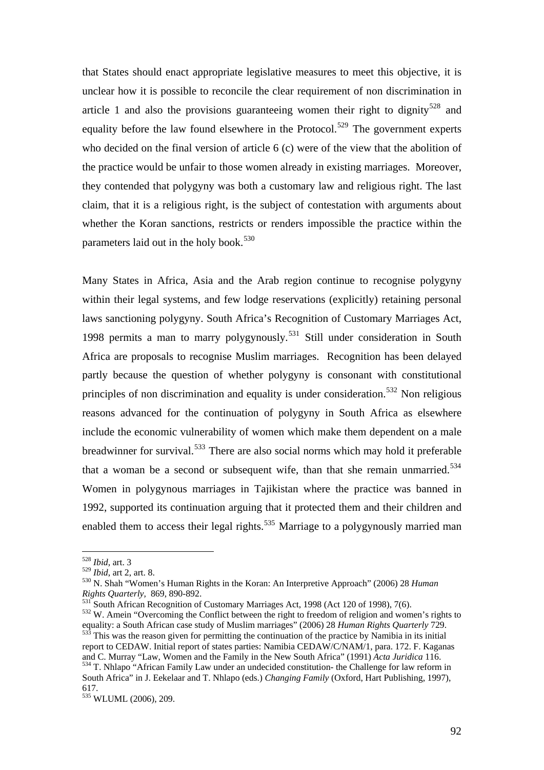that States should enact appropriate legislative measures to meet this objective, it is unclear how it is possible to reconcile the clear requirement of non discrimination in article 1 and also the provisions guaranteeing women their right to dignity[528] and equality before the law found elsewhere in the Protocol.[529] The government experts who decided on the final version of article 6 (c) were of the view that the abolition of the practice would be unfair to those women already in existing marriages. Moreover, they contended that polygyny was both a customary law and religious right. The last claim, that it is a religious right, is the subject of contestation with arguments about whether the Koran sanctions, restricts or renders impossible the practice within the parameters laid out in the holy book.[530]

Many States in Africa, Asia and the Arab region continue to recognise polygyny within their legal systems, and few lodge reservations (explicitly) retaining personal laws sanctioning polygyny. South Africa's Recognition of Customary Marriages Act, 1998 permits a man to marry polygynously.[531] Still under consideration in South Africa are proposals to recognise Muslim marriages. Recognition has been delayed partly because the question of whether polygyny is consonant with constitutional principles of non discrimination and equality is under consideration.[532] Non religious reasons advanced for the continuation of polygyny in South Africa as elsewhere include the economic vulnerability of women which make them dependent on a male breadwinner for survival.[533] There are also social norms which may hold it preferable that a woman be a second or subsequent wife, than that she remain unmarried.[534] Women in polygynous marriages in Tajikistan where the practice was banned in 1992, supported its continuation arguing that it protected them and their children and enabled them to access their legal rights.[535] Marriage to a polygynously married man

---

[528] *Ibid*, art. 3

[529] *Ibid*, art 2, art. 8.

[530] N. Shah "Women's Human Rights in the Koran: An Interpretive Approach" (2006) 28 *Human Rights Quarterly*, 869, 890-892.

[531] South African Recognition of Customary Marriages Act, 1998 (Act 120 of 1998), 7(6).

[532] W. Amein "Overcoming the Conflict between the right to freedom of religion and women's rights to equality: a South African case study of Muslim marriages" (2006) 28 *Human Rights Quarterly* 729.

[533] This was the reason given for permitting the continuation of the practice by Namibia in its initial report to CEDAW. Initial report of states parties: Namibia CEDAW/C/NAM/1, para. 172. F. Kaganas and C. Murray "Law, Women and the Family in the New South Africa" (1991) *Acta Juridica* 116.

[534] T. Nhlapo "African Family Law under an undecided constitution- the Challenge for law reform in South Africa" in J. Eekelaar and T. Nhlapo (eds.) *Changing Family* (Oxford, Hart Publishing, 1997), 617.

[535] WLUML (2006), 209.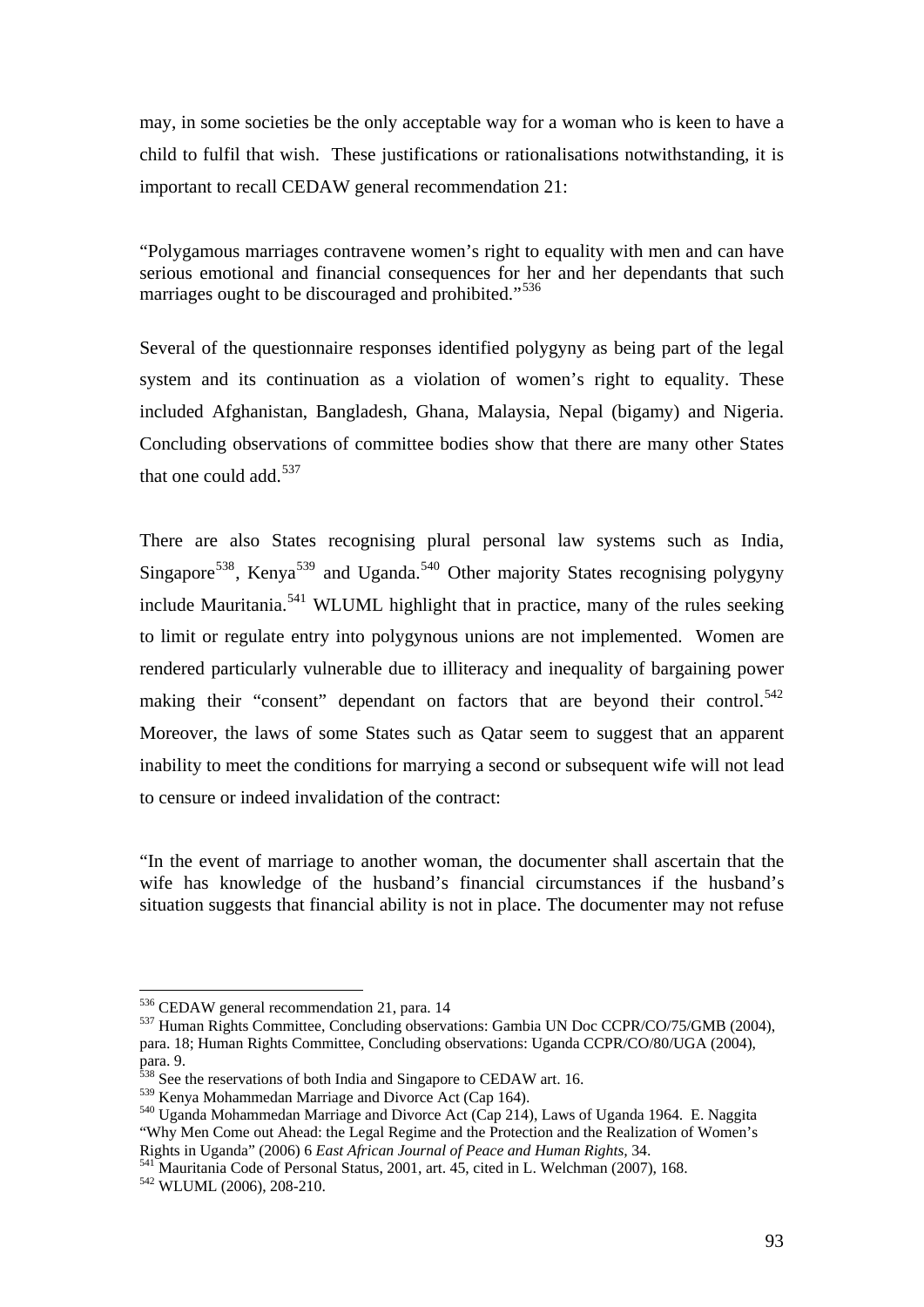may, in some societies be the only acceptable way for a woman who is keen to have a child to fulfil that wish. These justifications or rationalisations notwithstanding, it is important to recall CEDAW general recommendation 21:

"Polygamous marriages contravene women's right to equality with men and can have serious emotional and financial consequences for her and her dependants that such marriages ought to be discouraged and prohibited."[536]

Several of the questionnaire responses identified polygyny as being part of the legal system and its continuation as a violation of women's right to equality. These included Afghanistan, Bangladesh, Ghana, Malaysia, Nepal (bigamy) and Nigeria. Concluding observations of committee bodies show that there are many other States that one could add.[537]

There are also States recognising plural personal law systems such as India, Singapore[538], Kenya[539] and Uganda.[540] Other majority States recognising polygyny include Mauritania.[541] WLUML highlight that in practice, many of the rules seeking to limit or regulate entry into polygynous unions are not implemented. Women are rendered particularly vulnerable due to illiteracy and inequality of bargaining power making their "consent" dependant on factors that are beyond their control.[542] Moreover, the laws of some States such as Qatar seem to suggest that an apparent inability to meet the conditions for marrying a second or subsequent wife will not lead to censure or indeed invalidation of the contract:

"In the event of marriage to another woman, the documenter shall ascertain that the wife has knowledge of the husband's financial circumstances if the husband's situation suggests that financial ability is not in place. The documenter may not refuse

---

[536] CEDAW general recommendation 21, para. 14

[537] Human Rights Committee, Concluding observations: Gambia UN Doc CCPR/CO/75/GMB (2004), para. 18; Human Rights Committee, Concluding observations: Uganda CCPR/CO/80/UGA (2004), para. 9.

[538] See the reservations of both India and Singapore to CEDAW art. 16.

[539] Kenya Mohammedan Marriage and Divorce Act (Cap 164).

[540] Uganda Mohammedan Marriage and Divorce Act (Cap 214), Laws of Uganda 1964. E. Naggita "Why Men Come out Ahead: the Legal Regime and the Protection and the Realization of Women's Rights in Uganda" (2006) 6 *East African Journal of Peace and Human Rights,* 34.

[541] Mauritania Code of Personal Status, 2001, art. 45, cited in L. Welchman (2007), 168.

[542] WLUML (2006), 208-210.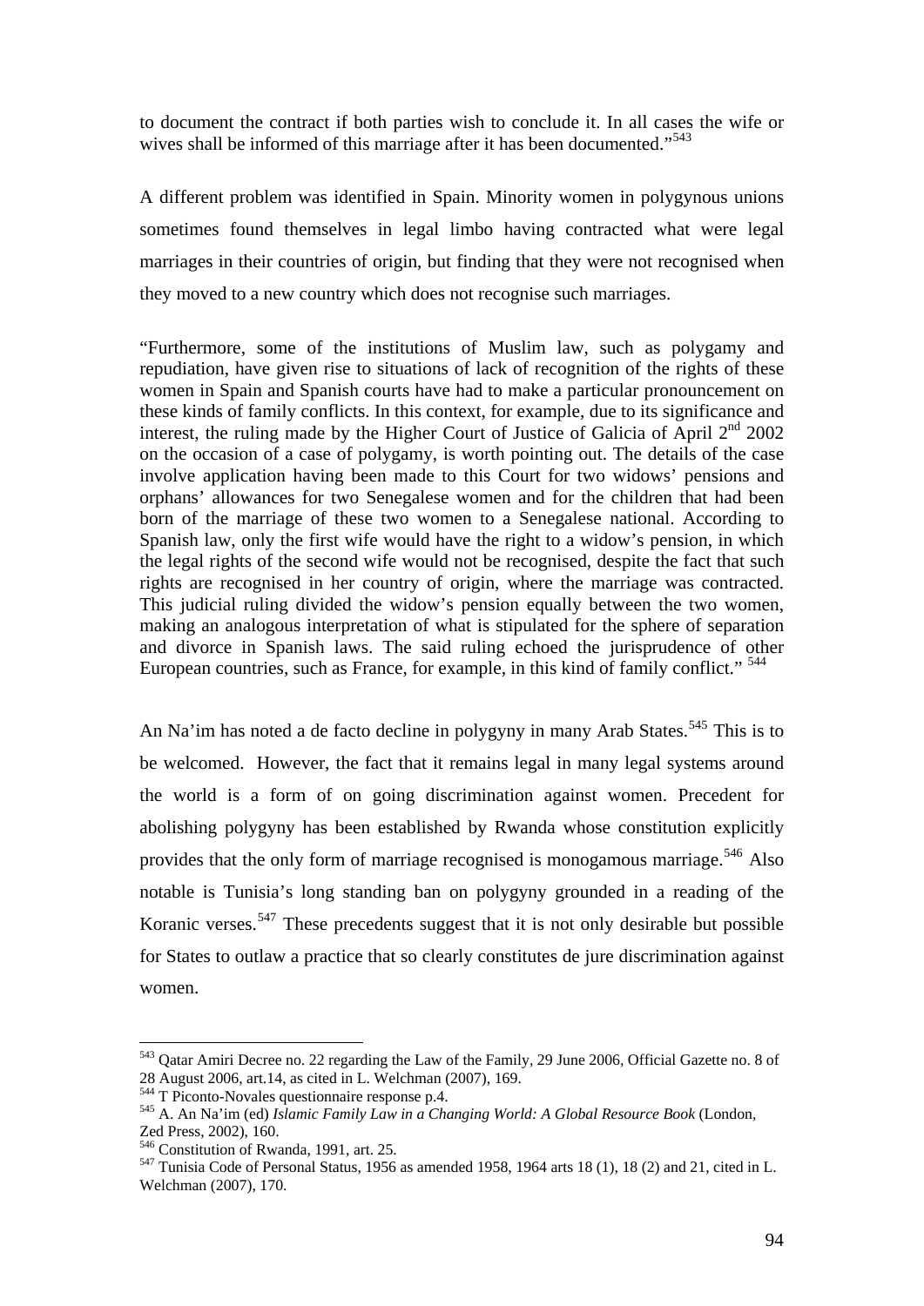to document the contract if both parties wish to conclude it. In all cases the wife or wives shall be informed of this marriage after it has been documented."[543]

A different problem was identified in Spain. Minority women in polygynous unions sometimes found themselves in legal limbo having contracted what were legal marriages in their countries of origin, but finding that they were not recognised when they moved to a new country which does not recognise such marriages.

"Furthermore, some of the institutions of Muslim law, such as polygamy and repudiation, have given rise to situations of lack of recognition of the rights of these women in Spain and Spanish courts have had to make a particular pronouncement on these kinds of family conflicts. In this context, for example, due to its significance and interest, the ruling made by the Higher Court of Justice of Galicia of April 2nd 2002 on the occasion of a case of polygamy, is worth pointing out. The details of the case involve application having been made to this Court for two widows' pensions and orphans' allowances for two Senegalese women and for the children that had been born of the marriage of these two women to a Senegalese national. According to Spanish law, only the first wife would have the right to a widow's pension, in which the legal rights of the second wife would not be recognised, despite the fact that such rights are recognised in her country of origin, where the marriage was contracted. This judicial ruling divided the widow's pension equally between the two women, making an analogous interpretation of what is stipulated for the sphere of separation and divorce in Spanish laws. The said ruling echoed the jurisprudence of other European countries, such as France, for example, in this kind of family conflict." [544]

An Na'im has noted a de facto decline in polygyny in many Arab States.[545] This is to be welcomed. However, the fact that it remains legal in many legal systems around the world is a form of on going discrimination against women. Precedent for abolishing polygyny has been established by Rwanda whose constitution explicitly provides that the only form of marriage recognised is monogamous marriage.[546] Also notable is Tunisia's long standing ban on polygyny grounded in a reading of the Koranic verses.[547] These precedents suggest that it is not only desirable but possible for States to outlaw a practice that so clearly constitutes de jure discrimination against women.

---

[543] Qatar Amiri Decree no. 22 regarding the Law of the Family, 29 June 2006, Official Gazette no. 8 of 28 August 2006, art.14, as cited in L. Welchman (2007), 169.

[544] T Piconto-Novales questionnaire response p.4.

[545] A. An Na'im (ed) *Islamic Family Law in a Changing World: A Global Resource Book* (London, Zed Press, 2002), 160.

[546] Constitution of Rwanda, 1991, art. 25.

[547] Tunisia Code of Personal Status, 1956 as amended 1958, 1964 arts 18 (1), 18 (2) and 21, cited in L. Welchman (2007), 170.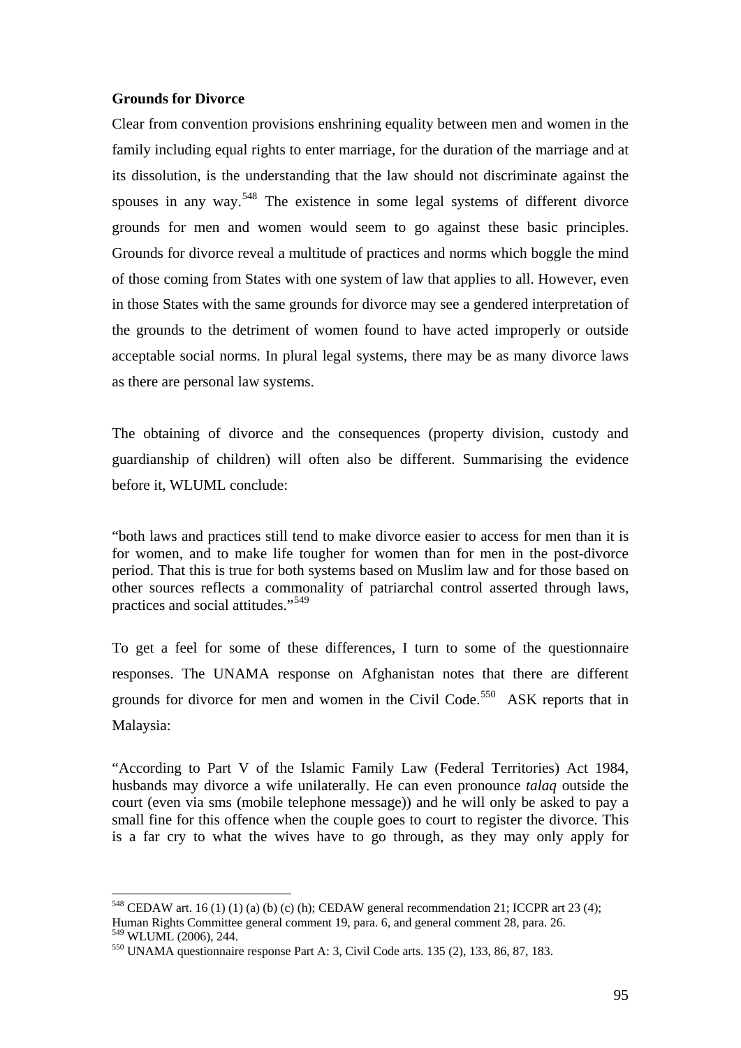**Grounds for Divorce**

Clear from convention provisions enshrining equality between men and women in the family including equal rights to enter marriage, for the duration of the marriage and at its dissolution, is the understanding that the law should not discriminate against the spouses in any way.[548] The existence in some legal systems of different divorce grounds for men and women would seem to go against these basic principles. Grounds for divorce reveal a multitude of practices and norms which boggle the mind of those coming from States with one system of law that applies to all. However, even in those States with the same grounds for divorce may see a gendered interpretation of the grounds to the detriment of women found to have acted improperly or outside acceptable social norms. In plural legal systems, there may be as many divorce laws as there are personal law systems.

The obtaining of divorce and the consequences (property division, custody and guardianship of children) will often also be different. Summarising the evidence before it, WLUML conclude:

"both laws and practices still tend to make divorce easier to access for men than it is for women, and to make life tougher for women than for men in the post-divorce period. That this is true for both systems based on Muslim law and for those based on other sources reflects a commonality of patriarchal control asserted through laws, practices and social attitudes."[549]

To get a feel for some of these differences, I turn to some of the questionnaire responses. The UNAMA response on Afghanistan notes that there are different grounds for divorce for men and women in the Civil Code.[550] ASK reports that in Malaysia:

"According to Part V of the Islamic Family Law (Federal Territories) Act 1984, husbands may divorce a wife unilaterally. He can even pronounce *talaq* outside the court (even via sms (mobile telephone message)) and he will only be asked to pay a small fine for this offence when the couple goes to court to register the divorce. This is a far cry to what the wives have to go through, as they may only apply for

---

[548] CEDAW art. 16 (1) (1) (a) (b) (c) (h); CEDAW general recommendation 21; ICCPR art 23 (4); Human Rights Committee general comment 19, para. 6, and general comment 28, para. 26.

[549] WLUML (2006), 244.

[550] UNAMA questionnaire response Part A: 3, Civil Code arts. 135 (2), 133, 86, 87, 183.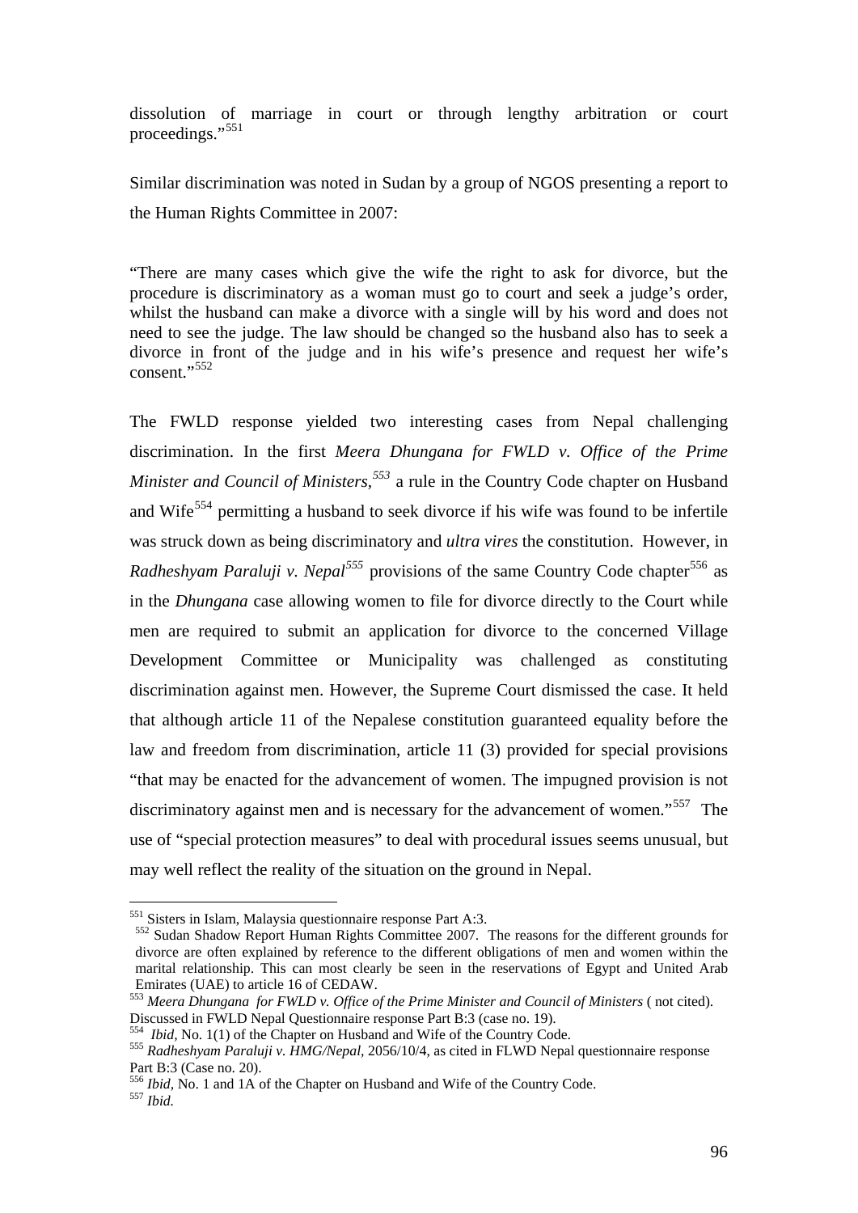dissolution of marriage in court or through lengthy arbitration or court proceedings."[551]

Similar discrimination was noted in Sudan by a group of NGOS presenting a report to the Human Rights Committee in 2007:

"There are many cases which give the wife the right to ask for divorce, but the procedure is discriminatory as a woman must go to court and seek a judge's order, whilst the husband can make a divorce with a single will by his word and does not need to see the judge. The law should be changed so the husband also has to seek a divorce in front of the judge and in his wife's presence and request her wife's consent."[552]

The FWLD response yielded two interesting cases from Nepal challenging discrimination. In the first *Meera Dhungana for FWLD v. Office of the Prime Minister and Council of Ministers,*[553] a rule in the Country Code chapter on Husband and Wife[554] permitting a husband to seek divorce if his wife was found to be infertile was struck down as being discriminatory and *ultra vires* the constitution. However, in *Radheshyam Paraluji v. Nepal*[555] provisions of the same Country Code chapter[556] as in the *Dhungana* case allowing women to file for divorce directly to the Court while men are required to submit an application for divorce to the concerned Village Development Committee or Municipality was challenged as constituting discrimination against men. However, the Supreme Court dismissed the case. It held that although article 11 of the Nepalese constitution guaranteed equality before the law and freedom from discrimination, article 11 (3) provided for special provisions "that may be enacted for the advancement of women. The impugned provision is not discriminatory against men and is necessary for the advancement of women."[557] The use of "special protection measures" to deal with procedural issues seems unusual, but may well reflect the reality of the situation on the ground in Nepal.

---

[551] Sisters in Islam, Malaysia questionnaire response Part A:3.

[552] Sudan Shadow Report Human Rights Committee 2007. The reasons for the different grounds for divorce are often explained by reference to the different obligations of men and women within the marital relationship. This can most clearly be seen in the reservations of Egypt and United Arab Emirates (UAE) to article 16 of CEDAW.

[553] *Meera Dhungana for FWLD v. Office of the Prime Minister and Council of Ministers* ( not cited). Discussed in FWLD Nepal Questionnaire response Part B:3 (case no. 19).

[554] *Ibid,* No. 1(1) of the Chapter on Husband and Wife of the Country Code.

[555] *Radheshyam Paraluji v. HMG/Nepal,* 2056/10/4, as cited in FLWD Nepal questionnaire response Part B:3 (Case no. 20).

[556] *Ibid,* No. 1 and 1A of the Chapter on Husband and Wife of the Country Code.

[557] *Ibid.*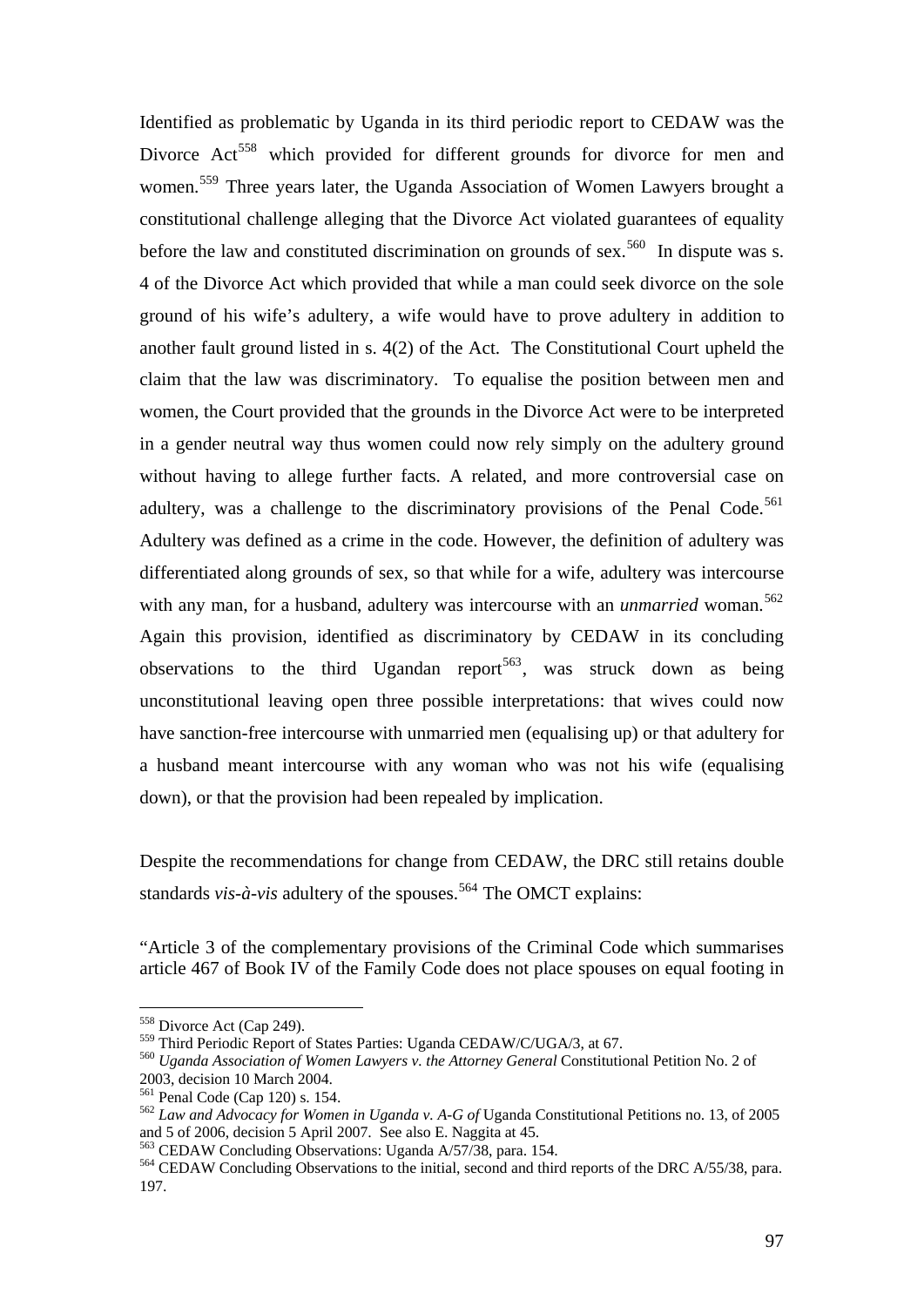Identified as problematic by Uganda in its third periodic report to CEDAW was the Divorce Act[558] which provided for different grounds for divorce for men and women.[559] Three years later, the Uganda Association of Women Lawyers brought a constitutional challenge alleging that the Divorce Act violated guarantees of equality before the law and constituted discrimination on grounds of sex.[560] In dispute was s. 4 of the Divorce Act which provided that while a man could seek divorce on the sole ground of his wife's adultery, a wife would have to prove adultery in addition to another fault ground listed in s. 4(2) of the Act. The Constitutional Court upheld the claim that the law was discriminatory. To equalise the position between men and women, the Court provided that the grounds in the Divorce Act were to be interpreted in a gender neutral way thus women could now rely simply on the adultery ground without having to allege further facts. A related, and more controversial case on adultery, was a challenge to the discriminatory provisions of the Penal Code.[561] Adultery was defined as a crime in the code. However, the definition of adultery was differentiated along grounds of sex, so that while for a wife, adultery was intercourse with any man, for a husband, adultery was intercourse with an *unmarried* woman.[562] Again this provision, identified as discriminatory by CEDAW in its concluding observations to the third Ugandan report[563], was struck down as being unconstitutional leaving open three possible interpretations: that wives could now have sanction-free intercourse with unmarried men (equalising up) or that adultery for a husband meant intercourse with any woman who was not his wife (equalising down), or that the provision had been repealed by implication.

Despite the recommendations for change from CEDAW, the DRC still retains double standards *vis-à-vis* adultery of the spouses.[564] The OMCT explains:

"Article 3 of the complementary provisions of the Criminal Code which summarises article 467 of Book IV of the Family Code does not place spouses on equal footing in

---

[558] Divorce Act (Cap 249).
[559] Third Periodic Report of States Parties: Uganda CEDAW/C/UGA/3, at 67.
[560] *Uganda Association of Women Lawyers v. the Attorney General* Constitutional Petition No. 2 of 2003, decision 10 March 2004.
[561] Penal Code (Cap 120) s. 154.
[562] *Law and Advocacy for Women in Uganda v. A-G of* Uganda Constitutional Petitions no. 13, of 2005 and 5 of 2006, decision 5 April 2007. See also E. Naggita at 45.
[563] CEDAW Concluding Observations: Uganda A/57/38, para. 154.
[564] CEDAW Concluding Observations to the initial, second and third reports of the DRC A/55/38, para. 197.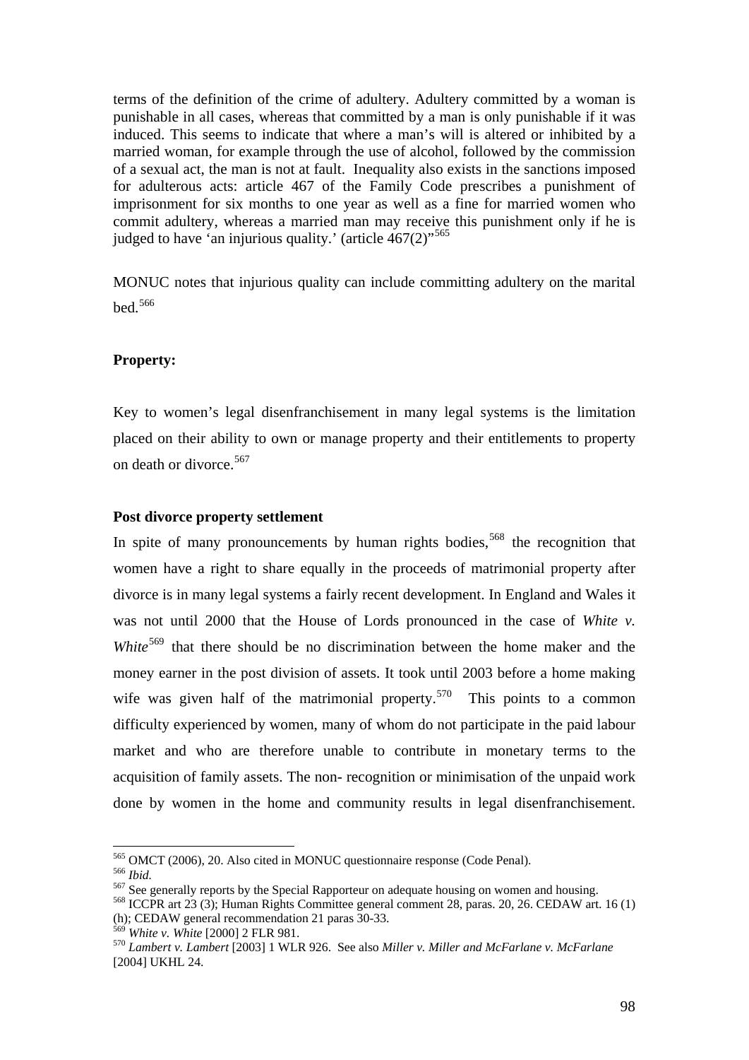terms of the definition of the crime of adultery. Adultery committed by a woman is punishable in all cases, whereas that committed by a man is only punishable if it was induced. This seems to indicate that where a man's will is altered or inhibited by a married woman, for example through the use of alcohol, followed by the commission of a sexual act, the man is not at fault. Inequality also exists in the sanctions imposed for adulterous acts: article 467 of the Family Code prescribes a punishment of imprisonment for six months to one year as well as a fine for married women who commit adultery, whereas a married man may receive this punishment only if he is judged to have 'an injurious quality.' (article 467(2)"[565]

MONUC notes that injurious quality can include committing adultery on the marital bed.[566]

**Property:**

Key to women's legal disenfranchisement in many legal systems is the limitation placed on their ability to own or manage property and their entitlements to property on death or divorce.[567]

**Post divorce property settlement**

In spite of many pronouncements by human rights bodies,[568] the recognition that women have a right to share equally in the proceeds of matrimonial property after divorce is in many legal systems a fairly recent development. In England and Wales it was not until 2000 that the House of Lords pronounced in the case of *White v. White*[569] that there should be no discrimination between the home maker and the money earner in the post division of assets. It took until 2003 before a home making wife was given half of the matrimonial property.[570] This points to a common difficulty experienced by women, many of whom do not participate in the paid labour market and who are therefore unable to contribute in monetary terms to the acquisition of family assets. The non- recognition or minimisation of the unpaid work done by women in the home and community results in legal disenfranchisement.

---

[565] OMCT (2006), 20. Also cited in MONUC questionnaire response (Code Penal).

[566] *Ibid.*

[567] See generally reports by the Special Rapporteur on adequate housing on women and housing.

[568] ICCPR art 23 (3); Human Rights Committee general comment 28, paras. 20, 26. CEDAW art. 16 (1) (h); CEDAW general recommendation 21 paras 30-33.

[569] *White v. White* [2000] 2 FLR 981.

[570] *Lambert v. Lambert* [2003] 1 WLR 926. See also *Miller v. Miller and McFarlane v. McFarlane* [2004] UKHL 24.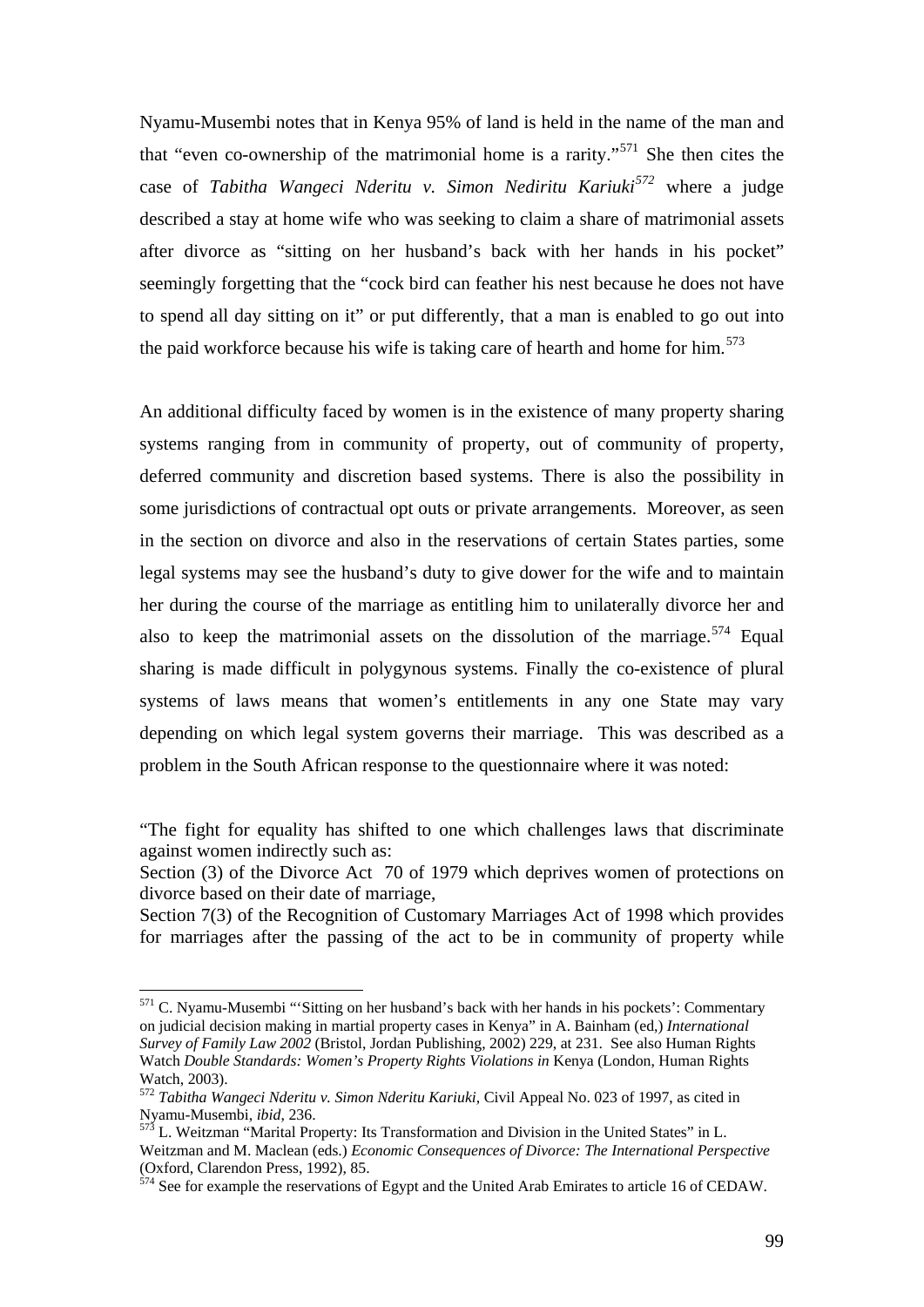Nyamu-Musembi notes that in Kenya 95% of land is held in the name of the man and that "even co-ownership of the matrimonial home is a rarity."[571] She then cites the case of *Tabitha Wangeci Nderitu v. Simon Nediritu Kariuki*[572] where a judge described a stay at home wife who was seeking to claim a share of matrimonial assets after divorce as "sitting on her husband's back with her hands in his pocket" seemingly forgetting that the "cock bird can feather his nest because he does not have to spend all day sitting on it" or put differently, that a man is enabled to go out into the paid workforce because his wife is taking care of hearth and home for him.[573]

An additional difficulty faced by women is in the existence of many property sharing systems ranging from in community of property, out of community of property, deferred community and discretion based systems. There is also the possibility in some jurisdictions of contractual opt outs or private arrangements. Moreover, as seen in the section on divorce and also in the reservations of certain States parties, some legal systems may see the husband's duty to give dower for the wife and to maintain her during the course of the marriage as entitling him to unilaterally divorce her and also to keep the matrimonial assets on the dissolution of the marriage.[574] Equal sharing is made difficult in polygynous systems. Finally the co-existence of plural systems of laws means that women's entitlements in any one State may vary depending on which legal system governs their marriage. This was described as a problem in the South African response to the questionnaire where it was noted:

"The fight for equality has shifted to one which challenges laws that discriminate against women indirectly such as:
Section (3) of the Divorce Act 70 of 1979 which deprives women of protections on divorce based on their date of marriage,
Section 7(3) of the Recognition of Customary Marriages Act of 1998 which provides for marriages after the passing of the act to be in community of property while

---

[571] C. Nyamu-Musembi "'Sitting on her husband's back with her hands in his pockets': Commentary on judicial decision making in martial property cases in Kenya" in A. Bainham (ed,) *International Survey of Family Law 2002* (Bristol, Jordan Publishing, 2002) 229, at 231. See also Human Rights Watch *Double Standards: Women's Property Rights Violations in* Kenya (London, Human Rights Watch, 2003).

[572] *Tabitha Wangeci Nderitu v. Simon Nderitu Kariuki*, Civil Appeal No. 023 of 1997, as cited in Nyamu-Musembi, *ibid*, 236.

[573] L. Weitzman "Marital Property: Its Transformation and Division in the United States" in L. Weitzman and M. Maclean (eds.) *Economic Consequences of Divorce: The International Perspective* (Oxford, Clarendon Press, 1992), 85.

[574] See for example the reservations of Egypt and the United Arab Emirates to article 16 of CEDAW.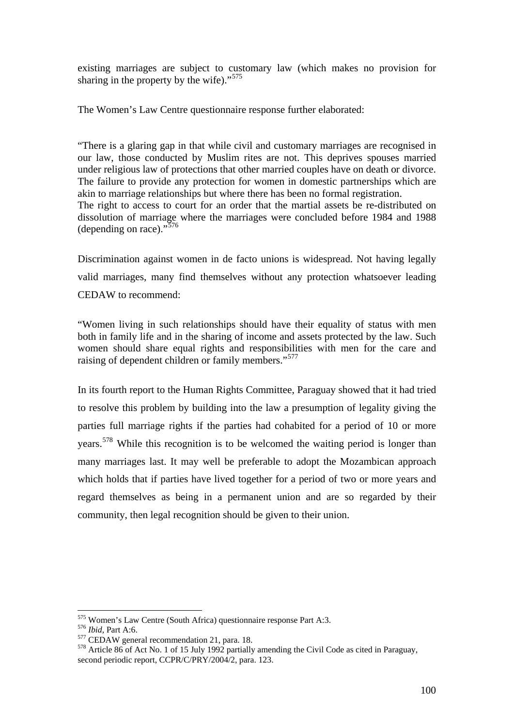existing marriages are subject to customary law (which makes no provision for sharing in the property by the wife)."[575]

The Women's Law Centre questionnaire response further elaborated:

"There is a glaring gap in that while civil and customary marriages are recognised in our law, those conducted by Muslim rites are not. This deprives spouses married under religious law of protections that other married couples have on death or divorce. The failure to provide any protection for women in domestic partnerships which are akin to marriage relationships but where there has been no formal registration.
The right to access to court for an order that the martial assets be re-distributed on dissolution of marriage where the marriages were concluded before 1984 and 1988 (depending on race)."[576]

Discrimination against women in de facto unions is widespread. Not having legally valid marriages, many find themselves without any protection whatsoever leading CEDAW to recommend:

"Women living in such relationships should have their equality of status with men both in family life and in the sharing of income and assets protected by the law. Such women should share equal rights and responsibilities with men for the care and raising of dependent children or family members."[577]

In its fourth report to the Human Rights Committee, Paraguay showed that it had tried to resolve this problem by building into the law a presumption of legality giving the parties full marriage rights if the parties had cohabited for a period of 10 or more years.[578] While this recognition is to be welcomed the waiting period is longer than many marriages last. It may well be preferable to adopt the Mozambican approach which holds that if parties have lived together for a period of two or more years and regard themselves as being in a permanent union and are so regarded by their community, then legal recognition should be given to their union.

---

[575] Women's Law Centre (South Africa) questionnaire response Part A:3.
[576] *Ibid*, Part A:6.
[577] CEDAW general recommendation 21, para. 18.
[578] Article 86 of Act No. 1 of 15 July 1992 partially amending the Civil Code as cited in Paraguay, second periodic report, CCPR/C/PRY/2004/2, para. 123.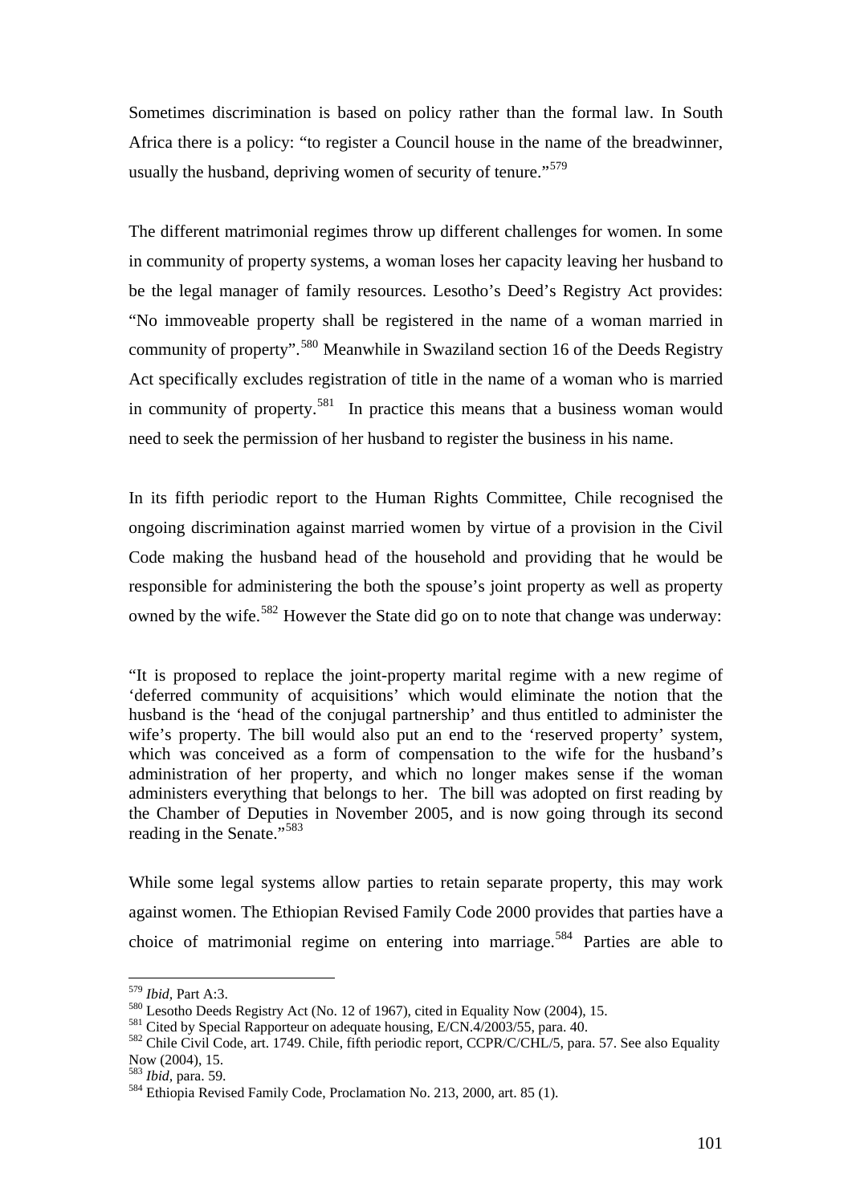Sometimes discrimination is based on policy rather than the formal law. In South Africa there is a policy: "to register a Council house in the name of the breadwinner, usually the husband, depriving women of security of tenure."[579]

The different matrimonial regimes throw up different challenges for women. In some in community of property systems, a woman loses her capacity leaving her husband to be the legal manager of family resources. Lesotho's Deed's Registry Act provides: "No immoveable property shall be registered in the name of a woman married in community of property".[580] Meanwhile in Swaziland section 16 of the Deeds Registry Act specifically excludes registration of title in the name of a woman who is married in community of property.[581] In practice this means that a business woman would need to seek the permission of her husband to register the business in his name.

In its fifth periodic report to the Human Rights Committee, Chile recognised the ongoing discrimination against married women by virtue of a provision in the Civil Code making the husband head of the household and providing that he would be responsible for administering the both the spouse's joint property as well as property owned by the wife.[582] However the State did go on to note that change was underway:

> "It is proposed to replace the joint-property marital regime with a new regime of 'deferred community of acquisitions' which would eliminate the notion that the husband is the 'head of the conjugal partnership' and thus entitled to administer the wife's property. The bill would also put an end to the 'reserved property' system, which was conceived as a form of compensation to the wife for the husband's administration of her property, and which no longer makes sense if the woman administers everything that belongs to her. The bill was adopted on first reading by the Chamber of Deputies in November 2005, and is now going through its second reading in the Senate."[583]

While some legal systems allow parties to retain separate property, this may work against women. The Ethiopian Revised Family Code 2000 provides that parties have a choice of matrimonial regime on entering into marriage.[584] Parties are able to

---

[579] *Ibid*, Part A:3.

[580] Lesotho Deeds Registry Act (No. 12 of 1967), cited in Equality Now (2004), 15.

[581] Cited by Special Rapporteur on adequate housing, E/CN.4/2003/55, para. 40.

[582] Chile Civil Code, art. 1749. Chile, fifth periodic report, CCPR/C/CHL/5, para. 57. See also Equality Now (2004), 15.

[583] *Ibid*, para. 59.

[584] Ethiopia Revised Family Code, Proclamation No. 213, 2000, art. 85 (1).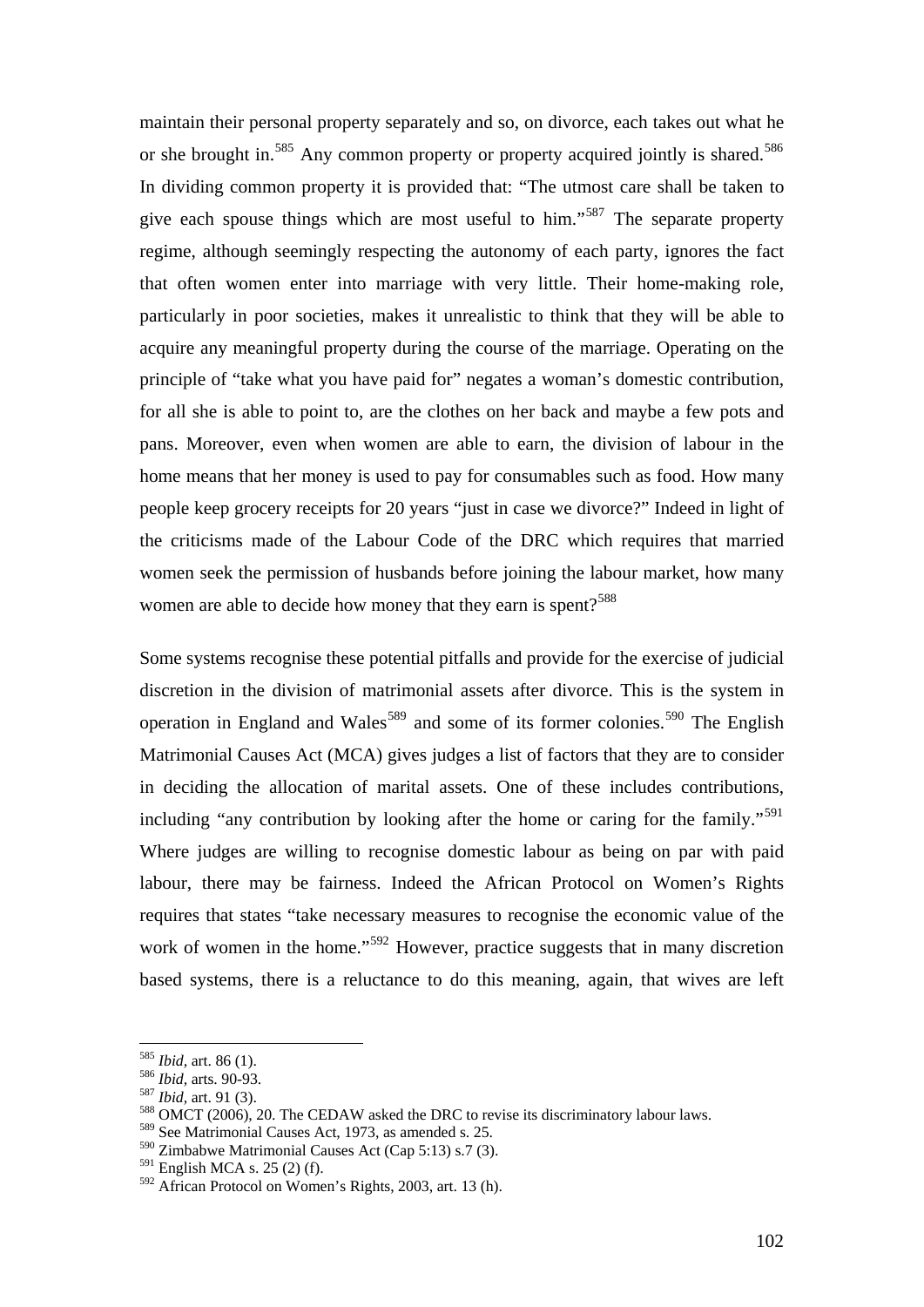maintain their personal property separately and so, on divorce, each takes out what he or she brought in.[585] Any common property or property acquired jointly is shared.[586] In dividing common property it is provided that: "The utmost care shall be taken to give each spouse things which are most useful to him."[587] The separate property regime, although seemingly respecting the autonomy of each party, ignores the fact that often women enter into marriage with very little. Their home-making role, particularly in poor societies, makes it unrealistic to think that they will be able to acquire any meaningful property during the course of the marriage. Operating on the principle of "take what you have paid for" negates a woman's domestic contribution, for all she is able to point to, are the clothes on her back and maybe a few pots and pans. Moreover, even when women are able to earn, the division of labour in the home means that her money is used to pay for consumables such as food. How many people keep grocery receipts for 20 years "just in case we divorce?" Indeed in light of the criticisms made of the Labour Code of the DRC which requires that married women seek the permission of husbands before joining the labour market, how many women are able to decide how money that they earn is spent?[588]

Some systems recognise these potential pitfalls and provide for the exercise of judicial discretion in the division of matrimonial assets after divorce. This is the system in operation in England and Wales[589] and some of its former colonies.[590] The English Matrimonial Causes Act (MCA) gives judges a list of factors that they are to consider in deciding the allocation of marital assets. One of these includes contributions, including "any contribution by looking after the home or caring for the family."[591] Where judges are willing to recognise domestic labour as being on par with paid labour, there may be fairness. Indeed the African Protocol on Women's Rights requires that states "take necessary measures to recognise the economic value of the work of women in the home."[592] However, practice suggests that in many discretion based systems, there is a reluctance to do this meaning, again, that wives are left

---

[585] *Ibid*, art. 86 (1).
[586] *Ibid*, arts. 90-93.
[587] *Ibid*, art. 91 (3).
[588] OMCT (2006), 20. The CEDAW asked the DRC to revise its discriminatory labour laws.
[589] See Matrimonial Causes Act, 1973, as amended s. 25.
[590] Zimbabwe Matrimonial Causes Act (Cap 5:13) s.7 (3).
[591] English MCA s. 25 (2) (f).
[592] African Protocol on Women's Rights, 2003, art. 13 (h).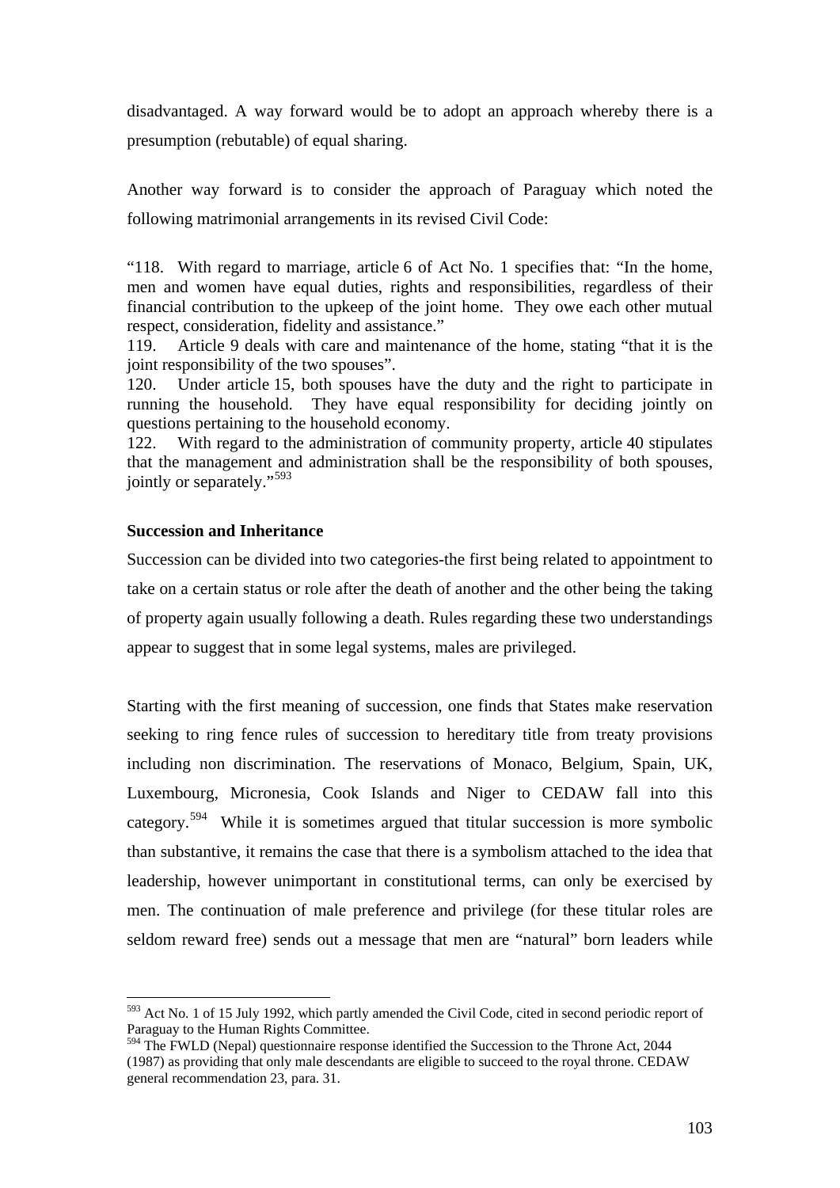disadvantaged. A way forward would be to adopt an approach whereby there is a presumption (rebutable) of equal sharing.

Another way forward is to consider the approach of Paraguay which noted the following matrimonial arrangements in its revised Civil Code:

"118. With regard to marriage, article 6 of Act No. 1 specifies that: "In the home, men and women have equal duties, rights and responsibilities, regardless of their financial contribution to the upkeep of the joint home. They owe each other mutual respect, consideration, fidelity and assistance."
119. Article 9 deals with care and maintenance of the home, stating "that it is the joint responsibility of the two spouses".
120. Under article 15, both spouses have the duty and the right to participate in running the household. They have equal responsibility for deciding jointly on questions pertaining to the household economy.
122. With regard to the administration of community property, article 40 stipulates that the management and administration shall be the responsibility of both spouses, jointly or separately."[593]

**Succession and Inheritance**

Succession can be divided into two categories-the first being related to appointment to take on a certain status or role after the death of another and the other being the taking of property again usually following a death. Rules regarding these two understandings appear to suggest that in some legal systems, males are privileged.

Starting with the first meaning of succession, one finds that States make reservation seeking to ring fence rules of succession to hereditary title from treaty provisions including non discrimination. The reservations of Monaco, Belgium, Spain, UK, Luxembourg, Micronesia, Cook Islands and Niger to CEDAW fall into this category.[594] While it is sometimes argued that titular succession is more symbolic than substantive, it remains the case that there is a symbolism attached to the idea that leadership, however unimportant in constitutional terms, can only be exercised by men. The continuation of male preference and privilege (for these titular roles are seldom reward free) sends out a message that men are "natural" born leaders while

---

[593] Act No. 1 of 15 July 1992, which partly amended the Civil Code, cited in second periodic report of Paraguay to the Human Rights Committee.

[594] The FWLD (Nepal) questionnaire response identified the Succession to the Throne Act, 2044 (1987) as providing that only male descendants are eligible to succeed to the royal throne. CEDAW general recommendation 23, para. 31.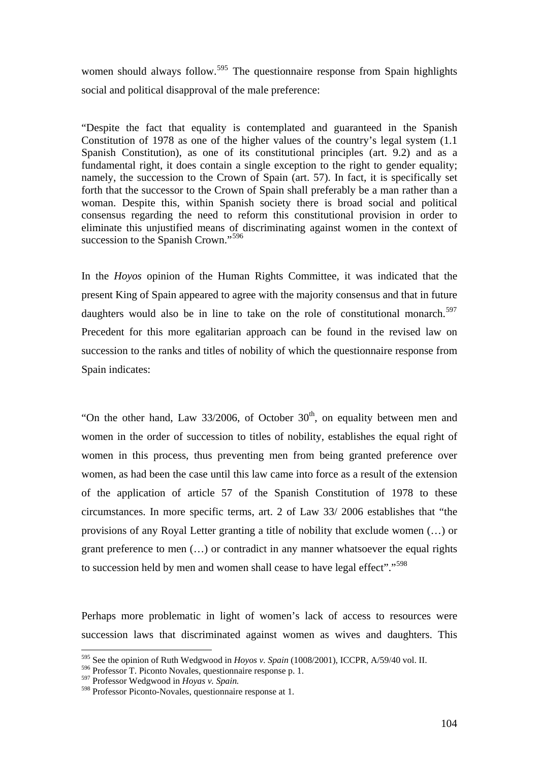women should always follow.[595] The questionnaire response from Spain highlights social and political disapproval of the male preference:

"Despite the fact that equality is contemplated and guaranteed in the Spanish Constitution of 1978 as one of the higher values of the country's legal system (1.1 Spanish Constitution), as one of its constitutional principles (art. 9.2) and as a fundamental right, it does contain a single exception to the right to gender equality; namely, the succession to the Crown of Spain (art. 57). In fact, it is specifically set forth that the successor to the Crown of Spain shall preferably be a man rather than a woman. Despite this, within Spanish society there is broad social and political consensus regarding the need to reform this constitutional provision in order to eliminate this unjustified means of discriminating against women in the context of succession to the Spanish Crown."[596]

In the *Hoyos* opinion of the Human Rights Committee, it was indicated that the present King of Spain appeared to agree with the majority consensus and that in future daughters would also be in line to take on the role of constitutional monarch.[597] Precedent for this more egalitarian approach can be found in the revised law on succession to the ranks and titles of nobility of which the questionnaire response from Spain indicates:

"On the other hand, Law 33/2006, of October 30th, on equality between men and women in the order of succession to titles of nobility, establishes the equal right of women in this process, thus preventing men from being granted preference over women, as had been the case until this law came into force as a result of the extension of the application of article 57 of the Spanish Constitution of 1978 to these circumstances. In more specific terms, art. 2 of Law 33/ 2006 establishes that "the provisions of any Royal Letter granting a title of nobility that exclude women (…) or grant preference to men (…) or contradict in any manner whatsoever the equal rights to succession held by men and women shall cease to have legal effect"."[598]

Perhaps more problematic in light of women's lack of access to resources were succession laws that discriminated against women as wives and daughters. This

[595] See the opinion of Ruth Wedgwood in *Hoyos v. Spain* (1008/2001), ICCPR, A/59/40 vol. II.
[596] Professor T. Piconto Novales, questionnaire response p. 1.
[597] Professor Wedgwood in *Hoyas v. Spain.*
[598] Professor Piconto-Novales, questionnaire response at 1.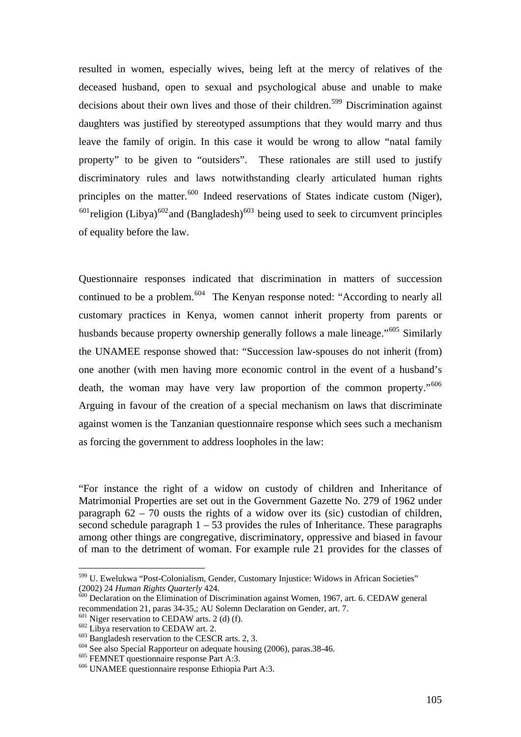resulted in women, especially wives, being left at the mercy of relatives of the deceased husband, open to sexual and psychological abuse and unable to make decisions about their own lives and those of their children.[599] Discrimination against daughters was justified by stereotyped assumptions that they would marry and thus leave the family of origin. In this case it would be wrong to allow "natal family property" to be given to "outsiders". These rationales are still used to justify discriminatory rules and laws notwithstanding clearly articulated human rights principles on the matter.[600] Indeed reservations of States indicate custom (Niger),[601]religion (Libya)[602]and (Bangladesh)[603] being used to seek to circumvent principles of equality before the law.

Questionnaire responses indicated that discrimination in matters of succession continued to be a problem.[604] The Kenyan response noted: "According to nearly all customary practices in Kenya, women cannot inherit property from parents or husbands because property ownership generally follows a male lineage."[605] Similarly the UNAMEE response showed that: "Succession law-spouses do not inherit (from) one another (with men having more economic control in the event of a husband's death, the woman may have very law proportion of the common property."[606] Arguing in favour of the creation of a special mechanism on laws that discriminate against women is the Tanzanian questionnaire response which sees such a mechanism as forcing the government to address loopholes in the law:

"For instance the right of a widow on custody of children and Inheritance of Matrimonial Properties are set out in the Government Gazette No. 279 of 1962 under paragraph 62 – 70 ousts the rights of a widow over its (sic) custodian of children, second schedule paragraph 1 – 53 provides the rules of Inheritance. These paragraphs among other things are congregative, discriminatory, oppressive and biased in favour of man to the detriment of woman. For example rule 21 provides for the classes of

---

[599] U. Ewelukwa "Post-Colonialism, Gender, Customary Injustice: Widows in African Societies" (2002) 24 *Human Rights Quarterly* 424.

[600] Declaration on the Elimination of Discrimination against Women, 1967, art. 6. CEDAW general recommendation 21, paras 34-35,; AU Solemn Declaration on Gender, art. 7.

[601] Niger reservation to CEDAW arts. 2 (d) (f).

[602] Libya reservation to CEDAW art. 2.

[603] Bangladesh reservation to the CESCR arts. 2, 3.

[604] See also Special Rapporteur on adequate housing (2006), paras.38-46.

[605] FEMNET questionnaire response Part A:3.

[606] UNAMEE questionnaire response Ethiopia Part A:3.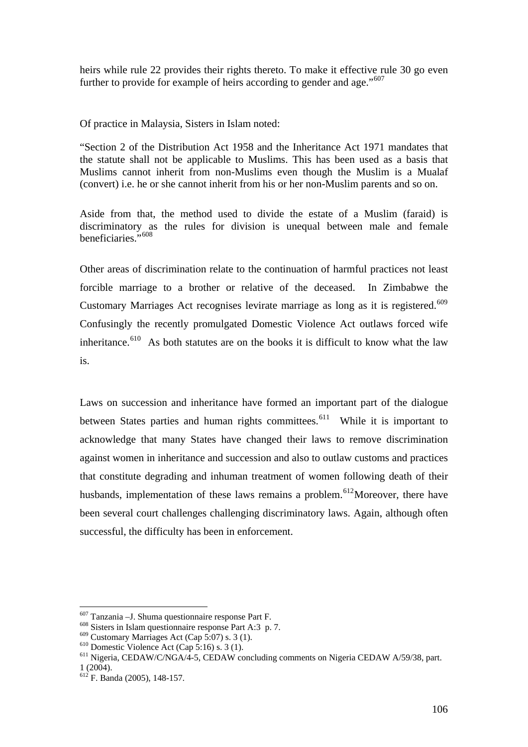heirs while rule 22 provides their rights thereto. To make it effective rule 30 go even further to provide for example of heirs according to gender and age."[607]

Of practice in Malaysia, Sisters in Islam noted:

"Section 2 of the Distribution Act 1958 and the Inheritance Act 1971 mandates that the statute shall not be applicable to Muslims. This has been used as a basis that Muslims cannot inherit from non-Muslims even though the Muslim is a Mualaf (convert) i.e. he or she cannot inherit from his or her non-Muslim parents and so on.

Aside from that, the method used to divide the estate of a Muslim (faraid) is discriminatory as the rules for division is unequal between male and female beneficiaries."[608]

Other areas of discrimination relate to the continuation of harmful practices not least forcible marriage to a brother or relative of the deceased. In Zimbabwe the Customary Marriages Act recognises levirate marriage as long as it is registered.[609] Confusingly the recently promulgated Domestic Violence Act outlaws forced wife inheritance.[610] As both statutes are on the books it is difficult to know what the law is.

Laws on succession and inheritance have formed an important part of the dialogue between States parties and human rights committees.[611] While it is important to acknowledge that many States have changed their laws to remove discrimination against women in inheritance and succession and also to outlaw customs and practices that constitute degrading and inhuman treatment of women following death of their husbands, implementation of these laws remains a problem.[612] Moreover, there have been several court challenges challenging discriminatory laws. Again, although often successful, the difficulty has been in enforcement.

---

[607] Tanzania –J. Shuma questionnaire response Part F.

[608] Sisters in Islam questionnaire response Part A:3 p. 7.

[609] Customary Marriages Act (Cap 5:07) s. 3 (1).

[610] Domestic Violence Act (Cap 5:16) s. 3 (1).

[611] Nigeria, CEDAW/C/NGA/4-5, CEDAW concluding comments on Nigeria CEDAW A/59/38, part. 1 (2004).

[612] F. Banda (2005), 148-157.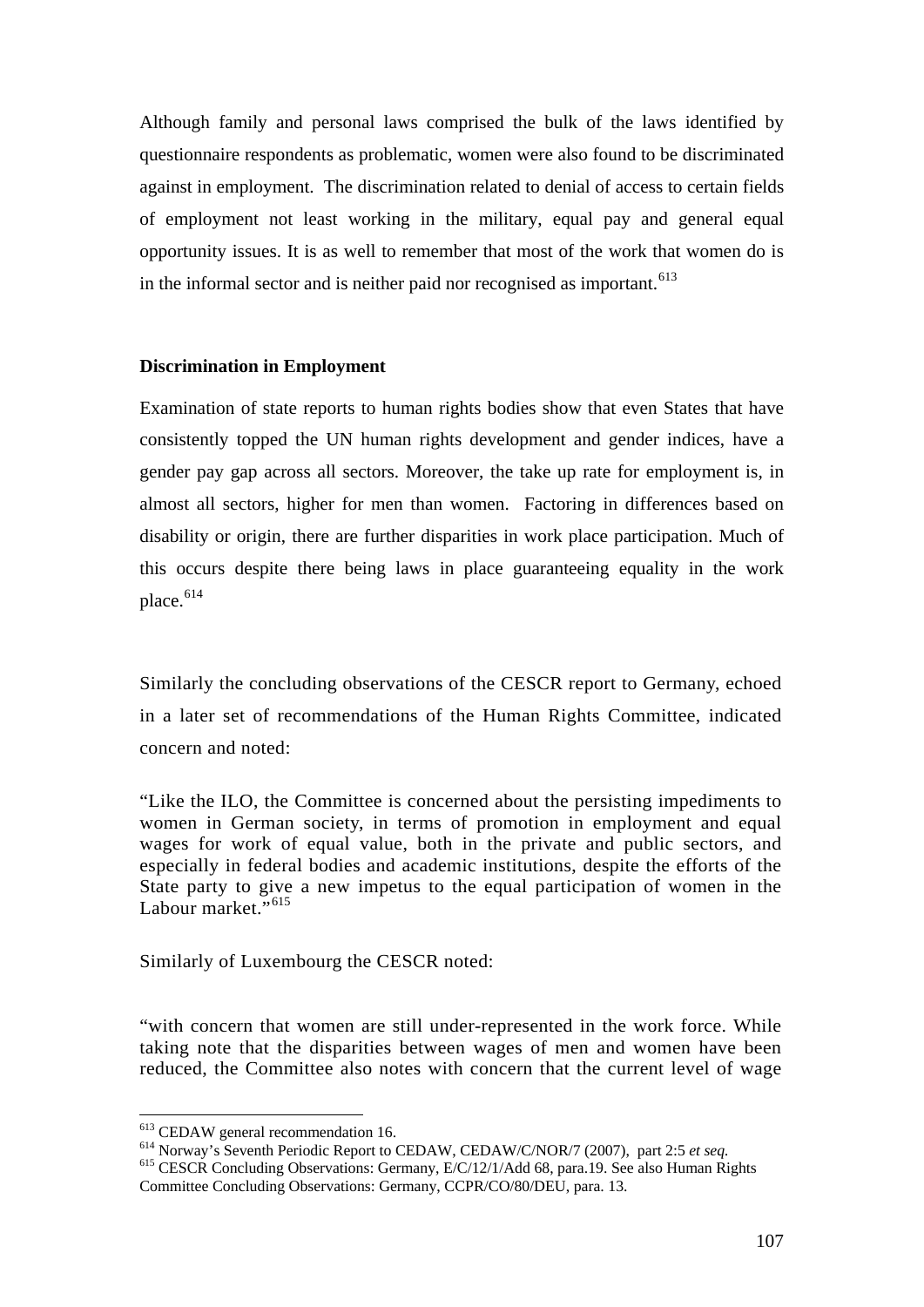Although family and personal laws comprised the bulk of the laws identified by questionnaire respondents as problematic, women were also found to be discriminated against in employment. The discrimination related to denial of access to certain fields of employment not least working in the military, equal pay and general equal opportunity issues. It is as well to remember that most of the work that women do is in the informal sector and is neither paid nor recognised as important.[613]

**Discrimination in Employment**

Examination of state reports to human rights bodies show that even States that have consistently topped the UN human rights development and gender indices, have a gender pay gap across all sectors. Moreover, the take up rate for employment is, in almost all sectors, higher for men than women. Factoring in differences based on disability or origin, there are further disparities in work place participation. Much of this occurs despite there being laws in place guaranteeing equality in the work place.[614]

Similarly the concluding observations of the CESCR report to Germany, echoed in a later set of recommendations of the Human Rights Committee, indicated concern and noted:

"Like the ILO, the Committee is concerned about the persisting impediments to women in German society, in terms of promotion in employment and equal wages for work of equal value, both in the private and public sectors, and especially in federal bodies and academic institutions, despite the efforts of the State party to give a new impetus to the equal participation of women in the Labour market."[615]

Similarly of Luxembourg the CESCR noted:

"with concern that women are still under-represented in the work force. While taking note that the disparities between wages of men and women have been reduced, the Committee also notes with concern that the current level of wage

---

[613] CEDAW general recommendation 16.

[614] Norway's Seventh Periodic Report to CEDAW, CEDAW/C/NOR/7 (2007), part 2:5 *et seq.*

[615] CESCR Concluding Observations: Germany, E/C/12/1/Add 68, para.19. See also Human Rights Committee Concluding Observations: Germany, CCPR/CO/80/DEU, para. 13.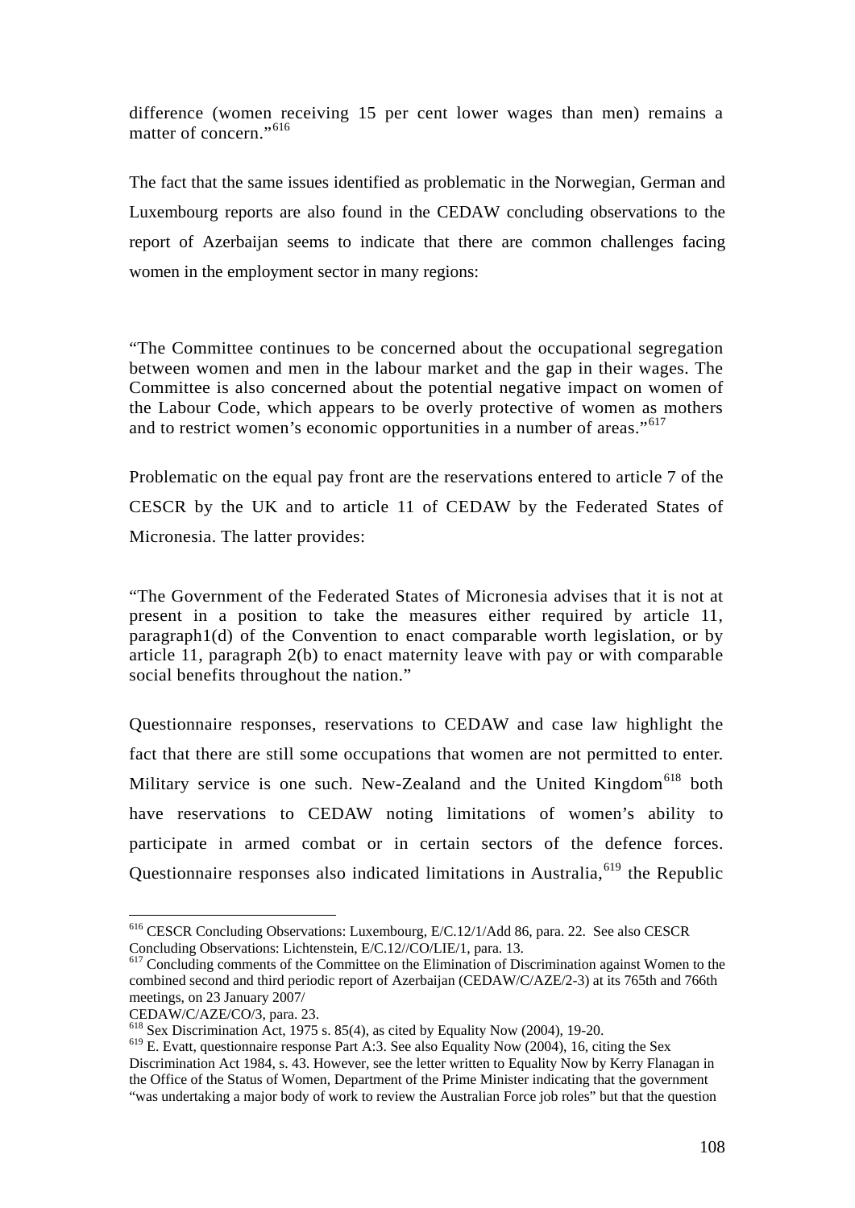difference (women receiving 15 per cent lower wages than men) remains a matter of concern."[616]

The fact that the same issues identified as problematic in the Norwegian, German and Luxembourg reports are also found in the CEDAW concluding observations to the report of Azerbaijan seems to indicate that there are common challenges facing women in the employment sector in many regions:

"The Committee continues to be concerned about the occupational segregation between women and men in the labour market and the gap in their wages. The Committee is also concerned about the potential negative impact on women of the Labour Code, which appears to be overly protective of women as mothers and to restrict women's economic opportunities in a number of areas."[617]

Problematic on the equal pay front are the reservations entered to article 7 of the CESCR by the UK and to article 11 of CEDAW by the Federated States of Micronesia. The latter provides:

"The Government of the Federated States of Micronesia advises that it is not at present in a position to take the measures either required by article 11, paragraph1(d) of the Convention to enact comparable worth legislation, or by article 11, paragraph 2(b) to enact maternity leave with pay or with comparable social benefits throughout the nation."

Questionnaire responses, reservations to CEDAW and case law highlight the fact that there are still some occupations that women are not permitted to enter. Military service is one such. New-Zealand and the United Kingdom[618] both have reservations to CEDAW noting limitations of women's ability to participate in armed combat or in certain sectors of the defence forces. Questionnaire responses also indicated limitations in Australia,[619] the Republic

---

[616] CESCR Concluding Observations: Luxembourg, E/C.12/1/Add 86, para. 22. See also CESCR Concluding Observations: Lichtenstein, E/C.12//CO/LIE/1, para. 13.

[617] Concluding comments of the Committee on the Elimination of Discrimination against Women to the combined second and third periodic report of Azerbaijan (CEDAW/C/AZE/2-3) at its 765th and 766th meetings, on 23 January 2007/
CEDAW/C/AZE/CO/3, para. 23.

[618] Sex Discrimination Act, 1975 s. 85(4), as cited by Equality Now (2004), 19-20.

[619] E. Evatt, questionnaire response Part A:3. See also Equality Now (2004), 16, citing the Sex Discrimination Act 1984, s. 43. However, see the letter written to Equality Now by Kerry Flanagan in the Office of the Status of Women, Department of the Prime Minister indicating that the government "was undertaking a major body of work to review the Australian Force job roles" but that the question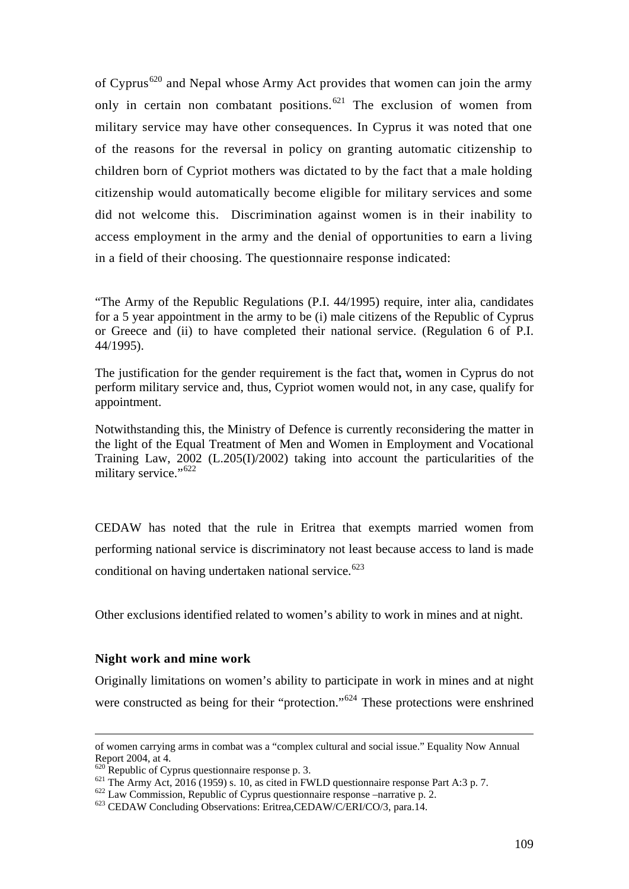of Cyprus[620] and Nepal whose Army Act provides that women can join the army only in certain non combatant positions.[621] The exclusion of women from military service may have other consequences. In Cyprus it was noted that one of the reasons for the reversal in policy on granting automatic citizenship to children born of Cypriot mothers was dictated to by the fact that a male holding citizenship would automatically become eligible for military services and some did not welcome this. Discrimination against women is in their inability to access employment in the army and the denial of opportunities to earn a living in a field of their choosing. The questionnaire response indicated:

> "The Army of the Republic Regulations (P.I. 44/1995) require, inter alia, candidates for a 5 year appointment in the army to be (i) male citizens of the Republic of Cyprus or Greece and (ii) to have completed their national service. (Regulation 6 of P.I. 44/1995).
>
> The justification for the gender requirement is the fact that**,** women in Cyprus do not perform military service and, thus, Cypriot women would not, in any case, qualify for appointment.
>
> Notwithstanding this, the Ministry of Defence is currently reconsidering the matter in the light of the Equal Treatment of Men and Women in Employment and Vocational Training Law, 2002 (L.205(I)/2002) taking into account the particularities of the military service."[622]

CEDAW has noted that the rule in Eritrea that exempts married women from performing national service is discriminatory not least because access to land is made conditional on having undertaken national service.[623]

Other exclusions identified related to women's ability to work in mines and at night.

### Night work and mine work

Originally limitations on women's ability to participate in work in mines and at night were constructed as being for their "protection."[624] These protections were enshrined

---

of women carrying arms in combat was a "complex cultural and social issue." Equality Now Annual Report 2004, at 4.

[620] Republic of Cyprus questionnaire response p. 3.

[621] The Army Act, 2016 (1959) s. 10, as cited in FWLD questionnaire response Part A:3 p. 7.

[622] Law Commission, Republic of Cyprus questionnaire response –narrative p. 2.

[623] CEDAW Concluding Observations: Eritrea,CEDAW/C/ERI/CO/3, para.14.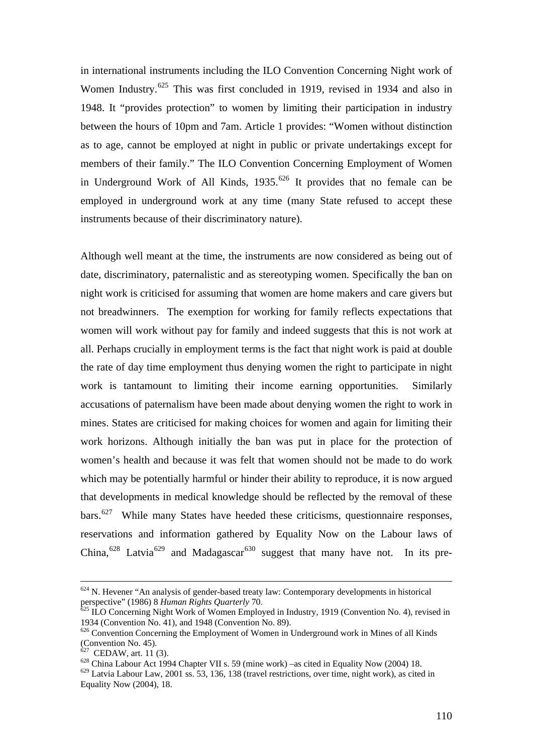in international instruments including the ILO Convention Concerning Night work of Women Industry.[625] This was first concluded in 1919, revised in 1934 and also in 1948. It "provides protection" to women by limiting their participation in industry between the hours of 10pm and 7am. Article 1 provides: "Women without distinction as to age, cannot be employed at night in public or private undertakings except for members of their family." The ILO Convention Concerning Employment of Women in Underground Work of All Kinds, 1935.[626] It provides that no female can be employed in underground work at any time (many State refused to accept these instruments because of their discriminatory nature).

Although well meant at the time, the instruments are now considered as being out of date, discriminatory, paternalistic and as stereotyping women. Specifically the ban on night work is criticised for assuming that women are home makers and care givers but not breadwinners. The exemption for working for family reflects expectations that women will work without pay for family and indeed suggests that this is not work at all. Perhaps crucially in employment terms is the fact that night work is paid at double the rate of day time employment thus denying women the right to participate in night work is tantamount to limiting their income earning opportunities. Similarly accusations of paternalism have been made about denying women the right to work in mines. States are criticised for making choices for women and again for limiting their work horizons. Although initially the ban was put in place for the protection of women's health and because it was felt that women should not be made to do work which may be potentially harmful or hinder their ability to reproduce, it is now argued that developments in medical knowledge should be reflected by the removal of these bars.[627] While many States have heeded these criticisms, questionnaire responses, reservations and information gathered by Equality Now on the Labour laws of China,[628] Latvia[629] and Madagascar[630] suggest that many have not. In its pre-

---

[624] N. Hevener "An analysis of gender-based treaty law: Contemporary developments in historical perspective" (1986) 8 *Human Rights Quarterly* 70.

[625] ILO Concerning Night Work of Women Employed in Industry, 1919 (Convention No. 4), revised in 1934 (Convention No. 41), and 1948 (Convention No. 89).

[626] Convention Concerning the Employment of Women in Underground work in Mines of all Kinds (Convention No. 45).

[627] CEDAW, art. 11 (3).

[628] China Labour Act 1994 Chapter VII s. 59 (mine work) –as cited in Equality Now (2004) 18.

[629] Latvia Labour Law, 2001 ss. 53, 136, 138 (travel restrictions, over time, night work), as cited in Equality Now (2004), 18.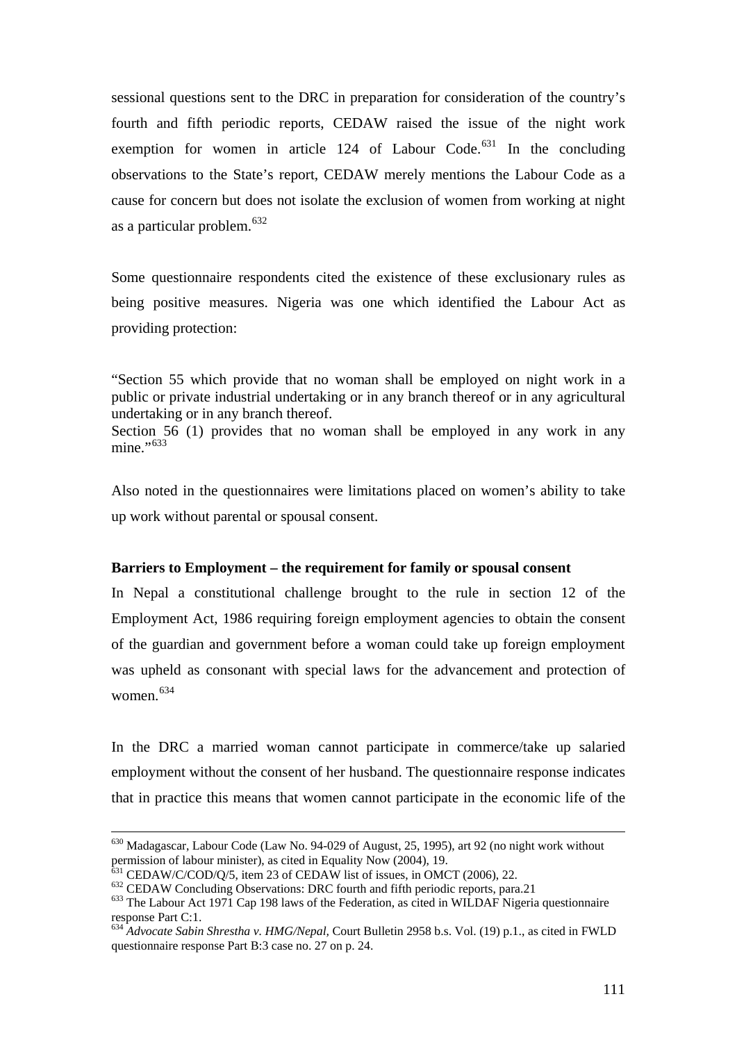sessional questions sent to the DRC in preparation for consideration of the country's fourth and fifth periodic reports, CEDAW raised the issue of the night work exemption for women in article 124 of Labour Code.[631] In the concluding observations to the State's report, CEDAW merely mentions the Labour Code as a cause for concern but does not isolate the exclusion of women from working at night as a particular problem.[632]

Some questionnaire respondents cited the existence of these exclusionary rules as being positive measures. Nigeria was one which identified the Labour Act as providing protection:

"Section 55 which provide that no woman shall be employed on night work in a public or private industrial undertaking or in any branch thereof or in any agricultural undertaking or in any branch thereof.
Section 56 (1) provides that no woman shall be employed in any work in any mine."[633]

Also noted in the questionnaires were limitations placed on women's ability to take up work without parental or spousal consent.

**Barriers to Employment – the requirement for family or spousal consent**

In Nepal a constitutional challenge brought to the rule in section 12 of the Employment Act, 1986 requiring foreign employment agencies to obtain the consent of the guardian and government before a woman could take up foreign employment was upheld as consonant with special laws for the advancement and protection of women.[634]

In the DRC a married woman cannot participate in commerce/take up salaried employment without the consent of her husband. The questionnaire response indicates that in practice this means that women cannot participate in the economic life of the

---

[630] Madagascar, Labour Code (Law No. 94-029 of August, 25, 1995), art 92 (no night work without permission of labour minister), as cited in Equality Now (2004), 19.
[631] CEDAW/C/COD/Q/5, item 23 of CEDAW list of issues, in OMCT (2006), 22.
[632] CEDAW Concluding Observations: DRC fourth and fifth periodic reports, para.21
[633] The Labour Act 1971 Cap 198 laws of the Federation, as cited in WILDAF Nigeria questionnaire response Part C:1.
[634] *Advocate Sabin Shrestha v. HMG/Nepal*, Court Bulletin 2958 b.s. Vol. (19) p.1., as cited in FWLD questionnaire response Part B:3 case no. 27 on p. 24.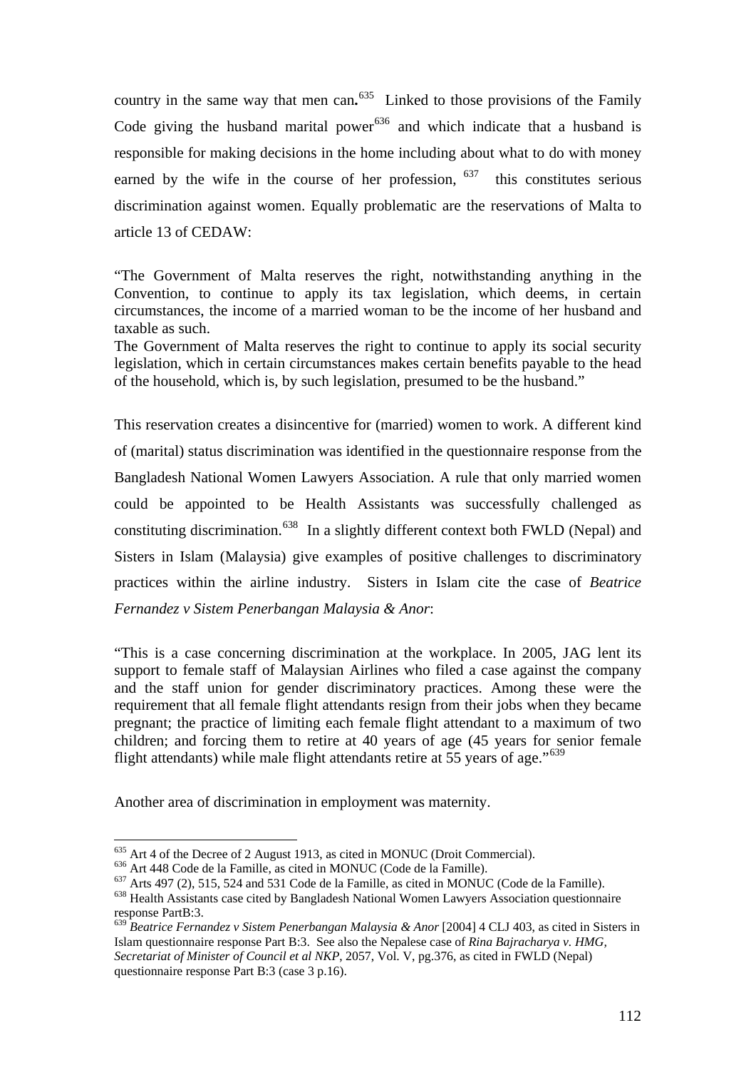country in the same way that men can**.**[635] Linked to those provisions of the Family Code giving the husband marital power[636] and which indicate that a husband is responsible for making decisions in the home including about what to do with money earned by the wife in the course of her profession, [637] this constitutes serious discrimination against women. Equally problematic are the reservations of Malta to article 13 of CEDAW:

"The Government of Malta reserves the right, notwithstanding anything in the Convention, to continue to apply its tax legislation, which deems, in certain circumstances, the income of a married woman to be the income of her husband and taxable as such.
The Government of Malta reserves the right to continue to apply its social security legislation, which in certain circumstances makes certain benefits payable to the head of the household, which is, by such legislation, presumed to be the husband."

This reservation creates a disincentive for (married) women to work. A different kind of (marital) status discrimination was identified in the questionnaire response from the Bangladesh National Women Lawyers Association. A rule that only married women could be appointed to be Health Assistants was successfully challenged as constituting discrimination.[638] In a slightly different context both FWLD (Nepal) and Sisters in Islam (Malaysia) give examples of positive challenges to discriminatory practices within the airline industry. Sisters in Islam cite the case of *Beatrice Fernandez v Sistem Penerbangan Malaysia & Anor*:

"This is a case concerning discrimination at the workplace. In 2005, JAG lent its support to female staff of Malaysian Airlines who filed a case against the company and the staff union for gender discriminatory practices. Among these were the requirement that all female flight attendants resign from their jobs when they became pregnant; the practice of limiting each female flight attendant to a maximum of two children; and forcing them to retire at 40 years of age (45 years for senior female flight attendants) while male flight attendants retire at 55 years of age."[639]

Another area of discrimination in employment was maternity.

---

[635] Art 4 of the Decree of 2 August 1913, as cited in MONUC (Droit Commercial).

[636] Art 448 Code de la Famille, as cited in MONUC (Code de la Famille).

[637] Arts 497 (2), 515, 524 and 531 Code de la Famille, as cited in MONUC (Code de la Famille).

[638] Health Assistants case cited by Bangladesh National Women Lawyers Association questionnaire response PartB:3.

[639] *Beatrice Fernandez v Sistem Penerbangan Malaysia & Anor* [2004] 4 CLJ 403, as cited in Sisters in Islam questionnaire response Part B:3. See also the Nepalese case of *Rina Bajracharya v. HMG, Secretariat of Minister of Council et al NKP*, 2057, Vol. V, pg.376, as cited in FWLD (Nepal) questionnaire response Part B:3 (case 3 p.16).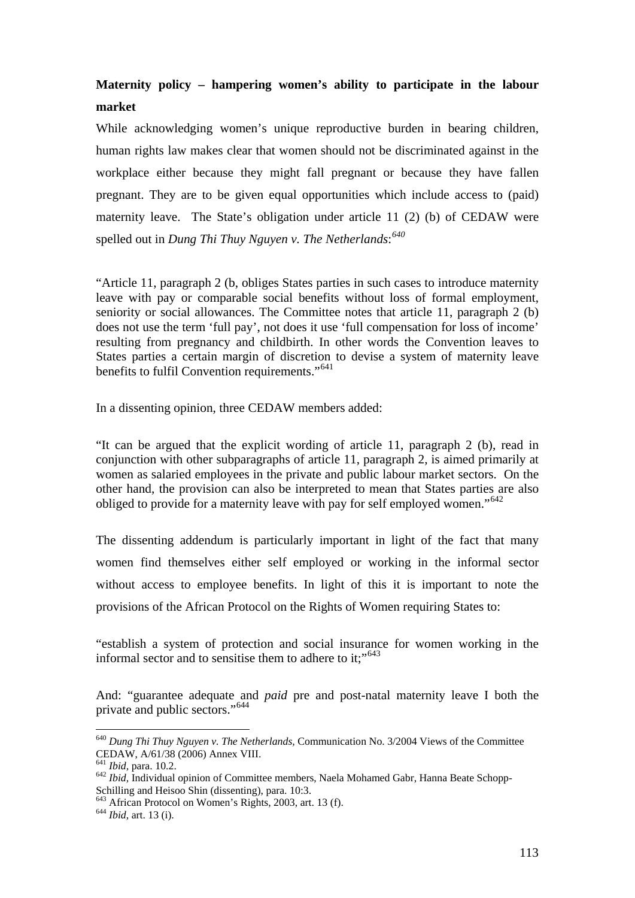**Maternity policy – hampering women's ability to participate in the labour market**

While acknowledging women's unique reproductive burden in bearing children, human rights law makes clear that women should not be discriminated against in the workplace either because they might fall pregnant or because they have fallen pregnant. They are to be given equal opportunities which include access to (paid) maternity leave. The State's obligation under article 11 (2) (b) of CEDAW were spelled out in *Dung Thi Thuy Nguyen v. The Netherlands*:[640]

"Article 11, paragraph 2 (b, obliges States parties in such cases to introduce maternity leave with pay or comparable social benefits without loss of formal employment, seniority or social allowances. The Committee notes that article 11, paragraph 2 (b) does not use the term 'full pay', not does it use 'full compensation for loss of income' resulting from pregnancy and childbirth. In other words the Convention leaves to States parties a certain margin of discretion to devise a system of maternity leave benefits to fulfil Convention requirements."[641]

In a dissenting opinion, three CEDAW members added:

"It can be argued that the explicit wording of article 11, paragraph 2 (b), read in conjunction with other subparagraphs of article 11, paragraph 2, is aimed primarily at women as salaried employees in the private and public labour market sectors. On the other hand, the provision can also be interpreted to mean that States parties are also obliged to provide for a maternity leave with pay for self employed women."[642]

The dissenting addendum is particularly important in light of the fact that many women find themselves either self employed or working in the informal sector without access to employee benefits. In light of this it is important to note the provisions of the African Protocol on the Rights of Women requiring States to:

"establish a system of protection and social insurance for women working in the informal sector and to sensitise them to adhere to it;"[643]

And: "guarantee adequate and *paid* pre and post-natal maternity leave I both the private and public sectors."[644]

---

[640] *Dung Thi Thuy Nguyen v. The Netherlands*, Communication No. 3/2004 Views of the Committee CEDAW, A/61/38 (2006) Annex VIII.

[641] *Ibid*, para. 10.2.

[642] *Ibid*, Individual opinion of Committee members, Naela Mohamed Gabr, Hanna Beate Schopp-Schilling and Heisoo Shin (dissenting), para. 10:3.

[643] African Protocol on Women's Rights, 2003, art. 13 (f).

[644] *Ibid*, art. 13 (i).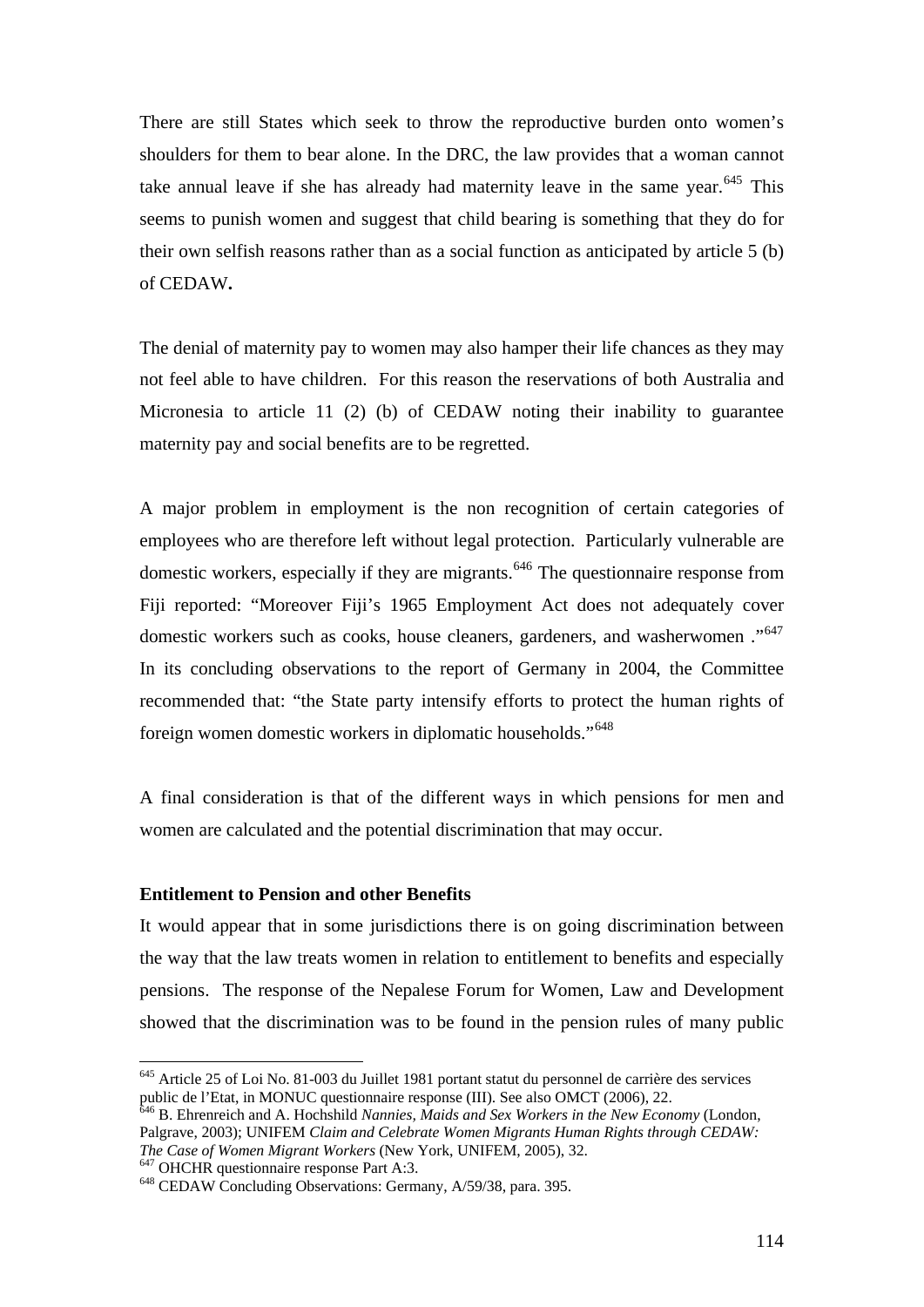There are still States which seek to throw the reproductive burden onto women's shoulders for them to bear alone. In the DRC, the law provides that a woman cannot take annual leave if she has already had maternity leave in the same year.[645] This seems to punish women and suggest that child bearing is something that they do for their own selfish reasons rather than as a social function as anticipated by article 5 (b) of CEDAW**.**

The denial of maternity pay to women may also hamper their life chances as they may not feel able to have children. For this reason the reservations of both Australia and Micronesia to article 11 (2) (b) of CEDAW noting their inability to guarantee maternity pay and social benefits are to be regretted.

A major problem in employment is the non recognition of certain categories of employees who are therefore left without legal protection. Particularly vulnerable are domestic workers, especially if they are migrants.[646] The questionnaire response from Fiji reported: "Moreover Fiji's 1965 Employment Act does not adequately cover domestic workers such as cooks, house cleaners, gardeners, and washerwomen ."[647] In its concluding observations to the report of Germany in 2004, the Committee recommended that: "the State party intensify efforts to protect the human rights of foreign women domestic workers in diplomatic households."[648]

A final consideration is that of the different ways in which pensions for men and women are calculated and the potential discrimination that may occur.

**Entitlement to Pension and other Benefits**

It would appear that in some jurisdictions there is on going discrimination between the way that the law treats women in relation to entitlement to benefits and especially pensions. The response of the Nepalese Forum for Women, Law and Development showed that the discrimination was to be found in the pension rules of many public

---

[645] Article 25 of Loi No. 81-003 du Juillet 1981 portant statut du personnel de carrière des services public de l'Etat, in MONUC questionnaire response (III). See also OMCT (2006), 22.

[646] B. Ehrenreich and A. Hochshild *Nannies, Maids and Sex Workers in the New Economy* (London, Palgrave, 2003); UNIFEM *Claim and Celebrate Women Migrants Human Rights through CEDAW: The Case of Women Migrant Workers* (New York, UNIFEM, 2005), 32.

[647] OHCHR questionnaire response Part A:3.

[648] CEDAW Concluding Observations: Germany, A/59/38, para. 395.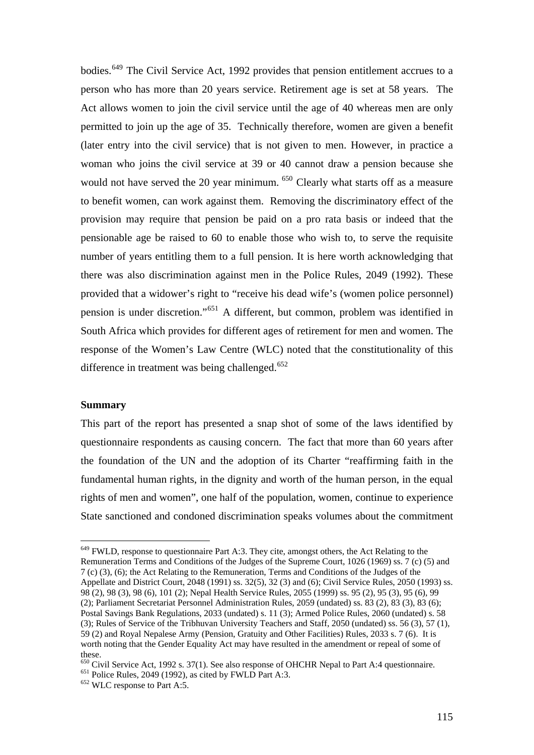bodies.[649] The Civil Service Act, 1992 provides that pension entitlement accrues to a person who has more than 20 years service. Retirement age is set at 58 years. The Act allows women to join the civil service until the age of 40 whereas men are only permitted to join up the age of 35. Technically therefore, women are given a benefit (later entry into the civil service) that is not given to men. However, in practice a woman who joins the civil service at 39 or 40 cannot draw a pension because she would not have served the 20 year minimum. [650] Clearly what starts off as a measure to benefit women, can work against them. Removing the discriminatory effect of the provision may require that pension be paid on a pro rata basis or indeed that the pensionable age be raised to 60 to enable those who wish to, to serve the requisite number of years entitling them to a full pension. It is here worth acknowledging that there was also discrimination against men in the Police Rules, 2049 (1992). These provided that a widower's right to "receive his dead wife's (women police personnel) pension is under discretion."[651] A different, but common, problem was identified in South Africa which provides for different ages of retirement for men and women. The response of the Women's Law Centre (WLC) noted that the constitutionality of this difference in treatment was being challenged.[652]

**Summary**

This part of the report has presented a snap shot of some of the laws identified by questionnaire respondents as causing concern. The fact that more than 60 years after the foundation of the UN and the adoption of its Charter "reaffirming faith in the fundamental human rights, in the dignity and worth of the human person, in the equal rights of men and women", one half of the population, women, continue to experience State sanctioned and condoned discrimination speaks volumes about the commitment

---

[649] FWLD, response to questionnaire Part A:3. They cite, amongst others, the Act Relating to the Remuneration Terms and Conditions of the Judges of the Supreme Court, 1026 (1969) ss. 7 (c) (5) and 7 (c) (3), (6); the Act Relating to the Remuneration, Terms and Conditions of the Judges of the Appellate and District Court, 2048 (1991) ss. 32(5), 32 (3) and (6); Civil Service Rules, 2050 (1993) ss. 98 (2), 98 (3), 98 (6), 101 (2); Nepal Health Service Rules, 2055 (1999) ss. 95 (2), 95 (3), 95 (6), 99 (2); Parliament Secretariat Personnel Administration Rules, 2059 (undated) ss. 83 (2), 83 (3), 83 (6); Postal Savings Bank Regulations, 2033 (undated) s. 11 (3); Armed Police Rules, 2060 (undated) s. 58 (3); Rules of Service of the Tribhuvan University Teachers and Staff, 2050 (undated) ss. 56 (3), 57 (1), 59 (2) and Royal Nepalese Army (Pension, Gratuity and Other Facilities) Rules, 2033 s. 7 (6). It is worth noting that the Gender Equality Act may have resulted in the amendment or repeal of some of these.

[650] Civil Service Act, 1992 s. 37(1). See also response of OHCHR Nepal to Part A:4 questionnaire.

[651] Police Rules, 2049 (1992), as cited by FWLD Part A:3.

[652] WLC response to Part A:5.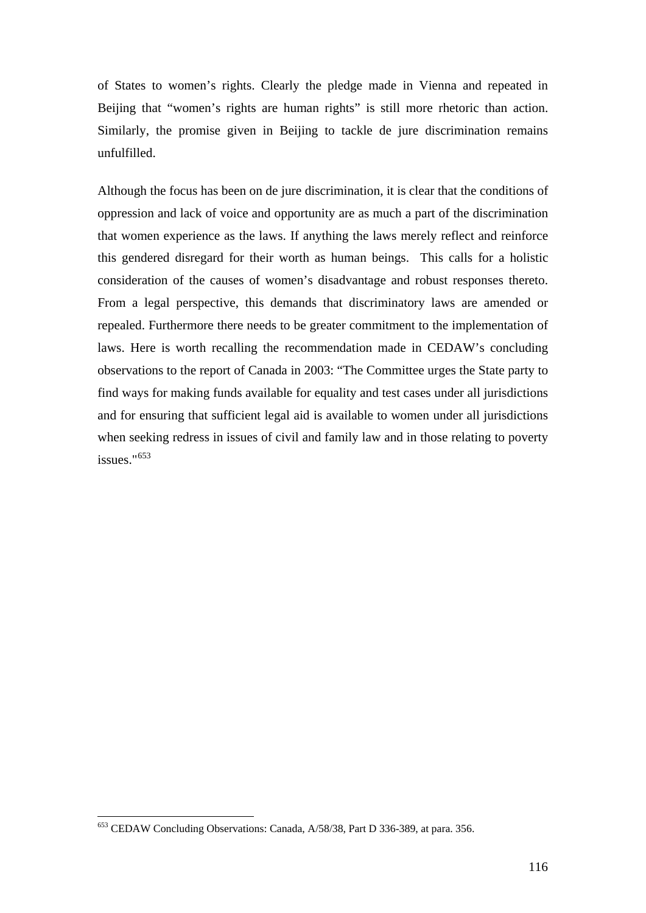of States to women’s rights. Clearly the pledge made in Vienna and repeated in Beijing that “women’s rights are human rights” is still more rhetoric than action. Similarly, the promise given in Beijing to tackle de jure discrimination remains unfulfilled.

Although the focus has been on de jure discrimination, it is clear that the conditions of oppression and lack of voice and opportunity are as much a part of the discrimination that women experience as the laws. If anything the laws merely reflect and reinforce this gendered disregard for their worth as human beings.  This calls for a holistic consideration of the causes of women’s disadvantage and robust responses thereto. From a legal perspective, this demands that discriminatory laws are amended or repealed. Furthermore there needs to be greater commitment to the implementation of laws. Here is worth recalling the recommendation made in CEDAW’s concluding observations to the report of Canada in 2003: “The Committee urges the State party to find ways for making funds available for equality and test cases under all jurisdictions and for ensuring that sufficient legal aid is available to women under all jurisdictions when seeking redress in issues of civil and family law and in those relating to poverty issues."[653]

---

[653] CEDAW Concluding Observations: Canada, A/58/38, Part D 336-389, at para. 356.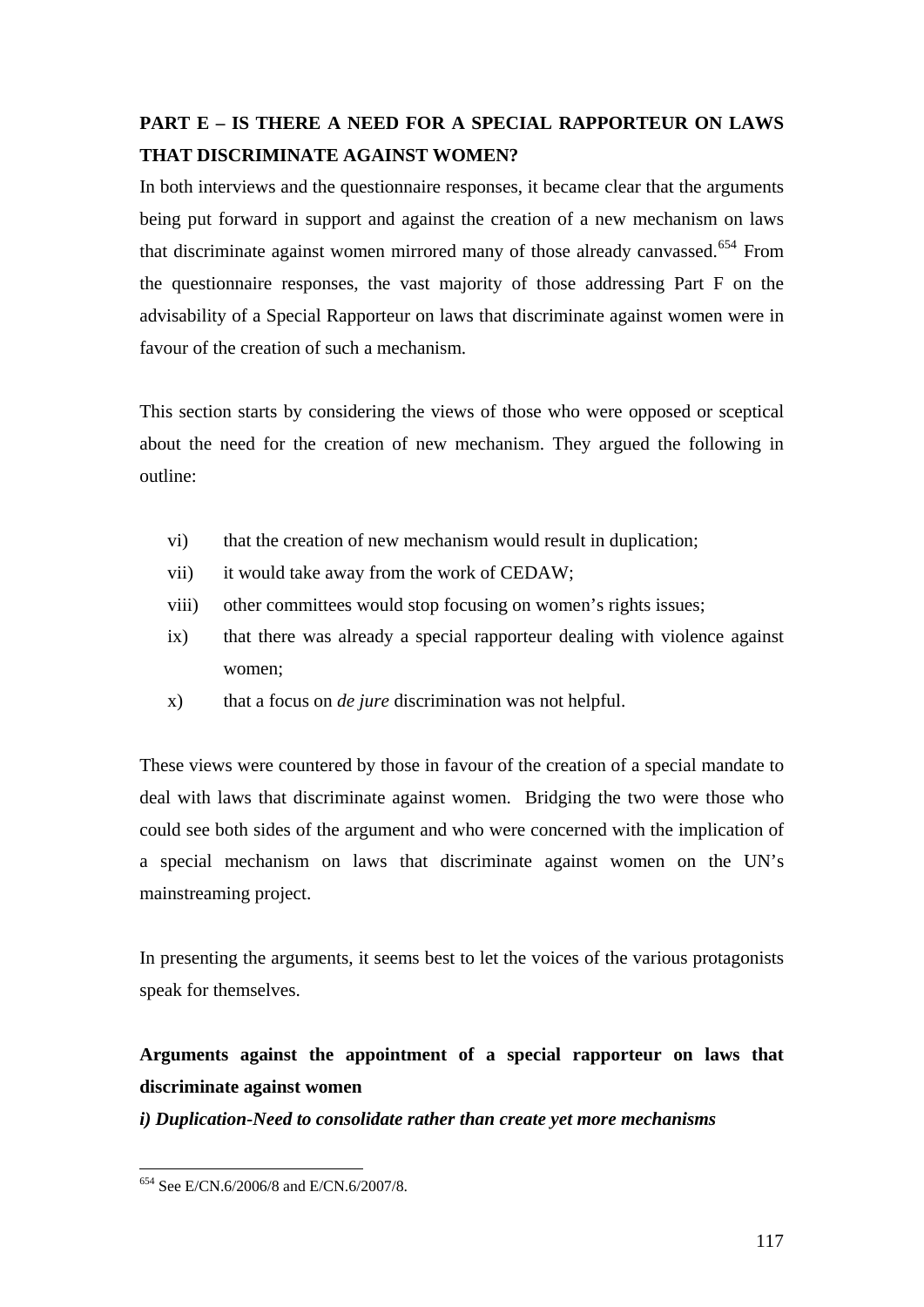## PART E – IS THERE A NEED FOR A SPECIAL RAPPORTEUR ON LAWS THAT DISCRIMINATE AGAINST WOMEN?

In both interviews and the questionnaire responses, it became clear that the arguments being put forward in support and against the creation of a new mechanism on laws that discriminate against women mirrored many of those already canvassed.[654] From the questionnaire responses, the vast majority of those addressing Part F on the advisability of a Special Rapporteur on laws that discriminate against women were in favour of the creation of such a mechanism.

This section starts by considering the views of those who were opposed or sceptical about the need for the creation of new mechanism. They argued the following in outline:

vi) that the creation of new mechanism would result in duplication;

vii) it would take away from the work of CEDAW;

viii) other committees would stop focusing on women's rights issues;

ix) that there was already a special rapporteur dealing with violence against women;

x) that a focus on *de jure* discrimination was not helpful.

These views were countered by those in favour of the creation of a special mandate to deal with laws that discriminate against women. Bridging the two were those who could see both sides of the argument and who were concerned with the implication of a special mechanism on laws that discriminate against women on the UN's mainstreaming project.

In presenting the arguments, it seems best to let the voices of the various protagonists speak for themselves.

### Arguments against the appointment of a special rapporteur on laws that discriminate against women

***i) Duplication-Need to consolidate rather than create yet more mechanisms***

[654] See E/CN.6/2006/8 and E/CN.6/2007/8.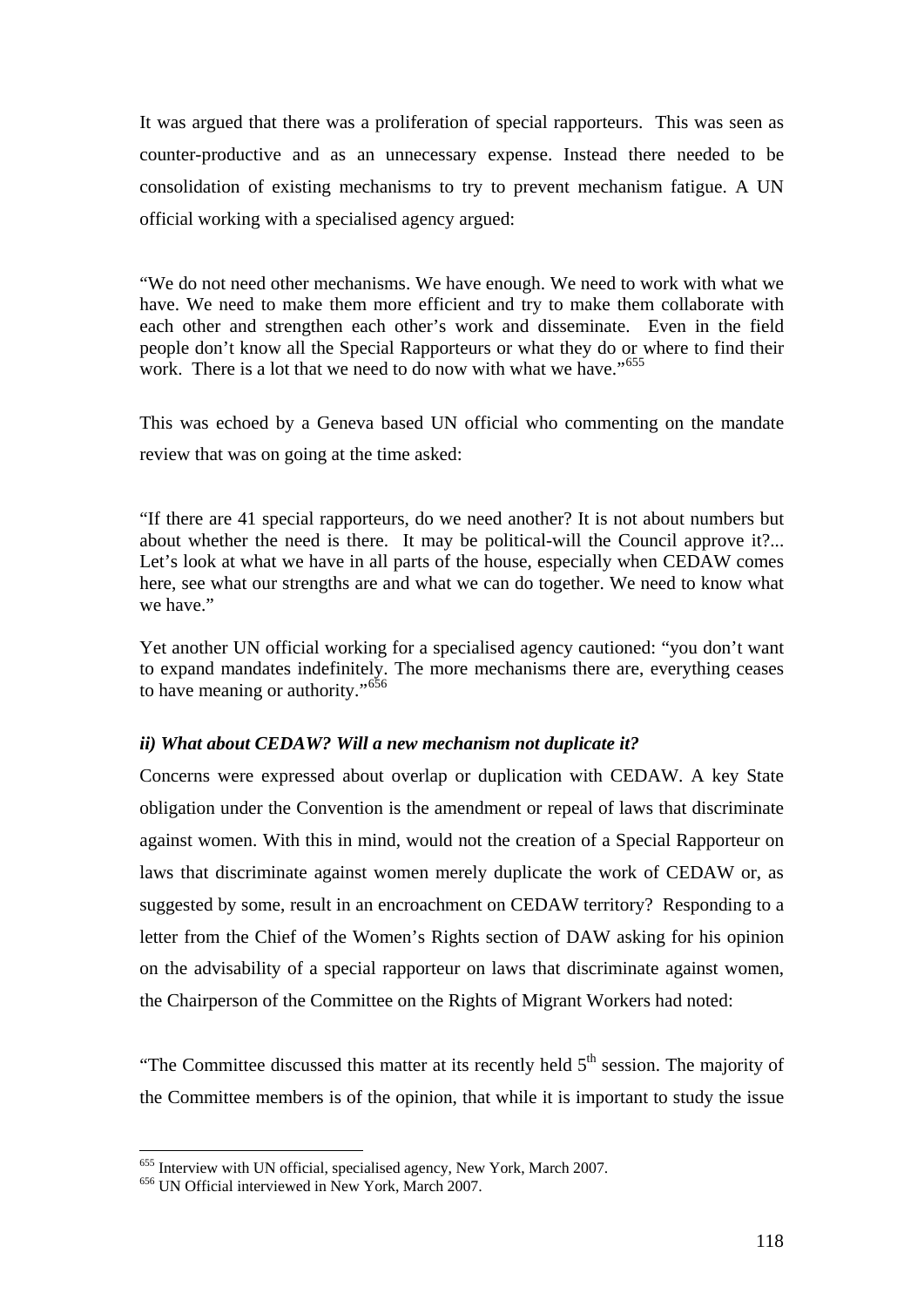It was argued that there was a proliferation of special rapporteurs. This was seen as counter-productive and as an unnecessary expense. Instead there needed to be consolidation of existing mechanisms to try to prevent mechanism fatigue. A UN official working with a specialised agency argued:

> "We do not need other mechanisms. We have enough. We need to work with what we have. We need to make them more efficient and try to make them collaborate with each other and strengthen each other's work and disseminate. Even in the field people don't know all the Special Rapporteurs or what they do or where to find their work. There is a lot that we need to do now with what we have."[655]

This was echoed by a Geneva based UN official who commenting on the mandate review that was on going at the time asked:

> "If there are 41 special rapporteurs, do we need another? It is not about numbers but about whether the need is there. It may be political-will the Council approve it?... Let's look at what we have in all parts of the house, especially when CEDAW comes here, see what our strengths are and what we can do together. We need to know what we have."

Yet another UN official working for a specialised agency cautioned: "you don't want to expand mandates indefinitely. The more mechanisms there are, everything ceases to have meaning or authority."[656]

***ii) What about CEDAW? Will a new mechanism not duplicate it?***

Concerns were expressed about overlap or duplication with CEDAW. A key State obligation under the Convention is the amendment or repeal of laws that discriminate against women. With this in mind, would not the creation of a Special Rapporteur on laws that discriminate against women merely duplicate the work of CEDAW or, as suggested by some, result in an encroachment on CEDAW territory? Responding to a letter from the Chief of the Women's Rights section of DAW asking for his opinion on the advisability of a special rapporteur on laws that discriminate against women, the Chairperson of the Committee on the Rights of Migrant Workers had noted:

"The Committee discussed this matter at its recently held 5th session. The majority of the Committee members is of the opinion, that while it is important to study the issue

---

[655] Interview with UN official, specialised agency, New York, March 2007.

[656] UN Official interviewed in New York, March 2007.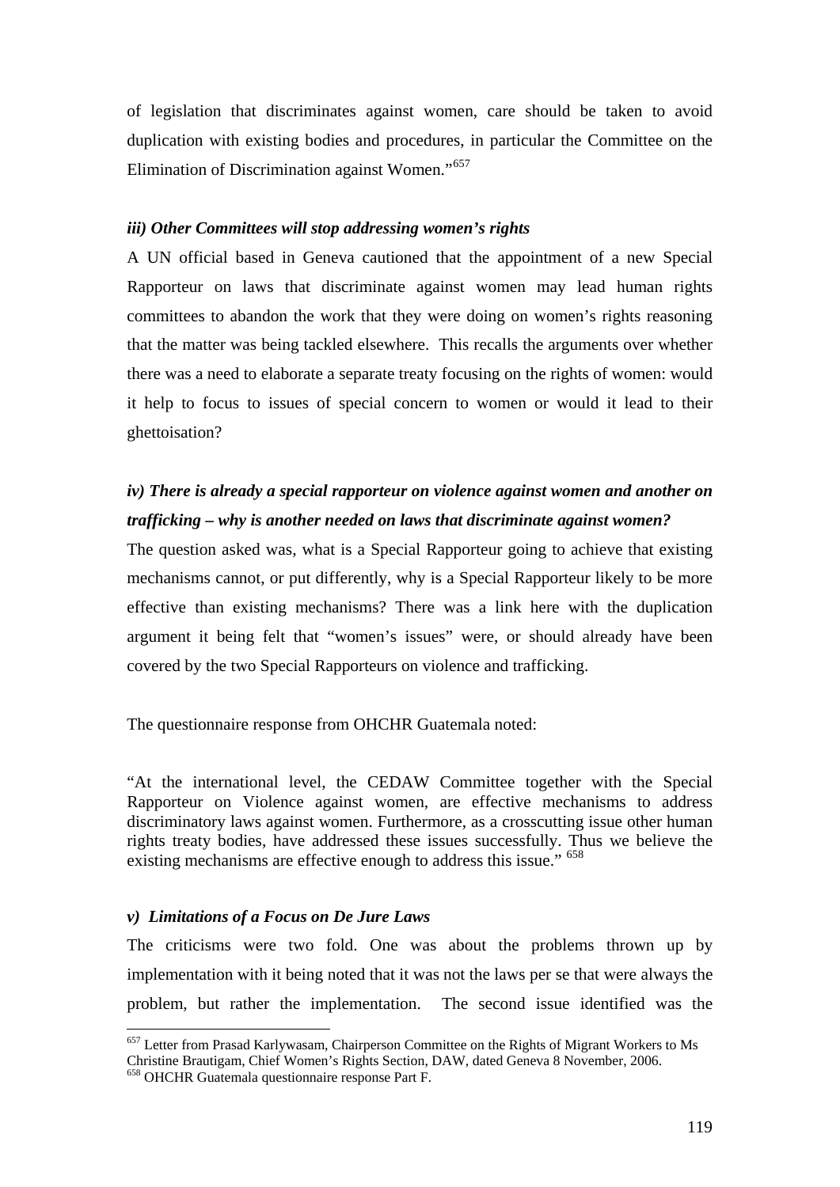of legislation that discriminates against women, care should be taken to avoid duplication with existing bodies and procedures, in particular the Committee on the Elimination of Discrimination against Women."[657]

***iii) Other Committees will stop addressing women's rights***

A UN official based in Geneva cautioned that the appointment of a new Special Rapporteur on laws that discriminate against women may lead human rights committees to abandon the work that they were doing on women's rights reasoning that the matter was being tackled elsewhere. This recalls the arguments over whether there was a need to elaborate a separate treaty focusing on the rights of women: would it help to focus to issues of special concern to women or would it lead to their ghettoisation?

***iv) There is already a special rapporteur on violence against women and another on trafficking – why is another needed on laws that discriminate against women?***

The question asked was, what is a Special Rapporteur going to achieve that existing mechanisms cannot, or put differently, why is a Special Rapporteur likely to be more effective than existing mechanisms? There was a link here with the duplication argument it being felt that "women's issues" were, or should already have been covered by the two Special Rapporteurs on violence and trafficking.

The questionnaire response from OHCHR Guatemala noted:

"At the international level, the CEDAW Committee together with the Special Rapporteur on Violence against women, are effective mechanisms to address discriminatory laws against women. Furthermore, as a crosscutting issue other human rights treaty bodies, have addressed these issues successfully. Thus we believe the existing mechanisms are effective enough to address this issue." [658]

***v) Limitations of a Focus on De Jure Laws***

The criticisms were two fold. One was about the problems thrown up by implementation with it being noted that it was not the laws per se that were always the problem, but rather the implementation. The second issue identified was the

[657] Letter from Prasad Karlywasam, Chairperson Committee on the Rights of Migrant Workers to Ms Christine Brautigam, Chief Women's Rights Section, DAW, dated Geneva 8 November, 2006.

[658] OHCHR Guatemala questionnaire response Part F.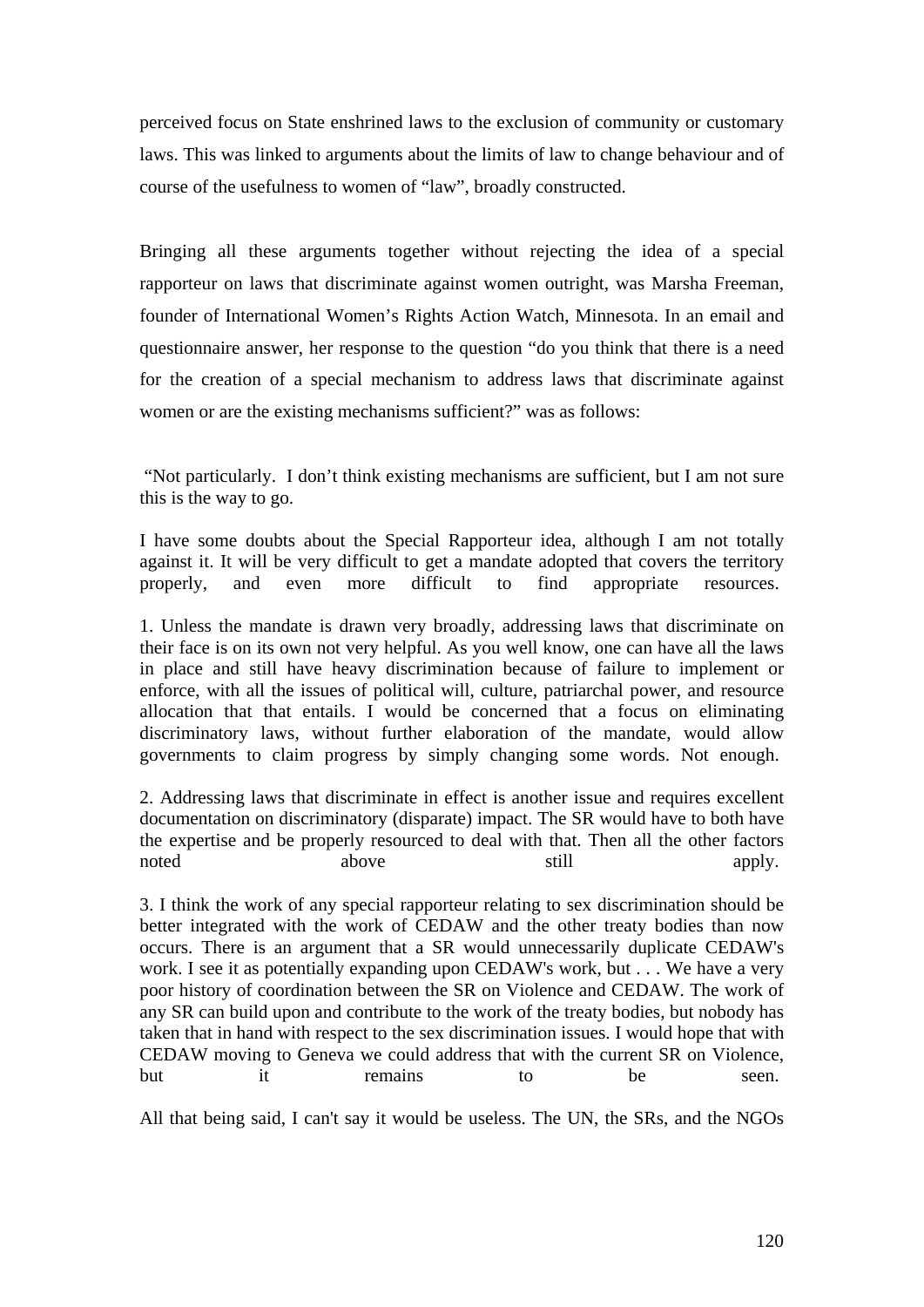perceived focus on State enshrined laws to the exclusion of community or customary laws. This was linked to arguments about the limits of law to change behaviour and of course of the usefulness to women of "law", broadly constructed.

Bringing all these arguments together without rejecting the idea of a special rapporteur on laws that discriminate against women outright, was Marsha Freeman, founder of International Women's Rights Action Watch, Minnesota. In an email and questionnaire answer, her response to the question "do you think that there is a need for the creation of a special mechanism to address laws that discriminate against women or are the existing mechanisms sufficient?" was as follows:

"Not particularly. I don't think existing mechanisms are sufficient, but I am not sure this is the way to go.

I have some doubts about the Special Rapporteur idea, although I am not totally against it. It will be very difficult to get a mandate adopted that covers the territory properly, and even more difficult to find appropriate resources.

1. Unless the mandate is drawn very broadly, addressing laws that discriminate on their face is on its own not very helpful. As you well know, one can have all the laws in place and still have heavy discrimination because of failure to implement or enforce, with all the issues of political will, culture, patriarchal power, and resource allocation that that entails. I would be concerned that a focus on eliminating discriminatory laws, without further elaboration of the mandate, would allow governments to claim progress by simply changing some words. Not enough.

2. Addressing laws that discriminate in effect is another issue and requires excellent documentation on discriminatory (disparate) impact. The SR would have to both have the expertise and be properly resourced to deal with that. Then all the other factors noted above still apply.

3. I think the work of any special rapporteur relating to sex discrimination should be better integrated with the work of CEDAW and the other treaty bodies than now occurs. There is an argument that a SR would unnecessarily duplicate CEDAW's work. I see it as potentially expanding upon CEDAW's work, but . . . We have a very poor history of coordination between the SR on Violence and CEDAW. The work of any SR can build upon and contribute to the work of the treaty bodies, but nobody has taken that in hand with respect to the sex discrimination issues. I would hope that with CEDAW moving to Geneva we could address that with the current SR on Violence, but it remains to be seen.

All that being said, I can't say it would be useless. The UN, the SRs, and the NGOs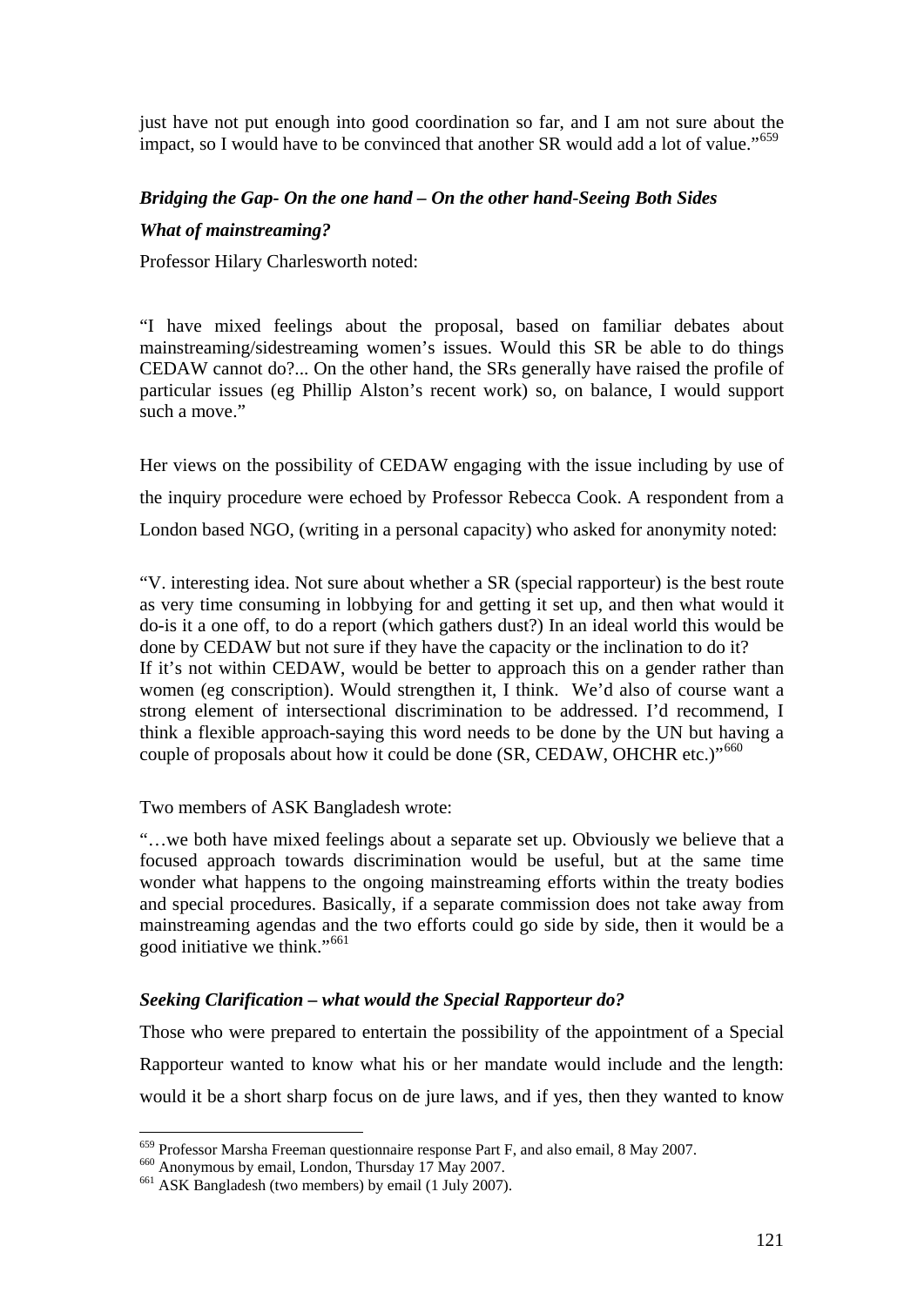just have not put enough into good coordination so far, and I am not sure about the impact, so I would have to be convinced that another SR would add a lot of value."[659]

### *Bridging the Gap- On the one hand – On the other hand-Seeing Both Sides*

### *What of mainstreaming?*

Professor Hilary Charlesworth noted:

> "I have mixed feelings about the proposal, based on familiar debates about mainstreaming/sidestreaming women's issues. Would this SR be able to do things CEDAW cannot do?... On the other hand, the SRs generally have raised the profile of particular issues (eg Phillip Alston's recent work) so, on balance, I would support such a move."

Her views on the possibility of CEDAW engaging with the issue including by use of the inquiry procedure were echoed by Professor Rebecca Cook. A respondent from a London based NGO, (writing in a personal capacity) who asked for anonymity noted:

> "V. interesting idea. Not sure about whether a SR (special rapporteur) is the best route as very time consuming in lobbying for and getting it set up, and then what would it do-is it a one off, to do a report (which gathers dust?) In an ideal world this would be done by CEDAW but not sure if they have the capacity or the inclination to do it?
> If it's not within CEDAW, would be better to approach this on a gender rather than women (eg conscription). Would strengthen it, I think. We'd also of course want a strong element of intersectional discrimination to be addressed. I'd recommend, I think a flexible approach-saying this word needs to be done by the UN but having a couple of proposals about how it could be done (SR, CEDAW, OHCHR etc.)"[660]

Two members of ASK Bangladesh wrote:

> "…we both have mixed feelings about a separate set up. Obviously we believe that a focused approach towards discrimination would be useful, but at the same time wonder what happens to the ongoing mainstreaming efforts within the treaty bodies and special procedures. Basically, if a separate commission does not take away from mainstreaming agendas and the two efforts could go side by side, then it would be a good initiative we think."[661]

### *Seeking Clarification – what would the Special Rapporteur do?*

Those who were prepared to entertain the possibility of the appointment of a Special Rapporteur wanted to know what his or her mandate would include and the length: would it be a short sharp focus on de jure laws, and if yes, then they wanted to know

---

[659] Professor Marsha Freeman questionnaire response Part F, and also email, 8 May 2007.

[660] Anonymous by email, London, Thursday 17 May 2007.

[661] ASK Bangladesh (two members) by email (1 July 2007).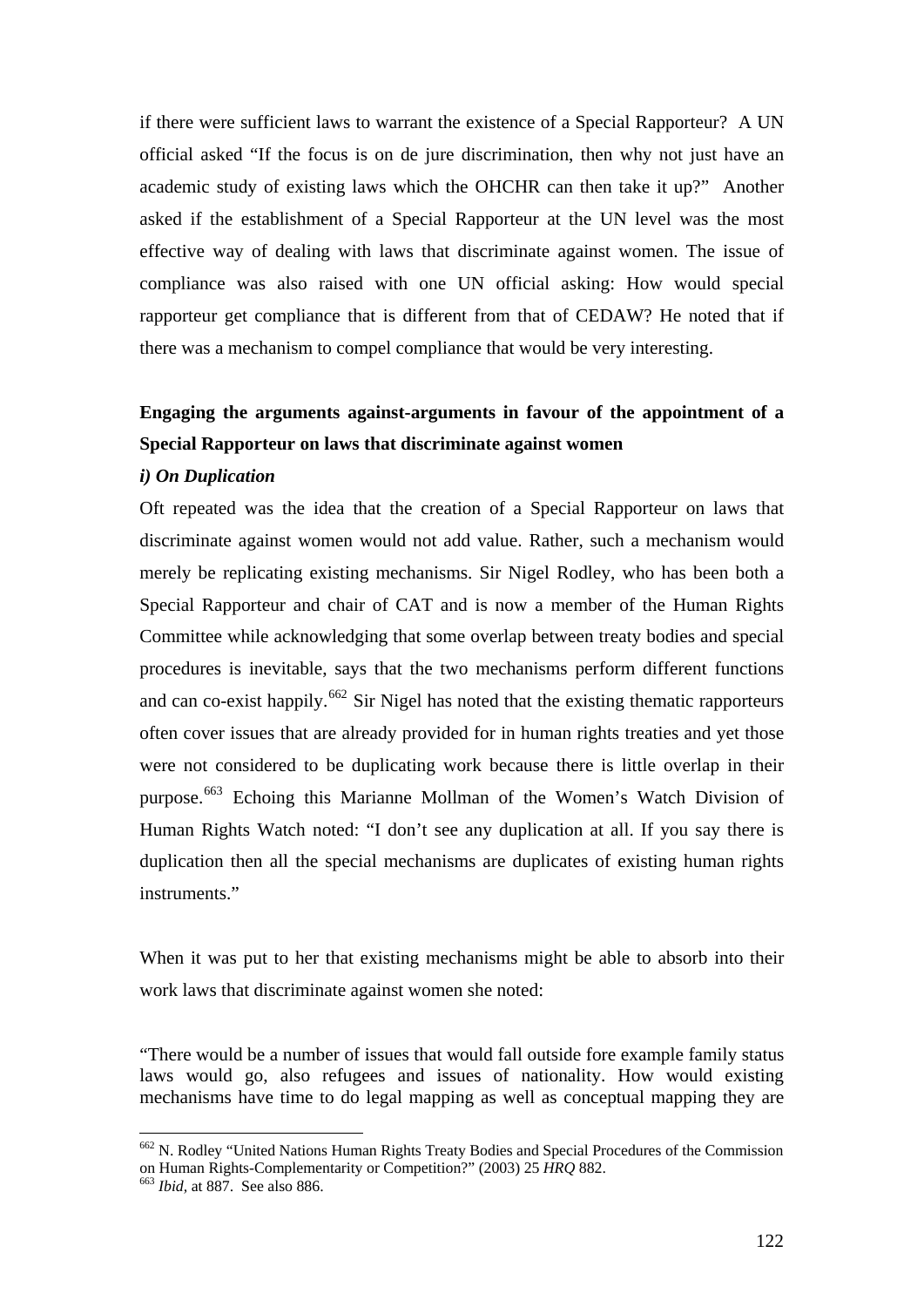if there were sufficient laws to warrant the existence of a Special Rapporteur? A UN official asked "If the focus is on de jure discrimination, then why not just have an academic study of existing laws which the OHCHR can then take it up?" Another asked if the establishment of a Special Rapporteur at the UN level was the most effective way of dealing with laws that discriminate against women. The issue of compliance was also raised with one UN official asking: How would special rapporteur get compliance that is different from that of CEDAW? He noted that if there was a mechanism to compel compliance that would be very interesting.

**Engaging the arguments against-arguments in favour of the appointment of a Special Rapporteur on laws that discriminate against women**

***i) On Duplication***

Oft repeated was the idea that the creation of a Special Rapporteur on laws that discriminate against women would not add value. Rather, such a mechanism would merely be replicating existing mechanisms. Sir Nigel Rodley, who has been both a Special Rapporteur and chair of CAT and is now a member of the Human Rights Committee while acknowledging that some overlap between treaty bodies and special procedures is inevitable, says that the two mechanisms perform different functions and can co-exist happily.[662] Sir Nigel has noted that the existing thematic rapporteurs often cover issues that are already provided for in human rights treaties and yet those were not considered to be duplicating work because there is little overlap in their purpose.[663] Echoing this Marianne Mollman of the Women's Watch Division of Human Rights Watch noted: "I don't see any duplication at all. If you say there is duplication then all the special mechanisms are duplicates of existing human rights instruments."

When it was put to her that existing mechanisms might be able to absorb into their work laws that discriminate against women she noted:

"There would be a number of issues that would fall outside fore example family status laws would go, also refugees and issues of nationality. How would existing mechanisms have time to do legal mapping as well as conceptual mapping they are

---

[662] N. Rodley "United Nations Human Rights Treaty Bodies and Special Procedures of the Commission on Human Rights-Complementarity or Competition?" (2003) 25 *HRQ* 882.

[663] *Ibid*, at 887. See also 886.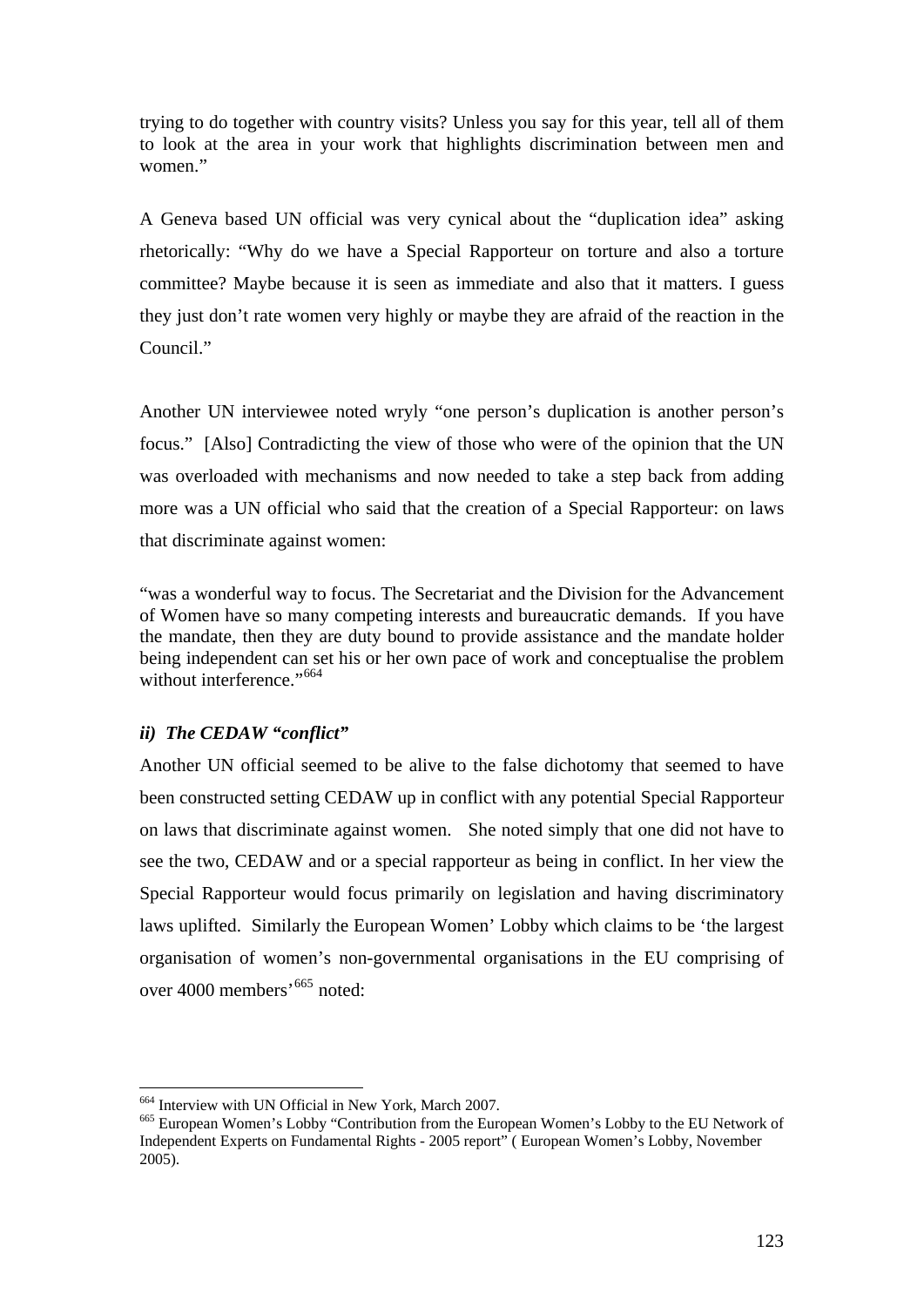trying to do together with country visits? Unless you say for this year, tell all of them to look at the area in your work that highlights discrimination between men and women."

A Geneva based UN official was very cynical about the "duplication idea" asking rhetorically: "Why do we have a Special Rapporteur on torture and also a torture committee? Maybe because it is seen as immediate and also that it matters. I guess they just don't rate women very highly or maybe they are afraid of the reaction in the Council."

Another UN interviewee noted wryly "one person's duplication is another person's focus." [Also] Contradicting the view of those who were of the opinion that the UN was overloaded with mechanisms and now needed to take a step back from adding more was a UN official who said that the creation of a Special Rapporteur: on laws that discriminate against women:

> "was a wonderful way to focus. The Secretariat and the Division for the Advancement of Women have so many competing interests and bureaucratic demands. If you have the mandate, then they are duty bound to provide assistance and the mandate holder being independent can set his or her own pace of work and conceptualise the problem without interference."[664]

### *ii) The CEDAW "conflict"*

Another UN official seemed to be alive to the false dichotomy that seemed to have been constructed setting CEDAW up in conflict with any potential Special Rapporteur on laws that discriminate against women. She noted simply that one did not have to see the two, CEDAW and or a special rapporteur as being in conflict. In her view the Special Rapporteur would focus primarily on legislation and having discriminatory laws uplifted. Similarly the European Women' Lobby which claims to be 'the largest organisation of women's non-governmental organisations in the EU comprising of over 4000 members'[665] noted:

---

[664] Interview with UN Official in New York, March 2007.

[665] European Women's Lobby "Contribution from the European Women's Lobby to the EU Network of Independent Experts on Fundamental Rights - 2005 report" ( European Women's Lobby, November 2005).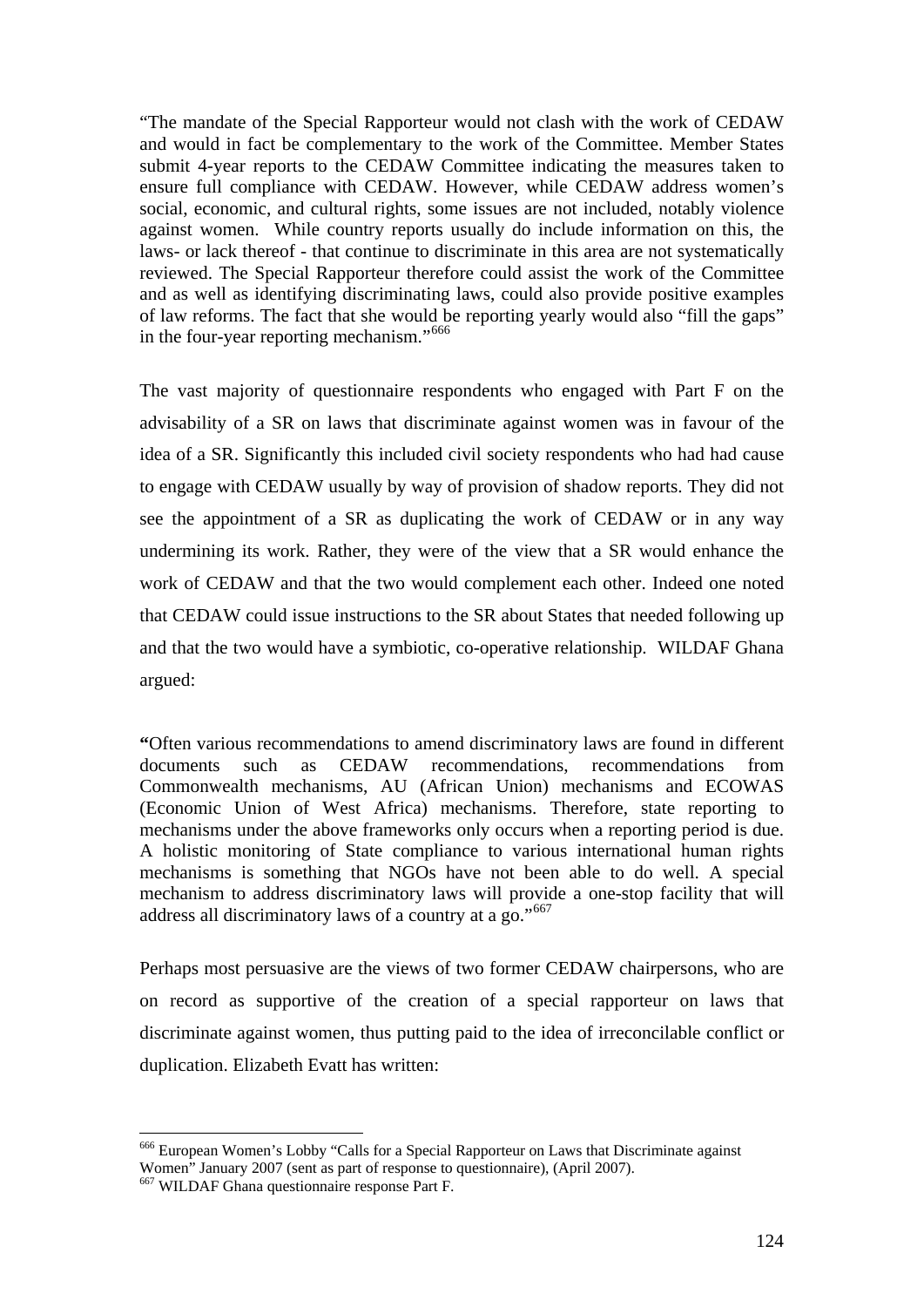"The mandate of the Special Rapporteur would not clash with the work of CEDAW and would in fact be complementary to the work of the Committee. Member States submit 4-year reports to the CEDAW Committee indicating the measures taken to ensure full compliance with CEDAW. However, while CEDAW address women's social, economic, and cultural rights, some issues are not included, notably violence against women. While country reports usually do include information on this, the laws- or lack thereof - that continue to discriminate in this area are not systematically reviewed. The Special Rapporteur therefore could assist the work of the Committee and as well as identifying discriminating laws, could also provide positive examples of law reforms. The fact that she would be reporting yearly would also "fill the gaps" in the four-year reporting mechanism."[666]

The vast majority of questionnaire respondents who engaged with Part F on the advisability of a SR on laws that discriminate against women was in favour of the idea of a SR. Significantly this included civil society respondents who had had cause to engage with CEDAW usually by way of provision of shadow reports. They did not see the appointment of a SR as duplicating the work of CEDAW or in any way undermining its work. Rather, they were of the view that a SR would enhance the work of CEDAW and that the two would complement each other. Indeed one noted that CEDAW could issue instructions to the SR about States that needed following up and that the two would have a symbiotic, co-operative relationship. WILDAF Ghana argued:

**"**Often various recommendations to amend discriminatory laws are found in different documents such as CEDAW recommendations, recommendations from Commonwealth mechanisms, AU (African Union) mechanisms and ECOWAS (Economic Union of West Africa) mechanisms. Therefore, state reporting to mechanisms under the above frameworks only occurs when a reporting period is due. A holistic monitoring of State compliance to various international human rights mechanisms is something that NGOs have not been able to do well. A special mechanism to address discriminatory laws will provide a one-stop facility that will address all discriminatory laws of a country at a go."[667]

Perhaps most persuasive are the views of two former CEDAW chairpersons, who are on record as supportive of the creation of a special rapporteur on laws that discriminate against women, thus putting paid to the idea of irreconcilable conflict or duplication. Elizabeth Evatt has written:

---

[666] European Women's Lobby "Calls for a Special Rapporteur on Laws that Discriminate against Women" January 2007 (sent as part of response to questionnaire), (April 2007).

[667] WILDAF Ghana questionnaire response Part F.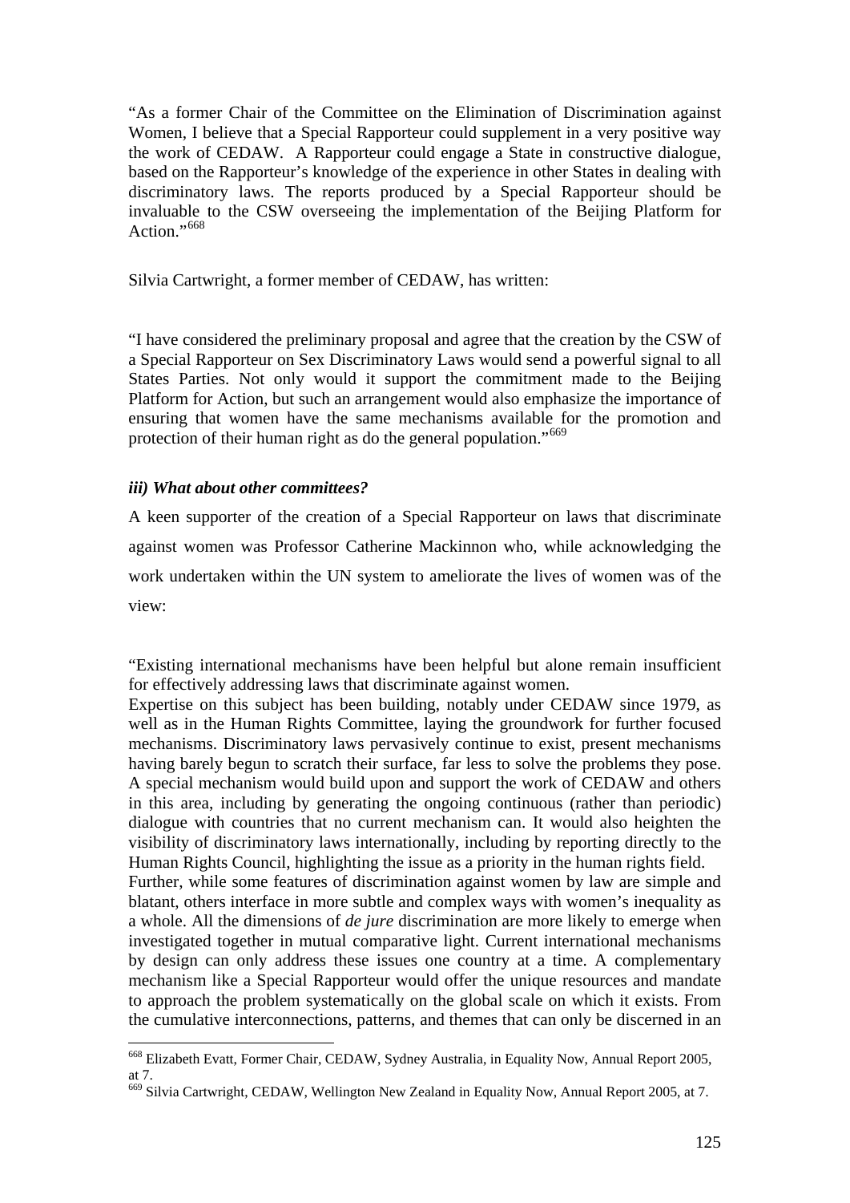"As a former Chair of the Committee on the Elimination of Discrimination against Women, I believe that a Special Rapporteur could supplement in a very positive way the work of CEDAW. A Rapporteur could engage a State in constructive dialogue, based on the Rapporteur's knowledge of the experience in other States in dealing with discriminatory laws. The reports produced by a Special Rapporteur should be invaluable to the CSW overseeing the implementation of the Beijing Platform for Action."[668]

Silvia Cartwright, a former member of CEDAW, has written:

"I have considered the preliminary proposal and agree that the creation by the CSW of a Special Rapporteur on Sex Discriminatory Laws would send a powerful signal to all States Parties. Not only would it support the commitment made to the Beijing Platform for Action, but such an arrangement would also emphasize the importance of ensuring that women have the same mechanisms available for the promotion and protection of their human right as do the general population."[669]

***iii) What about other committees?***

A keen supporter of the creation of a Special Rapporteur on laws that discriminate against women was Professor Catherine Mackinnon who, while acknowledging the work undertaken within the UN system to ameliorate the lives of women was of the view:

"Existing international mechanisms have been helpful but alone remain insufficient for effectively addressing laws that discriminate against women.
Expertise on this subject has been building, notably under CEDAW since 1979, as well as in the Human Rights Committee, laying the groundwork for further focused mechanisms. Discriminatory laws pervasively continue to exist, present mechanisms having barely begun to scratch their surface, far less to solve the problems they pose. A special mechanism would build upon and support the work of CEDAW and others in this area, including by generating the ongoing continuous (rather than periodic) dialogue with countries that no current mechanism can. It would also heighten the visibility of discriminatory laws internationally, including by reporting directly to the Human Rights Council, highlighting the issue as a priority in the human rights field.
Further, while some features of discrimination against women by law are simple and blatant, others interface in more subtle and complex ways with women's inequality as a whole. All the dimensions of *de jure* discrimination are more likely to emerge when investigated together in mutual comparative light. Current international mechanisms by design can only address these issues one country at a time. A complementary mechanism like a Special Rapporteur would offer the unique resources and mandate to approach the problem systematically on the global scale on which it exists. From the cumulative interconnections, patterns, and themes that can only be discerned in an

---

[668] Elizabeth Evatt, Former Chair, CEDAW, Sydney Australia, in Equality Now, Annual Report 2005, at 7.

[669] Silvia Cartwright, CEDAW, Wellington New Zealand in Equality Now, Annual Report 2005, at 7.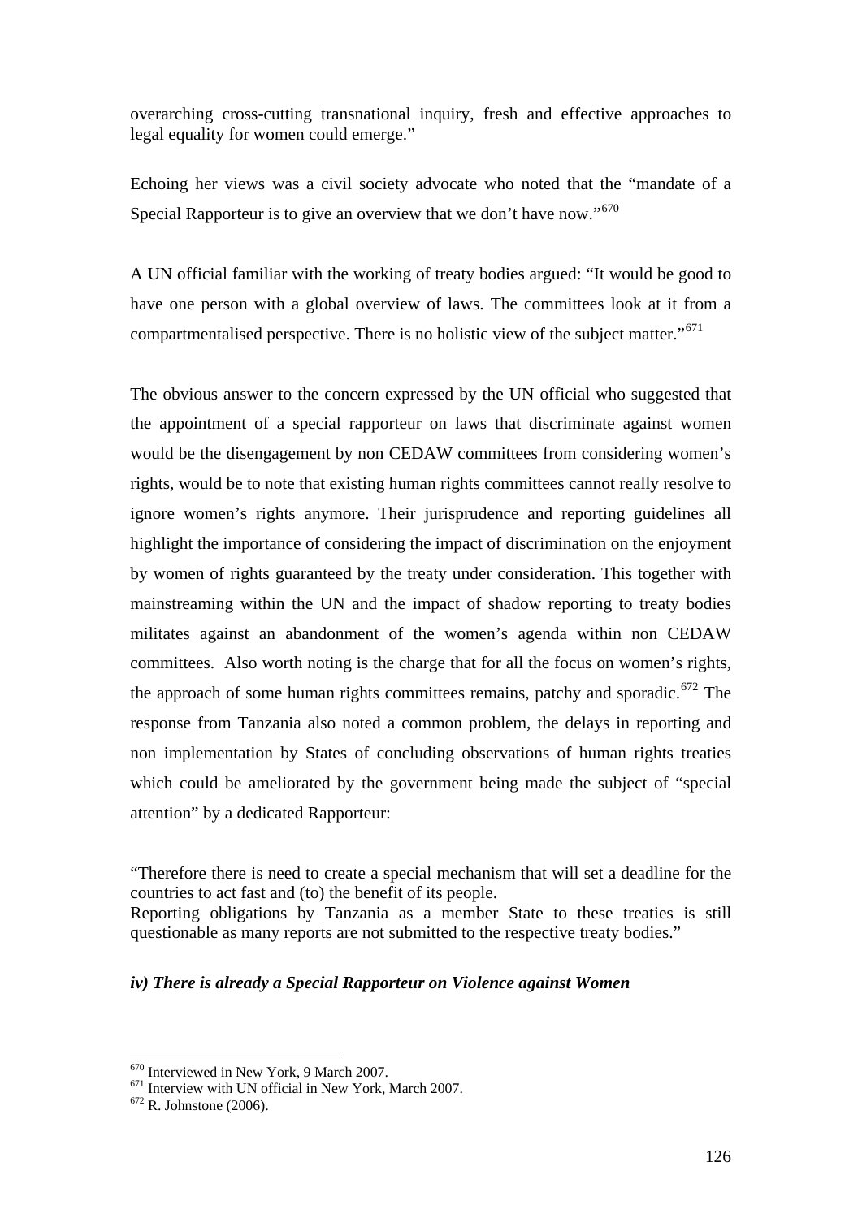overarching cross-cutting transnational inquiry, fresh and effective approaches to legal equality for women could emerge."

Echoing her views was a civil society advocate who noted that the "mandate of a Special Rapporteur is to give an overview that we don't have now."[670]

A UN official familiar with the working of treaty bodies argued: "It would be good to have one person with a global overview of laws. The committees look at it from a compartmentalised perspective. There is no holistic view of the subject matter."[671]

The obvious answer to the concern expressed by the UN official who suggested that the appointment of a special rapporteur on laws that discriminate against women would be the disengagement by non CEDAW committees from considering women's rights, would be to note that existing human rights committees cannot really resolve to ignore women's rights anymore. Their jurisprudence and reporting guidelines all highlight the importance of considering the impact of discrimination on the enjoyment by women of rights guaranteed by the treaty under consideration. This together with mainstreaming within the UN and the impact of shadow reporting to treaty bodies militates against an abandonment of the women's agenda within non CEDAW committees. Also worth noting is the charge that for all the focus on women's rights, the approach of some human rights committees remains, patchy and sporadic.[672] The response from Tanzania also noted a common problem, the delays in reporting and non implementation by States of concluding observations of human rights treaties which could be ameliorated by the government being made the subject of "special attention" by a dedicated Rapporteur:

"Therefore there is need to create a special mechanism that will set a deadline for the countries to act fast and (to) the benefit of its people.
Reporting obligations by Tanzania as a member State to these treaties is still questionable as many reports are not submitted to the respective treaty bodies."

***iv) There is already a Special Rapporteur on Violence against Women***

---

[670] Interviewed in New York, 9 March 2007.
[671] Interview with UN official in New York, March 2007.
[672] R. Johnstone (2006).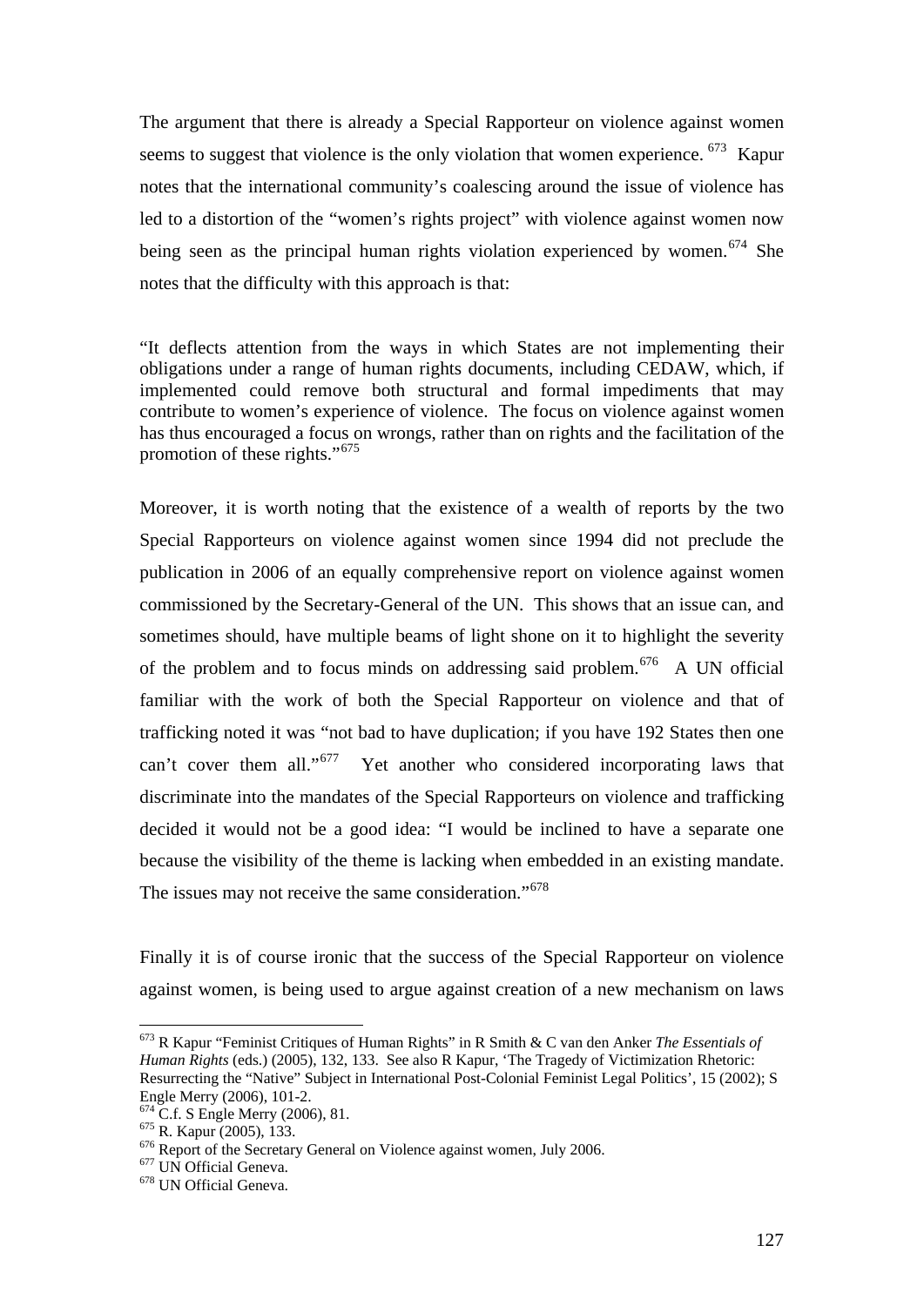The argument that there is already a Special Rapporteur on violence against women seems to suggest that violence is the only violation that women experience. [673] Kapur notes that the international community's coalescing around the issue of violence has led to a distortion of the "women's rights project" with violence against women now being seen as the principal human rights violation experienced by women.[674] She notes that the difficulty with this approach is that:

> "It deflects attention from the ways in which States are not implementing their obligations under a range of human rights documents, including CEDAW, which, if implemented could remove both structural and formal impediments that may contribute to women's experience of violence. The focus on violence against women has thus encouraged a focus on wrongs, rather than on rights and the facilitation of the promotion of these rights."[675]

Moreover, it is worth noting that the existence of a wealth of reports by the two Special Rapporteurs on violence against women since 1994 did not preclude the publication in 2006 of an equally comprehensive report on violence against women commissioned by the Secretary-General of the UN. This shows that an issue can, and sometimes should, have multiple beams of light shone on it to highlight the severity of the problem and to focus minds on addressing said problem.[676] A UN official familiar with the work of both the Special Rapporteur on violence and that of trafficking noted it was "not bad to have duplication; if you have 192 States then one can't cover them all."[677] Yet another who considered incorporating laws that discriminate into the mandates of the Special Rapporteurs on violence and trafficking decided it would not be a good idea: "I would be inclined to have a separate one because the visibility of the theme is lacking when embedded in an existing mandate. The issues may not receive the same consideration."[678]

Finally it is of course ironic that the success of the Special Rapporteur on violence against women, is being used to argue against creation of a new mechanism on laws

---

[673] R Kapur "Feminist Critiques of Human Rights" in R Smith & C van den Anker *The Essentials of Human Rights* (eds.) (2005), 132, 133. See also R Kapur, 'The Tragedy of Victimization Rhetoric: Resurrecting the "Native" Subject in International Post-Colonial Feminist Legal Politics', 15 (2002); S Engle Merry (2006), 101-2.

[674] C.f. S Engle Merry (2006), 81.

[675] R. Kapur (2005), 133.

[676] Report of the Secretary General on Violence against women, July 2006.

[677] UN Official Geneva.

[678] UN Official Geneva.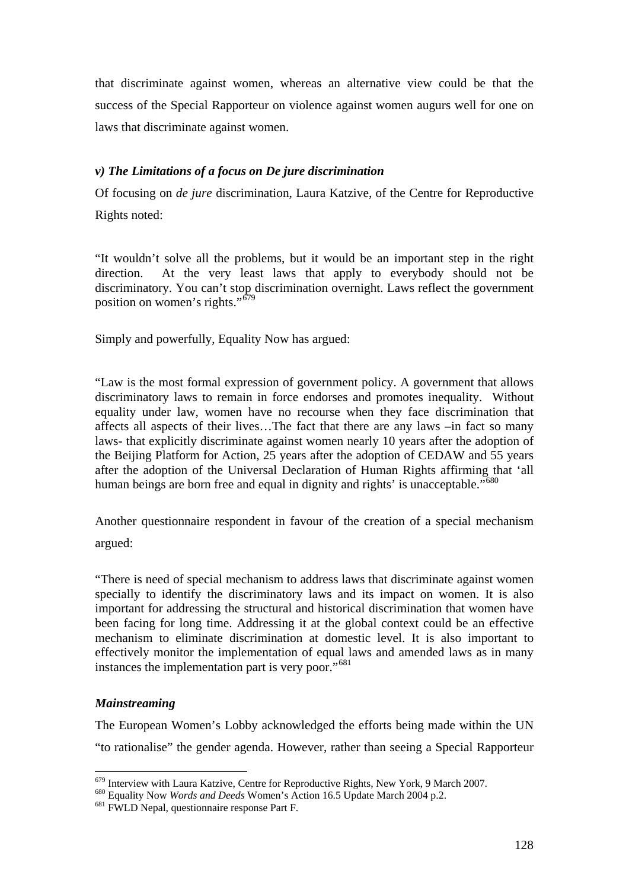that discriminate against women, whereas an alternative view could be that the success of the Special Rapporteur on violence against women augurs well for one on laws that discriminate against women.

### *v) The Limitations of a focus on De jure discrimination*

Of focusing on *de jure* discrimination, Laura Katzive, of the Centre for Reproductive Rights noted:

> "It wouldn't solve all the problems, but it would be an important step in the right direction. At the very least laws that apply to everybody should not be discriminatory. You can't stop discrimination overnight. Laws reflect the government position on women's rights."[679]

Simply and powerfully, Equality Now has argued:

> "Law is the most formal expression of government policy. A government that allows discriminatory laws to remain in force endorses and promotes inequality. Without equality under law, women have no recourse when they face discrimination that affects all aspects of their lives…The fact that there are any laws –in fact so many laws- that explicitly discriminate against women nearly 10 years after the adoption of the Beijing Platform for Action, 25 years after the adoption of CEDAW and 55 years after the adoption of the Universal Declaration of Human Rights affirming that 'all human beings are born free and equal in dignity and rights' is unacceptable."[680]

Another questionnaire respondent in favour of the creation of a special mechanism argued:

> "There is need of special mechanism to address laws that discriminate against women specially to identify the discriminatory laws and its impact on women. It is also important for addressing the structural and historical discrimination that women have been facing for long time. Addressing it at the global context could be an effective mechanism to eliminate discrimination at domestic level. It is also important to effectively monitor the implementation of equal laws and amended laws as in many instances the implementation part is very poor."[681]

### *Mainstreaming*

The European Women's Lobby acknowledged the efforts being made within the UN "to rationalise" the gender agenda. However, rather than seeing a Special Rapporteur

---

[679] Interview with Laura Katzive, Centre for Reproductive Rights, New York, 9 March 2007.

[680] Equality Now *Words and Deeds* Women's Action 16.5 Update March 2004 p.2.

[681] FWLD Nepal, questionnaire response Part F.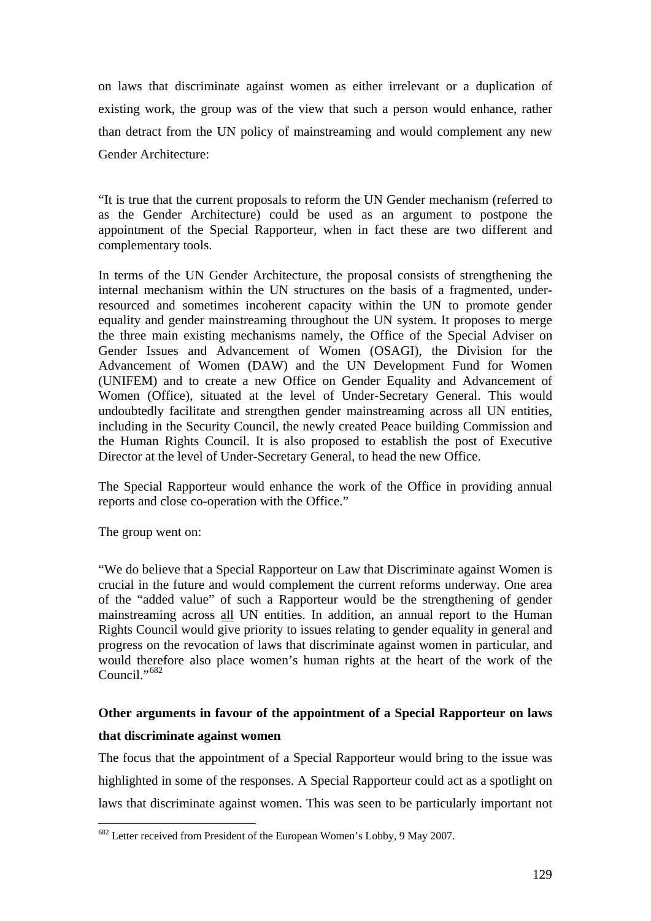on laws that discriminate against women as either irrelevant or a duplication of existing work, the group was of the view that such a person would enhance, rather than detract from the UN policy of mainstreaming and would complement any new Gender Architecture:

"It is true that the current proposals to reform the UN Gender mechanism (referred to as the Gender Architecture) could be used as an argument to postpone the appointment of the Special Rapporteur, when in fact these are two different and complementary tools.

In terms of the UN Gender Architecture, the proposal consists of strengthening the internal mechanism within the UN structures on the basis of a fragmented, under-resourced and sometimes incoherent capacity within the UN to promote gender equality and gender mainstreaming throughout the UN system. It proposes to merge the three main existing mechanisms namely, the Office of the Special Adviser on Gender Issues and Advancement of Women (OSAGI), the Division for the Advancement of Women (DAW) and the UN Development Fund for Women (UNIFEM) and to create a new Office on Gender Equality and Advancement of Women (Office), situated at the level of Under-Secretary General. This would undoubtedly facilitate and strengthen gender mainstreaming across all UN entities, including in the Security Council, the newly created Peace building Commission and the Human Rights Council. It is also proposed to establish the post of Executive Director at the level of Under-Secretary General, to head the new Office.

The Special Rapporteur would enhance the work of the Office in providing annual reports and close co-operation with the Office."

The group went on:

"We do believe that a Special Rapporteur on Law that Discriminate against Women is crucial in the future and would complement the current reforms underway. One area of the "added value" of such a Rapporteur would be the strengthening of gender mainstreaming across <u>all</u> UN entities. In addition, an annual report to the Human Rights Council would give priority to issues relating to gender equality in general and progress on the revocation of laws that discriminate against women in particular, and would therefore also place women's human rights at the heart of the work of the Council."[682]

**Other arguments in favour of the appointment of a Special Rapporteur on laws that discriminate against women**

The focus that the appointment of a Special Rapporteur would bring to the issue was highlighted in some of the responses. A Special Rapporteur could act as a spotlight on laws that discriminate against women. This was seen to be particularly important not

[682] Letter received from President of the European Women's Lobby, 9 May 2007.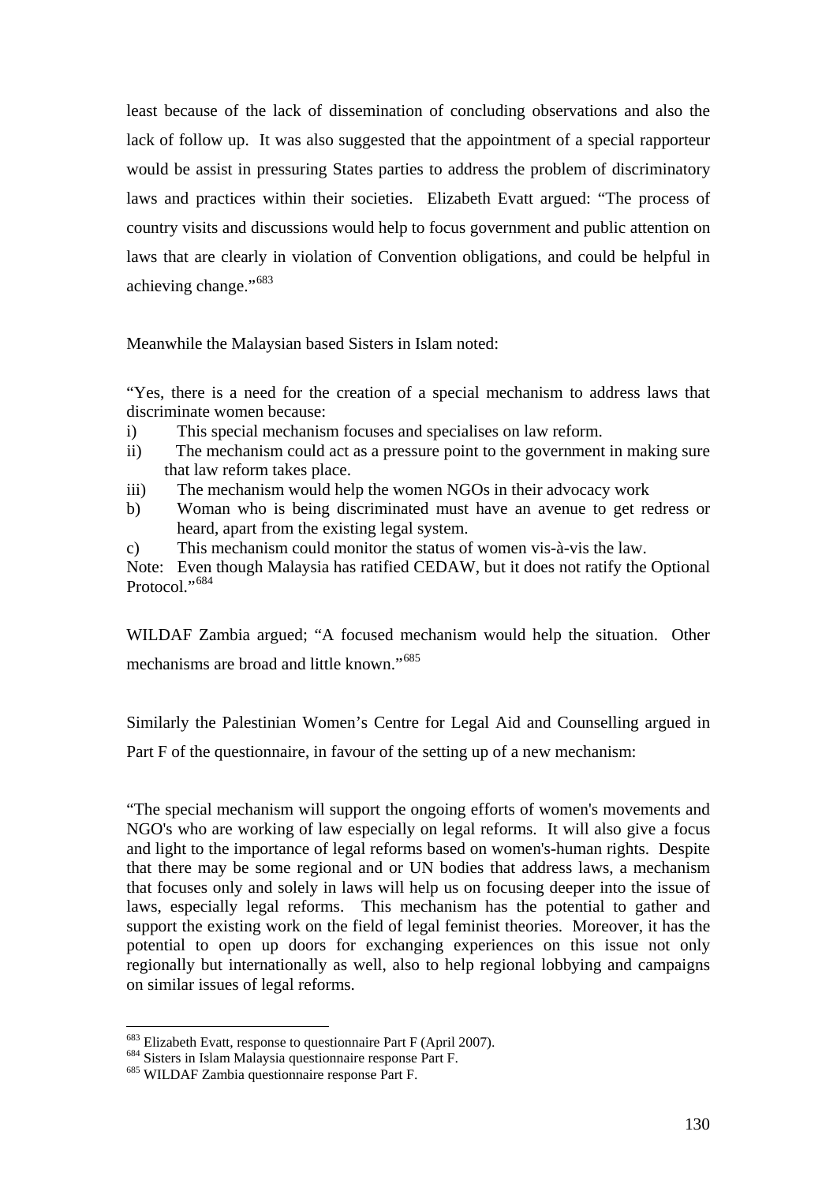least because of the lack of dissemination of concluding observations and also the lack of follow up. It was also suggested that the appointment of a special rapporteur would be assist in pressuring States parties to address the problem of discriminatory laws and practices within their societies. Elizabeth Evatt argued: "The process of country visits and discussions would help to focus government and public attention on laws that are clearly in violation of Convention obligations, and could be helpful in achieving change."[683]

Meanwhile the Malaysian based Sisters in Islam noted:

"Yes, there is a need for the creation of a special mechanism to address laws that discriminate women because:

i) This special mechanism focuses and specialises on law reform.
ii) The mechanism could act as a pressure point to the government in making sure that law reform takes place.
iii) The mechanism would help the women NGOs in their advocacy work
b) Woman who is being discriminated must have an avenue to get redress or heard, apart from the existing legal system.
c) This mechanism could monitor the status of women vis-à-vis the law.

Note: Even though Malaysia has ratified CEDAW, but it does not ratify the Optional Protocol."[684]

WILDAF Zambia argued; "A focused mechanism would help the situation. Other mechanisms are broad and little known."[685]

Similarly the Palestinian Women's Centre for Legal Aid and Counselling argued in Part F of the questionnaire, in favour of the setting up of a new mechanism:

"The special mechanism will support the ongoing efforts of women's movements and NGO's who are working of law especially on legal reforms. It will also give a focus and light to the importance of legal reforms based on women's-human rights. Despite that there may be some regional and or UN bodies that address laws, a mechanism that focuses only and solely in laws will help us on focusing deeper into the issue of laws, especially legal reforms. This mechanism has the potential to gather and support the existing work on the field of legal feminist theories. Moreover, it has the potential to open up doors for exchanging experiences on this issue not only regionally but internationally as well, also to help regional lobbying and campaigns on similar issues of legal reforms.

---

[683] Elizabeth Evatt, response to questionnaire Part F (April 2007).
[684] Sisters in Islam Malaysia questionnaire response Part F.
[685] WILDAF Zambia questionnaire response Part F.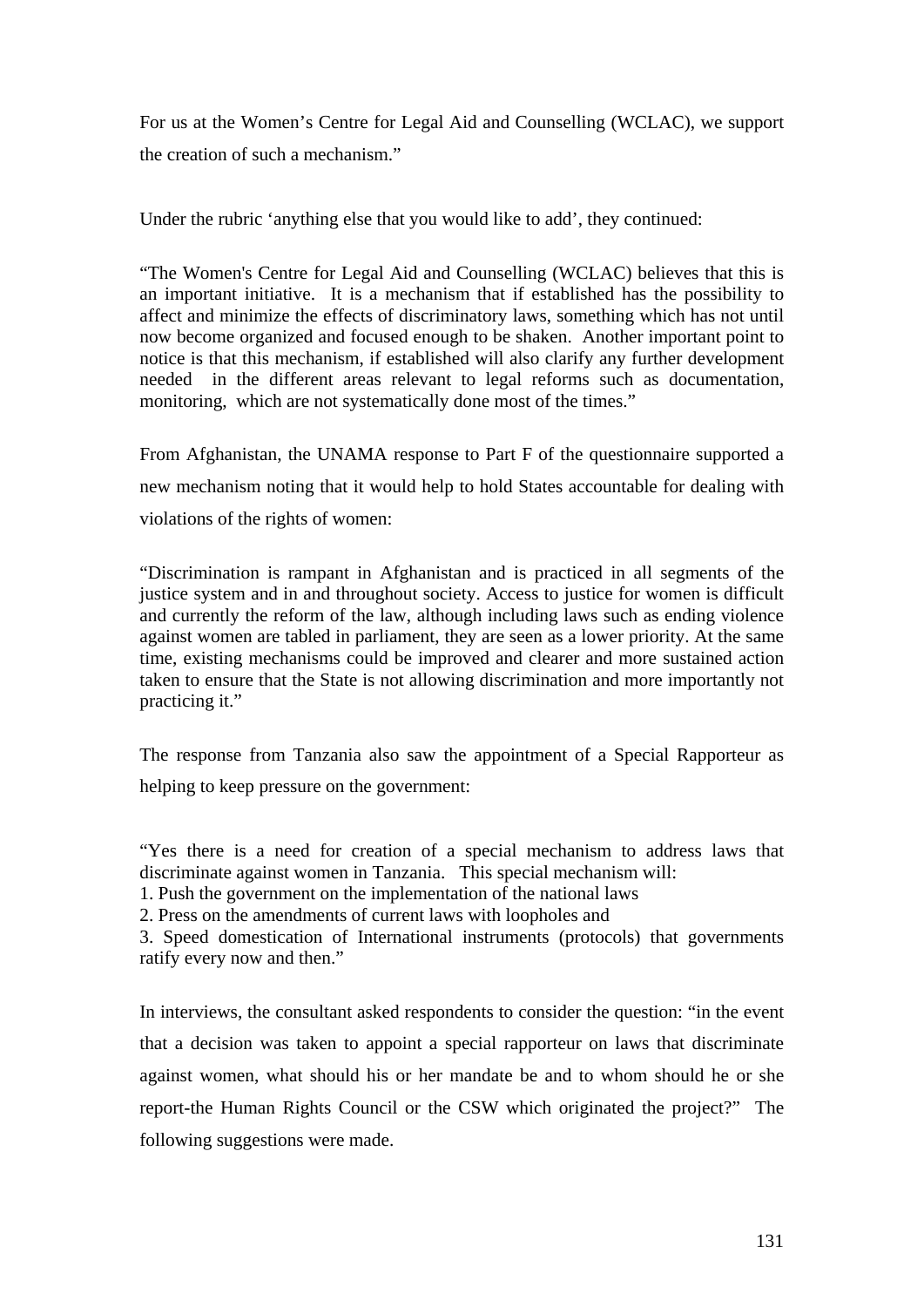For us at the Women's Centre for Legal Aid and Counselling (WCLAC), we support the creation of such a mechanism."

Under the rubric 'anything else that you would like to add', they continued:

"The Women's Centre for Legal Aid and Counselling (WCLAC) believes that this is an important initiative. It is a mechanism that if established has the possibility to affect and minimize the effects of discriminatory laws, something which has not until now become organized and focused enough to be shaken. Another important point to notice is that this mechanism, if established will also clarify any further development needed in the different areas relevant to legal reforms such as documentation, monitoring, which are not systematically done most of the times."

From Afghanistan, the UNAMA response to Part F of the questionnaire supported a new mechanism noting that it would help to hold States accountable for dealing with violations of the rights of women:

"Discrimination is rampant in Afghanistan and is practiced in all segments of the justice system and in and throughout society. Access to justice for women is difficult and currently the reform of the law, although including laws such as ending violence against women are tabled in parliament, they are seen as a lower priority. At the same time, existing mechanisms could be improved and clearer and more sustained action taken to ensure that the State is not allowing discrimination and more importantly not practicing it."

The response from Tanzania also saw the appointment of a Special Rapporteur as helping to keep pressure on the government:

"Yes there is a need for creation of a special mechanism to address laws that discriminate against women in Tanzania. This special mechanism will:
1. Push the government on the implementation of the national laws
2. Press on the amendments of current laws with loopholes and
3. Speed domestication of International instruments (protocols) that governments ratify every now and then."

In interviews, the consultant asked respondents to consider the question: "in the event that a decision was taken to appoint a special rapporteur on laws that discriminate against women, what should his or her mandate be and to whom should he or she report-the Human Rights Council or the CSW which originated the project?" The following suggestions were made.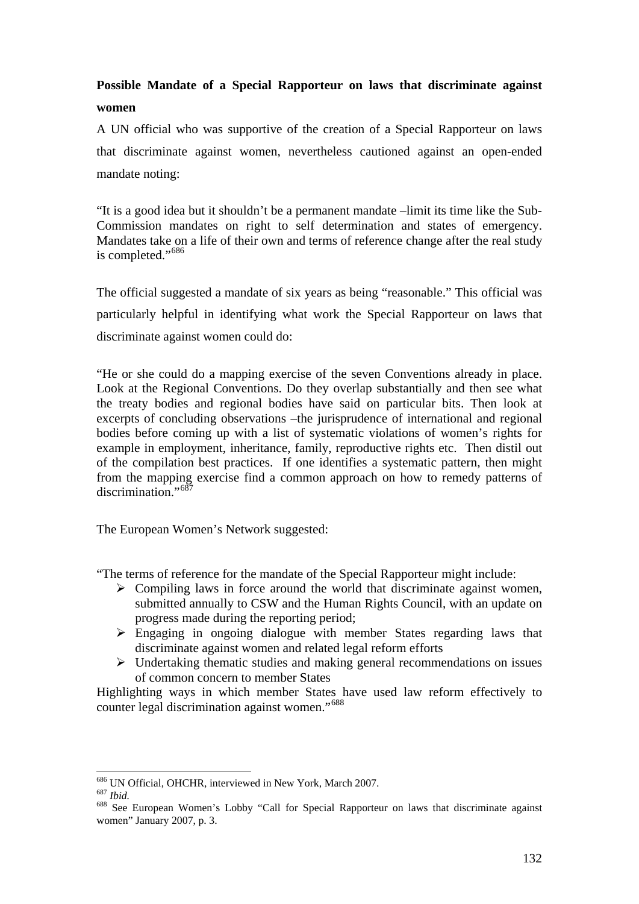**Possible Mandate of a Special Rapporteur on laws that discriminate against women**

A UN official who was supportive of the creation of a Special Rapporteur on laws that discriminate against women, nevertheless cautioned against an open-ended mandate noting:

"It is a good idea but it shouldn't be a permanent mandate –limit its time like the Sub-Commission mandates on right to self determination and states of emergency. Mandates take on a life of their own and terms of reference change after the real study is completed."[686]

The official suggested a mandate of six years as being "reasonable." This official was particularly helpful in identifying what work the Special Rapporteur on laws that discriminate against women could do:

"He or she could do a mapping exercise of the seven Conventions already in place. Look at the Regional Conventions. Do they overlap substantially and then see what the treaty bodies and regional bodies have said on particular bits. Then look at excerpts of concluding observations –the jurisprudence of international and regional bodies before coming up with a list of systematic violations of women's rights for example in employment, inheritance, family, reproductive rights etc. Then distil out of the compilation best practices. If one identifies a systematic pattern, then might from the mapping exercise find a common approach on how to remedy patterns of discrimination."[687]

The European Women's Network suggested:

"The terms of reference for the mandate of the Special Rapporteur might include:

- Compiling laws in force around the world that discriminate against women, submitted annually to CSW and the Human Rights Council, with an update on progress made during the reporting period;
- Engaging in ongoing dialogue with member States regarding laws that discriminate against women and related legal reform efforts
- Undertaking thematic studies and making general recommendations on issues of common concern to member States

Highlighting ways in which member States have used law reform effectively to counter legal discrimination against women."[688]

---

[686] UN Official, OHCHR, interviewed in New York, March 2007.

[687] *Ibid.*

[688] See European Women's Lobby "Call for Special Rapporteur on laws that discriminate against women" January 2007, p. 3.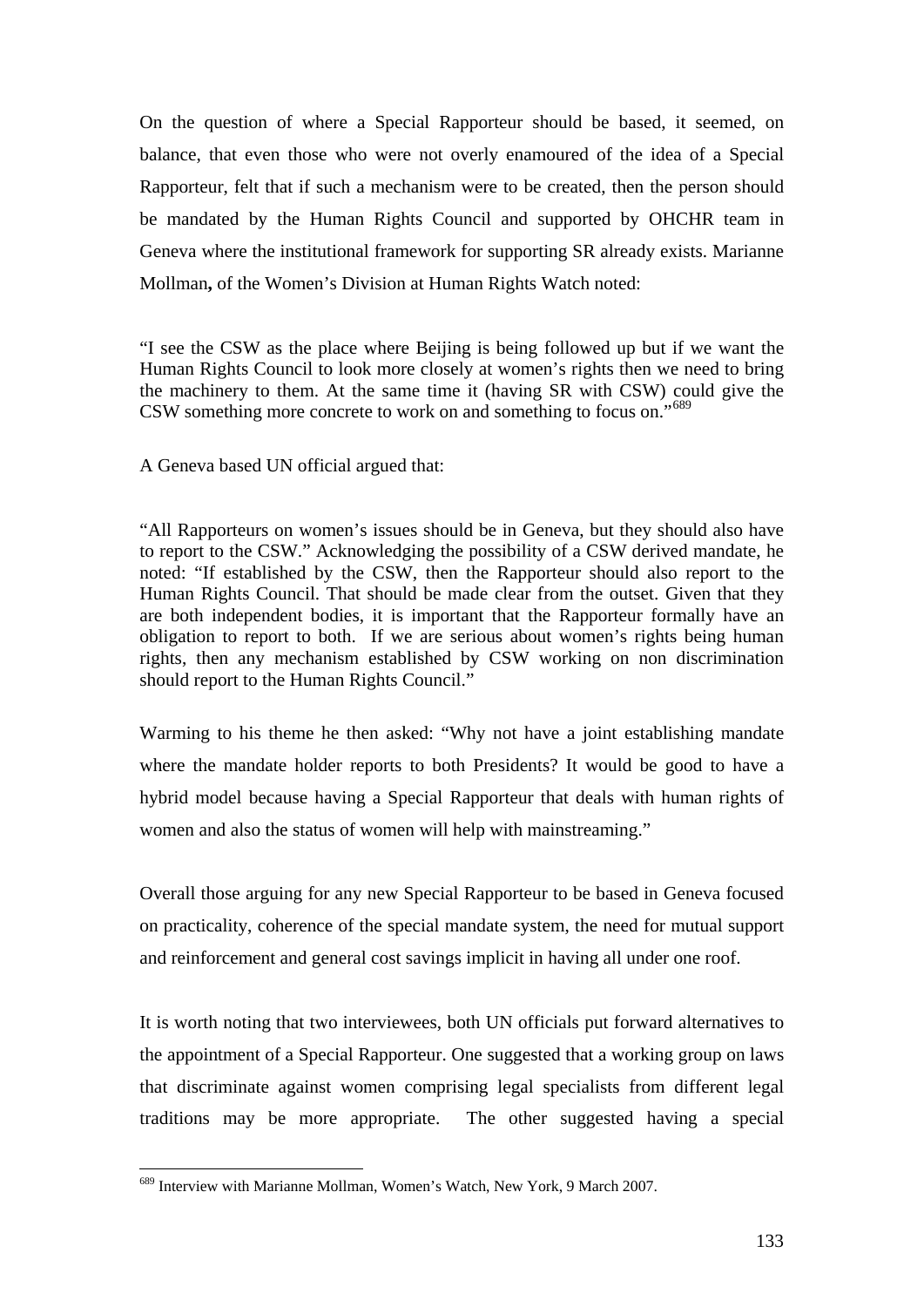On the question of where a Special Rapporteur should be based, it seemed, on balance, that even those who were not overly enamoured of the idea of a Special Rapporteur, felt that if such a mechanism were to be created, then the person should be mandated by the Human Rights Council and supported by OHCHR team in Geneva where the institutional framework for supporting SR already exists. Marianne Mollman**,** of the Women's Division at Human Rights Watch noted:

"I see the CSW as the place where Beijing is being followed up but if we want the Human Rights Council to look more closely at women's rights then we need to bring the machinery to them. At the same time it (having SR with CSW) could give the CSW something more concrete to work on and something to focus on."[689]

A Geneva based UN official argued that:

"All Rapporteurs on women's issues should be in Geneva, but they should also have to report to the CSW." Acknowledging the possibility of a CSW derived mandate, he noted: "If established by the CSW, then the Rapporteur should also report to the Human Rights Council. That should be made clear from the outset. Given that they are both independent bodies, it is important that the Rapporteur formally have an obligation to report to both. If we are serious about women's rights being human rights, then any mechanism established by CSW working on non discrimination should report to the Human Rights Council."

Warming to his theme he then asked: "Why not have a joint establishing mandate where the mandate holder reports to both Presidents? It would be good to have a hybrid model because having a Special Rapporteur that deals with human rights of women and also the status of women will help with mainstreaming."

Overall those arguing for any new Special Rapporteur to be based in Geneva focused on practicality, coherence of the special mandate system, the need for mutual support and reinforcement and general cost savings implicit in having all under one roof.

It is worth noting that two interviewees, both UN officials put forward alternatives to the appointment of a Special Rapporteur. One suggested that a working group on laws that discriminate against women comprising legal specialists from different legal traditions may be more appropriate. The other suggested having a special

---

[689] Interview with Marianne Mollman, Women's Watch, New York, 9 March 2007.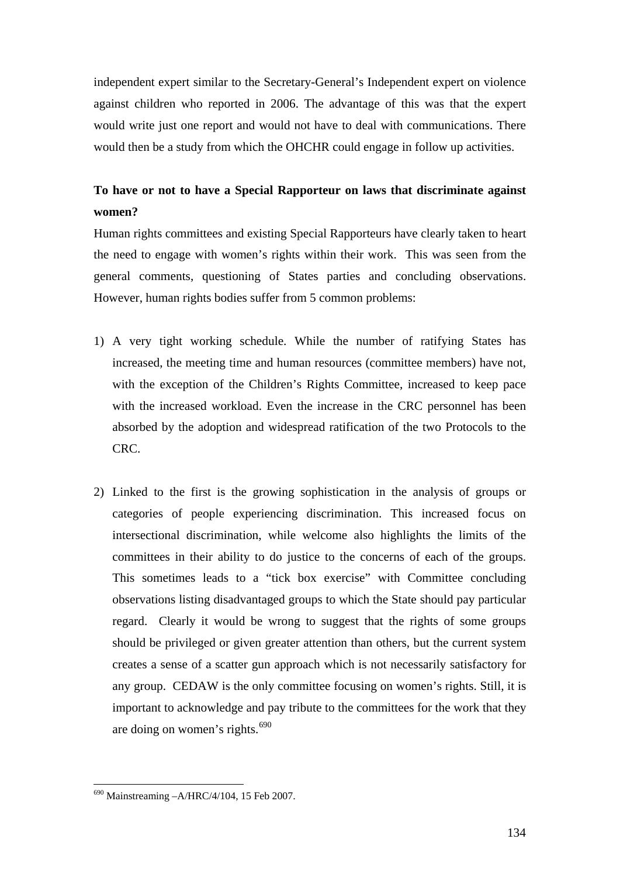independent expert similar to the Secretary-General's Independent expert on violence against children who reported in 2006. The advantage of this was that the expert would write just one report and would not have to deal with communications. There would then be a study from which the OHCHR could engage in follow up activities.

**To have or not to have a Special Rapporteur on laws that discriminate against women?**

Human rights committees and existing Special Rapporteurs have clearly taken to heart the need to engage with women's rights within their work. This was seen from the general comments, questioning of States parties and concluding observations. However, human rights bodies suffer from 5 common problems:

1) A very tight working schedule. While the number of ratifying States has increased, the meeting time and human resources (committee members) have not, with the exception of the Children's Rights Committee, increased to keep pace with the increased workload. Even the increase in the CRC personnel has been absorbed by the adoption and widespread ratification of the two Protocols to the CRC.

2) Linked to the first is the growing sophistication in the analysis of groups or categories of people experiencing discrimination. This increased focus on intersectional discrimination, while welcome also highlights the limits of the committees in their ability to do justice to the concerns of each of the groups. This sometimes leads to a "tick box exercise" with Committee concluding observations listing disadvantaged groups to which the State should pay particular regard. Clearly it would be wrong to suggest that the rights of some groups should be privileged or given greater attention than others, but the current system creates a sense of a scatter gun approach which is not necessarily satisfactory for any group. CEDAW is the only committee focusing on women's rights. Still, it is important to acknowledge and pay tribute to the committees for the work that they are doing on women's rights.[690]

[690] Mainstreaming –A/HRC/4/104, 15 Feb 2007.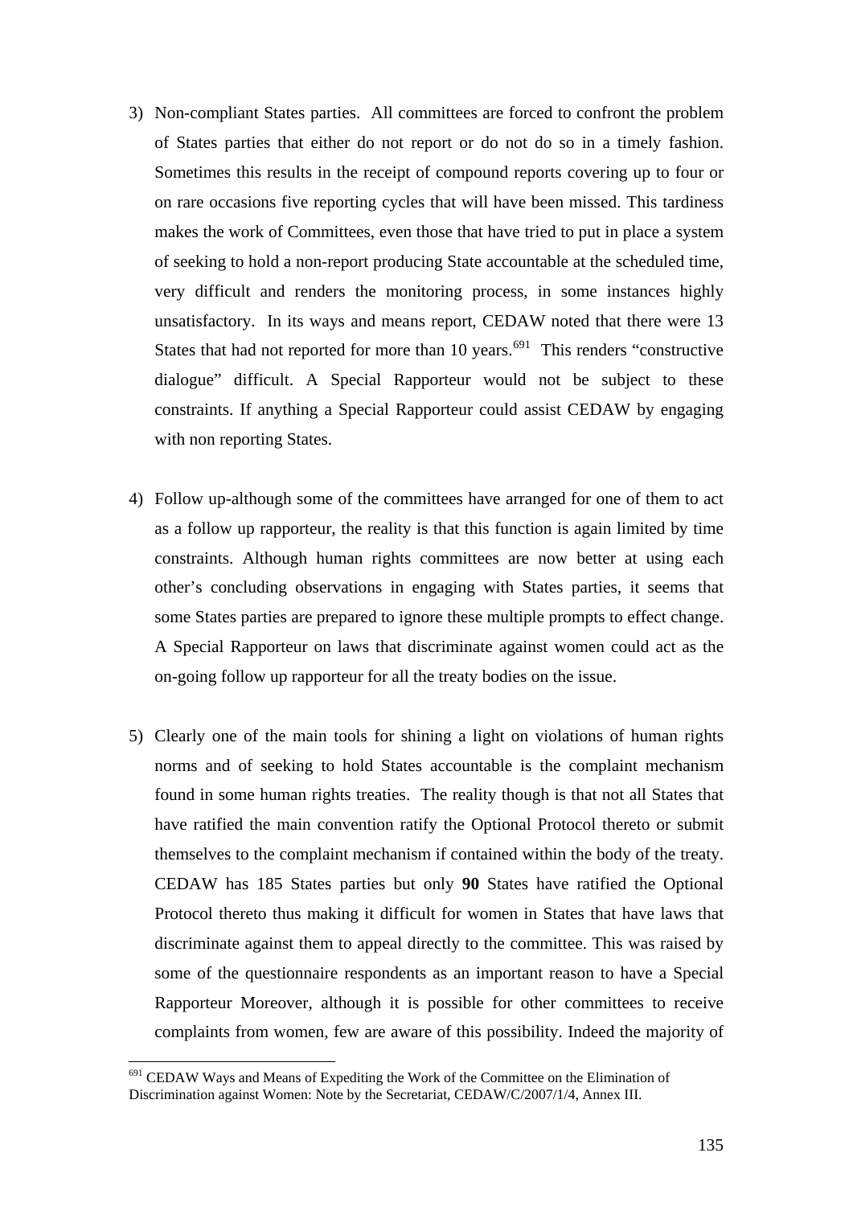3) Non-compliant States parties. All committees are forced to confront the problem of States parties that either do not report or do not do so in a timely fashion. Sometimes this results in the receipt of compound reports covering up to four or on rare occasions five reporting cycles that will have been missed. This tardiness makes the work of Committees, even those that have tried to put in place a system of seeking to hold a non-report producing State accountable at the scheduled time, very difficult and renders the monitoring process, in some instances highly unsatisfactory. In its ways and means report, CEDAW noted that there were 13 States that had not reported for more than 10 years.[691] This renders "constructive dialogue" difficult. A Special Rapporteur would not be subject to these constraints. If anything a Special Rapporteur could assist CEDAW by engaging with non reporting States.

4) Follow up-although some of the committees have arranged for one of them to act as a follow up rapporteur, the reality is that this function is again limited by time constraints. Although human rights committees are now better at using each other's concluding observations in engaging with States parties, it seems that some States parties are prepared to ignore these multiple prompts to effect change. A Special Rapporteur on laws that discriminate against women could act as the on-going follow up rapporteur for all the treaty bodies on the issue.

5) Clearly one of the main tools for shining a light on violations of human rights norms and of seeking to hold States accountable is the complaint mechanism found in some human rights treaties. The reality though is that not all States that have ratified the main convention ratify the Optional Protocol thereto or submit themselves to the complaint mechanism if contained within the body of the treaty. CEDAW has 185 States parties but only **90** States have ratified the Optional Protocol thereto thus making it difficult for women in States that have laws that discriminate against them to appeal directly to the committee. This was raised by some of the questionnaire respondents as an important reason to have a Special Rapporteur Moreover, although it is possible for other committees to receive complaints from women, few are aware of this possibility. Indeed the majority of

[691] CEDAW Ways and Means of Expediting the Work of the Committee on the Elimination of Discrimination against Women: Note by the Secretariat, CEDAW/C/2007/1/4, Annex III.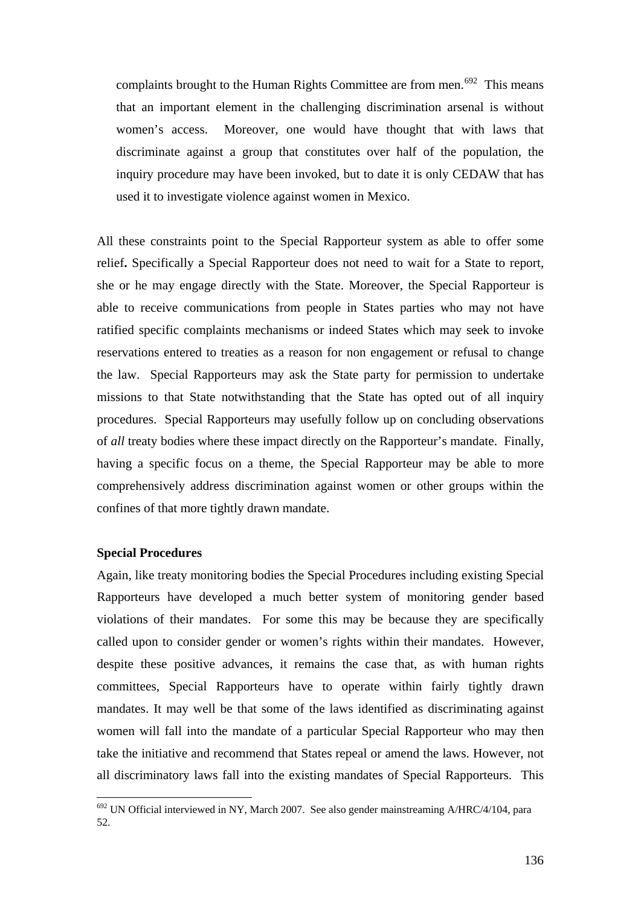complaints brought to the Human Rights Committee are from men.[692] This means that an important element in the challenging discrimination arsenal is without women's access. Moreover, one would have thought that with laws that discriminate against a group that constitutes over half of the population, the inquiry procedure may have been invoked, but to date it is only CEDAW that has used it to investigate violence against women in Mexico.

All these constraints point to the Special Rapporteur system as able to offer some relief**.** Specifically a Special Rapporteur does not need to wait for a State to report, she or he may engage directly with the State. Moreover, the Special Rapporteur is able to receive communications from people in States parties who may not have ratified specific complaints mechanisms or indeed States which may seek to invoke reservations entered to treaties as a reason for non engagement or refusal to change the law. Special Rapporteurs may ask the State party for permission to undertake missions to that State notwithstanding that the State has opted out of all inquiry procedures. Special Rapporteurs may usefully follow up on concluding observations of *all* treaty bodies where these impact directly on the Rapporteur's mandate. Finally, having a specific focus on a theme, the Special Rapporteur may be able to more comprehensively address discrimination against women or other groups within the confines of that more tightly drawn mandate.

**Special Procedures**

Again, like treaty monitoring bodies the Special Procedures including existing Special Rapporteurs have developed a much better system of monitoring gender based violations of their mandates. For some this may be because they are specifically called upon to consider gender or women's rights within their mandates. However, despite these positive advances, it remains the case that, as with human rights committees, Special Rapporteurs have to operate within fairly tightly drawn mandates. It may well be that some of the laws identified as discriminating against women will fall into the mandate of a particular Special Rapporteur who may then take the initiative and recommend that States repeal or amend the laws. However, not all discriminatory laws fall into the existing mandates of Special Rapporteurs. This

[692] UN Official interviewed in NY, March 2007. See also gender mainstreaming A/HRC/4/104, para 52.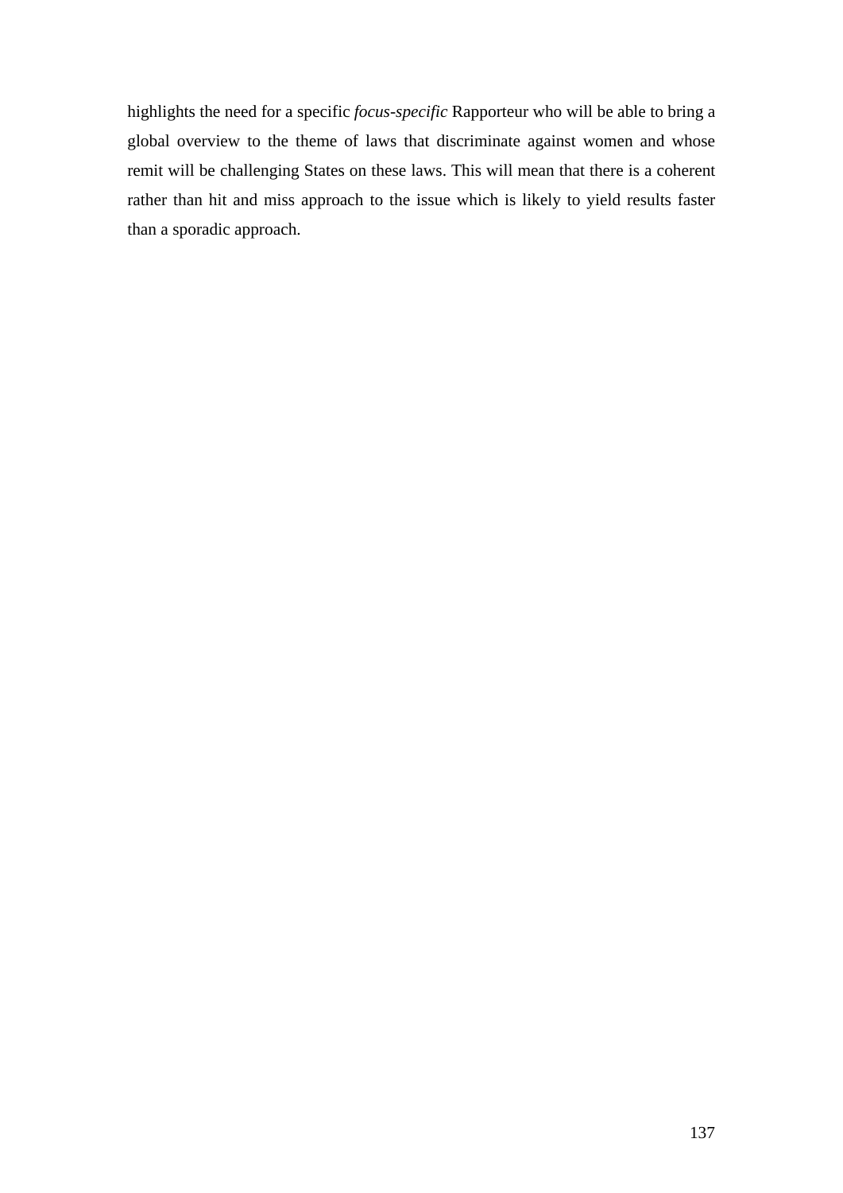highlights the need for a specific *focus-specific* Rapporteur who will be able to bring a global overview to the theme of laws that discriminate against women and whose remit will be challenging States on these laws. This will mean that there is a coherent rather than hit and miss approach to the issue which is likely to yield results faster than a sporadic approach.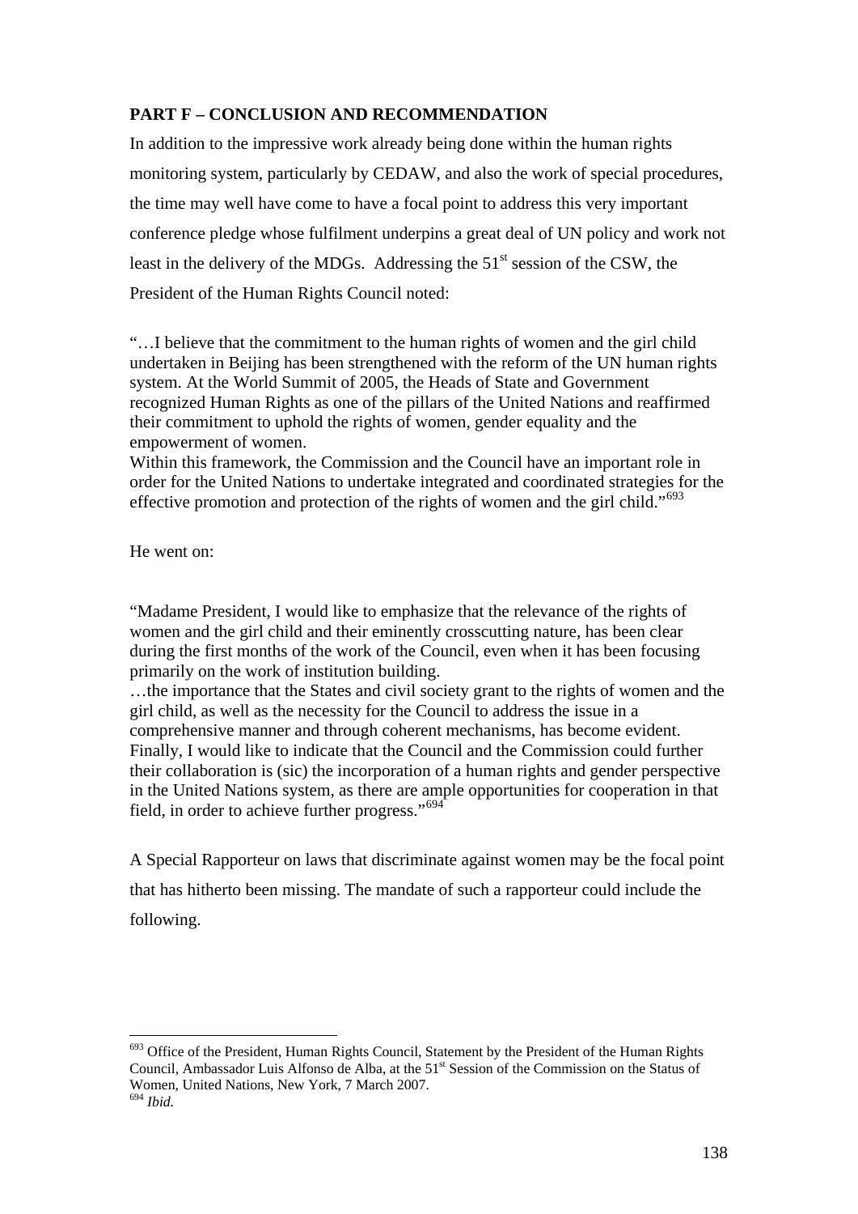**PART F – CONCLUSION AND RECOMMENDATION**

In addition to the impressive work already being done within the human rights monitoring system, particularly by CEDAW, and also the work of special procedures, the time may well have come to have a focal point to address this very important conference pledge whose fulfilment underpins a great deal of UN policy and work not least in the delivery of the MDGs. Addressing the 51st session of the CSW, the President of the Human Rights Council noted:

"…I believe that the commitment to the human rights of women and the girl child undertaken in Beijing has been strengthened with the reform of the UN human rights system. At the World Summit of 2005, the Heads of State and Government recognized Human Rights as one of the pillars of the United Nations and reaffirmed their commitment to uphold the rights of women, gender equality and the empowerment of women.
Within this framework, the Commission and the Council have an important role in order for the United Nations to undertake integrated and coordinated strategies for the effective promotion and protection of the rights of women and the girl child."[693]

He went on:

"Madame President, I would like to emphasize that the relevance of the rights of women and the girl child and their eminently crosscutting nature, has been clear during the first months of the work of the Council, even when it has been focusing primarily on the work of institution building.
…the importance that the States and civil society grant to the rights of women and the girl child, as well as the necessity for the Council to address the issue in a comprehensive manner and through coherent mechanisms, has become evident. Finally, I would like to indicate that the Council and the Commission could further their collaboration is (sic) the incorporation of a human rights and gender perspective in the United Nations system, as there are ample opportunities for cooperation in that field, in order to achieve further progress."[694]

A Special Rapporteur on laws that discriminate against women may be the focal point that has hitherto been missing. The mandate of such a rapporteur could include the following.

---

[693] Office of the President, Human Rights Council, Statement by the President of the Human Rights Council, Ambassador Luis Alfonso de Alba, at the 51st Session of the Commission on the Status of Women, United Nations, New York, 7 March 2007.

[694] *Ibid.*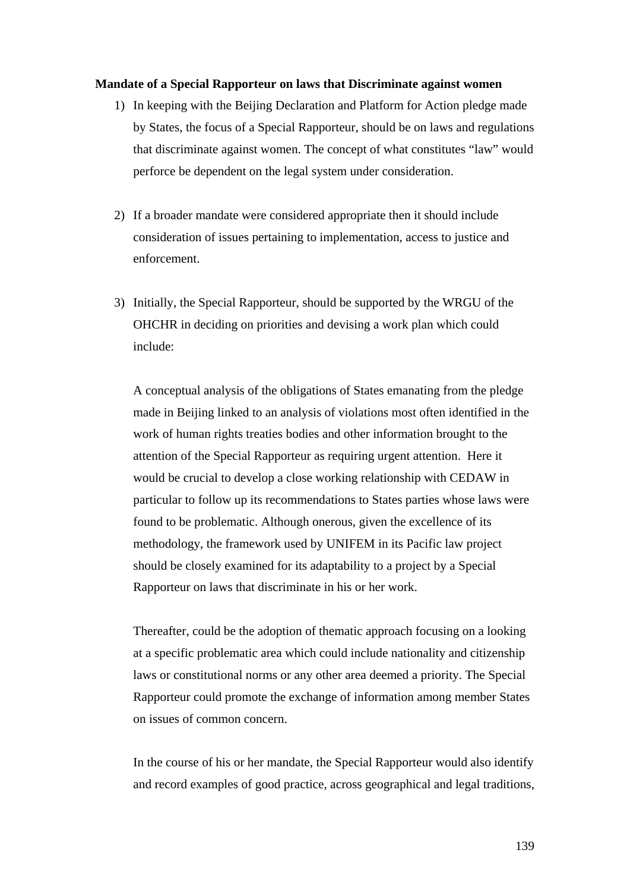**Mandate of a Special Rapporteur on laws that Discriminate against women**

1) In keeping with the Beijing Declaration and Platform for Action pledge made by States, the focus of a Special Rapporteur, should be on laws and regulations that discriminate against women. The concept of what constitutes "law" would perforce be dependent on the legal system under consideration.

2) If a broader mandate were considered appropriate then it should include consideration of issues pertaining to implementation, access to justice and enforcement.

3) Initially, the Special Rapporteur, should be supported by the WRGU of the OHCHR in deciding on priorities and devising a work plan which could include:

   A conceptual analysis of the obligations of States emanating from the pledge made in Beijing linked to an analysis of violations most often identified in the work of human rights treaties bodies and other information brought to the attention of the Special Rapporteur as requiring urgent attention. Here it would be crucial to develop a close working relationship with CEDAW in particular to follow up its recommendations to States parties whose laws were found to be problematic. Although onerous, given the excellence of its methodology, the framework used by UNIFEM in its Pacific law project should be closely examined for its adaptability to a project by a Special Rapporteur on laws that discriminate in his or her work.

   Thereafter, could be the adoption of thematic approach focusing on a looking at a specific problematic area which could include nationality and citizenship laws or constitutional norms or any other area deemed a priority. The Special Rapporteur could promote the exchange of information among member States on issues of common concern.

   In the course of his or her mandate, the Special Rapporteur would also identify and record examples of good practice, across geographical and legal traditions,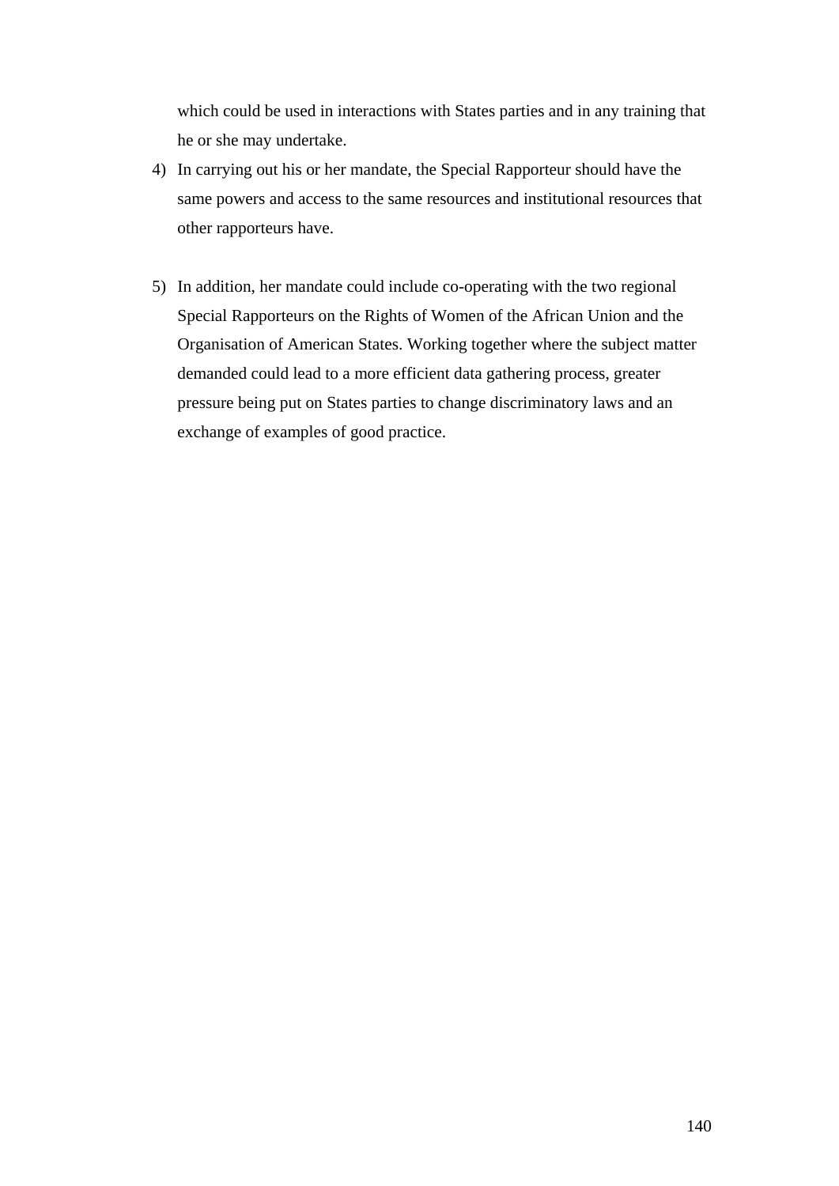which could be used in interactions with States parties and in any training that he or she may undertake.

4) In carrying out his or her mandate, the Special Rapporteur should have the same powers and access to the same resources and institutional resources that other rapporteurs have.

5) In addition, her mandate could include co-operating with the two regional Special Rapporteurs on the Rights of Women of the African Union and the Organisation of American States. Working together where the subject matter demanded could lead to a more efficient data gathering process, greater pressure being put on States parties to change discriminatory laws and an exchange of examples of good practice.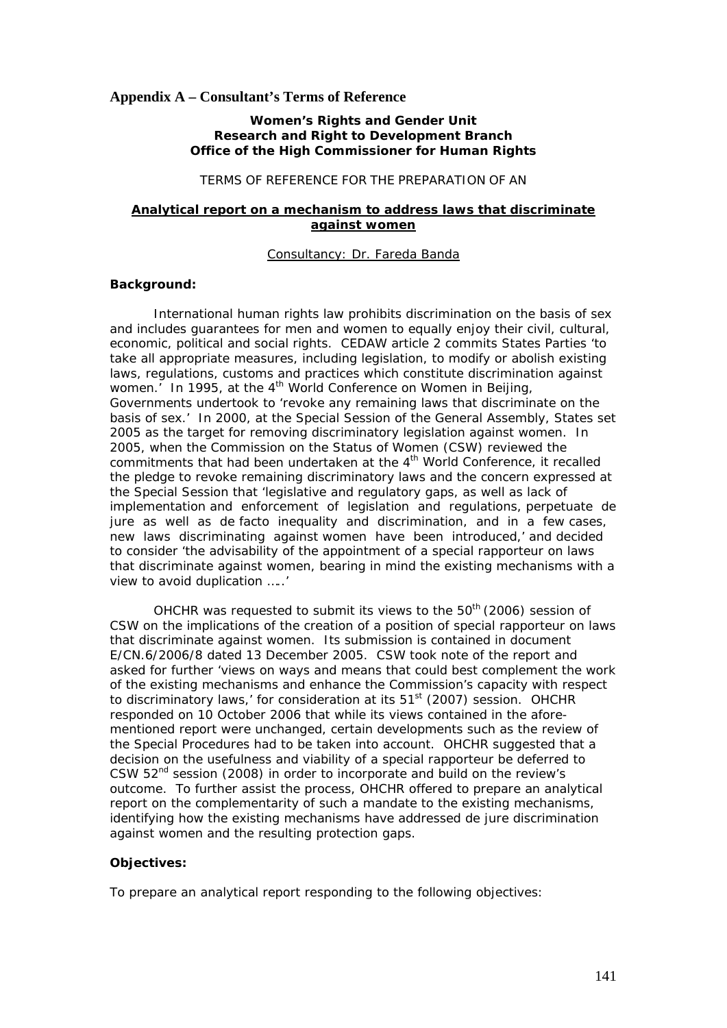## Appendix A – Consultant's Terms of Reference

**Women's Rights and Gender Unit**
**Research and Right to Development Branch**
**Office of the High Commissioner for Human Rights**

TERMS OF REFERENCE FOR THE PREPARATION OF AN

**Analytical report on a mechanism to address laws that discriminate against women**

Consultancy: Dr. Fareda Banda

**Background:**

International human rights law prohibits discrimination on the basis of sex and includes guarantees for men and women to equally enjoy their civil, cultural, economic, political and social rights. CEDAW article 2 commits States Parties 'to take all appropriate measures, including legislation, to modify or abolish existing laws, regulations, customs and practices which constitute discrimination against women.' In 1995, at the 4th World Conference on Women in Beijing, Governments undertook to 'revoke any remaining laws that discriminate on the basis of sex.' In 2000, at the Special Session of the General Assembly, States set 2005 as the target for removing discriminatory legislation against women. In 2005, when the Commission on the Status of Women (CSW) reviewed the commitments that had been undertaken at the 4th World Conference, it recalled the pledge to revoke remaining discriminatory laws and the concern expressed at the Special Session that 'legislative and regulatory gaps, as well as lack of implementation and enforcement of legislation and regulations, perpetuate de jure as well as de facto inequality and discrimination, and in a few cases, new laws discriminating against women have been introduced,' and decided to consider 'the advisability of the appointment of a special rapporteur on laws that discriminate against women, bearing in mind the existing mechanisms with a view to avoid duplication …..'

OHCHR was requested to submit its views to the 50th (2006) session of CSW on the implications of the creation of a position of special rapporteur on laws that discriminate against women. Its submission is contained in document E/CN.6/2006/8 dated 13 December 2005. CSW took note of the report and asked for further 'views on ways and means that could best complement the work of the existing mechanisms and enhance the Commission's capacity with respect to discriminatory laws,' for consideration at its 51st (2007) session. OHCHR responded on 10 October 2006 that while its views contained in the afore-mentioned report were unchanged, certain developments such as the review of the Special Procedures had to be taken into account. OHCHR suggested that a decision on the usefulness and viability of a special rapporteur be deferred to CSW 52nd session (2008) in order to incorporate and build on the review's outcome. To further assist the process, OHCHR offered to prepare an analytical report on the complementarity of such a mandate to the existing mechanisms, identifying how the existing mechanisms have addressed de jure discrimination against women and the resulting protection gaps.

**Objectives:**

To prepare an analytical report responding to the following objectives: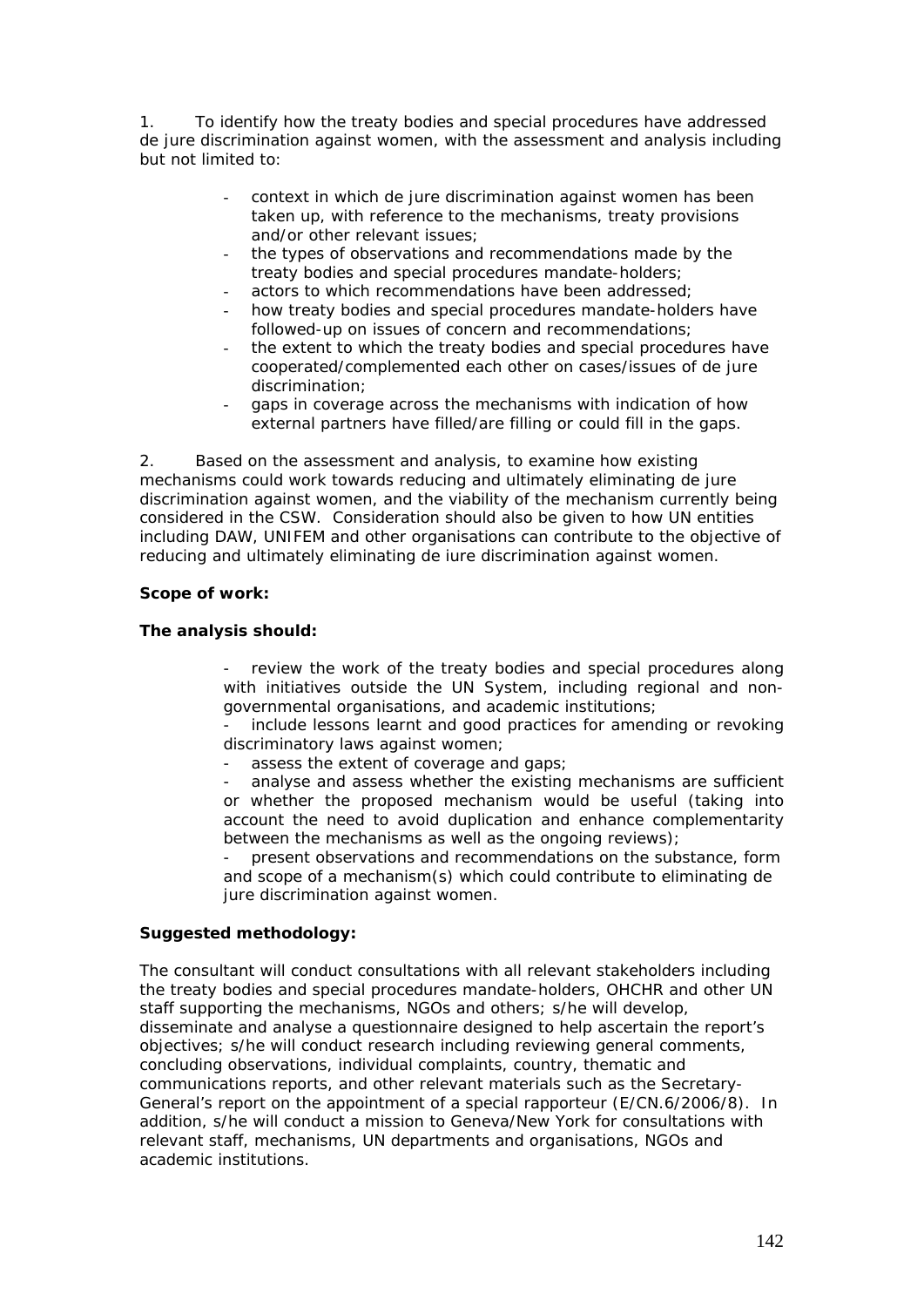1. To identify how the treaty bodies and special procedures have addressed de jure discrimination against women, with the assessment and analysis including but not limited to:

- context in which de jure discrimination against women has been taken up, with reference to the mechanisms, treaty provisions and/or other relevant issues;
- the types of observations and recommendations made by the treaty bodies and special procedures mandate-holders;
- actors to which recommendations have been addressed;
- how treaty bodies and special procedures mandate-holders have followed-up on issues of concern and recommendations;
- the extent to which the treaty bodies and special procedures have cooperated/complemented each other on cases/issues of de jure discrimination;
- gaps in coverage across the mechanisms with indication of how external partners have filled/are filling or could fill in the gaps.

2. Based on the assessment and analysis, to examine how existing mechanisms could work towards reducing and ultimately eliminating de jure discrimination against women, and the viability of the mechanism currently being considered in the CSW. Consideration should also be given to how UN entities including DAW, UNIFEM and other organisations can contribute to the objective of reducing and ultimately eliminating de iure discrimination against women.

**Scope of work:**

**The analysis should:**

- review the work of the treaty bodies and special procedures along with initiatives outside the UN System, including regional and non-governmental organisations, and academic institutions;
- include lessons learnt and good practices for amending or revoking discriminatory laws against women;
- assess the extent of coverage and gaps;
- analyse and assess whether the existing mechanisms are sufficient or whether the proposed mechanism would be useful (taking into account the need to avoid duplication and enhance complementarity between the mechanisms as well as the ongoing reviews);
- present observations and recommendations on the substance, form and scope of a mechanism(s) which could contribute to eliminating de jure discrimination against women.

**Suggested methodology:**

The consultant will conduct consultations with all relevant stakeholders including the treaty bodies and special procedures mandate-holders, OHCHR and other UN staff supporting the mechanisms, NGOs and others; s/he will develop, disseminate and analyse a questionnaire designed to help ascertain the report's objectives; s/he will conduct research including reviewing general comments, concluding observations, individual complaints, country, thematic and communications reports, and other relevant materials such as the Secretary-General's report on the appointment of a special rapporteur (E/CN.6/2006/8). In addition, s/he will conduct a mission to Geneva/New York for consultations with relevant staff, mechanisms, UN departments and organisations, NGOs and academic institutions.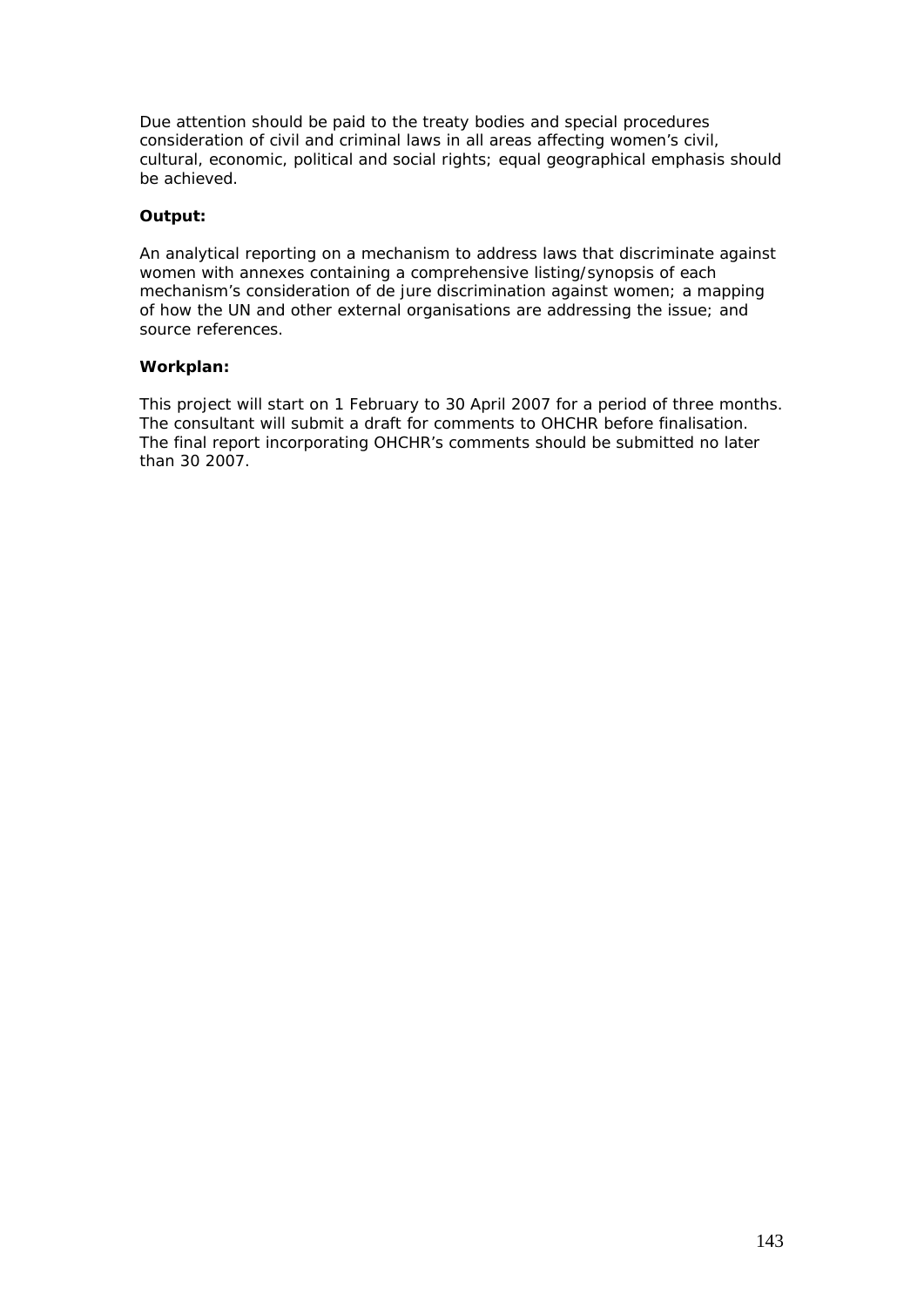Due attention should be paid to the treaty bodies and special procedures consideration of civil and criminal laws in all areas affecting women's civil, cultural, economic, political and social rights; equal geographical emphasis should be achieved.

**Output:**

An analytical reporting on a mechanism to address laws that discriminate against women with annexes containing a comprehensive listing/synopsis of each mechanism's consideration of de jure discrimination against women; a mapping of how the UN and other external organisations are addressing the issue; and source references.

**Workplan:**

This project will start on 1 February to 30 April 2007 for a period of three months. The consultant will submit a draft for comments to OHCHR before finalisation. The final report incorporating OHCHR's comments should be submitted no later than 30 2007.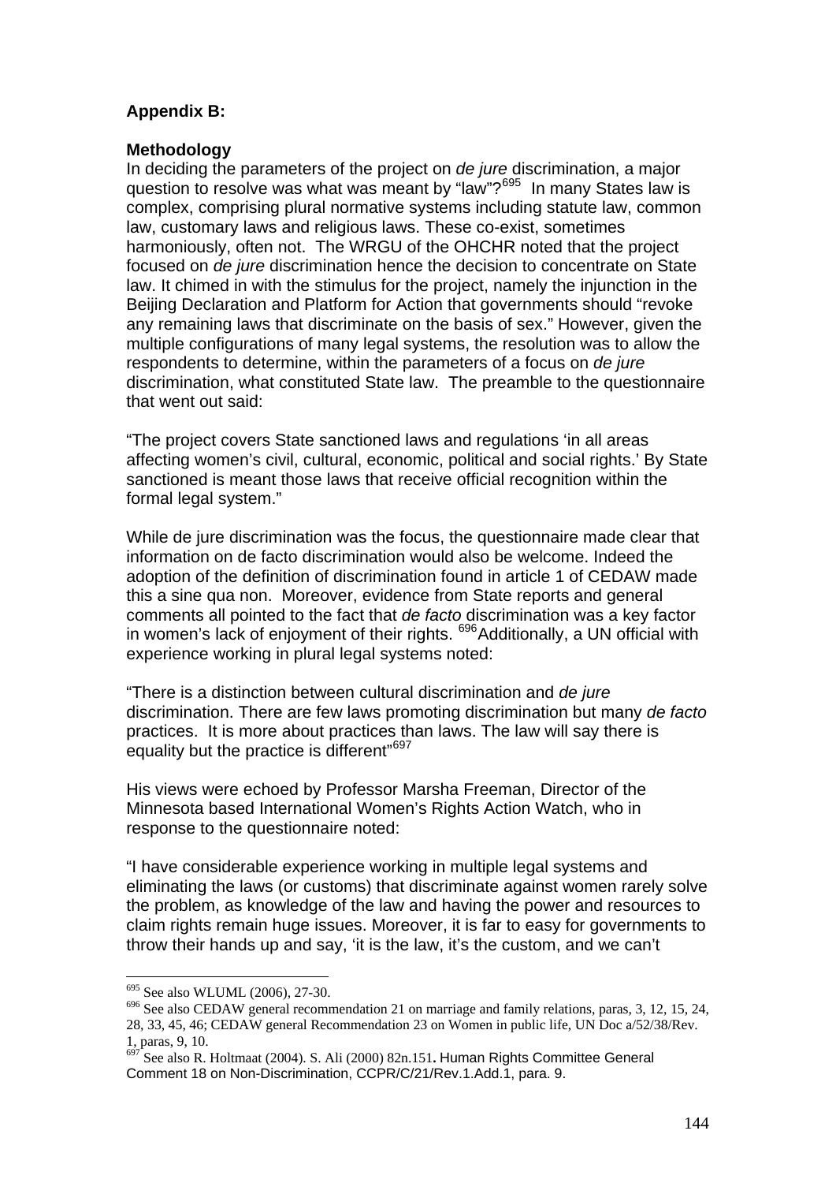**Appendix B:**

**Methodology**

In deciding the parameters of the project on *de jure* discrimination, a major question to resolve was what was meant by "law"?[695] In many States law is complex, comprising plural normative systems including statute law, common law, customary laws and religious laws. These co-exist, sometimes harmoniously, often not. The WRGU of the OHCHR noted that the project focused on *de jure* discrimination hence the decision to concentrate on State law. It chimed in with the stimulus for the project, namely the injunction in the Beijing Declaration and Platform for Action that governments should "revoke any remaining laws that discriminate on the basis of sex." However, given the multiple configurations of many legal systems, the resolution was to allow the respondents to determine, within the parameters of a focus on *de jure* discrimination, what constituted State law. The preamble to the questionnaire that went out said:

"The project covers State sanctioned laws and regulations 'in all areas affecting women's civil, cultural, economic, political and social rights.' By State sanctioned is meant those laws that receive official recognition within the formal legal system."

While de jure discrimination was the focus, the questionnaire made clear that information on de facto discrimination would also be welcome. Indeed the adoption of the definition of discrimination found in article 1 of CEDAW made this a sine qua non. Moreover, evidence from State reports and general comments all pointed to the fact that *de facto* discrimination was a key factor in women's lack of enjoyment of their rights. [696] Additionally, a UN official with experience working in plural legal systems noted:

"There is a distinction between cultural discrimination and *de jure* discrimination. There are few laws promoting discrimination but many *de facto* practices. It is more about practices than laws. The law will say there is equality but the practice is different"[697]

His views were echoed by Professor Marsha Freeman, Director of the Minnesota based International Women's Rights Action Watch, who in response to the questionnaire noted:

"I have considerable experience working in multiple legal systems and eliminating the laws (or customs) that discriminate against women rarely solve the problem, as knowledge of the law and having the power and resources to claim rights remain huge issues. Moreover, it is far to easy for governments to throw their hands up and say, 'it is the law, it's the custom, and we can't

---

[695] See also WLUML (2006), 27-30.

[696] See also CEDAW general recommendation 21 on marriage and family relations, paras, 3, 12, 15, 24, 28, 33, 45, 46; CEDAW general Recommendation 23 on Women in public life, UN Doc a/52/38/Rev. 1, paras, 9, 10.

[697] See also R. Holtmaat (2004). S. Ali (2000) 82n.151**.** Human Rights Committee General Comment 18 on Non-Discrimination, CCPR/C/21/Rev.1.Add.1, para. 9.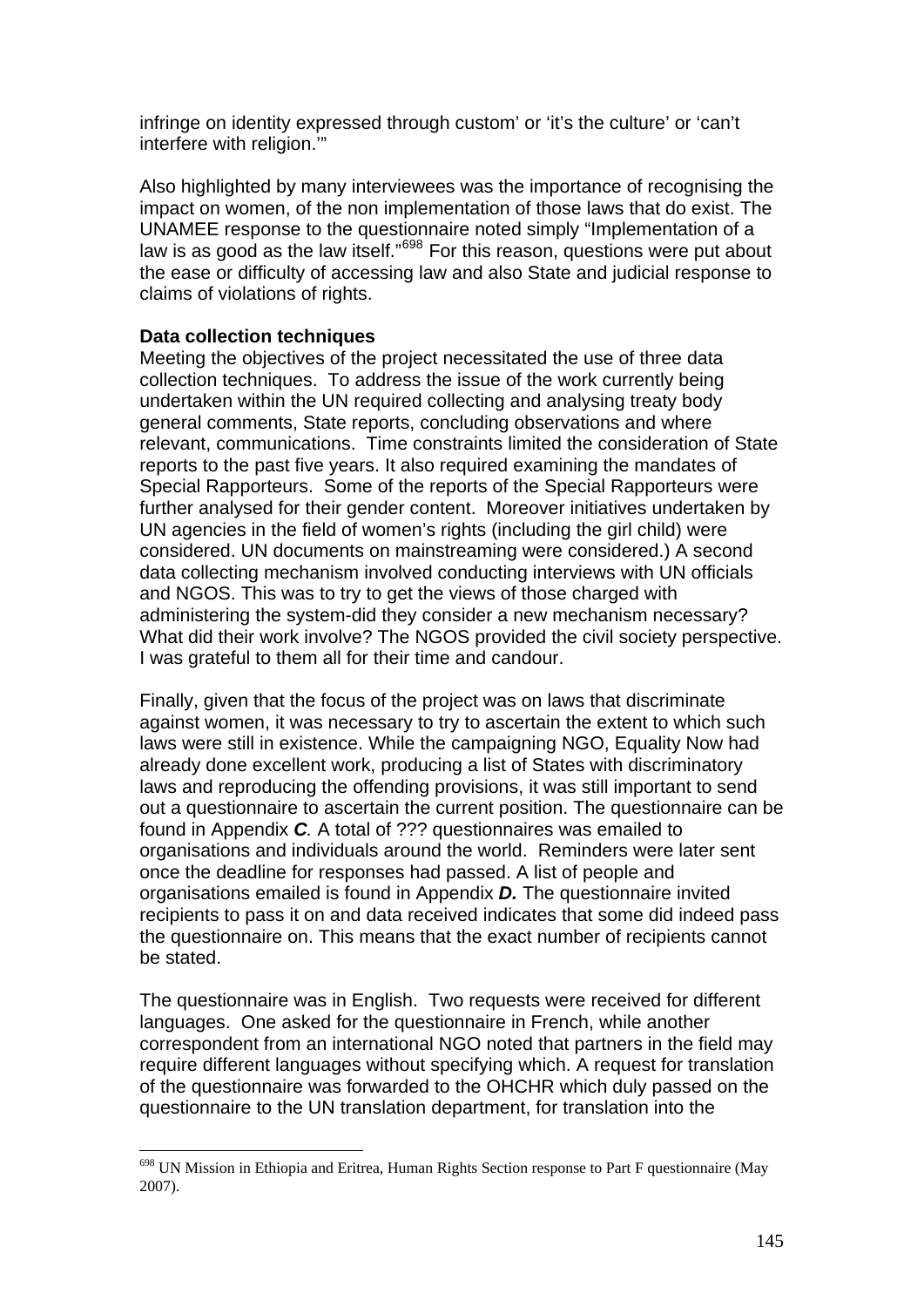infringe on identity expressed through custom' or 'it's the culture' or 'can't interfere with religion.'"

Also highlighted by many interviewees was the importance of recognising the impact on women, of the non implementation of those laws that do exist. The UNAMEE response to the questionnaire noted simply "Implementation of a law is as good as the law itself."[698] For this reason, questions were put about the ease or difficulty of accessing law and also State and judicial response to claims of violations of rights.

**Data collection techniques**

Meeting the objectives of the project necessitated the use of three data collection techniques. To address the issue of the work currently being undertaken within the UN required collecting and analysing treaty body general comments, State reports, concluding observations and where relevant, communications. Time constraints limited the consideration of State reports to the past five years. It also required examining the mandates of Special Rapporteurs. Some of the reports of the Special Rapporteurs were further analysed for their gender content. Moreover initiatives undertaken by UN agencies in the field of women's rights (including the girl child) were considered. UN documents on mainstreaming were considered.) A second data collecting mechanism involved conducting interviews with UN officials and NGOS. This was to try to get the views of those charged with administering the system-did they consider a new mechanism necessary? What did their work involve? The NGOS provided the civil society perspective. I was grateful to them all for their time and candour.

Finally, given that the focus of the project was on laws that discriminate against women, it was necessary to try to ascertain the extent to which such laws were still in existence. While the campaigning NGO, Equality Now had already done excellent work, producing a list of States with discriminatory laws and reproducing the offending provisions, it was still important to send out a questionnaire to ascertain the current position. The questionnaire can be found in Appendix ***C***. A total of ??? questionnaires was emailed to organisations and individuals around the world. Reminders were later sent once the deadline for responses had passed. A list of people and organisations emailed is found in Appendix ***D.*** The questionnaire invited recipients to pass it on and data received indicates that some did indeed pass the questionnaire on. This means that the exact number of recipients cannot be stated.

The questionnaire was in English. Two requests were received for different languages. One asked for the questionnaire in French, while another correspondent from an international NGO noted that partners in the field may require different languages without specifying which. A request for translation of the questionnaire was forwarded to the OHCHR which duly passed on the questionnaire to the UN translation department, for translation into the

---

[698] UN Mission in Ethiopia and Eritrea, Human Rights Section response to Part F questionnaire (May 2007).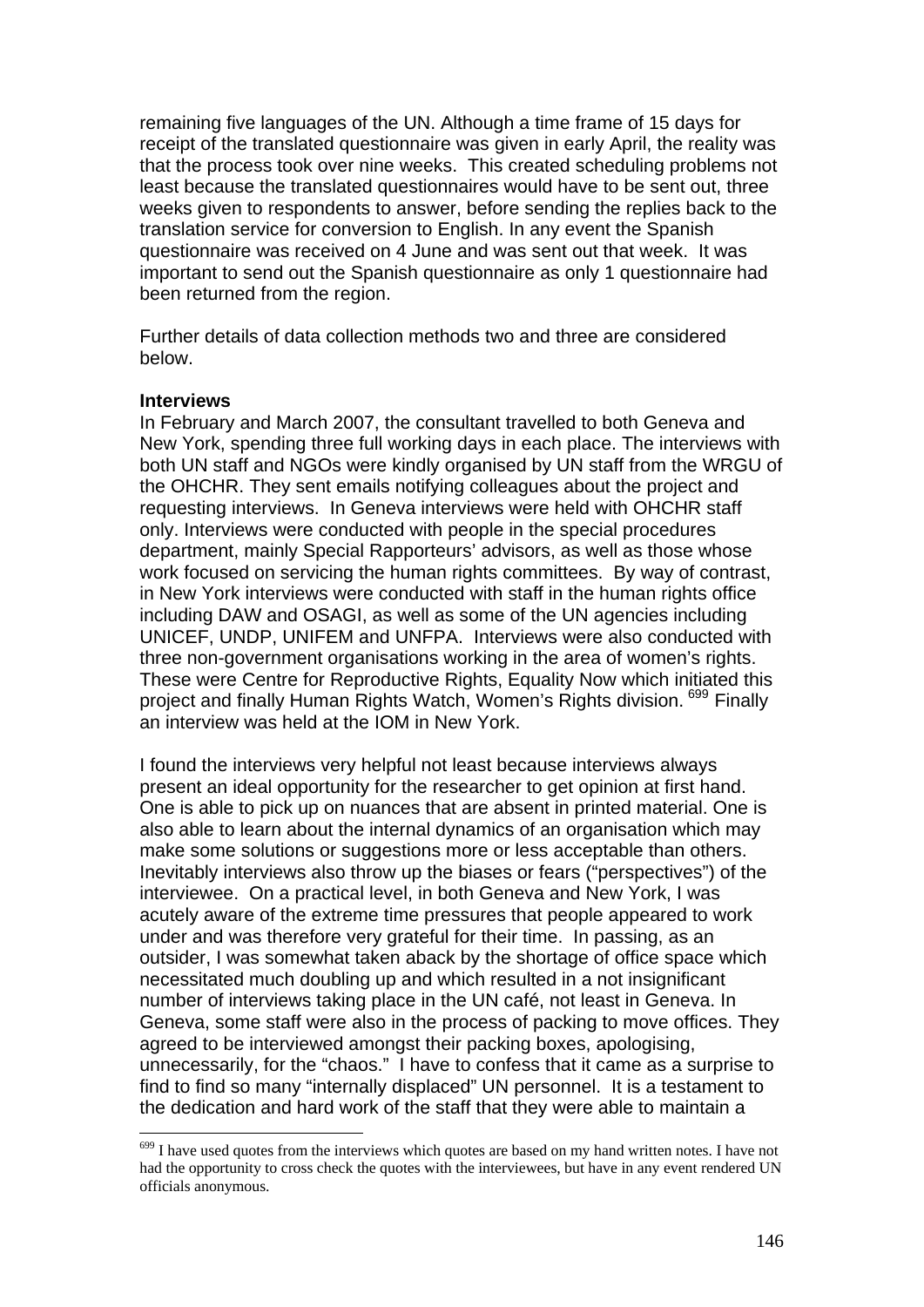remaining five languages of the UN. Although a time frame of 15 days for receipt of the translated questionnaire was given in early April, the reality was that the process took over nine weeks. This created scheduling problems not least because the translated questionnaires would have to be sent out, three weeks given to respondents to answer, before sending the replies back to the translation service for conversion to English. In any event the Spanish questionnaire was received on 4 June and was sent out that week. It was important to send out the Spanish questionnaire as only 1 questionnaire had been returned from the region.

Further details of data collection methods two and three are considered below.

**Interviews**

In February and March 2007, the consultant travelled to both Geneva and New York, spending three full working days in each place. The interviews with both UN staff and NGOs were kindly organised by UN staff from the WRGU of the OHCHR. They sent emails notifying colleagues about the project and requesting interviews. In Geneva interviews were held with OHCHR staff only. Interviews were conducted with people in the special procedures department, mainly Special Rapporteurs' advisors, as well as those whose work focused on servicing the human rights committees. By way of contrast, in New York interviews were conducted with staff in the human rights office including DAW and OSAGI, as well as some of the UN agencies including UNICEF, UNDP, UNIFEM and UNFPA. Interviews were also conducted with three non-government organisations working in the area of women's rights. These were Centre for Reproductive Rights, Equality Now which initiated this project and finally Human Rights Watch, Women's Rights division. [699] Finally an interview was held at the IOM in New York.

I found the interviews very helpful not least because interviews always present an ideal opportunity for the researcher to get opinion at first hand. One is able to pick up on nuances that are absent in printed material. One is also able to learn about the internal dynamics of an organisation which may make some solutions or suggestions more or less acceptable than others. Inevitably interviews also throw up the biases or fears ("perspectives") of the interviewee. On a practical level, in both Geneva and New York, I was acutely aware of the extreme time pressures that people appeared to work under and was therefore very grateful for their time. In passing, as an outsider, I was somewhat taken aback by the shortage of office space which necessitated much doubling up and which resulted in a not insignificant number of interviews taking place in the UN café, not least in Geneva. In Geneva, some staff were also in the process of packing to move offices. They agreed to be interviewed amongst their packing boxes, apologising, unnecessarily, for the "chaos." I have to confess that it came as a surprise to find to find so many "internally displaced" UN personnel. It is a testament to the dedication and hard work of the staff that they were able to maintain a

[699] I have used quotes from the interviews which quotes are based on my hand written notes. I have not had the opportunity to cross check the quotes with the interviewees, but have in any event rendered UN officials anonymous.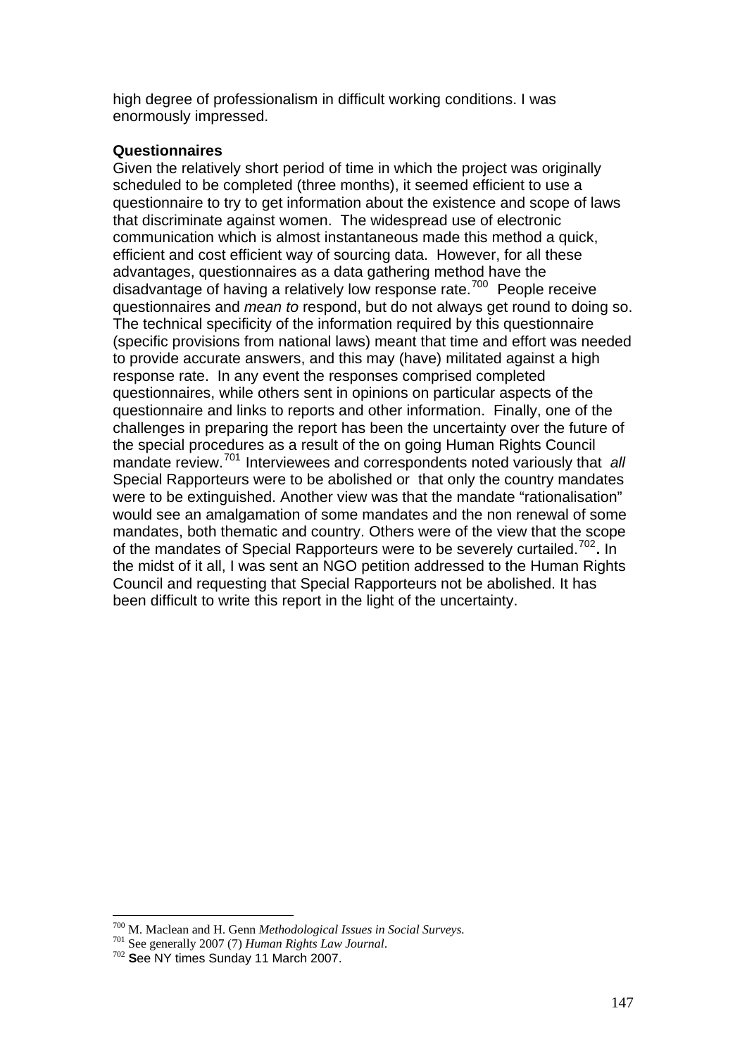high degree of professionalism in difficult working conditions. I was enormously impressed.

**Questionnaires**

Given the relatively short period of time in which the project was originally scheduled to be completed (three months), it seemed efficient to use a questionnaire to try to get information about the existence and scope of laws that discriminate against women. The widespread use of electronic communication which is almost instantaneous made this method a quick, efficient and cost efficient way of sourcing data. However, for all these advantages, questionnaires as a data gathering method have the disadvantage of having a relatively low response rate.[700] People receive questionnaires and *mean to* respond, but do not always get round to doing so. The technical specificity of the information required by this questionnaire (specific provisions from national laws) meant that time and effort was needed to provide accurate answers, and this may (have) militated against a high response rate. In any event the responses comprised completed questionnaires, while others sent in opinions on particular aspects of the questionnaire and links to reports and other information. Finally, one of the challenges in preparing the report has been the uncertainty over the future of the special procedures as a result of the on going Human Rights Council mandate review.[701] Interviewees and correspondents noted variously that *all* Special Rapporteurs were to be abolished or that only the country mandates were to be extinguished. Another view was that the mandate "rationalisation" would see an amalgamation of some mandates and the non renewal of some mandates, both thematic and country. Others were of the view that the scope of the mandates of Special Rapporteurs were to be severely curtailed.[702]**.** In the midst of it all, I was sent an NGO petition addressed to the Human Rights Council and requesting that Special Rapporteurs not be abolished. It has been difficult to write this report in the light of the uncertainty.

---

[700] M. Maclean and H. Genn *Methodological Issues in Social Surveys.*

[701] See generally 2007 (7) *Human Rights Law Journal*.

[702] **S**ee NY times Sunday 11 March 2007.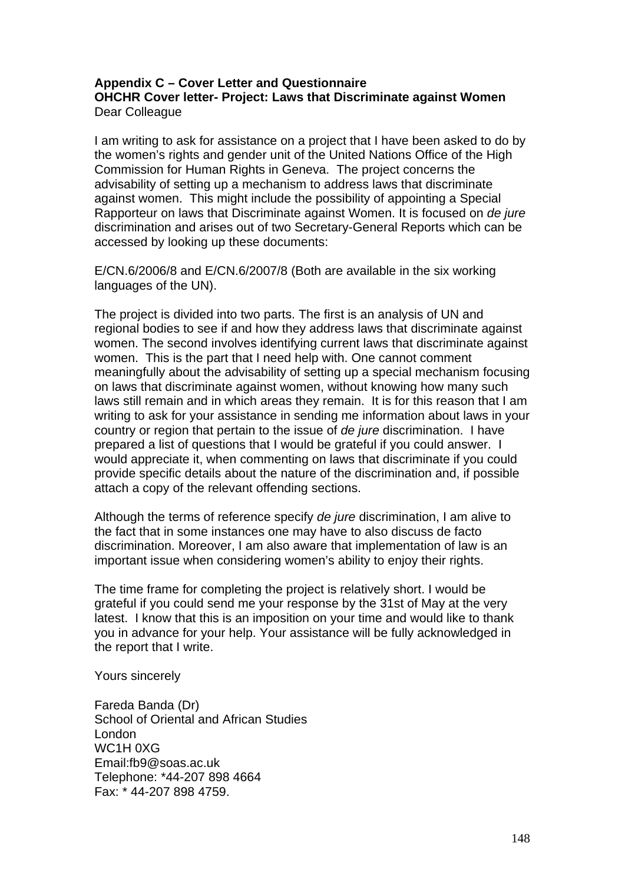**Appendix C – Cover Letter and Questionnaire**
**OHCHR Cover letter- Project: Laws that Discriminate against Women**
Dear Colleague

I am writing to ask for assistance on a project that I have been asked to do by the women's rights and gender unit of the United Nations Office of the High Commission for Human Rights in Geneva. The project concerns the advisability of setting up a mechanism to address laws that discriminate against women. This might include the possibility of appointing a Special Rapporteur on laws that Discriminate against Women. It is focused on *de jure* discrimination and arises out of two Secretary-General Reports which can be accessed by looking up these documents:

E/CN.6/2006/8 and E/CN.6/2007/8 (Both are available in the six working languages of the UN).

The project is divided into two parts. The first is an analysis of UN and regional bodies to see if and how they address laws that discriminate against women. The second involves identifying current laws that discriminate against women. This is the part that I need help with. One cannot comment meaningfully about the advisability of setting up a special mechanism focusing on laws that discriminate against women, without knowing how many such laws still remain and in which areas they remain. It is for this reason that I am writing to ask for your assistance in sending me information about laws in your country or region that pertain to the issue of *de jure* discrimination. I have prepared a list of questions that I would be grateful if you could answer. I would appreciate it, when commenting on laws that discriminate if you could provide specific details about the nature of the discrimination and, if possible attach a copy of the relevant offending sections.

Although the terms of reference specify *de jure* discrimination, I am alive to the fact that in some instances one may have to also discuss de facto discrimination. Moreover, I am also aware that implementation of law is an important issue when considering women's ability to enjoy their rights.

The time frame for completing the project is relatively short. I would be grateful if you could send me your response by the 31st of May at the very latest. I know that this is an imposition on your time and would like to thank you in advance for your help. Your assistance will be fully acknowledged in the report that I write.

Yours sincerely

Fareda Banda (Dr)
School of Oriental and African Studies
London
WC1H 0XG
Email:fb9@soas.ac.uk
Telephone: *44-207 898 4664
Fax: * 44-207 898 4759.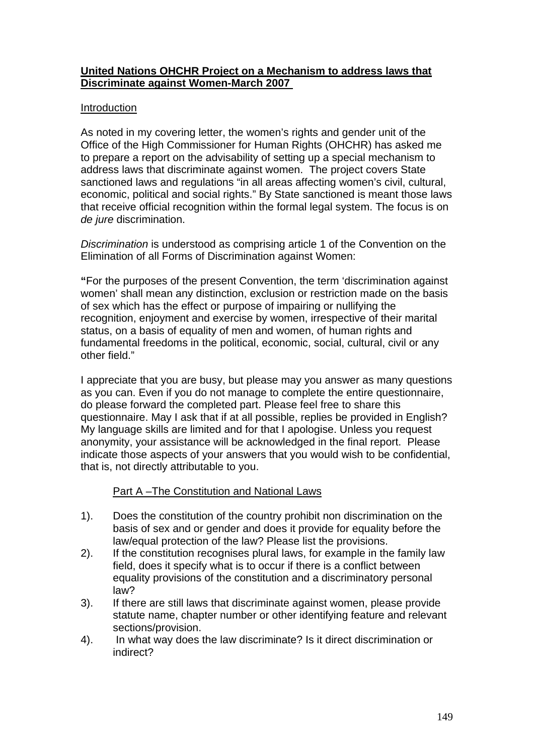**United Nations OHCHR Project on a Mechanism to address laws that Discriminate against Women-March 2007**

Introduction

As noted in my covering letter, the women's rights and gender unit of the Office of the High Commissioner for Human Rights (OHCHR) has asked me to prepare a report on the advisability of setting up a special mechanism to address laws that discriminate against women. The project covers State sanctioned laws and regulations "in all areas affecting women's civil, cultural, economic, political and social rights." By State sanctioned is meant those laws that receive official recognition within the formal legal system. The focus is on *de jure* discrimination.

*Discrimination* is understood as comprising article 1 of the Convention on the Elimination of all Forms of Discrimination against Women:

**"**For the purposes of the present Convention, the term 'discrimination against women' shall mean any distinction, exclusion or restriction made on the basis of sex which has the effect or purpose of impairing or nullifying the recognition, enjoyment and exercise by women, irrespective of their marital status, on a basis of equality of men and women, of human rights and fundamental freedoms in the political, economic, social, cultural, civil or any other field."

I appreciate that you are busy, but please may you answer as many questions as you can. Even if you do not manage to complete the entire questionnaire, do please forward the completed part. Please feel free to share this questionnaire. May I ask that if at all possible, replies be provided in English? My language skills are limited and for that I apologise. Unless you request anonymity, your assistance will be acknowledged in the final report. Please indicate those aspects of your answers that you would wish to be confidential, that is, not directly attributable to you.

Part A –The Constitution and National Laws

1). Does the constitution of the country prohibit non discrimination on the basis of sex and or gender and does it provide for equality before the law/equal protection of the law? Please list the provisions.

2). If the constitution recognises plural laws, for example in the family law field, does it specify what is to occur if there is a conflict between equality provisions of the constitution and a discriminatory personal law?

3). If there are still laws that discriminate against women, please provide statute name, chapter number or other identifying feature and relevant sections/provision.

4). In what way does the law discriminate? Is it direct discrimination or indirect?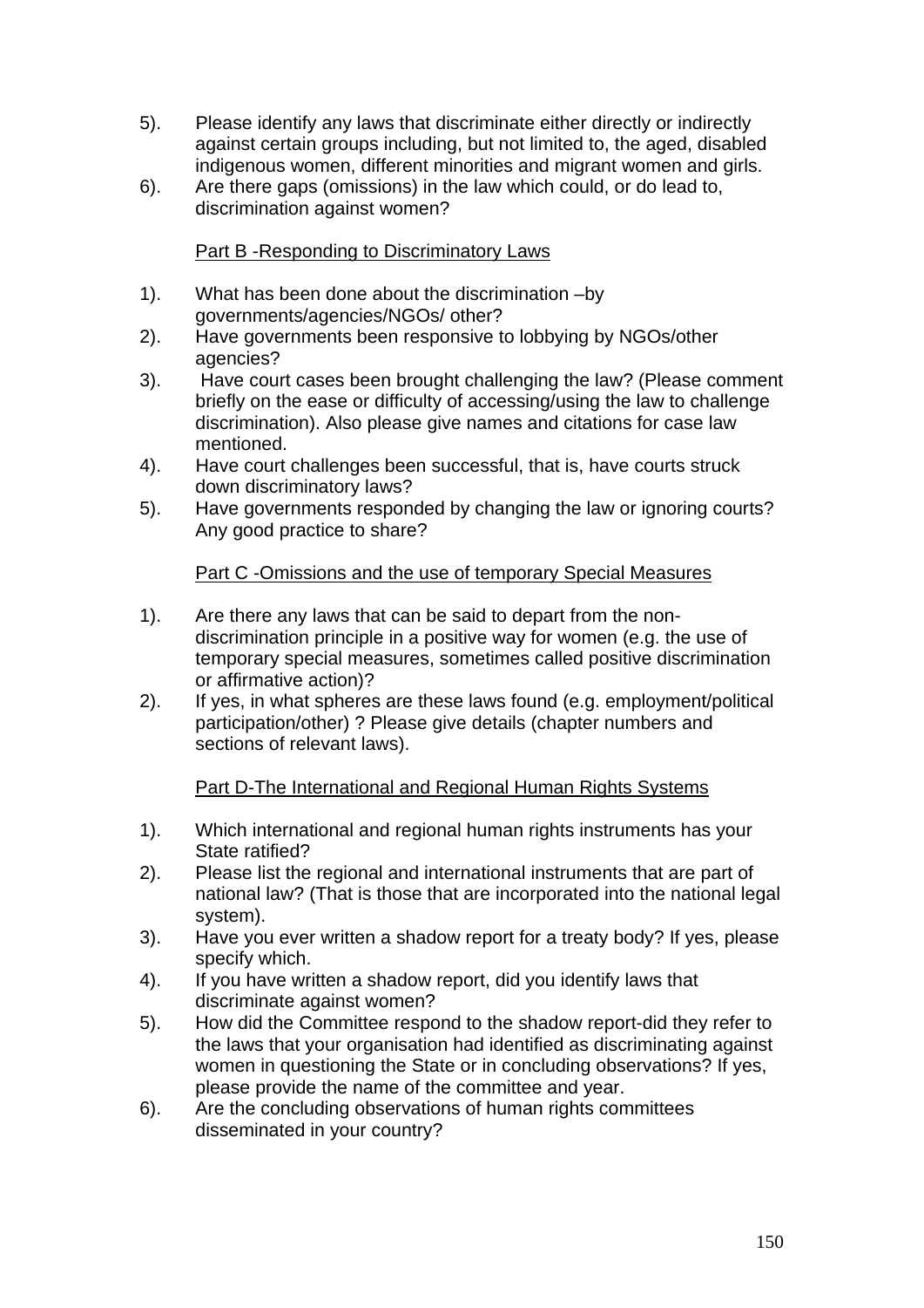5). Please identify any laws that discriminate either directly or indirectly against certain groups including, but not limited to, the aged, disabled indigenous women, different minorities and migrant women and girls.

6). Are there gaps (omissions) in the law which could, or do lead to, discrimination against women?

Part B -Responding to Discriminatory Laws

1). What has been done about the discrimination –by governments/agencies/NGOs/ other?

2). Have governments been responsive to lobbying by NGOs/other agencies?

3). Have court cases been brought challenging the law? (Please comment briefly on the ease or difficulty of accessing/using the law to challenge discrimination). Also please give names and citations for case law mentioned.

4). Have court challenges been successful, that is, have courts struck down discriminatory laws?

5). Have governments responded by changing the law or ignoring courts? Any good practice to share?

Part C -Omissions and the use of temporary Special Measures

1). Are there any laws that can be said to depart from the non-discrimination principle in a positive way for women (e.g. the use of temporary special measures, sometimes called positive discrimination or affirmative action)?

2). If yes, in what spheres are these laws found (e.g. employment/political participation/other) ? Please give details (chapter numbers and sections of relevant laws).

Part D-The International and Regional Human Rights Systems

1). Which international and regional human rights instruments has your State ratified?

2). Please list the regional and international instruments that are part of national law? (That is those that are incorporated into the national legal system).

3). Have you ever written a shadow report for a treaty body? If yes, please specify which.

4). If you have written a shadow report, did you identify laws that discriminate against women?

5). How did the Committee respond to the shadow report-did they refer to the laws that your organisation had identified as discriminating against women in questioning the State or in concluding observations? If yes, please provide the name of the committee and year.

6). Are the concluding observations of human rights committees disseminated in your country?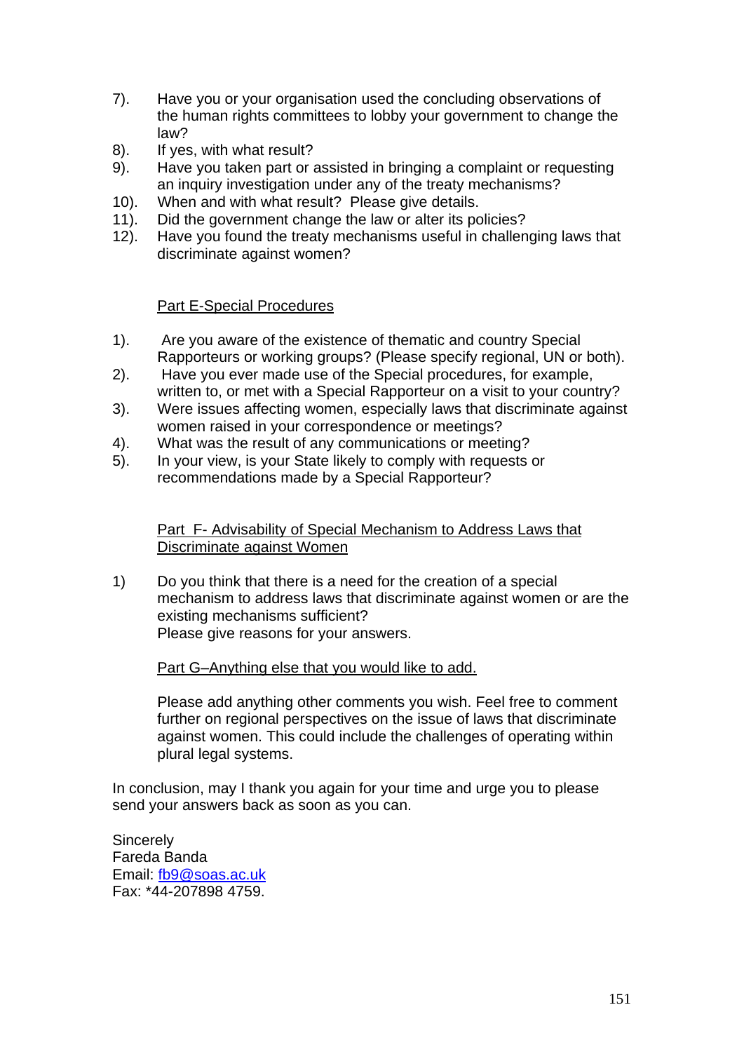7). Have you or your organisation used the concluding observations of the human rights committees to lobby your government to change the law?
8). If yes, with what result?
9). Have you taken part or assisted in bringing a complaint or requesting an inquiry investigation under any of the treaty mechanisms?
10). When and with what result? Please give details.
11). Did the government change the law or alter its policies?
12). Have you found the treaty mechanisms useful in challenging laws that discriminate against women?

Part E-Special Procedures

1). Are you aware of the existence of thematic and country Special Rapporteurs or working groups? (Please specify regional, UN or both).
2). Have you ever made use of the Special procedures, for example, written to, or met with a Special Rapporteur on a visit to your country?
3). Were issues affecting women, especially laws that discriminate against women raised in your correspondence or meetings?
4). What was the result of any communications or meeting?
5). In your view, is your State likely to comply with requests or recommendations made by a Special Rapporteur?

Part F- Advisability of Special Mechanism to Address Laws that Discriminate against Women

1) Do you think that there is a need for the creation of a special mechanism to address laws that discriminate against women or are the existing mechanisms sufficient?
Please give reasons for your answers.

Part G–Anything else that you would like to add.

Please add anything other comments you wish. Feel free to comment further on regional perspectives on the issue of laws that discriminate against women. This could include the challenges of operating within plural legal systems.

In conclusion, may I thank you again for your time and urge you to please send your answers back as soon as you can.

Sincerely
Fareda Banda
Email: fb9@soas.ac.uk
Fax: *44-207898 4759.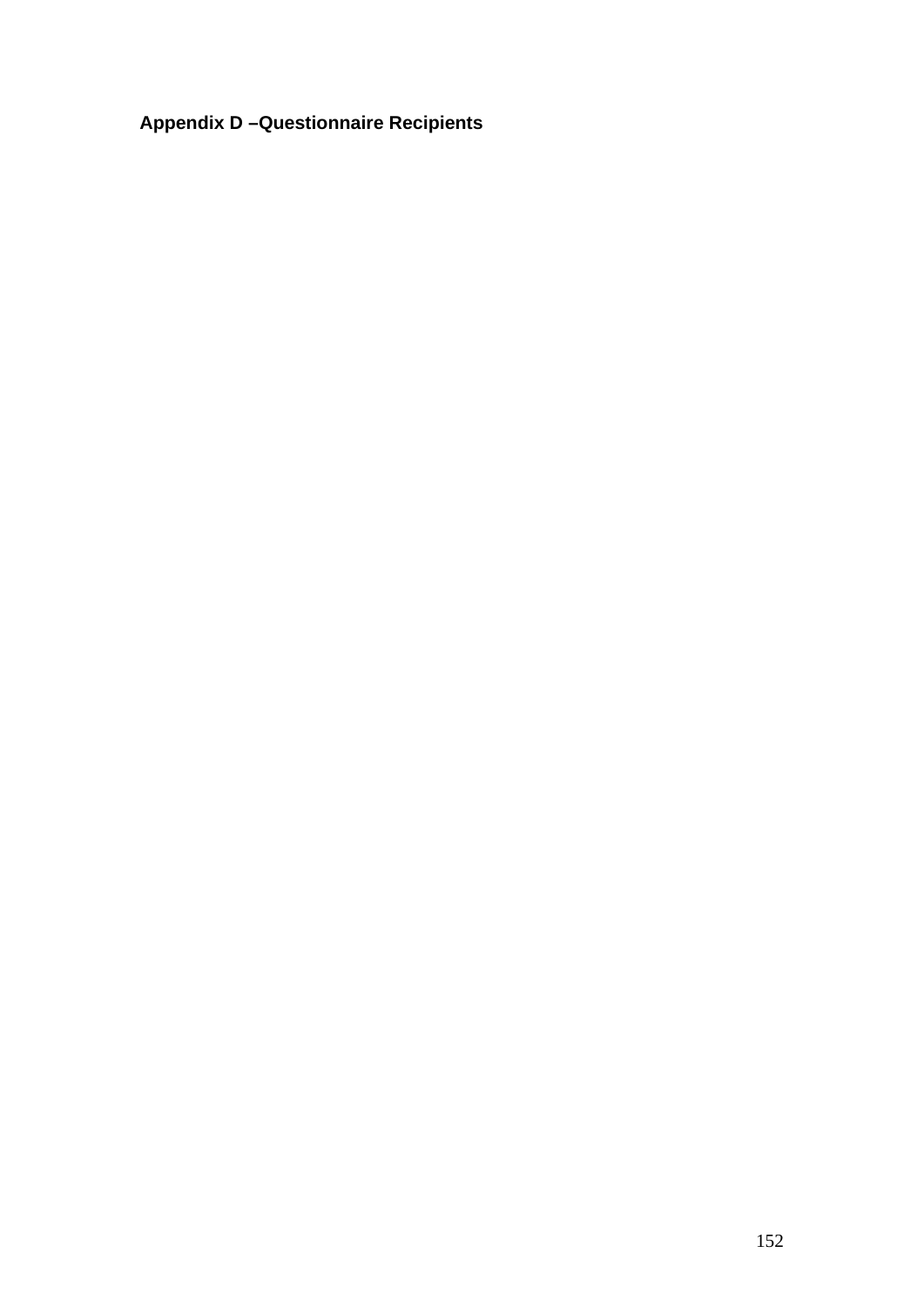**Appendix D –Questionnaire Recipients**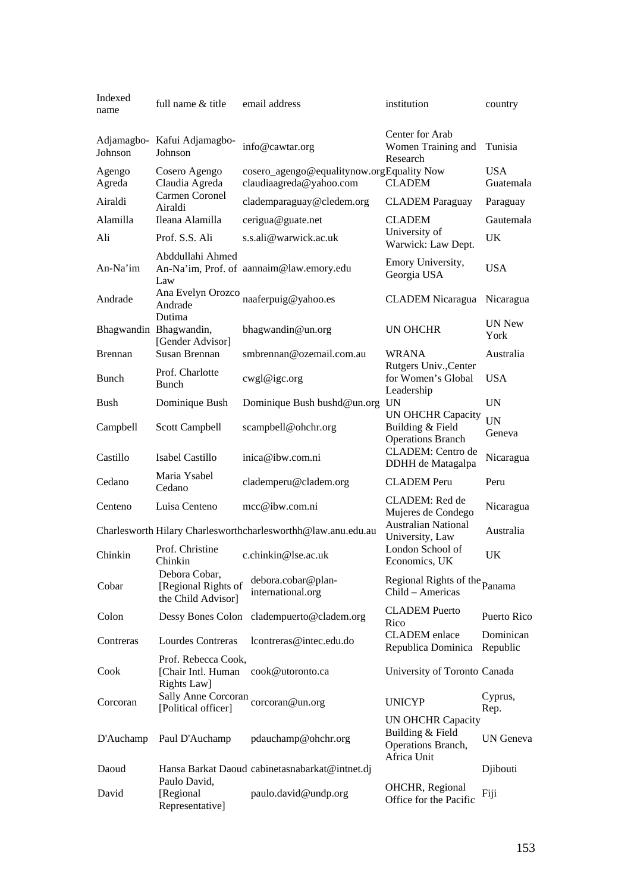| Indexed name | full name & title | email address | institution | country |
|---|---|---|---|---|
| Adjamagbo-Johnson | Kafui Adjamagbo-Johnson | info@cawtar.org | Center for Arab Women Training and Research | Tunisia |
| Agengo | Cosero Agengo | cosero_agengo@equalitynow.org | Equality Now | USA |
| Agreda | Claudia Agreda | claudiaagreda@yahoo.com | CLADEM | Guatemala |
| Airaldi | Carmen Coronel Airaldi | clademparaguay@cledem.org | CLADEM Paraguay | Paraguay |
| Alamilla | Ileana Alamilla | cerigua@guate.net | CLADEM | Gautemala |
| Ali | Prof. S.S. Ali | s.s.ali@warwick.ac.uk | University of Warwick: Law Dept. | UK |
| An-Na'im | Abddullahi Ahmed An-Na'im, Prof. of Law | aannaim@law.emory.edu | Emory University, Georgia USA | USA |
| Andrade | Ana Evelyn Orozco Andrade | naaferpuig@yahoo.es | CLADEM Nicaragua | Nicaragua |
| Bhagwandin | Dutima Bhagwandin, [Gender Advisor] | bhagwandin@un.org | UN OHCHR | UN New York |
| Brennan | Susan Brennan | smbrennan@ozemail.com.au | WRANA | Australia |
| Bunch | Prof. Charlotte Bunch | cwgl@igc.org | Rutgers Univ.,Center for Women's Global Leadership | USA |
| Bush | Dominique Bush | Dominique Bush bushd@un.org | UN | UN |
| Campbell | Scott Campbell | scampbell@ohchr.org | UN OHCHR Capacity Building & Field Operations Branch | UN Geneva |
| Castillo | Isabel Castillo | inica@ibw.com.ni | CLADEM: Centro de DDHH de Matagalpa | Nicaragua |
| Cedano | Maria Ysabel Cedano | clademperu@cladem.org | CLADEM Peru | Peru |
| Centeno | Luisa Centeno | mcc@ibw.com.ni | CLADEM: Red de Mujeres de Condego | Nicaragua |
| Charlesworth | Hilary Charlesworth | charlesworthh@law.anu.edu.au | Australian National University, Law | Australia |
| Chinkin | Prof. Christine Chinkin | c.chinkin@lse.ac.uk | London School of Economics, UK | UK |
| Cobar | Debora Cobar, [Regional Rights of the Child Advisor] | debora.cobar@plan-international.org | Regional Rights of the Child – Americas | Panama |
| Colon | Dessy Bones Colon | clademppuerto@cladem.org | CLADEM Puerto Rico | Puerto Rico |
| Contreras | Lourdes Contreras | lcontreras@intec.edu.do | CLADEM enlace Republica Dominica | Dominican Republic |
| Cook | Prof. Rebecca Cook, [Chair Intl. Human Rights Law] | cook@utoronto.ca | University of Toronto | Canada |
| Corcoran | Sally Anne Corcoran [Political officer] | corcoran@un.org | UNICYP | Cyprus, Rep. |
| D'Auchamp | Paul D'Auchamp | pdauchamp@ohchr.org | UN OHCHR Capacity Building & Field Operations Branch, Africa Unit | UN Geneva |
| Daoud | Hansa Barkat Daoud | cabinetasnabarkat@intnet.dj | | Djibouti |
| David | Paulo David, [Regional Representative] | paulo.david@undp.org | OHCHR, Regional Office for the Pacific | Fiji |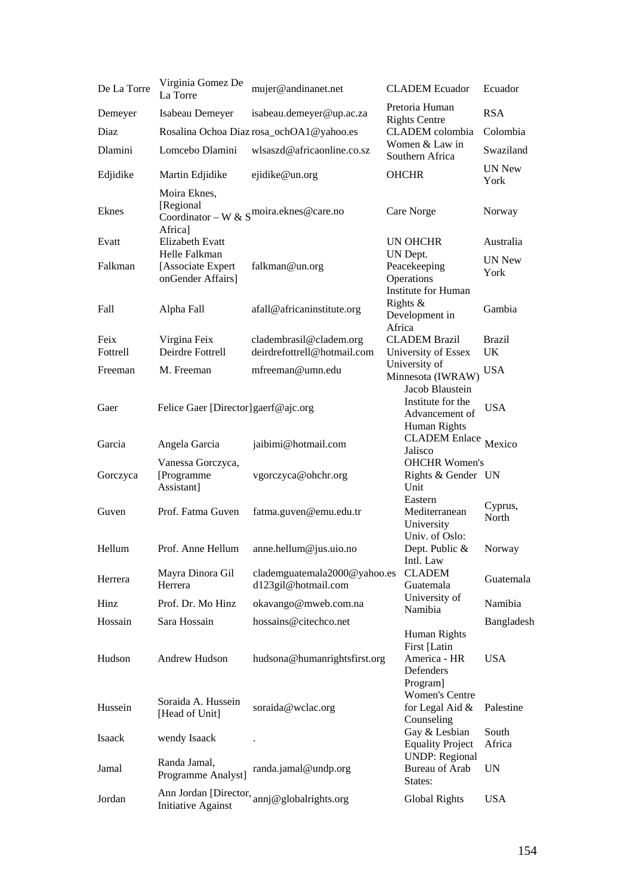| | | | | |
|---|---|---|---|---|
| De La Torre | Virginia Gomez De La Torre | mujer@andinanet.net | CLADEM Ecuador | Ecuador |
| Demeyer | Isabeau Demeyer | isabeau.demeyer@up.ac.za | Pretoria Human Rights Centre | RSA |
| Diaz | Rosalina Ochoa Diaz | rosa_ochOA1@yahoo.es | CLADEM colombia | Colombia |
| Dlamini | Lomcebo Dlamini | wlsaszd@africaonline.co.sz | Women & Law in Southern Africa | Swaziland |
| Edjidike | Martin Edjidike | ejidike@un.org | OHCHR | UN New York |
| Eknes | Moira Eknes, [Regional Coordinator – W & S Africa] | moira.eknes@care.no | Care Norge | Norway |
| Evatt | Elizabeth Evatt | | UN OHCHR | Australia |
| Falkman | Helle Falkman [Associate Expert onGender Affairs] | falkman@un.org | UN Dept. Peacekeeping Operations | UN New York |
| Fall | Alpha Fall | afall@africaninstitute.org | Institute for Human Rights & Development in Africa | Gambia |
| Feix | Virgina Feix | cladembrasil@cladem.org | CLADEM Brazil | Brazil |
| Fottrell | Deirdre Fottrell | deirdrefottrell@hotmail.com | University of Essex | UK |
| Freeman | M. Freeman | mfreeman@umn.edu | University of Minnesota (IWRAW) | USA |
| Gaer | Felice Gaer [Director] | gaerf@ajc.org | Jacob Blaustein Institute for the Advancement of Human Rights | USA |
| Garcia | Angela Garcia | jaibimi@hotmail.com | CLADEM Enlace Jalisco | Mexico |
| Gorczyca | Vanessa Gorczyca, [Programme Assistant] | vgorczyca@ohchr.org | OHCHR Women's Rights & Gender Unit | UN |
| Guven | Prof. Fatma Guven | fatma.guven@emu.edu.tr | Eastern Mediterranean University | Cyprus, North |
| Hellum | Prof. Anne Hellum | anne.hellum@jus.uio.no | Univ. of Oslo: Dept. Public & Intl. Law | Norway |
| Herrera | Mayra Dinora Gil Herrera | clademguatemala2000@yahoo.es d123gil@hotmail.com | CLADEM Guatemala | Guatemala |
| Hinz | Prof. Dr. Mo Hinz | okavango@mweb.com.na | University of Namibia | Namibia |
| Hossain | Sara Hossain | hossains@citechco.net | | Bangladesh |
| Hudson | Andrew Hudson | hudsona@humanrightsfirst.org | Human Rights First [Latin America - HR Defenders Program] | USA |
| Hussein | Soraida A. Hussein [Head of Unit] | soraida@wclac.org | Women's Centre for Legal Aid & Counseling | Palestine |
| Isaack | wendy Isaack | . | Gay & Lesbian Equality Project | South Africa |
| Jamal | Randa Jamal, Programme Analyst] | randa.jamal@undp.org | UNDP: Regional Bureau of Arab States: | UN |
| Jordan | Ann Jordan [Director, Initiative Against | annj@globalrights.org | Global Rights | USA |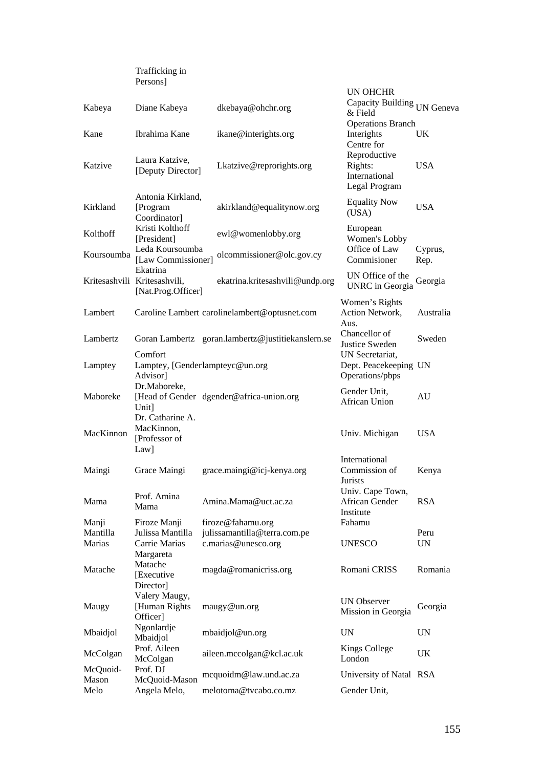| | | | | |
|---|---|---|---|---|
| | Trafficking in Persons] | | | |
| Kabeya | Diane Kabeya | dkebaya@ohchr.org | UN OHCHR Capacity Building & Field Operations Branch | UN Geneva |
| Kane | Ibrahima Kane | ikane@interights.org | Interights | UK |
| Katzive | Laura Katzive, [Deputy Director] | Lkatzive@reprorights.org | Centre for Reproductive Rights: International Legal Program | USA |
| Kirkland | Antonia Kirkland, [Program Coordinator] | akirkland@equalitynow.org | Equality Now (USA) | USA |
| Kolthoff | Kristi Kolthoff [President] | ewl@womenlobby.org | European Women's Lobby | |
| Koursoumba | Leda Koursoumba [Law Commissioner] | olcommissioner@olc.gov.cy | Office of Law Commisioner | Cyprus, Rep. |
| Kritesashvili | Ekatrina Kritesashvili, [Nat.Prog.Officer] | ekatrina.kritesashvili@undp.org | UN Office of the UNRC in Georgia | Georgia |
| Lambert | Caroline Lambert | carolinelambert@optusnet.com | Women's Rights Action Network, Aus. | Australia |
| Lambertz | Goran Lambertz | goran.lambertz@justitiekanslern.se | Chancellor of Justice Sweden | Sweden |
| Lamptey | Comfort Lamptey, [Gender Advisor] | lampteyc@un.org | UN Secretariat, Dept. Peacekeeping Operations/pbps | UN |
| Maboreke | Dr.Maboreke, [Head of Gender Unit] | dgender@africa-union.org | Gender Unit, African Union | AU |
| MacKinnon | Dr. Catharine A. MacKinnon, [Professor of Law] | | Univ. Michigan | USA |
| Maingi | Grace Maingi | grace.maingi@icj-kenya.org | International Commission of Jurists | Kenya |
| Mama | Prof. Amina Mama | Amina.Mama@uct.ac.za | Univ. Cape Town, African Gender Institute | RSA |
| Manji | Firoze Manji | firoze@fahamu.org | Fahamu | |
| Mantilla | Julissa Mantilla | julissamantilla@terra.com.pe | | Peru |
| Marias | Carrie Marias | c.marias@unesco.org | UNESCO | UN |
| Matache | Margareta Matache [Executive Director] | magda@romanicriss.org | Romani CRISS | Romania |
| Maugy | Valery Maugy, [Human Rights Officer] | maugy@un.org | UN Observer Mission in Georgia | Georgia |
| Mbaidjol | Ngonlardje Mbaidjol | mbaidjol@un.org | UN | UN |
| McColgan | Prof. Aileen McColgan | aileen.mccolgan@kcl.ac.uk | Kings College London | UK |
| McQuoid-Mason | Prof. DJ McQuoid-Mason | mcquoidm@law.und.ac.za | University of Natal | RSA |
| Melo | Angela Melo, | melotoma@tvcabo.co.mz | Gender Unit, | |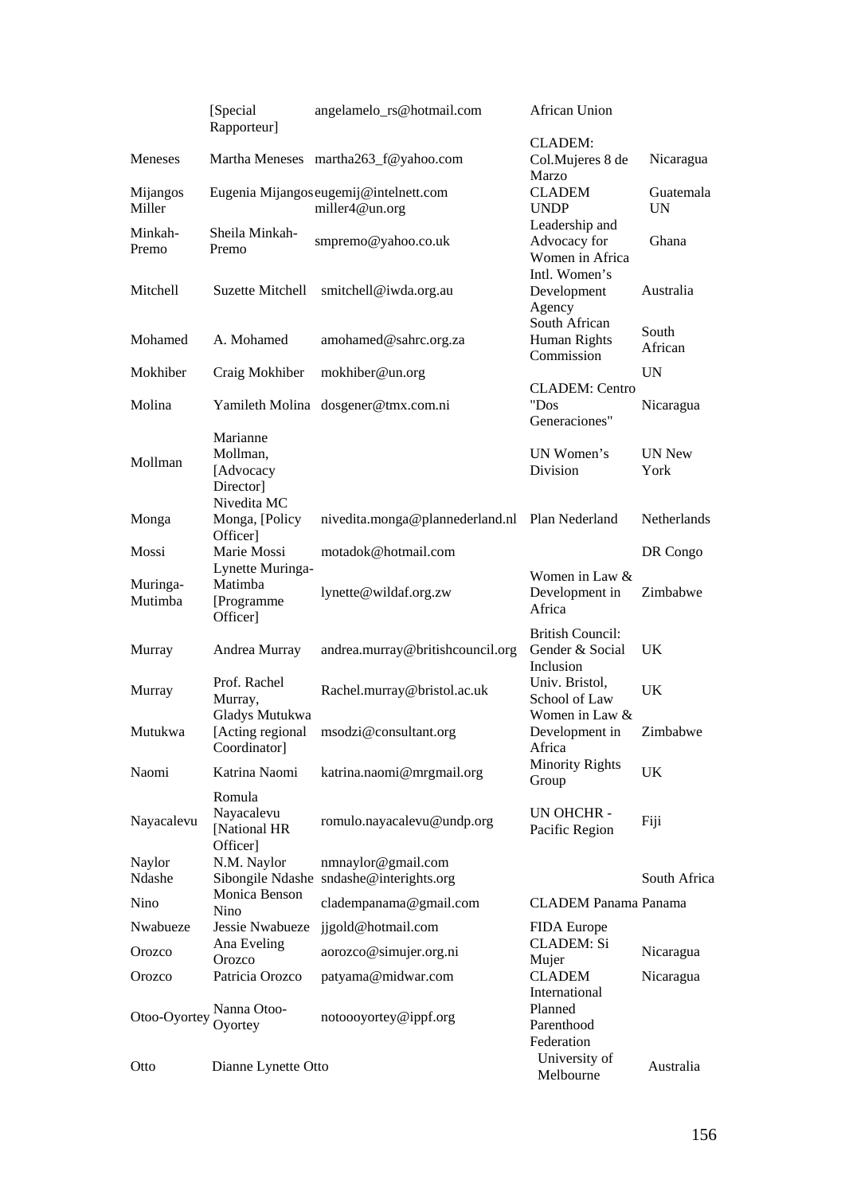| | | | | |
|---|---|---|---|---|
| | [Special Rapporteur] | angelamelo_rs@hotmail.com | African Union | |
| Meneses | Martha Meneses | martha263_f@yahoo.com | CLADEM: Col.Mujeres 8 de Marzo | Nicaragua |
| Mijangos | Eugenia Mijangos | eugemij@intelnett.com | CLADEM | Guatemala |
| Miller | | miller4@un.org | UNDP | UN |
| Minkah-Premo | Sheila Minkah-Premo | smpremo@yahoo.co.uk | Leadership and Advocacy for Women in Africa | Ghana |
| Mitchell | Suzette Mitchell | smitchell@iwda.org.au | Intl. Women's Development Agency | Australia |
| Mohamed | A. Mohamed | amohamed@sahrc.org.za | South African Human Rights Commission | South African |
| Mokhiber | Craig Mokhiber | mokhiber@un.org | | UN |
| Molina | Yamileth Molina | dosgener@tmx.com.ni | CLADEM: Centro "Dos Generaciones" | Nicaragua |
| Mollman | Marianne Mollman, [Advocacy Director] | | UN Women's Division | UN New York |
| Monga | Nivedita MC Monga, [Policy Officer] | nivedita.monga@plannederland.nl | Plan Nederland | Netherlands |
| Mossi | Marie Mossi | motadok@hotmail.com | | DR Congo |
| Muringa-Mutimba | Lynette Muringa-Matimba [Programme Officer] | lynette@wildaf.org.zw | Women in Law & Development in Africa | Zimbabwe |
| Murray | Andrea Murray | andrea.murray@britishcouncil.org | British Council: Gender & Social Inclusion | UK |
| Murray | Prof. Rachel Murray, | Rachel.murray@bristol.ac.uk | Univ. Bristol, School of Law | UK |
| Mutukwa | Gladys Mutukwa [Acting regional Coordinator] | msodzi@consultant.org | Women in Law & Development in Africa | Zimbabwe |
| Naomi | Katrina Naomi | katrina.naomi@mrgmail.org | Minority Rights Group | UK |
| Nayacalevu | Romula Nayacalevu [National HR Officer] | romulo.nayacalevu@undp.org | UN OHCHR - Pacific Region | Fiji |
| Naylor | N.M. Naylor | nmnaylor@gmail.com | | |
| Ndashe | Sibongile Ndashe | sndashe@interights.org | | South Africa |
| Nino | Monica Benson Nino | cladempanama@gmail.com | CLADEM Panama | Panama |
| Nwabueze | Jessie Nwabueze | jjgold@hotmail.com | FIDA Europe | |
| Orozco | Ana Eveling Orozco | aorozco@simujer.org.ni | CLADEM: Si Mujer | Nicaragua |
| Orozco | Patricia Orozco | patyama@midwar.com | CLADEM | Nicaragua |
| Otoo-Oyortey | Nanna Otoo-Oyortey | notoooyortey@ippf.org | International Planned Parenthood Federation | |
| Otto | Dianne Lynette Otto | | University of Melbourne | Australia |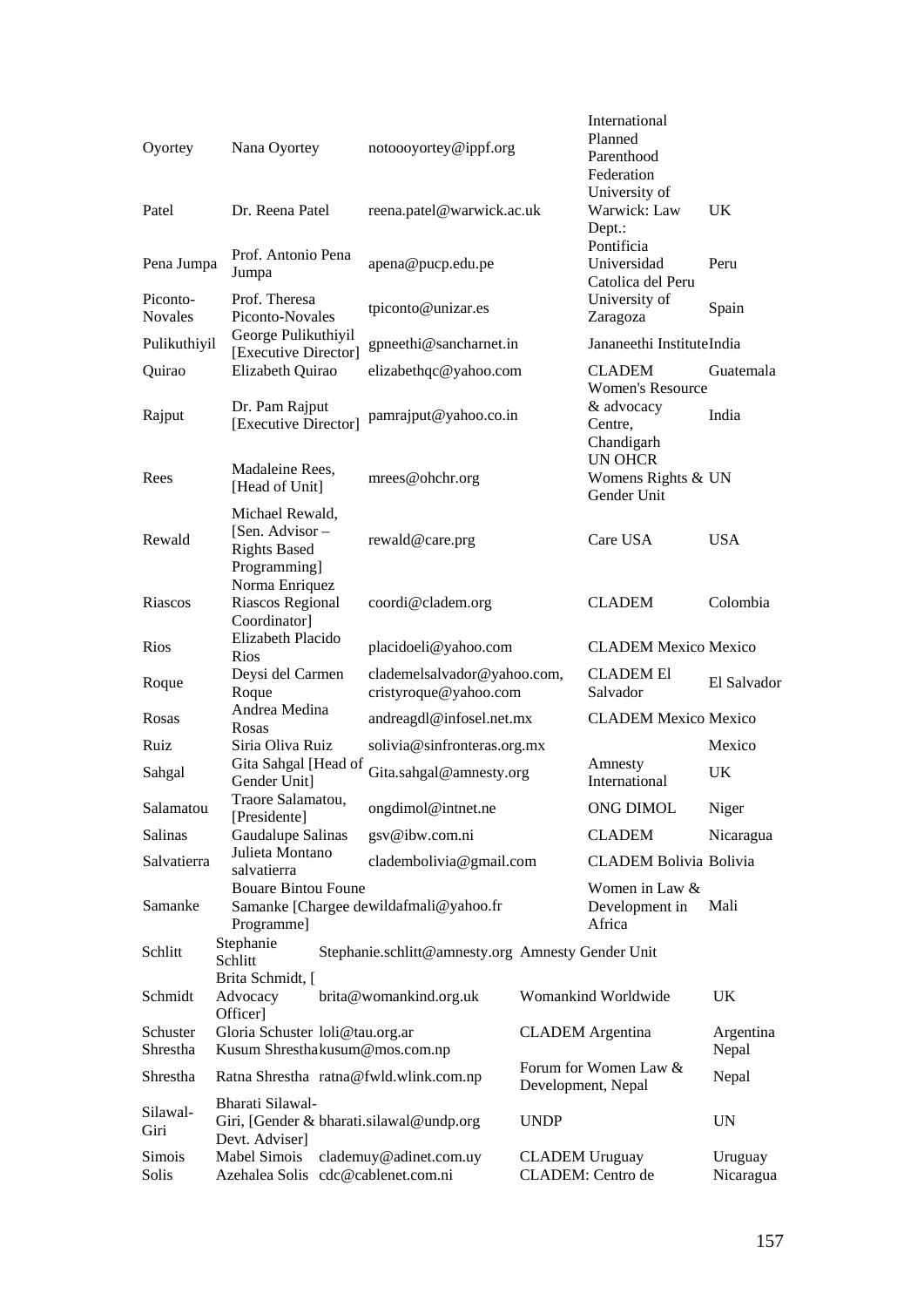| | | | | |
|---|---|---|---|---|
| Oyortey | Nana Oyortey | notoooyortey@ippf.org | International Planned Parenthood Federation | |
| Patel | Dr. Reena Patel | reena.patel@warwick.ac.uk | University of Warwick: Law Dept.: | UK |
| Pena Jumpa | Prof. Antonio Pena Jumpa | apena@pucp.edu.pe | Pontificia Universidad Catolica del Peru | Peru |
| Piconto-Novales | Prof. Theresa Piconto-Novales | tpiconto@unizar.es | University of Zaragoza | Spain |
| Pulikuthiyil | George Pulikuthiyil [Executive Director] | gpneethi@sancharnet.in | Janancethi Institute | India |
| Quirao | Elizabeth Quirao | elizabethqc@yahoo.com | CLADEM | Guatemala |
| Rajput | Dr. Pam Rajput [Executive Director] | pamrajput@yahoo.co.in | Women's Resource & advocacy Centre, Chandigarh | India |
| Rees | Madaleine Rees, [Head of Unit] | mrees@ohchr.org | UN OHCR Womens Rights & Gender Unit | UN |
| Rewald | Michael Rewald, [Sen. Advisor – Rights Based Programming] | rewald@care.prg | Care USA | USA |
| Riascos | Norma Enriquez Riascos Regional Coordinator] | coordi@cladem.org | CLADEM | Colombia |
| Rios | Elizabeth Placido Rios | placidoeli@yahoo.com | CLADEM Mexico | Mexico |
| Roque | Deysi del Carmen Roque | clademelsalvador@yahoo.com, cristyroque@yahoo.com | CLADEM El Salvador | El Salvador |
| Rosas | Andrea Medina Rosas | andreagdl@infosel.net.mx | CLADEM Mexico | Mexico |
| Ruiz | Siria Oliva Ruiz | solivia@sinfronteras.org.mx | | Mexico |
| Sahgal | Gita Sahgal [Head of Gender Unit] | Gita.sahgal@amnesty.org | Amnesty International | UK |
| Salamatou | Traore Salamatou, [Presidente] | ongdimol@intnet.ne | ONG DIMOL | Niger |
| Salinas | Gaudalupe Salinas | gsv@ibw.com.ni | CLADEM | Nicaragua |
| Salvatierra | Julieta Montano salvatierra | cladembolivia@gmail.com | CLADEM Bolivia | Bolivia |
| Samanke | Bouare Bintou Foune Samanke [Chargee de Programme] | wildafmali@yahoo.fr | Women in Law & Development in Africa | Mali |
| Schlitt | Stephanie Schlitt | Stephanie.schlitt@amnesty.org | Amnesty Gender Unit | |
| Schmidt | Brita Schmidt, [ Advocacy Officer] | brita@womankind.org.uk | Womankind Worldwide | UK |
| Schuster | Gloria Schuster | loli@tau.org.ar | CLADEM Argentina | Argentina |
| Shrestha | Kusum Shrestha | kusum@mos.com.np | | Nepal |
| Shrestha | Ratna Shrestha | ratna@fwld.wlink.com.np | Forum for Women Law & Development, Nepal | Nepal |
| Silawal-Giri | Bharati Silawal-Giri, [Gender & Devt. Adviser] | bharati.silawal@undp.org | UNDP | UN |
| Simois | Mabel Simois | clademuy@adinet.com.uy | CLADEM Uruguay | Uruguay |
| Solis | Azehalea Solis | cdc@cablenet.com.ni | CLADEM: Centro de | Nicaragua |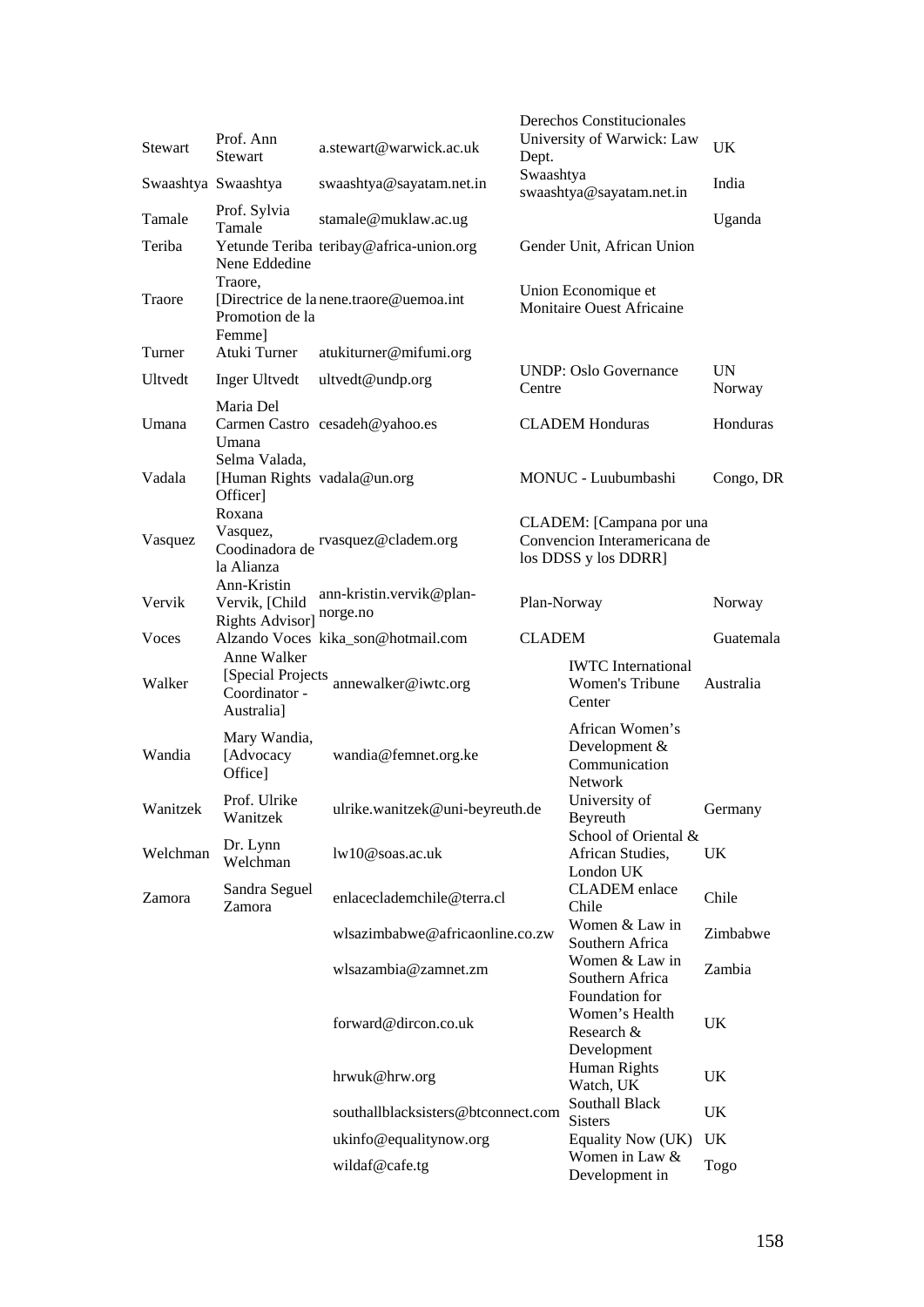| | | | | |
|---|---|---|---|---|
| | | | Derechos Constitucionales | |
| Stewart | Prof. Ann Stewart | a.stewart@warwick.ac.uk | University of Warwick: Law Dept. | UK |
| Swaashtya | Swaashtya | swaashtya@sayatam.net.in | Swaashtya swaashtya@sayatam.net.in | India |
| Tamale | Prof. Sylvia Tamale | stamale@muklaw.ac.ug | | Uganda |
| Teriba | Yetunde Teriba | teribay@africa-union.org | Gender Unit, African Union | |
| Traore | Nene Eddedine Traore, [Directrice de la Promotion de la Femme] | nene.traore@uemoa.int | Union Economique et Monitaire Ouest Africaine | |
| Turner | Atuki Turner | atukiturner@mifumi.org | | |
| Ultvedt | Inger Ultvedt | ultvedt@undp.org | UNDP: Oslo Governance Centre | UN Norway |
| Umana | Maria Del Carmen Castro Umana | cesadeh@yahoo.es | CLADEM Honduras | Honduras |
| Vadala | Selma Valada, [Human Rights Officer] | vadala@un.org | MONUC - Luubumbashi | Congo, DR |
| Vasquez | Roxana Vasquez, Coodinadora de la Alianza | rvasquez@cladem.org | CLADEM: [Campana por una Convencion Interamericana de los DDSS y los DDRR] | |
| Vervik | Ann-Kristin Vervik, [Child Rights Advisor] | ann-kristin.vervik@plan-norge.no | Plan-Norway | Norway |
| Voces | Alzando Voces | kika_son@hotmail.com | CLADEM | Guatemala |
| Walker | Anne Walker [Special Projects Coordinator - Australia] | annewalker@iwtc.org | IWTC International Women's Tribune Center | Australia |
| Wandia | Mary Wandia, [Advocacy Office] | wandia@femnet.org.ke | African Women's Development & Communication Network | |
| Wanitzek | Prof. Ulrike Wanitzek | ulrike.wanitzek@uni-beyreuth.de | University of Beyreuth | Germany |
| Welchman | Dr. Lynn Welchman | lw10@soas.ac.uk | School of Oriental & African Studies, London UK | UK |
| Zamora | Sandra Seguel Zamora | enlaceclademchile@terra.cl | CLADEM enlace Chile | Chile |
| | | wlsazimbabwe@africaonline.co.zw | Women & Law in Southern Africa | Zimbabwe |
| | | wlsazambia@zamnet.zm | Women & Law in Southern Africa | Zambia |
| | | forward@dircon.co.uk | Foundation for Women's Health Research & Development | UK |
| | | hrwuk@hrw.org | Human Rights Watch, UK | UK |
| | | southallblacksisters@btconnect.com | Southall Black Sisters | UK |
| | | ukinfo@equalitynow.org | Equality Now (UK) | UK |
| | | wildaf@cafe.tg | Women in Law & Development in | Togo |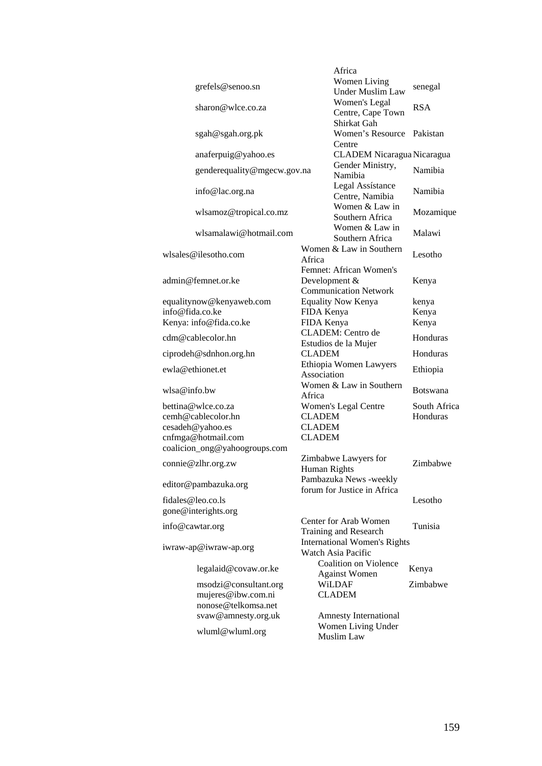| | | |
|---|---|---|
| | Africa | |
| grefels@senoo.sn | Women Living Under Muslim Law | senegal |
| sharon@wlce.co.za | Women's Legal Centre, Cape Town | RSA |
| sgah@sgah.org.pk | Shirkat Gah Women's Resource Centre | Pakistan |
| anaferpuig@yahoo.es | CLADEM Nicaragua | Nicaragua |
| genderequality@mgecw.gov.na | Gender Ministry, Namibia | Namibia |
| info@lac.org.na | Legal Assístance Centre, Namibia | Namibia |
| wlsamoz@tropical.co.mz | Women & Law in Southern Africa | Mozamique |
| wlsamalawi@hotmail.com | Women & Law in Southern Africa | Malawi |
| wlsales@ilesotho.com | Women & Law in Southern Africa | Lesotho |
| admin@femnet.or.ke | Femnet: African Women's Development & Communication Network | Kenya |
| equalitynow@kenyaweb.com | Equality Now Kenya | kenya |
| info@fida.co.ke | FIDA Kenya | Kenya |
| Kenya: info@fida.co.ke | FIDA Kenya | Kenya |
| cdm@cablecolor.hn | CLADEM: Centro de Estudios de la Mujer | Honduras |
| ciprodeh@sdnhon.org.hn | CLADEM | Honduras |
| ewla@ethionet.et | Ethiopia Women Lawyers Association | Ethiopia |
| wlsa@info.bw | Women & Law in Southern Africa | Botswana |
| bettina@wlce.co.za | Women's Legal Centre | South Africa |
| cemh@cablecolor.hn | CLADEM | Honduras |
| cesadeh@yahoo.es | CLADEM | |
| cnfmga@hotmail.com | CLADEM | |
| coalicion_ong@yahoogroups.com | | |
| connie@zlhr.org.zw | Zimbabwe Lawyers for Human Rights | Zimbabwe |
| editor@pambazuka.org | Pambazuka News -weekly forum for Justice in Africa | |
| fidales@leo.co.ls | | Lesotho |
| gone@interights.org | | |
| info@cawtar.org | Center for Arab Women Training and Research | Tunisia |
| iwraw-ap@iwraw-ap.org | International Women's Rights Watch Asia Pacific | |
| legalaid@covaw.or.ke | Coalition on Violence Against Women | Kenya |
| msodzi@consultant.org | WiLDAF | Zimbabwe |
| mujeres@ibw.com.ni | CLADEM | |
| nonose@telkomsa.net | | |
| svaw@amnesty.org.uk | Amnesty International | |
| wluml@wluml.org | Women Living Under Muslim Law | |